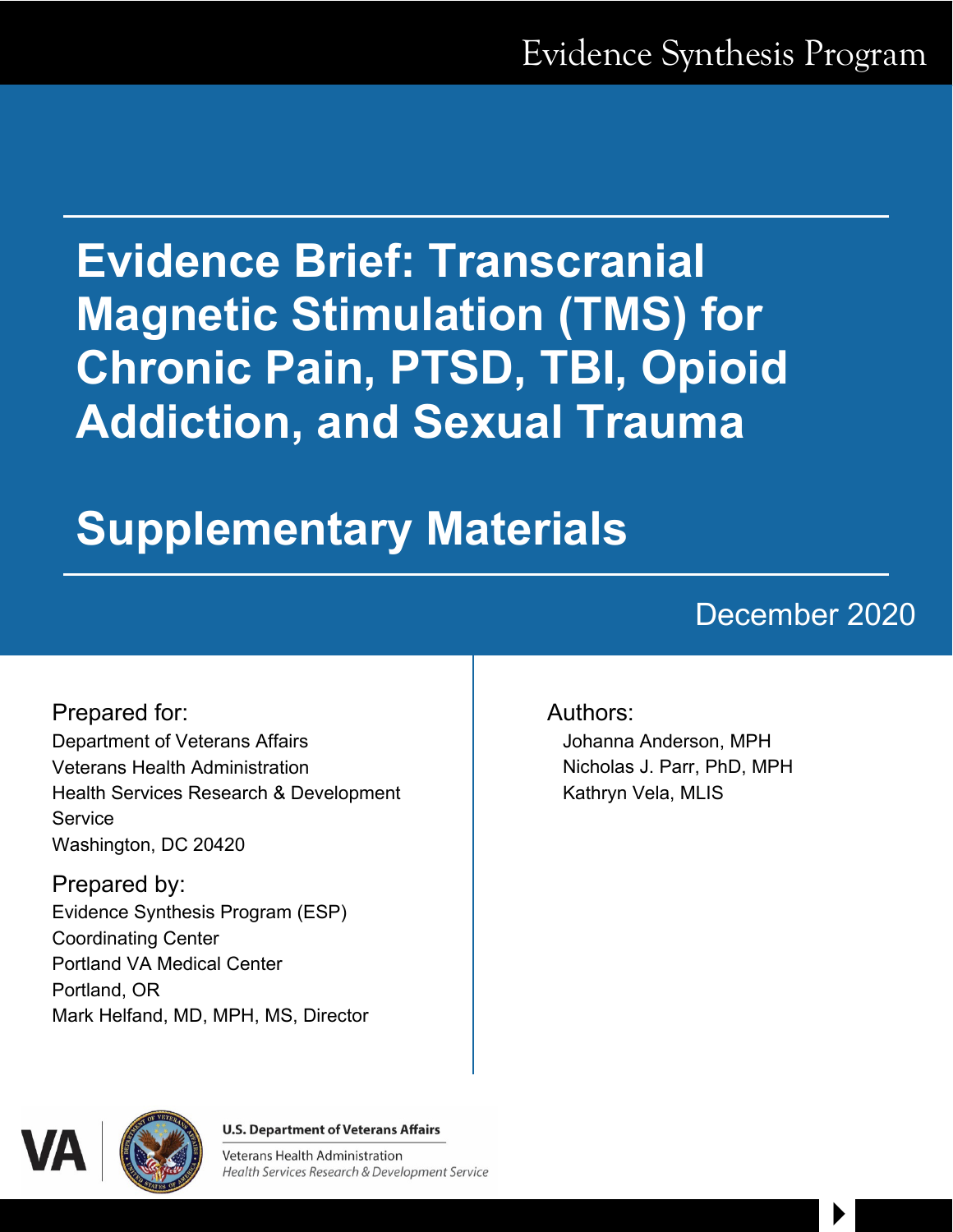Evidence Synthesis Program

# Evidence Brief: Transcranial Magnetic Stimulation (TMS) for Chronic Pain, PTSD, TBI, Opioid Addiction, and Sexual Trauma

## Supplementary Materials

December 2020

Prepared for:
Department of Veterans Affairs
Veterans Health Administration
Health Services Research & Development Service
Washington, DC 20420

Prepared by:
Evidence Synthesis Program (ESP)
Coordinating Center
Portland VA Medical Center
Portland, OR
Mark Helfand, MD, MPH, MS, Director

Authors:
Johanna Anderson, MPH
Nicholas J. Parr, PhD, MPH
Kathryn Vela, MLIS

U.S. Department of Veterans Affairs
Veterans Health Administration
*Health Services Research & Development Service*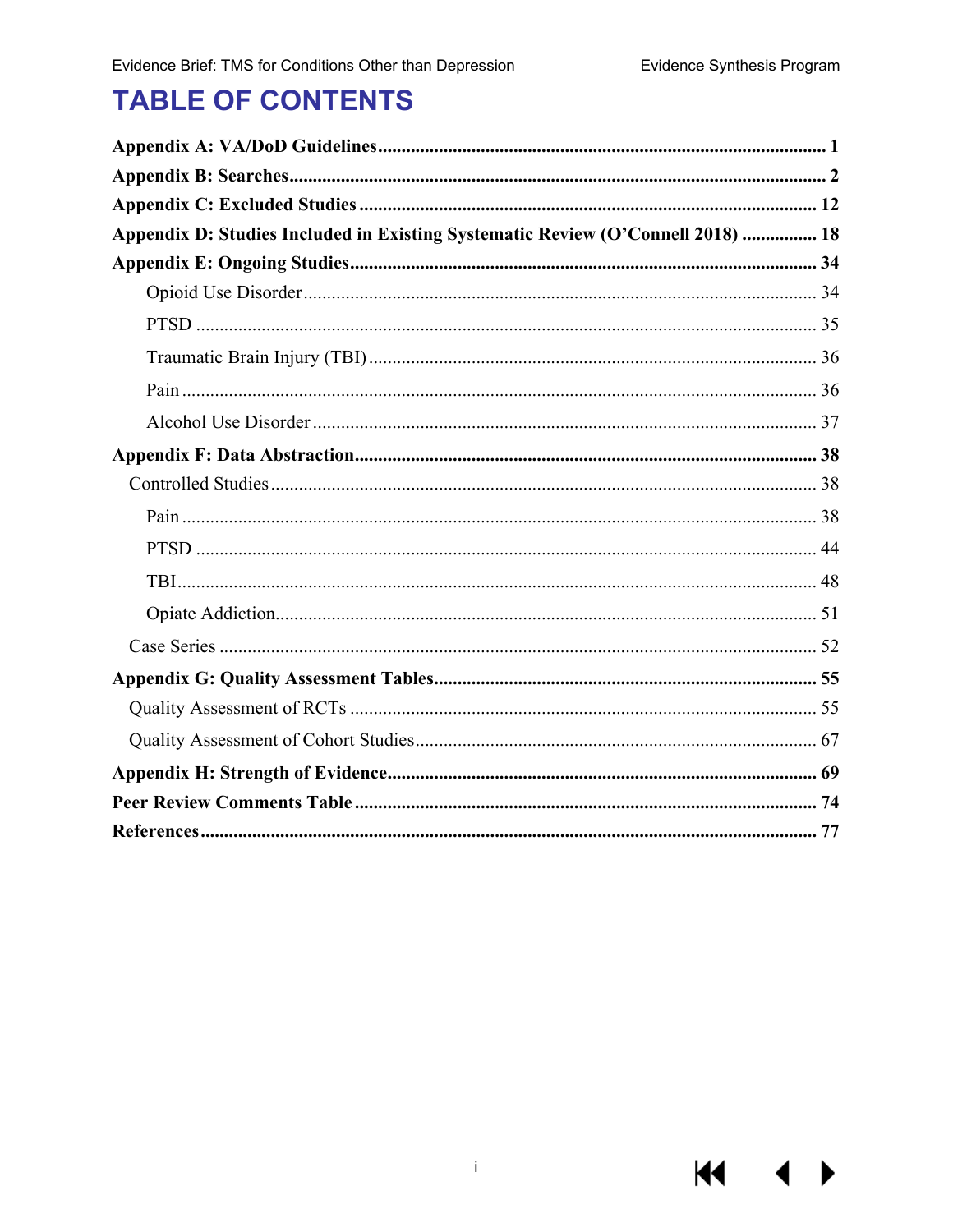# TABLE OF CONTENTS

**Appendix A: VA/DoD Guidelines** ........ 1

**Appendix B: Searches** ........ 2

**Appendix C: Excluded Studies** ........ 12

**Appendix D: Studies Included in Existing Systematic Review (O'Connell 2018)** ........ 18

**Appendix E: Ongoing Studies** ........ 34

- Opioid Use Disorder ........ 34
- PTSD ........ 35
- Traumatic Brain Injury (TBI) ........ 36
- Pain ........ 36
- Alcohol Use Disorder ........ 37

**Appendix F: Data Abstraction** ........ 38

- Controlled Studies ........ 38
  - Pain ........ 38
  - PTSD ........ 44
  - TBI ........ 48
  - Opiate Addiction ........ 51
- Case Series ........ 52

**Appendix G: Quality Assessment Tables** ........ 55

- Quality Assessment of RCTs ........ 55
- Quality Assessment of Cohort Studies ........ 67

**Appendix H: Strength of Evidence** ........ 69

**Peer Review Comments Table** ........ 74

**References** ........ 77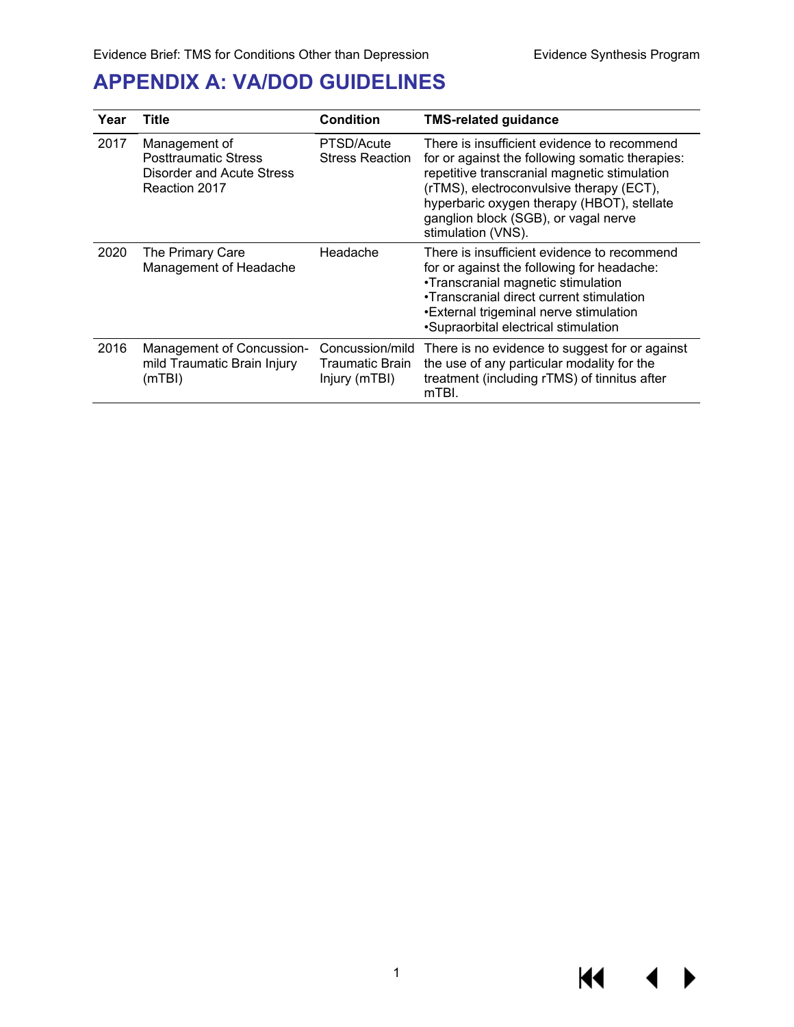# APPENDIX A: VA/DOD GUIDELINES

| Year | Title | Condition | TMS-related guidance |
|---|---|---|---|
| 2017 | Management of Posttraumatic Stress Disorder and Acute Stress Reaction 2017 | PTSD/Acute Stress Reaction | There is insufficient evidence to recommend for or against the following somatic therapies: repetitive transcranial magnetic stimulation (rTMS), electroconvulsive therapy (ECT), hyperbaric oxygen therapy (HBOT), stellate ganglion block (SGB), or vagal nerve stimulation (VNS). |
| 2020 | The Primary Care Management of Headache | Headache | There is insufficient evidence to recommend for or against the following for headache:<br>•Transcranial magnetic stimulation<br>•Transcranial direct current stimulation<br>•External trigeminal nerve stimulation<br>•Supraorbital electrical stimulation |
| 2016 | Management of Concussion-mild Traumatic Brain Injury (mTBI) | Concussion/mild Traumatic Brain Injury (mTBI) | There is no evidence to suggest for or against the use of any particular modality for the treatment (including rTMS) of tinnitus after mTBI. |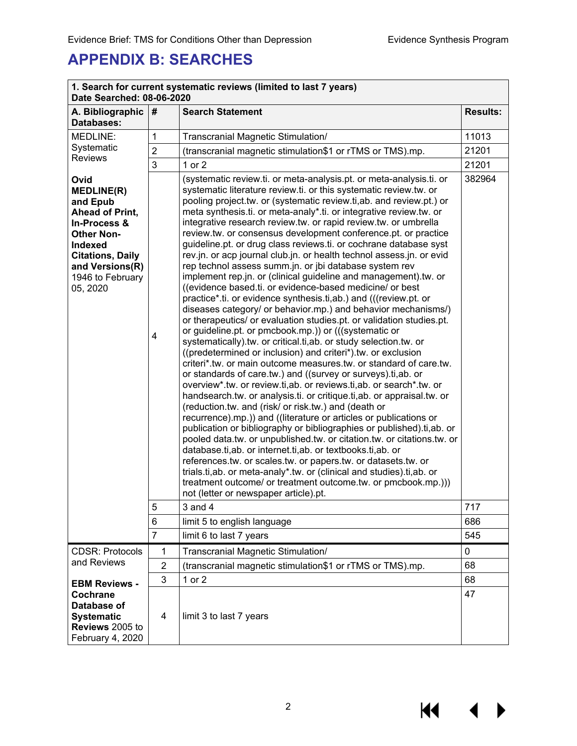# APPENDIX B: SEARCHES

| 1. Search for current systematic reviews (limited to last 7 years)<br>Date Searched: 08-06-2020 | | | |
|---|---|---|---|
| **A. Bibliographic Databases:** | **#** | **Search Statement** | **Results:** |
| MEDLINE: Systematic Reviews<br><br>**Ovid MEDLINE(R) and Epub Ahead of Print, In-Process & Other Non-Indexed Citations, Daily and Versions(R)** 1946 to February 05, 2020 | 1 | Transcranial Magnetic Stimulation/ | 11013 |
| | 2 | (transcranial magnetic stimulation$1 or rTMS or TMS).mp. | 21201 |
| | 3 | 1 or 2 | 21201 |
| | 4 | (systematic review.ti. or meta-analysis.pt. or meta-analysis.ti. or systematic literature review.ti. or this systematic review.tw. or pooling project.tw. or (systematic review.ti,ab. and review.pt.) or meta synthesis.ti. or meta-analy*.ti. or integrative review.tw. or integrative research review.tw. or rapid review.tw. or umbrella review.tw. or consensus development conference.pt. or practice guideline.pt. or drug class reviews.ti. or cochrane database syst rev.jn. or acp journal club.jn. or health technol assess.jn. or evid rep technol assess summ.jn. or jbi database system rev implement rep.jn. or (clinical guideline and management).tw. or ((evidence based.ti. or evidence-based medicine/ or best practice*.ti. or evidence synthesis.ti,ab.) and (((review.pt. or diseases category/ or behavior.mp.) and behavior mechanisms/) or therapeutics/ or evaluation studies.pt. or validation studies.pt. or guideline.pt. or pmcbook.mp.)) or (((systematic or systematically).tw. or critical.ti,ab. or study selection.tw. or ((predetermined or inclusion) and criteri*).tw. or exclusion criteri*.tw. or main outcome measures.tw. or standard of care.tw. or standards of care.tw.) and ((survey or surveys).ti,ab. or overview*.tw. or review.ti,ab. or reviews.ti,ab. or search*.tw. or handsearch.tw. or analysis.ti. or critique.ti,ab. or appraisal.tw. or (reduction.tw. and (risk/ or risk.tw.) and (death or recurrence).mp.)) and ((literature or articles or publications or publication or bibliography or bibliographies or published).ti,ab. or pooled data.tw. or unpublished.tw. or citation.tw. or citations.tw. or database.ti,ab. or internet.ti,ab. or textbooks.ti,ab. or references.tw. or scales.tw. or papers.tw. or datasets.tw. or trials.ti,ab. or meta-analy*.tw. or (clinical and studies).ti,ab. or treatment outcome/ or treatment outcome.tw. or pmcbook.mp.))) not (letter or newspaper article).pt. | 382964 |
| | 5 | 3 and 4 | 717 |
| | 6 | limit 5 to english language | 686 |
| | 7 | limit 6 to last 7 years | 545 |
| CDSR: Protocols and Reviews<br><br>**EBM Reviews - Cochrane Database of Systematic Reviews** 2005 to February 4, 2020 | 1 | Transcranial Magnetic Stimulation/ | 0 |
| | 2 | (transcranial magnetic stimulation$1 or rTMS or TMS).mp. | 68 |
| | 3 | 1 or 2 | 68 |
| | 4 | limit 3 to last 7 years | 47 |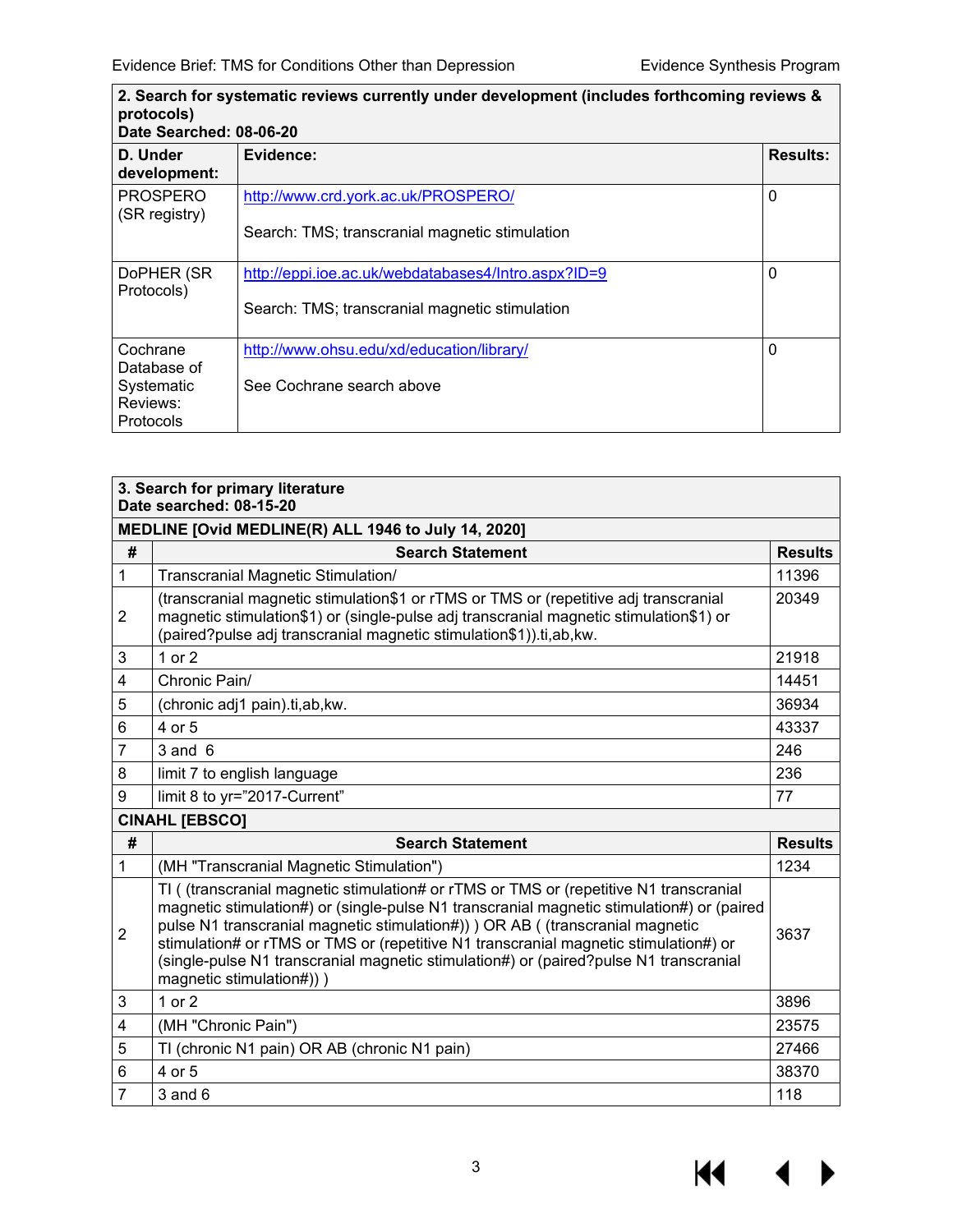| 2. Search for systematic reviews currently under development (includes forthcoming reviews & protocols)<br>Date Searched: 08-06-20 | | |
|---|---|---|
| **D. Under development:** | **Evidence:** | **Results:** |
| PROSPERO (SR registry) | http://www.crd.york.ac.uk/PROSPERO/<br><br>Search: TMS; transcranial magnetic stimulation | 0 |
| DoPHER (SR Protocols) | http://eppi.ioe.ac.uk/webdatabases4/Intro.aspx?ID=9<br><br>Search: TMS; transcranial magnetic stimulation | 0 |
| Cochrane Database of Systematic Reviews: Protocols | http://www.ohsu.edu/xd/education/library/<br><br>See Cochrane search above | 0 |

| 3. Search for primary literature<br>Date searched: 08-15-20 | | |
|---|---|---|
| **MEDLINE [Ovid MEDLINE(R) ALL 1946 to July 14, 2020]** | | |
| **#** | **Search Statement** | **Results** |
| 1 | Transcranial Magnetic Stimulation/ | 11396 |
| 2 | (transcranial magnetic stimulation$1 or rTMS or TMS or (repetitive adj transcranial magnetic stimulation$1) or (single-pulse adj transcranial magnetic stimulation$1) or (paired?pulse adj transcranial magnetic stimulation$1)).ti,ab,kw. | 20349 |
| 3 | 1 or 2 | 21918 |
| 4 | Chronic Pain/ | 14451 |
| 5 | (chronic adj1 pain).ti,ab,kw. | 36934 |
| 6 | 4 or 5 | 43337 |
| 7 | 3 and 6 | 246 |
| 8 | limit 7 to english language | 236 |
| 9 | limit 8 to yr="2017-Current" | 77 |
| **CINAHL [EBSCO]** | | |
| **#** | **Search Statement** | **Results** |
| 1 | (MH "Transcranial Magnetic Stimulation") | 1234 |
| 2 | TI ( (transcranial magnetic stimulation# or rTMS or TMS or (repetitive N1 transcranial magnetic stimulation#) or (single-pulse N1 transcranial magnetic stimulation#) or (paired pulse N1 transcranial magnetic stimulation#)) ) OR AB ( (transcranial magnetic stimulation# or rTMS or TMS or (repetitive N1 transcranial magnetic stimulation#) or (single-pulse N1 transcranial magnetic stimulation#) or (paired?pulse N1 transcranial magnetic stimulation#)) ) | 3637 |
| 3 | 1 or 2 | 3896 |
| 4 | (MH "Chronic Pain") | 23575 |
| 5 | TI (chronic N1 pain) OR AB (chronic N1 pain) | 27466 |
| 6 | 4 or 5 | 38370 |
| 7 | 3 and 6 | 118 |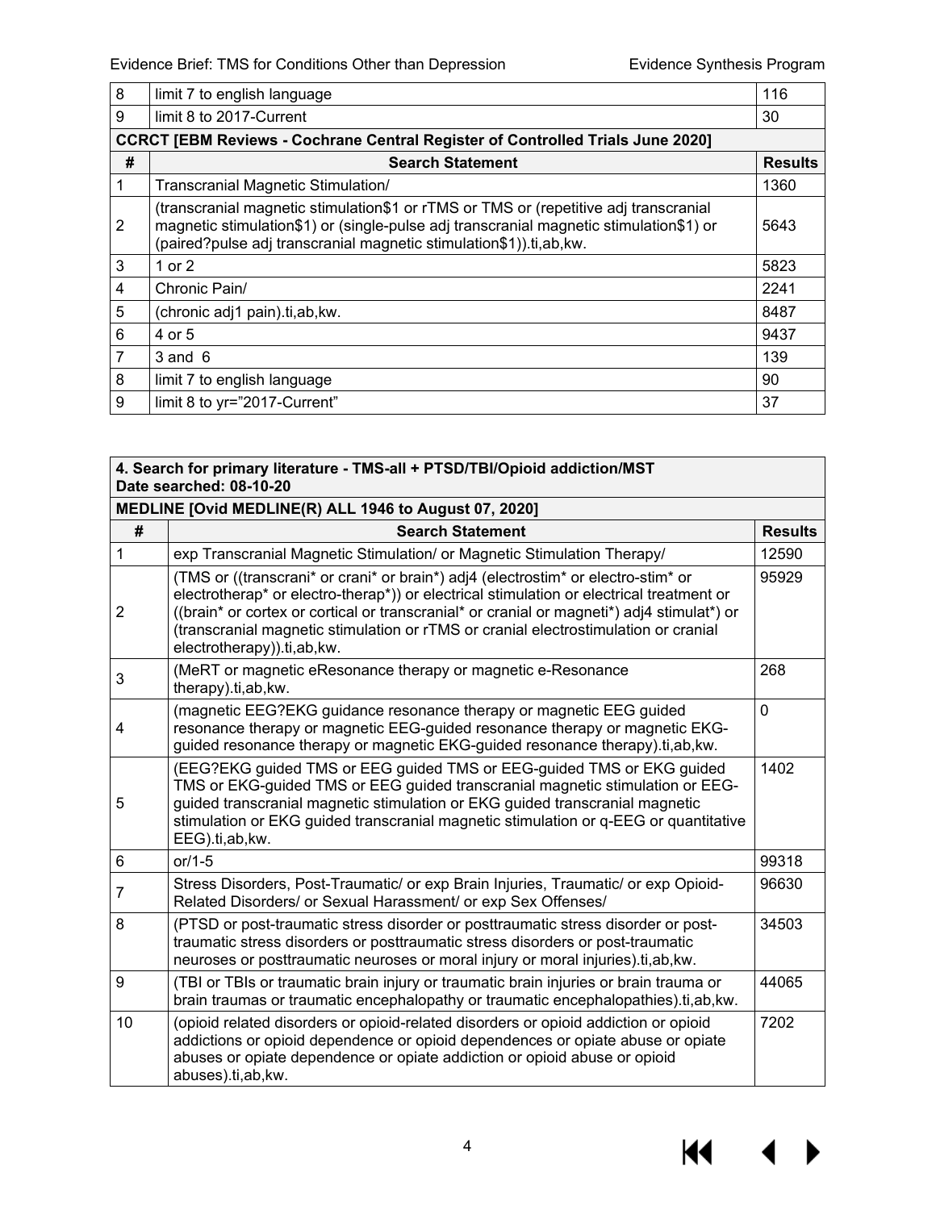| # | Search Statement | Results |
|---|---|---|
| 8 | limit 7 to english language | 116 |
| 9 | limit 8 to 2017-Current | 30 |

**CCRCT [EBM Reviews - Cochrane Central Register of Controlled Trials June 2020]**

| # | Search Statement | Results |
|---|---|---|
| 1 | Transcranial Magnetic Stimulation/ | 1360 |
| 2 | (transcranial magnetic stimulation$1 or rTMS or TMS or (repetitive adj transcranial magnetic stimulation$1) or (single-pulse adj transcranial magnetic stimulation$1) or (paired?pulse adj transcranial magnetic stimulation$1)).ti,ab,kw. | 5643 |
| 3 | 1 or 2 | 5823 |
| 4 | Chronic Pain/ | 2241 |
| 5 | (chronic adj1 pain).ti,ab,kw. | 8487 |
| 6 | 4 or 5 | 9437 |
| 7 | 3 and 6 | 139 |
| 8 | limit 7 to english language | 90 |
| 9 | limit 8 to yr="2017-Current" | 37 |

**4. Search for primary literature - TMS-all + PTSD/TBI/Opioid addiction/MST**
**Date searched: 08-10-20**

**MEDLINE [Ovid MEDLINE(R) ALL 1946 to August 07, 2020]**

| # | Search Statement | Results |
|---|---|---|
| 1 | exp Transcranial Magnetic Stimulation/ or Magnetic Stimulation Therapy/ | 12590 |
| 2 | (TMS or ((transcrani* or crani* or brain*) adj4 (electrostim* or electro-stim* or electrotherap* or electro-therap*)) or electrical stimulation or electrical treatment or ((brain* or cortex or cortical or transcranial* or cranial or magneti*) adj4 stimulat*) or (transcranial magnetic stimulation or rTMS or cranial electrostimulation or cranial electrotherapy)).ti,ab,kw. | 95929 |
| 3 | (MeRT or magnetic eResonance therapy or magnetic e-Resonance therapy).ti,ab,kw. | 268 |
| 4 | (magnetic EEG?EKG guidance resonance therapy or magnetic EEG guided resonance therapy or magnetic EEG-guided resonance therapy or magnetic EKG-guided resonance therapy or magnetic EKG-guided resonance therapy).ti,ab,kw. | 0 |
| 5 | (EEG?EKG guided TMS or EEG guided TMS or EEG-guided TMS or EKG guided TMS or EKG-guided TMS or EEG guided transcranial magnetic stimulation or EEG-guided transcranial magnetic stimulation or EKG guided transcranial magnetic stimulation or EKG guided transcranial magnetic stimulation or q-EEG or quantitative EEG).ti,ab,kw. | 1402 |
| 6 | or/1-5 | 99318 |
| 7 | Stress Disorders, Post-Traumatic/ or exp Brain Injuries, Traumatic/ or exp Opioid-Related Disorders/ or Sexual Harassment/ or exp Sex Offenses/ | 96630 |
| 8 | (PTSD or post-traumatic stress disorder or posttraumatic stress disorder or post-traumatic stress disorders or posttraumatic stress disorders or post-traumatic neuroses or posttraumatic neuroses or moral injury or moral injuries).ti,ab,kw. | 34503 |
| 9 | (TBI or TBIs or traumatic brain injury or traumatic brain injuries or brain trauma or brain traumas or traumatic encephalopathy or traumatic encephalopathies).ti,ab,kw. | 44065 |
| 10 | (opioid related disorders or opioid-related disorders or opioid addiction or opioid addictions or opioid dependence or opioid dependences or opiate abuse or opiate abuses or opiate dependence or opiate addiction or opioid abuse or opioid abuses).ti,ab,kw. | 7202 |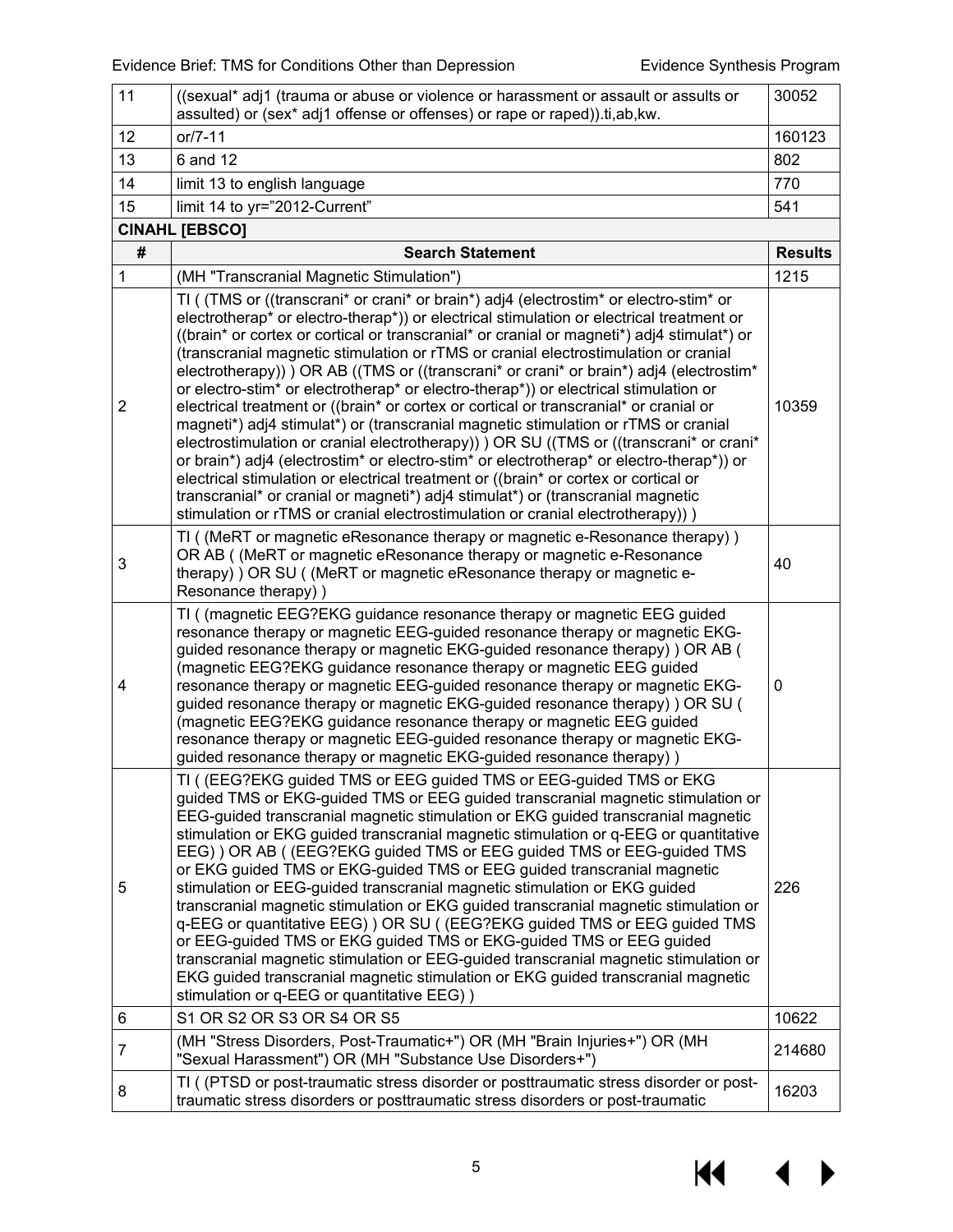| 11 | ((sexual* adj1 (trauma or abuse or violence or harassment or assault or assults or assulted) or (sex* adj1 offense or offenses) or rape or raped)).ti,ab,kw. | 30052 |
|---|---|---|
| 12 | or/7-11 | 160123 |
| 13 | 6 and 12 | 802 |
| 14 | limit 13 to english language | 770 |
| 15 | limit 14 to yr="2012-Current" | 541 |
| **CINAHL [EBSCO]** | | |
| **#** | **Search Statement** | **Results** |
| 1 | (MH "Transcranial Magnetic Stimulation") | 1215 |
| 2 | TI ( (TMS or ((transcrani* or crani* or brain*) adj4 (electrostim* or electro-stim* or electrotherap* or electro-therap*)) or electrical stimulation or electrical treatment or ((brain* or cortex or cortical or transcranial* or cranial or magneti*) adj4 stimulat*) or (transcranial magnetic stimulation or rTMS or cranial electrostimulation or cranial electrotherapy)) ) OR AB ((TMS or ((transcrani* or crani* or brain*) adj4 (electrostim* or electro-stim* or electrotherap* or electro-therap*)) or electrical stimulation or electrical treatment or ((brain* or cortex or cortical or transcranial* or cranial or magneti*) adj4 stimulat*) or (transcranial magnetic stimulation or rTMS or cranial electrostimulation or cranial electrotherapy)) ) OR SU ((TMS or ((transcrani* or crani* or brain*) adj4 (electrostim* or electro-stim* or electrotherap* or electro-therap*)) or electrical stimulation or electrical treatment or ((brain* or cortex or cortical or transcranial* or cranial or magneti*) adj4 stimulat*) or (transcranial magnetic stimulation or rTMS or cranial electrostimulation or cranial electrotherapy)) ) | 10359 |
| 3 | TI ( (MeRT or magnetic eResonance therapy or magnetic e-Resonance therapy) ) OR AB ( (MeRT or magnetic eResonance therapy or magnetic e-Resonance therapy) ) OR SU ( (MeRT or magnetic eResonance therapy or magnetic e-Resonance therapy) ) | 40 |
| 4 | TI ( (magnetic EEG?EKG guidance resonance therapy or magnetic EEG guided resonance therapy or magnetic EEG-guided resonance therapy or magnetic EKG-guided resonance therapy or magnetic EKG-guided resonance therapy) ) OR AB ( (magnetic EEG?EKG guidance resonance therapy or magnetic EEG guided resonance therapy or magnetic EEG-guided resonance therapy or magnetic EKG-guided resonance therapy or magnetic EKG-guided resonance therapy) ) OR SU ( (magnetic EEG?EKG guidance resonance therapy or magnetic EEG guided resonance therapy or magnetic EEG-guided resonance therapy or magnetic EKG-guided resonance therapy or magnetic EKG-guided resonance therapy) ) | 0 |
| 5 | TI ( (EEG?EKG guided TMS or EEG guided TMS or EEG-guided TMS or EKG guided TMS or EKG-guided TMS or EEG guided transcranial magnetic stimulation or EEG-guided transcranial magnetic stimulation or EKG guided transcranial magnetic stimulation or EKG guided transcranial magnetic stimulation or q-EEG or quantitative EEG) ) OR AB ( (EEG?EKG guided TMS or EEG guided TMS or EEG-guided TMS or EKG guided TMS or EKG-guided TMS or EEG guided transcranial magnetic stimulation or EEG-guided transcranial magnetic stimulation or EKG guided transcranial magnetic stimulation or EKG guided transcranial magnetic stimulation or q-EEG or quantitative EEG) ) OR SU ( (EEG?EKG guided TMS or EEG guided TMS or EEG-guided TMS or EKG guided TMS or EKG-guided TMS or EEG guided transcranial magnetic stimulation or EEG-guided transcranial magnetic stimulation or EKG guided transcranial magnetic stimulation or EKG guided transcranial magnetic stimulation or q-EEG or quantitative EEG) ) | 226 |
| 6 | S1 OR S2 OR S3 OR S4 OR S5 | 10622 |
| 7 | (MH "Stress Disorders, Post-Traumatic+") OR (MH "Brain Injuries+") OR (MH "Sexual Harassment") OR (MH "Substance Use Disorders+") | 214680 |
| 8 | TI ( (PTSD or post-traumatic stress disorder or posttraumatic stress disorder or post-traumatic stress disorders or posttraumatic stress disorders or post-traumatic | 16203 |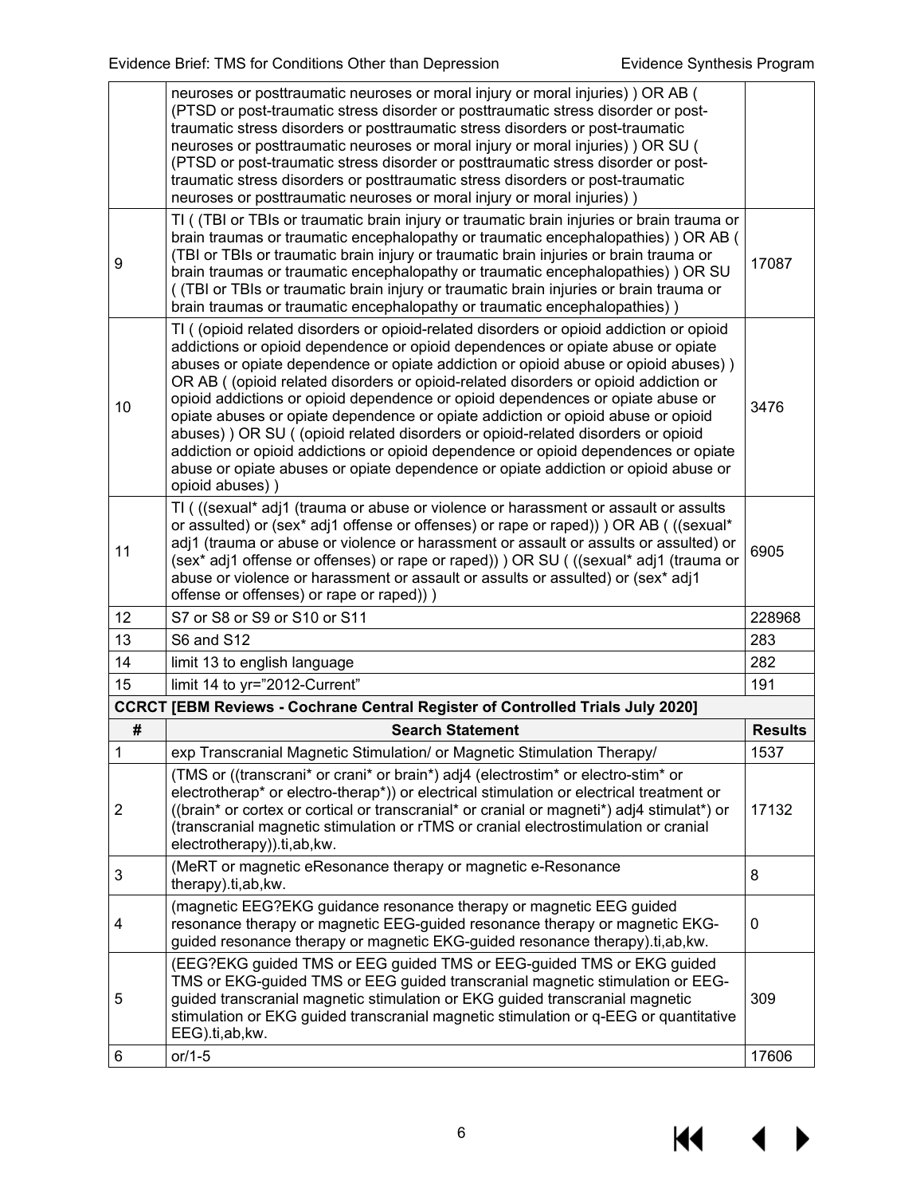| | | |
|---|---|---|
| | neuroses or posttraumatic neuroses or moral injury or moral injuries) ) OR AB ( (PTSD or post-traumatic stress disorder or posttraumatic stress disorder or post-traumatic stress disorders or posttraumatic stress disorders or post-traumatic neuroses or posttraumatic neuroses or moral injury or moral injuries) ) OR SU ( (PTSD or post-traumatic stress disorder or posttraumatic stress disorder or post-traumatic stress disorders or posttraumatic stress disorders or post-traumatic neuroses or posttraumatic neuroses or moral injury or moral injuries) ) | |
| 9 | TI ( (TBI or TBIs or traumatic brain injury or traumatic brain injuries or brain trauma or brain traumas or traumatic encephalopathy or traumatic encephalopathies) ) OR AB ( (TBI or TBIs or traumatic brain injury or traumatic brain injuries or brain trauma or brain traumas or traumatic encephalopathy or traumatic encephalopathies) ) OR SU ( (TBI or TBIs or traumatic brain injury or traumatic brain injuries or brain trauma or brain traumas or traumatic encephalopathy or traumatic encephalopathies) ) | 17087 |
| 10 | TI ( (opioid related disorders or opioid-related disorders or opioid addiction or opioid addictions or opioid dependence or opioid dependences or opiate abuse or opiate abuses or opiate dependence or opiate addiction or opioid abuse or opioid abuses) ) OR AB ( (opioid related disorders or opioid-related disorders or opioid addiction or opioid addictions or opioid dependence or opioid dependences or opiate abuse or opiate abuses or opiate dependence or opiate addiction or opioid abuse or opioid abuses) ) OR SU ( (opioid related disorders or opioid-related disorders or opioid addiction or opioid addictions or opioid dependence or opioid dependences or opiate abuse or opiate abuses or opiate dependence or opiate addiction or opioid abuse or opioid abuses) ) | 3476 |
| 11 | TI ( ((sexual* adj1 (trauma or abuse or violence or harassment or assault or assults or assulted) or (sex* adj1 offense or offenses) or rape or raped)) ) OR AB ( ((sexual* adj1 (trauma or abuse or violence or harassment or assault or assults or assulted) or (sex* adj1 offense or offenses) or rape or raped)) ) OR SU ( ((sexual* adj1 (trauma or abuse or violence or harassment or assault or assults or assulted) or (sex* adj1 offense or offenses) or rape or raped)) ) | 6905 |
| 12 | S7 or S8 or S9 or S10 or S11 | 228968 |
| 13 | S6 and S12 | 283 |
| 14 | limit 13 to english language | 282 |
| 15 | limit 14 to yr="2012-Current" | 191 |

**CCRCT [EBM Reviews - Cochrane Central Register of Controlled Trials July 2020]**

| # | Search Statement | Results |
|---|---|---|
| 1 | exp Transcranial Magnetic Stimulation/ or Magnetic Stimulation Therapy/ | 1537 |
| 2 | (TMS or ((transcrani* or crani* or brain*) adj4 (electrostim* or electro-stim* or electrotherap* or electro-therap*)) or electrical stimulation or electrical treatment or ((brain* or cortex or cortical or transcranial* or cranial or magneti*) adj4 stimulat*) or (transcranial magnetic stimulation or rTMS or cranial electrostimulation or cranial electrotherapy)).ti,ab,kw. | 17132 |
| 3 | (MeRT or magnetic eResonance therapy or magnetic e-Resonance therapy).ti,ab,kw. | 8 |
| 4 | (magnetic EEG?EKG guidance resonance therapy or magnetic EEG guided resonance therapy or magnetic EEG-guided resonance therapy or magnetic EKG-guided resonance therapy or magnetic EKG-guided resonance therapy).ti,ab,kw. | 0 |
| 5 | (EEG?EKG guided TMS or EEG guided TMS or EEG-guided TMS or EKG guided TMS or EKG-guided TMS or EEG guided transcranial magnetic stimulation or EEG-guided transcranial magnetic stimulation or EKG guided transcranial magnetic stimulation or EKG guided transcranial magnetic stimulation or q-EEG or quantitative EEG).ti,ab,kw. | 309 |
| 6 | or/1-5 | 17606 |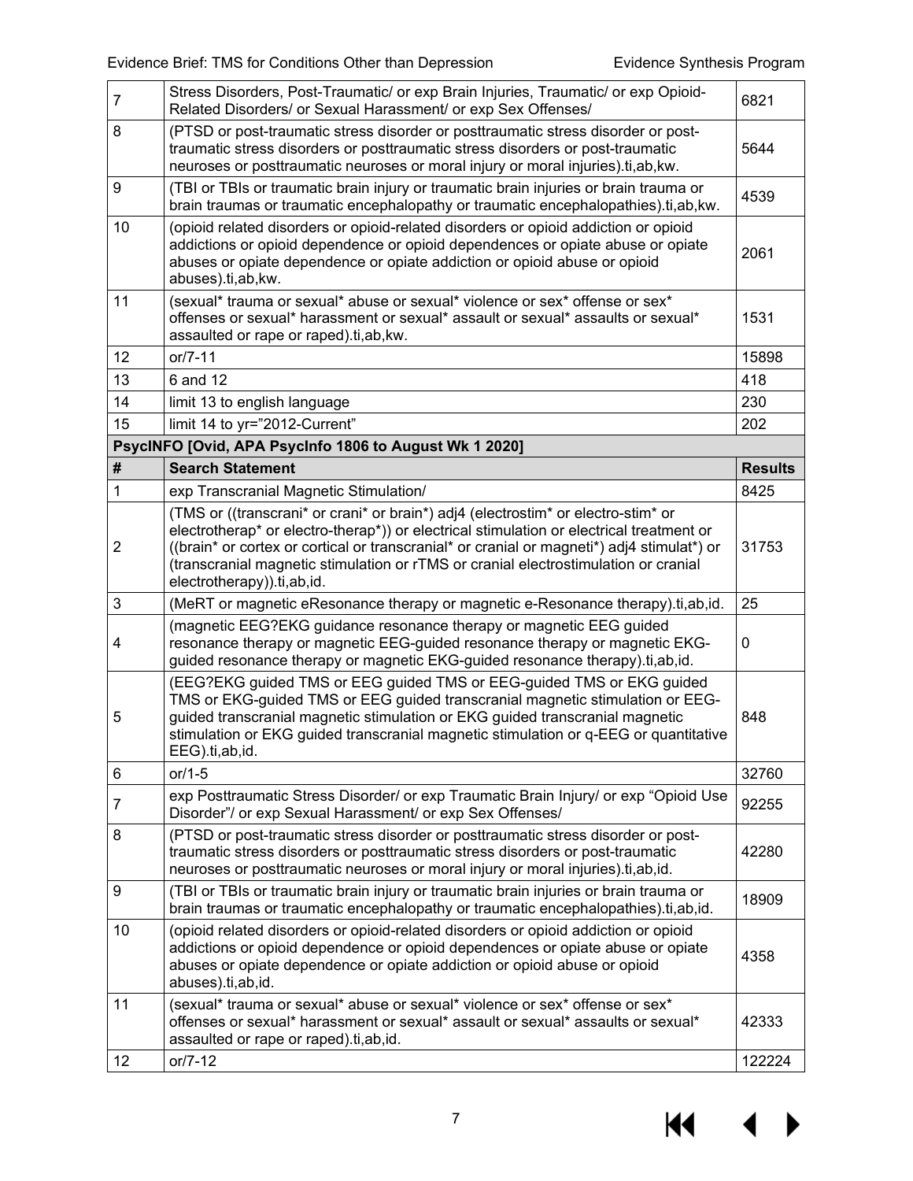| # | Search Statement | Results |
|---|---|---|
| 7 | Stress Disorders, Post-Traumatic/ or exp Brain Injuries, Traumatic/ or exp Opioid-Related Disorders/ or Sexual Harassment/ or exp Sex Offenses/ | 6821 |
| 8 | (PTSD or post-traumatic stress disorder or posttraumatic stress disorder or post-traumatic stress disorders or posttraumatic stress disorders or post-traumatic neuroses or posttraumatic neuroses or moral injury or moral injuries).ti,ab,kw. | 5644 |
| 9 | (TBI or TBIs or traumatic brain injury or traumatic brain injuries or brain trauma or brain traumas or traumatic encephalopathy or traumatic encephalopathies).ti,ab,kw. | 4539 |
| 10 | (opioid related disorders or opioid-related disorders or opioid addiction or opioid addictions or opioid dependence or opioid dependences or opiate abuse or opiate abuses or opiate dependence or opiate addiction or opioid abuse or opioid abuses).ti,ab,kw. | 2061 |
| 11 | (sexual* trauma or sexual* abuse or sexual* violence or sex* offense or sex* offenses or sexual* harassment or sexual* assault or sexual* assaults or sexual* assaulted or rape or raped).ti,ab,kw. | 1531 |
| 12 | or/7-11 | 15898 |
| 13 | 6 and 12 | 418 |
| 14 | limit 13 to english language | 230 |
| 15 | limit 14 to yr="2012-Current" | 202 |

**PsycINFO [Ovid, APA PsycInfo 1806 to August Wk 1 2020]**

| # | Search Statement | Results |
|---|---|---|
| 1 | exp Transcranial Magnetic Stimulation/ | 8425 |
| 2 | (TMS or ((transcrani* or crani* or brain*) adj4 (electrostim* or electro-stim* or electrotherap* or electro-therap*)) or electrical stimulation or electrical treatment or ((brain* or cortex or cortical or transcranial* or cranial or magneti*) adj4 stimulat*) or (transcranial magnetic stimulation or rTMS or cranial electrostimulation or cranial electrotherapy)).ti,ab,id. | 31753 |
| 3 | (MeRT or magnetic eResonance therapy or magnetic e-Resonance therapy).ti,ab,id. | 25 |
| 4 | (magnetic EEG?EKG guidance resonance therapy or magnetic EEG guided resonance therapy or magnetic EEG-guided resonance therapy or magnetic EKG-guided resonance therapy or magnetic EKG-guided resonance therapy).ti,ab,id. | 0 |
| 5 | (EEG?EKG guided TMS or EEG guided TMS or EEG-guided TMS or EKG guided TMS or EKG-guided TMS or EEG guided transcranial magnetic stimulation or EEG-guided transcranial magnetic stimulation or EKG guided transcranial magnetic stimulation or EKG guided transcranial magnetic stimulation or q-EEG or quantitative EEG).ti,ab,id. | 848 |
| 6 | or/1-5 | 32760 |
| 7 | exp Posttraumatic Stress Disorder/ or exp Traumatic Brain Injury/ or exp "Opioid Use Disorder"/ or exp Sexual Harassment/ or exp Sex Offenses/ | 92255 |
| 8 | (PTSD or post-traumatic stress disorder or posttraumatic stress disorder or post-traumatic stress disorders or posttraumatic stress disorders or post-traumatic neuroses or posttraumatic neuroses or moral injury or moral injuries).ti,ab,id. | 42280 |
| 9 | (TBI or TBIs or traumatic brain injury or traumatic brain injuries or brain trauma or brain traumas or traumatic encephalopathy or traumatic encephalopathies).ti,ab,id. | 18909 |
| 10 | (opioid related disorders or opioid-related disorders or opioid addiction or opioid addictions or opioid dependence or opioid dependences or opiate abuse or opiate abuses or opiate dependence or opiate addiction or opioid abuse or opioid abuses).ti,ab,id. | 4358 |
| 11 | (sexual* trauma or sexual* abuse or sexual* violence or sex* offense or sex* offenses or sexual* harassment or sexual* assault or sexual* assaults or sexual* assaulted or rape or raped).ti,ab,id. | 42333 |
| 12 | or/7-12 | 122224 |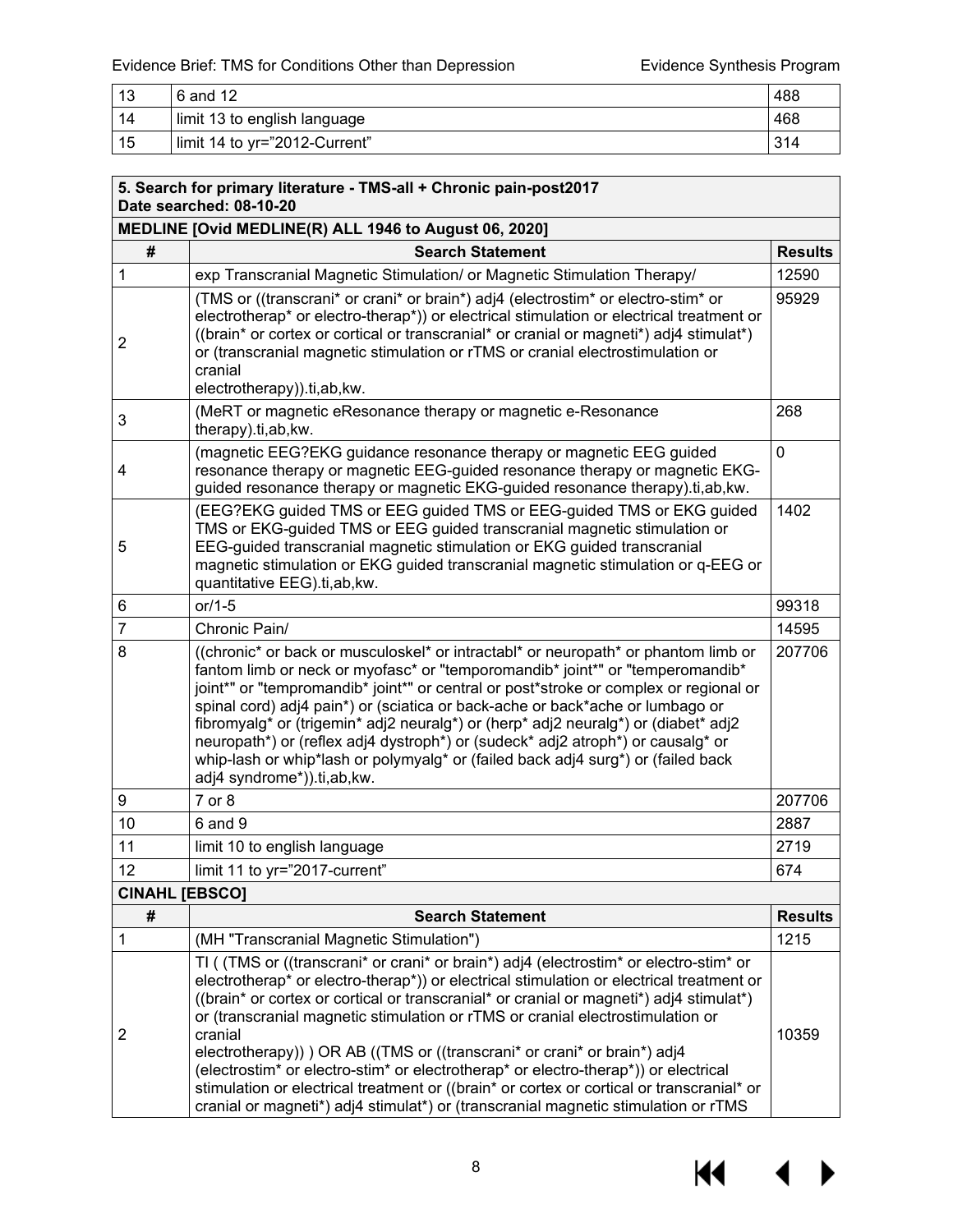| # | Search Statement | Results |
|---|---|---|
| 13 | 6 and 12 | 488 |
| 14 | limit 13 to english language | 468 |
| 15 | limit 14 to yr="2012-Current" | 314 |

**5. Search for primary literature - TMS-all + Chronic pain-post2017**
**Date searched: 08-10-20**

**MEDLINE [Ovid MEDLINE(R) ALL 1946 to August 06, 2020]**

| # | Search Statement | Results |
|---|---|---|
| 1 | exp Transcranial Magnetic Stimulation/ or Magnetic Stimulation Therapy/ | 12590 |
| 2 | (TMS or ((transcrani* or crani* or brain*) adj4 (electrostim* or electro-stim* or electrotherap* or electro-therap*)) or electrical stimulation or electrical treatment or ((brain* or cortex or cortical or transcranial* or cranial or magneti*) adj4 stimulat*) or (transcranial magnetic stimulation or rTMS or cranial electrostimulation or cranial electrotherapy)).ti,ab,kw. | 95929 |
| 3 | (MeRT or magnetic eResonance therapy or magnetic e-Resonance therapy).ti,ab,kw. | 268 |
| 4 | (magnetic EEG?EKG guidance resonance therapy or magnetic EEG guided resonance therapy or magnetic EEG-guided resonance therapy or magnetic EKG-guided resonance therapy or magnetic EKG-guided resonance therapy).ti,ab,kw. | 0 |
| 5 | (EEG?EKG guided TMS or EEG guided TMS or EEG-guided TMS or EKG guided TMS or EKG-guided TMS or EEG guided transcranial magnetic stimulation or EEG-guided transcranial magnetic stimulation or EKG guided transcranial magnetic stimulation or EKG guided transcranial magnetic stimulation or q-EEG or quantitative EEG).ti,ab,kw. | 1402 |
| 6 | or/1-5 | 99318 |
| 7 | Chronic Pain/ | 14595 |
| 8 | ((chronic* or back or musculoskel* or intractabl* or neuropath* or phantom limb or fantom limb or neck or myofasc* or "temporomandib* joint*" or "temperomandib* joint*" or "tempromandib* joint*" or central or post*stroke or complex or regional or spinal cord) adj4 pain*) or (sciatica or back-ache or back*ache or lumbago or fibromyalg* or (trigemin* adj2 neuralg*) or (herp* adj2 neuralg*) or (diabet* adj2 neuropath*) or (reflex adj4 dystroph*) or (sudeck* adj2 atroph*) or causalg* or whip-lash or whip*lash or polymyalg* or (failed back adj4 surg*) or (failed back adj4 syndrome*)).ti,ab,kw. | 207706 |
| 9 | 7 or 8 | 207706 |
| 10 | 6 and 9 | 2887 |
| 11 | limit 10 to english language | 2719 |
| 12 | limit 11 to yr="2017-current" | 674 |

**CINAHL [EBSCO]**

| # | Search Statement | Results |
|---|---|---|
| 1 | (MH "Transcranial Magnetic Stimulation") | 1215 |
| 2 | TI ( (TMS or ((transcrani* or crani* or brain*) adj4 (electrostim* or electro-stim* or electrotherap* or electro-therap*)) or electrical stimulation or electrical treatment or ((brain* or cortex or cortical or transcranial* or cranial or magneti*) adj4 stimulat*) or (transcranial magnetic stimulation or rTMS or cranial electrostimulation or cranial electrotherapy)) ) OR AB ((TMS or ((transcrani* or crani* or brain*) adj4 (electrostim* or electro-stim* or electrotherap* or electro-therap*)) or electrical stimulation or electrical treatment or ((brain* or cortex or cortical or transcranial* or cranial or magneti*) adj4 stimulat*) or (transcranial magnetic stimulation or rTMS | 10359 |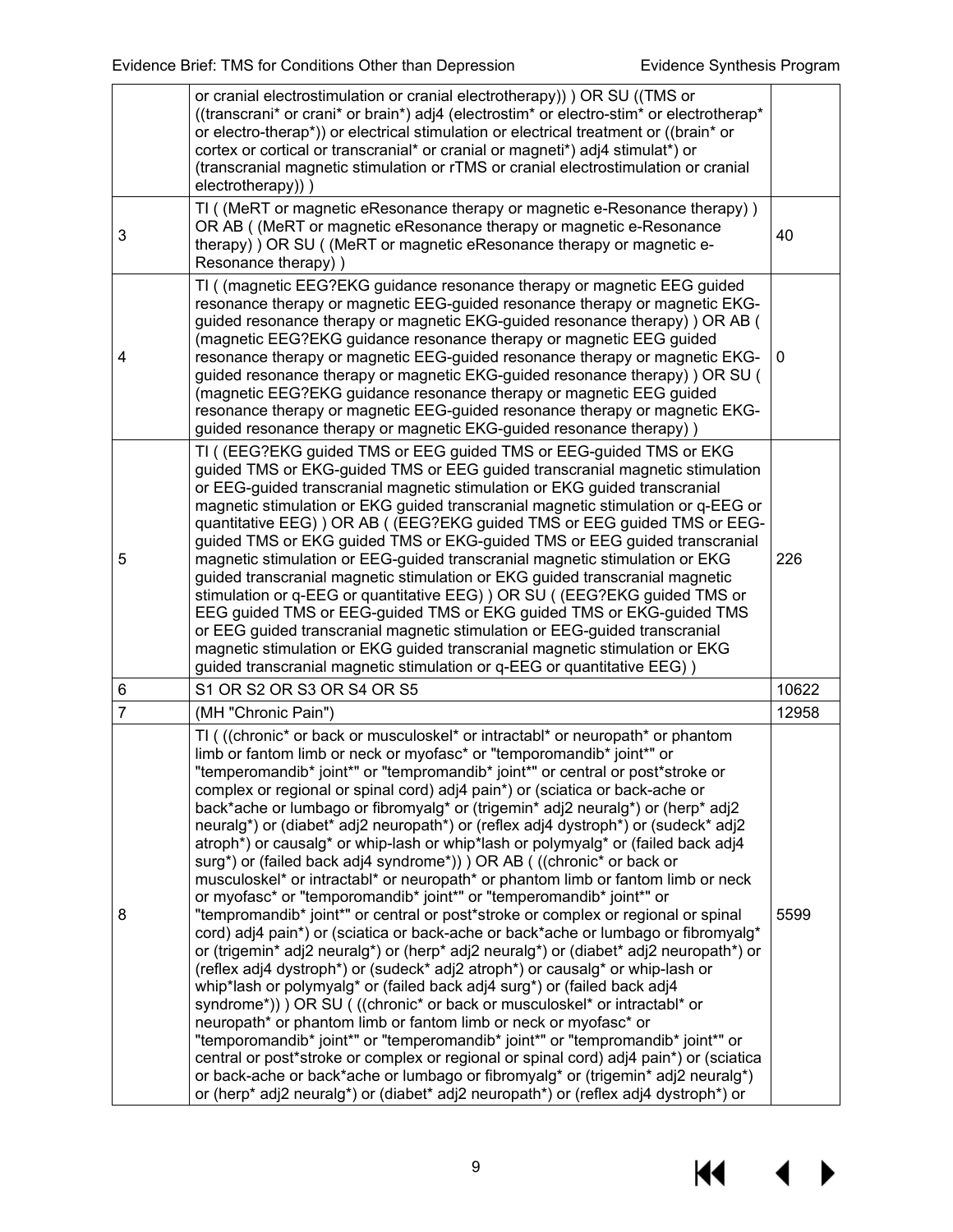| | | |
|---|---|---|
| | or cranial electrostimulation or cranial electrotherapy)) ) OR SU ((TMS or ((transcrani* or crani* or brain*) adj4 (electrostim* or electro-stim* or electrotherap* or electro-therap*)) or electrical stimulation or electrical treatment or ((brain* or cortex or cortical or transcranial* or cranial or magneti*) adj4 stimulat*) or (transcranial magnetic stimulation or rTMS or cranial electrostimulation or cranial electrotherapy)) ) | |
| 3 | TI ( (MeRT or magnetic eResonance therapy or magnetic e-Resonance therapy) ) OR AB ( (MeRT or magnetic eResonance therapy or magnetic e-Resonance therapy) ) OR SU ( (MeRT or magnetic eResonance therapy or magnetic e-Resonance therapy) ) | 40 |
| 4 | TI ( (magnetic EEG?EKG guidance resonance therapy or magnetic EEG guided resonance therapy or magnetic EEG-guided resonance therapy or magnetic EKG-guided resonance therapy or magnetic EKG-guided resonance therapy) ) OR AB ( (magnetic EEG?EKG guidance resonance therapy or magnetic EEG guided resonance therapy or magnetic EEG-guided resonance therapy or magnetic EKG-guided resonance therapy or magnetic EKG-guided resonance therapy) ) OR SU ( (magnetic EEG?EKG guidance resonance therapy or magnetic EEG guided resonance therapy or magnetic EEG-guided resonance therapy or magnetic EKG-guided resonance therapy or magnetic EKG-guided resonance therapy) ) | 0 |
| 5 | TI ( (EEG?EKG guided TMS or EEG guided TMS or EEG-guided TMS or EKG guided TMS or EKG-guided TMS or EEG guided transcranial magnetic stimulation or EEG-guided transcranial magnetic stimulation or EKG guided transcranial magnetic stimulation or EKG guided transcranial magnetic stimulation or q-EEG or quantitative EEG) ) OR AB ( (EEG?EKG guided TMS or EEG guided TMS or EEG-guided TMS or EKG guided TMS or EKG-guided TMS or EEG guided transcranial magnetic stimulation or EEG-guided transcranial magnetic stimulation or EKG guided transcranial magnetic stimulation or EKG guided transcranial magnetic stimulation or q-EEG or quantitative EEG) ) OR SU ( (EEG?EKG guided TMS or EEG guided TMS or EEG-guided TMS or EKG guided TMS or EKG-guided TMS or EEG guided transcranial magnetic stimulation or EEG-guided transcranial magnetic stimulation or EKG guided transcranial magnetic stimulation or EKG guided transcranial magnetic stimulation or q-EEG or quantitative EEG) ) | 226 |
| 6 | S1 OR S2 OR S3 OR S4 OR S5 | 10622 |
| 7 | (MH "Chronic Pain") | 12958 |
| 8 | TI ( ((chronic* or back or musculoskel* or intractabl* or neuropath* or phantom limb or fantom limb or neck or myofasc* or "temporomandib* joint*" or "temperomandib* joint*" or "tempromandib* joint*" or central or post*stroke or complex or regional or spinal cord) adj4 pain*) or (sciatica or back-ache or back*ache or lumbago or fibromyalg* or (trigemin* adj2 neuralg*) or (herp* adj2 neuralg*) or (diabet* adj2 neuropath*) or (reflex adj4 dystroph*) or (sudeck* adj2 atroph*) or causalg* or whip-lash or whip*lash or polymyalg* or (failed back adj4 surg*) or (failed back adj4 syndrome*)) ) OR AB ( ((chronic* or back or musculoskel* or intractabl* or neuropath* or phantom limb or fantom limb or neck or myofasc* or "temporomandib* joint*" or "temperomandib* joint*" or "tempromandib* joint*" or central or post*stroke or complex or regional or spinal cord) adj4 pain*) or (sciatica or back-ache or back*ache or lumbago or fibromyalg* or (trigemin* adj2 neuralg*) or (herp* adj2 neuralg*) or (diabet* adj2 neuropath*) or (reflex adj4 dystroph*) or (sudeck* adj2 atroph*) or causalg* or whip-lash or whip*lash or polymyalg* or (failed back adj4 surg*) or (failed back adj4 syndrome*)) ) OR SU ( ((chronic* or back or musculoskel* or intractabl* or neuropath* or phantom limb or fantom limb or neck or myofasc* or "temporomandib* joint*" or "temperomandib* joint*" or "tempromandib* joint*" or central or post*stroke or complex or regional or spinal cord) adj4 pain*) or (sciatica or back-ache or back*ache or lumbago or fibromyalg* or (trigemin* adj2 neuralg*) or (herp* adj2 neuralg*) or (diabet* adj2 neuropath*) or (reflex adj4 dystroph*) or | 5599 |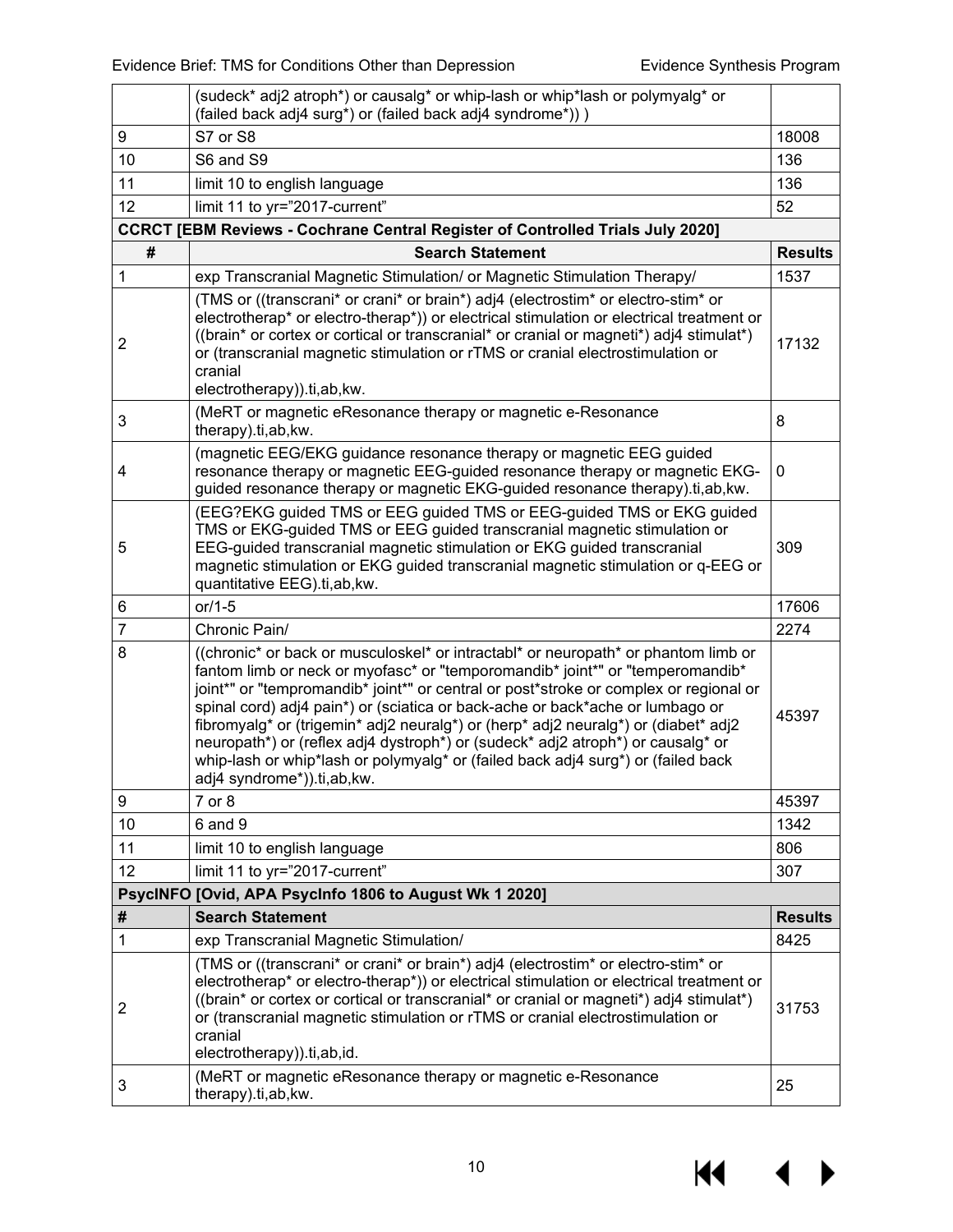| | (sudeck* adj2 atroph*) or causalg* or whip-lash or whip*lash or polymyalg* or (failed back adj4 surg*) or (failed back adj4 syndrome*)) ) | |
|---|---|---|
| 9 | S7 or S8 | 18008 |
| 10 | S6 and S9 | 136 |
| 11 | limit 10 to english language | 136 |
| 12 | limit 11 to yr="2017-current" | 52 |

**CCRCT [EBM Reviews - Cochrane Central Register of Controlled Trials July 2020]**

| # | Search Statement | Results |
|---|---|---|
| 1 | exp Transcranial Magnetic Stimulation/ or Magnetic Stimulation Therapy/ | 1537 |
| 2 | (TMS or ((transcrani* or crani* or brain*) adj4 (electrostim* or electro-stim* or electrotherap* or electro-therap*)) or electrical stimulation or electrical treatment or ((brain* or cortex or cortical or transcranial* or cranial or magneti*) adj4 stimulat*) or (transcranial magnetic stimulation or rTMS or cranial electrostimulation or cranial electrotherapy)).ti,ab,kw. | 17132 |
| 3 | (MeRT or magnetic eResonance therapy or magnetic e-Resonance therapy).ti,ab,kw. | 8 |
| 4 | (magnetic EEG/EKG guidance resonance therapy or magnetic EEG guided resonance therapy or magnetic EEG-guided resonance therapy or magnetic EKG-guided resonance therapy or magnetic EKG-guided resonance therapy).ti,ab,kw. | 0 |
| 5 | (EEG?EKG guided TMS or EEG guided TMS or EEG-guided TMS or EKG guided TMS or EKG-guided TMS or EEG guided transcranial magnetic stimulation or EEG-guided transcranial magnetic stimulation or EKG guided transcranial magnetic stimulation or EKG guided transcranial magnetic stimulation or q-EEG or quantitative EEG).ti,ab,kw. | 309 |
| 6 | or/1-5 | 17606 |
| 7 | Chronic Pain/ | 2274 |
| 8 | ((chronic* or back or musculoskel* or intractabl* or neuropath* or phantom limb or fantom limb or neck or myofasc* or "temporomandib* joint*" or "temperomandib* joint*" or "tempromandib* joint*" or central or post*stroke or complex or regional or spinal cord) adj4 pain*) or (sciatica or back-ache or back*ache or lumbago or fibromyalg* or (trigemin* adj2 neuralg*) or (herp* adj2 neuralg*) or (diabet* adj2 neuropath*) or (reflex adj4 dystroph*) or (sudeck* adj2 atroph*) or causalg* or whip-lash or whip*lash or polymyalg* or (failed back adj4 surg*) or (failed back adj4 syndrome*)).ti,ab,kw. | 45397 |
| 9 | 7 or 8 | 45397 |
| 10 | 6 and 9 | 1342 |
| 11 | limit 10 to english language | 806 |
| 12 | limit 11 to yr="2017-current" | 307 |

**PsycINFO [Ovid, APA PsycInfo 1806 to August Wk 1 2020]**

| # | Search Statement | Results |
|---|---|---|
| 1 | exp Transcranial Magnetic Stimulation/ | 8425 |
| 2 | (TMS or ((transcrani* or crani* or brain*) adj4 (electrostim* or electro-stim* or electrotherap* or electro-therap*)) or electrical stimulation or electrical treatment or ((brain* or cortex or cortical or transcranial* or cranial or magneti*) adj4 stimulat*) or (transcranial magnetic stimulation or rTMS or cranial electrostimulation or cranial electrotherapy)).ti,ab,id. | 31753 |
| 3 | (MeRT or magnetic eResonance therapy or magnetic e-Resonance therapy).ti,ab,kw. | 25 |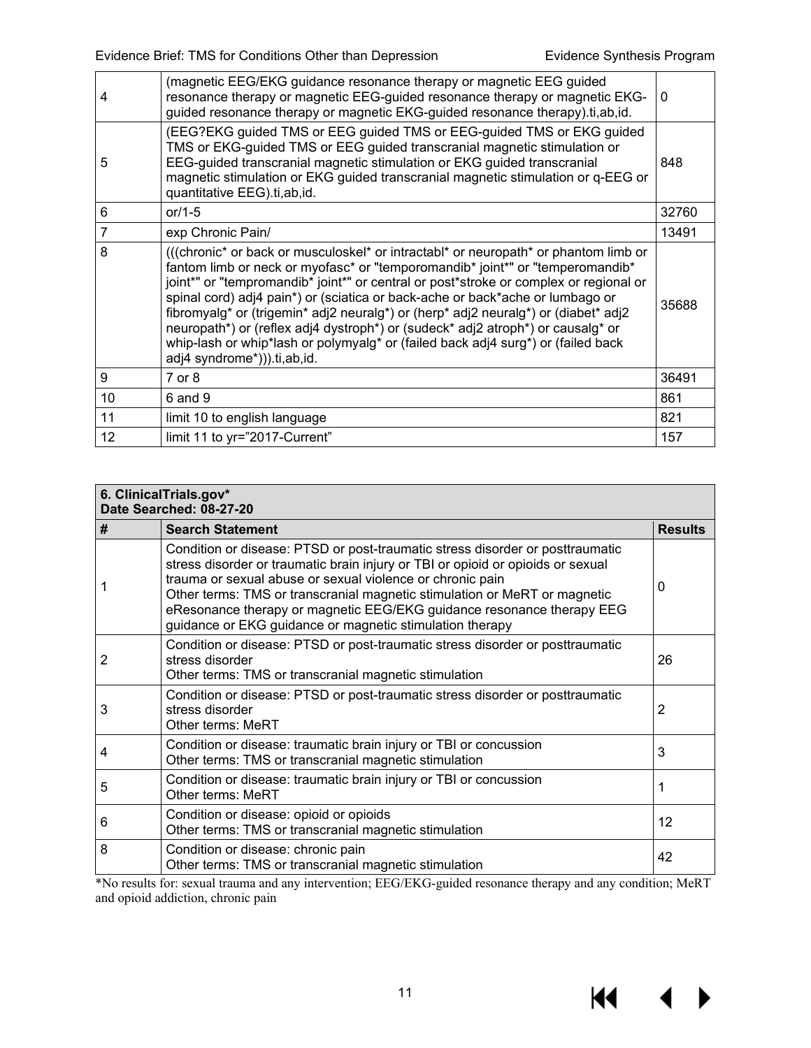| | | |
|---|---|---|
| 4 | (magnetic EEG/EKG guidance resonance therapy or magnetic EEG guided resonance therapy or magnetic EEG-guided resonance therapy or magnetic EKG-guided resonance therapy or magnetic EKG-guided resonance therapy).ti,ab,id. | 0 |
| 5 | (EEG?EKG guided TMS or EEG guided TMS or EEG-guided TMS or EKG guided TMS or EKG-guided TMS or EEG guided transcranial magnetic stimulation or EEG-guided transcranial magnetic stimulation or EKG guided transcranial magnetic stimulation or EKG guided transcranial magnetic stimulation or q-EEG or quantitative EEG).ti,ab,id. | 848 |
| 6 | or/1-5 | 32760 |
| 7 | exp Chronic Pain/ | 13491 |
| 8 | (((chronic* or back or musculoskel* or intractabl* or neuropath* or phantom limb or fantom limb or neck or myofasc* or "temporomandib* joint*" or "temperomandib* joint*" or "tempromandib* joint*" or central or post*stroke or complex or regional or spinal cord) adj4 pain*) or (sciatica or back-ache or back*ache or lumbago or fibromyalg* or (trigemin* adj2 neuralg*) or (herp* adj2 neuralg*) or (diabet* adj2 neuropath*) or (reflex adj4 dystroph*) or (sudeck* adj2 atroph*) or causalg* or whip-lash or whip*lash or polymyalg* or (failed back adj4 surg*) or (failed back adj4 syndrome*))).ti,ab,id. | 35688 |
| 9 | 7 or 8 | 36491 |
| 10 | 6 and 9 | 861 |
| 11 | limit 10 to english language | 821 |
| 12 | limit 11 to yr="2017-Current" | 157 |

| **6. ClinicalTrials.gov*** **Date Searched: 08-27-20** | | |
|---|---|---|
| **#** | **Search Statement** | **Results** |
| 1 | Condition or disease: PTSD or post-traumatic stress disorder or posttraumatic stress disorder or traumatic brain injury or TBI or opioid or opioids or sexual trauma or sexual abuse or sexual violence or chronic pain<br>Other terms: TMS or transcranial magnetic stimulation or MeRT or magnetic eResonance therapy or magnetic EEG/EKG guidance resonance therapy EEG guidance or EKG guidance or magnetic stimulation therapy | 0 |
| 2 | Condition or disease: PTSD or post-traumatic stress disorder or posttraumatic stress disorder<br>Other terms: TMS or transcranial magnetic stimulation | 26 |
| 3 | Condition or disease: PTSD or post-traumatic stress disorder or posttraumatic stress disorder<br>Other terms: MeRT | 2 |
| 4 | Condition or disease: traumatic brain injury or TBI or concussion<br>Other terms: TMS or transcranial magnetic stimulation | 3 |
| 5 | Condition or disease: traumatic brain injury or TBI or concussion<br>Other terms: MeRT | 1 |
| 6 | Condition or disease: opioid or opioids<br>Other terms: TMS or transcranial magnetic stimulation | 12 |
| 8 | Condition or disease: chronic pain<br>Other terms: TMS or transcranial magnetic stimulation | 42 |

*No results for: sexual trauma and any intervention; EEG/EKG-guided resonance therapy and any condition; MeRT and opioid addiction, chronic pain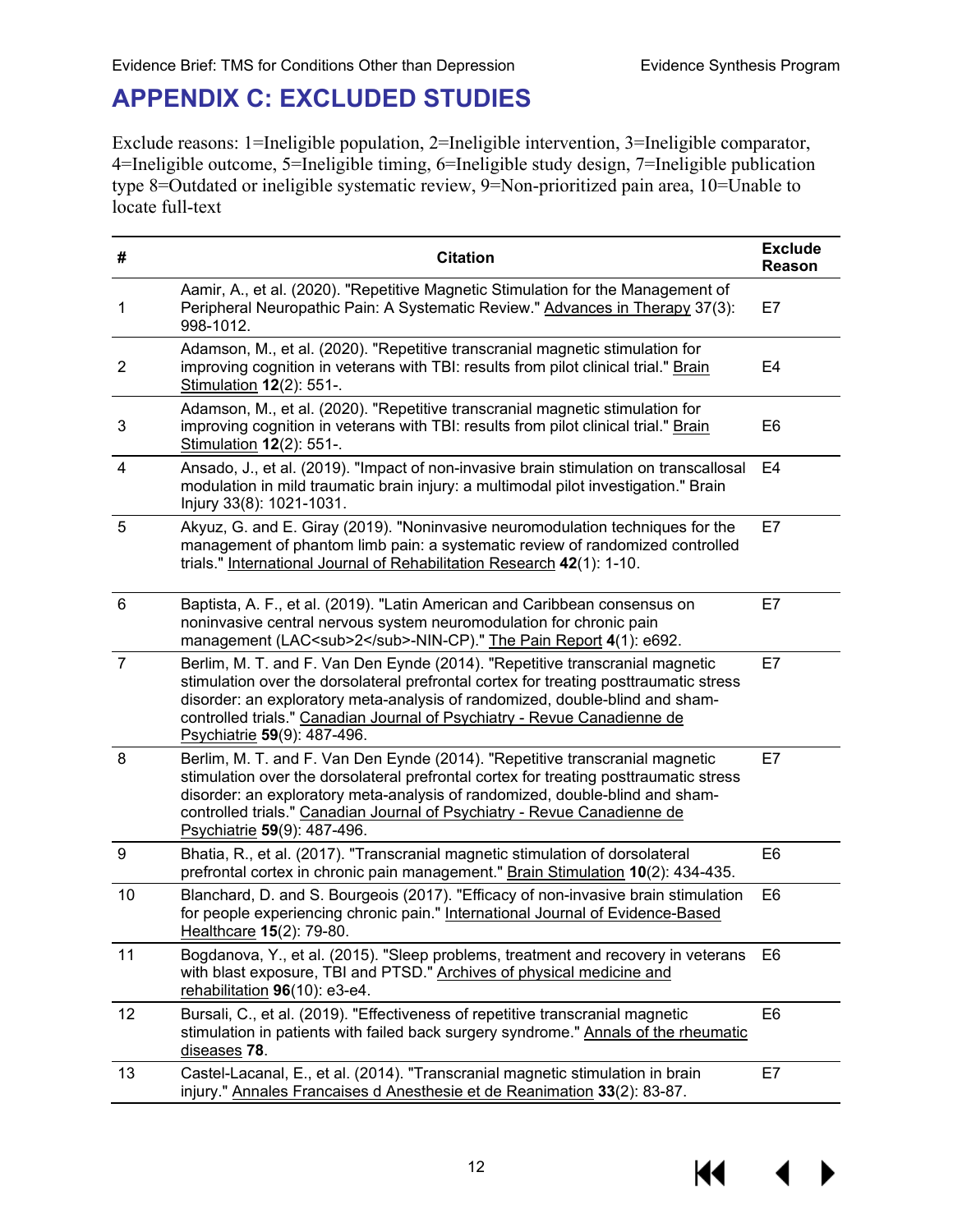# APPENDIX C: EXCLUDED STUDIES

Exclude reasons: 1=Ineligible population, 2=Ineligible intervention, 3=Ineligible comparator, 4=Ineligible outcome, 5=Ineligible timing, 6=Ineligible study design, 7=Ineligible publication type 8=Outdated or ineligible systematic review, 9=Non-prioritized pain area, 10=Unable to locate full-text

| # | Citation | Exclude Reason |
|---|---|---|
| 1 | Aamir, A., et al. (2020). "Repetitive Magnetic Stimulation for the Management of Peripheral Neuropathic Pain: A Systematic Review." Advances in Therapy 37(3): 998-1012. | E7 |
| 2 | Adamson, M., et al. (2020). "Repetitive transcranial magnetic stimulation for improving cognition in veterans with TBI: results from pilot clinical trial." Brain Stimulation **12**(2): 551-. | E4 |
| 3 | Adamson, M., et al. (2020). "Repetitive transcranial magnetic stimulation for improving cognition in veterans with TBI: results from pilot clinical trial." Brain Stimulation **12**(2): 551-. | E6 |
| 4 | Ansado, J., et al. (2019). "Impact of non-invasive brain stimulation on transcallosal modulation in mild traumatic brain injury: a multimodal pilot investigation." Brain Injury 33(8): 1021-1031. | E4 |
| 5 | Akyuz, G. and E. Giray (2019). "Noninvasive neuromodulation techniques for the management of phantom limb pain: a systematic review of randomized controlled trials." International Journal of Rehabilitation Research **42**(1): 1-10. | E7 |
| 6 | Baptista, A. F., et al. (2019). "Latin American and Caribbean consensus on noninvasive central nervous system neuromodulation for chronic pain management (LAC<sub>2</sub>-NIN-CP)." The Pain Report **4**(1): e692. | E7 |
| 7 | Berlim, M. T. and F. Van Den Eynde (2014). "Repetitive transcranial magnetic stimulation over the dorsolateral prefrontal cortex for treating posttraumatic stress disorder: an exploratory meta-analysis of randomized, double-blind and sham-controlled trials." Canadian Journal of Psychiatry - Revue Canadienne de Psychiatrie **59**(9): 487-496. | E7 |
| 8 | Berlim, M. T. and F. Van Den Eynde (2014). "Repetitive transcranial magnetic stimulation over the dorsolateral prefrontal cortex for treating posttraumatic stress disorder: an exploratory meta-analysis of randomized, double-blind and sham-controlled trials." Canadian Journal of Psychiatry - Revue Canadienne de Psychiatrie **59**(9): 487-496. | E7 |
| 9 | Bhatia, R., et al. (2017). "Transcranial magnetic stimulation of dorsolateral prefrontal cortex in chronic pain management." Brain Stimulation **10**(2): 434-435. | E6 |
| 10 | Blanchard, D. and S. Bourgeois (2017). "Efficacy of non-invasive brain stimulation for people experiencing chronic pain." International Journal of Evidence-Based Healthcare **15**(2): 79-80. | E6 |
| 11 | Bogdanova, Y., et al. (2015). "Sleep problems, treatment and recovery in veterans with blast exposure, TBI and PTSD." Archives of physical medicine and rehabilitation **96**(10): e3-e4. | E6 |
| 12 | Bursali, C., et al. (2019). "Effectiveness of repetitive transcranial magnetic stimulation in patients with failed back surgery syndrome." Annals of the rheumatic diseases **78**. | E6 |
| 13 | Castel-Lacanal, E., et al. (2014). "Transcranial magnetic stimulation in brain injury." Annales Francaises d Anesthesie et de Reanimation **33**(2): 83-87. | E7 |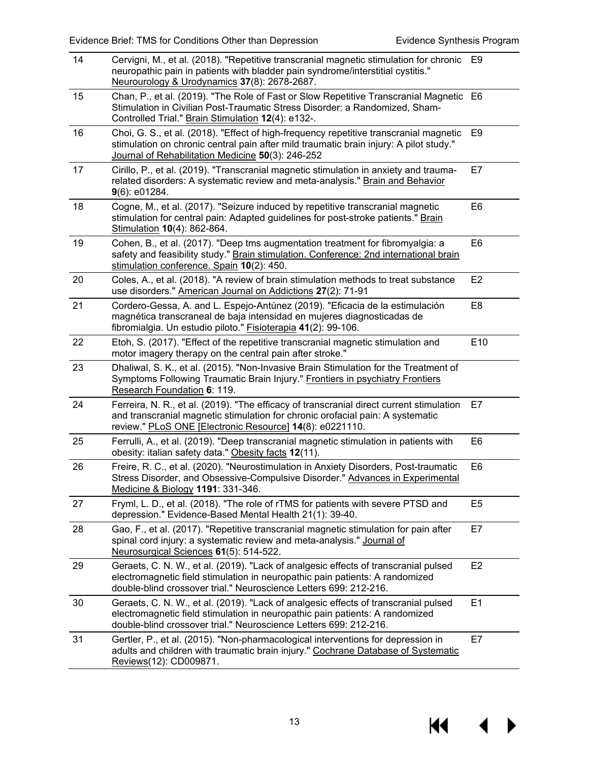| 14 | Cervigni, M., et al. (2018). "Repetitive transcranial magnetic stimulation for chronic neuropathic pain in patients with bladder pain syndrome/interstitial cystitis." Neurourology & Urodynamics **37**(8): 2678-2687. | E9 |
|---|---|---|
| 15 | Chan, P., et al. (2019). "The Role of Fast or Slow Repetitive Transcranial Magnetic Stimulation in Civilian Post-Traumatic Stress Disorder: a Randomized, Sham-Controlled Trial." Brain Stimulation **12**(4): e132-. | E6 |
| 16 | Choi, G. S., et al. (2018). "Effect of high-frequency repetitive transcranial magnetic stimulation on chronic central pain after mild traumatic brain injury: A pilot study." Journal of Rehabilitation Medicine **50**(3): 246-252 | E9 |
| 17 | Cirillo, P., et al. (2019). "Transcranial magnetic stimulation in anxiety and trauma-related disorders: A systematic review and meta-analysis." Brain and Behavior **9**(6): e01284. | E7 |
| 18 | Cogne, M., et al. (2017). "Seizure induced by repetitive transcranial magnetic stimulation for central pain: Adapted guidelines for post-stroke patients." Brain Stimulation **10**(4): 862-864. | E6 |
| 19 | Cohen, B., et al. (2017). "Deep tms augmentation treatment for fibromyalgia: a safety and feasibility study." Brain stimulation. Conference: 2nd international brain stimulation conference. Spain **10**(2): 450. | E6 |
| 20 | Coles, A., et al. (2018). "A review of brain stimulation methods to treat substance use disorders." American Journal on Addictions **27**(2): 71-91 | E2 |
| 21 | Cordero-Gessa, A. and L. Espejo-Antúnez (2019). "Eficacia de la estimulación magnética transcraneal de baja intensidad en mujeres diagnosticadas de fibromialgia. Un estudio piloto." Fisioterapia **41**(2): 99-106. | E8 |
| 22 | Etoh, S. (2017). "Effect of the repetitive transcranial magnetic stimulation and motor imagery therapy on the central pain after stroke." | E10 |
| 23 | Dhaliwal, S. K., et al. (2015). "Non-Invasive Brain Stimulation for the Treatment of Symptoms Following Traumatic Brain Injury." Frontiers in psychiatry Frontiers Research Foundation **6**: 119. | |
| 24 | Ferreira, N. R., et al. (2019). "The efficacy of transcranial direct current stimulation and transcranial magnetic stimulation for chronic orofacial pain: A systematic review." PLoS ONE [Electronic Resource] **14**(8): e0221110. | E7 |
| 25 | Ferrulli, A., et al. (2019). "Deep transcranial magnetic stimulation in patients with obesity: italian safety data." Obesity facts **12**(11). | E6 |
| 26 | Freire, R. C., et al. (2020). "Neurostimulation in Anxiety Disorders, Post-traumatic Stress Disorder, and Obsessive-Compulsive Disorder." Advances in Experimental Medicine & Biology **1191**: 331-346. | E6 |
| 27 | Fryml, L. D., et al. (2018). "The role of rTMS for patients with severe PTSD and depression." Evidence-Based Mental Health 21(1): 39-40. | E5 |
| 28 | Gao, F., et al. (2017). "Repetitive transcranial magnetic stimulation for pain after spinal cord injury: a systematic review and meta-analysis." Journal of Neurosurgical Sciences **61**(5): 514-522. | E7 |
| 29 | Geraets, C. N. W., et al. (2019). "Lack of analgesic effects of transcranial pulsed electromagnetic field stimulation in neuropathic pain patients: A randomized double-blind crossover trial." Neuroscience Letters 699: 212-216. | E2 |
| 30 | Geraets, C. N. W., et al. (2019). "Lack of analgesic effects of transcranial pulsed electromagnetic field stimulation in neuropathic pain patients: A randomized double-blind crossover trial." Neuroscience Letters 699: 212-216. | E1 |
| 31 | Gertler, P., et al. (2015). "Non-pharmacological interventions for depression in adults and children with traumatic brain injury." Cochrane Database of Systematic Reviews(12): CD009871. | E7 |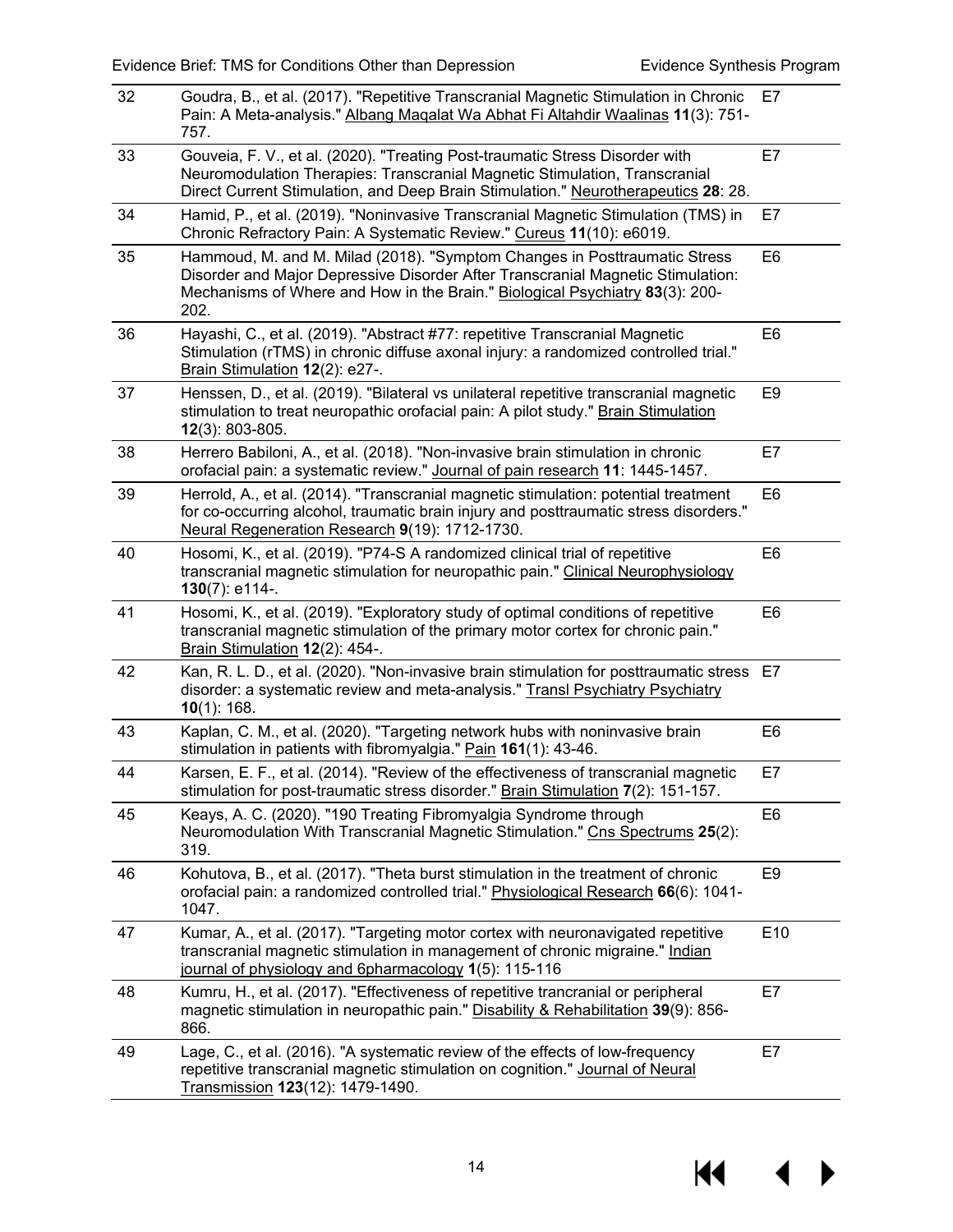| | | |
|---|---|---|
| 32 | Goudra, B., et al. (2017). "Repetitive Transcranial Magnetic Stimulation in Chronic Pain: A Meta-analysis." Albang Maqalat Wa Abhat Fi Altahdir Waalinas **11**(3): 751-757. | E7 |
| 33 | Gouveia, F. V., et al. (2020). "Treating Post-traumatic Stress Disorder with Neuromodulation Therapies: Transcranial Magnetic Stimulation, Transcranial Direct Current Stimulation, and Deep Brain Stimulation." Neurotherapeutics **28**: 28. | E7 |
| 34 | Hamid, P., et al. (2019). "Noninvasive Transcranial Magnetic Stimulation (TMS) in Chronic Refractory Pain: A Systematic Review." Cureus **11**(10): e6019. | E7 |
| 35 | Hammoud, M. and M. Milad (2018). "Symptom Changes in Posttraumatic Stress Disorder and Major Depressive Disorder After Transcranial Magnetic Stimulation: Mechanisms of Where and How in the Brain." Biological Psychiatry **83**(3): 200-202. | E6 |
| 36 | Hayashi, C., et al. (2019). "Abstract #77: repetitive Transcranial Magnetic Stimulation (rTMS) in chronic diffuse axonal injury: a randomized controlled trial." Brain Stimulation **12**(2): e27-. | E6 |
| 37 | Henssen, D., et al. (2019). "Bilateral vs unilateral repetitive transcranial magnetic stimulation to treat neuropathic orofacial pain: A pilot study." Brain Stimulation **12**(3): 803-805. | E9 |
| 38 | Herrero Babiloni, A., et al. (2018). "Non-invasive brain stimulation in chronic orofacial pain: a systematic review." Journal of pain research **11**: 1445-1457. | E7 |
| 39 | Herrold, A., et al. (2014). "Transcranial magnetic stimulation: potential treatment for co-occurring alcohol, traumatic brain injury and posttraumatic stress disorders." Neural Regeneration Research **9**(19): 1712-1730. | E6 |
| 40 | Hosomi, K., et al. (2019). "P74-S A randomized clinical trial of repetitive transcranial magnetic stimulation for neuropathic pain." Clinical Neurophysiology **130**(7): e114-. | E6 |
| 41 | Hosomi, K., et al. (2019). "Exploratory study of optimal conditions of repetitive transcranial magnetic stimulation of the primary motor cortex for chronic pain." Brain Stimulation **12**(2): 454-. | E6 |
| 42 | Kan, R. L. D., et al. (2020). "Non-invasive brain stimulation for posttraumatic stress disorder: a systematic review and meta-analysis." Transl Psychiatry Psychiatry **10**(1): 168. | E7 |
| 43 | Kaplan, C. M., et al. (2020). "Targeting network hubs with noninvasive brain stimulation in patients with fibromyalgia." Pain **161**(1): 43-46. | E6 |
| 44 | Karsen, E. F., et al. (2014). "Review of the effectiveness of transcranial magnetic stimulation for post-traumatic stress disorder." Brain Stimulation **7**(2): 151-157. | E7 |
| 45 | Keays, A. C. (2020). "190 Treating Fibromyalgia Syndrome through Neuromodulation With Transcranial Magnetic Stimulation." Cns Spectrums **25**(2): 319. | E6 |
| 46 | Kohutova, B., et al. (2017). "Theta burst stimulation in the treatment of chronic orofacial pain: a randomized controlled trial." Physiological Research **66**(6): 1041-1047. | E9 |
| 47 | Kumar, A., et al. (2017). "Targeting motor cortex with neuronavigated repetitive transcranial magnetic stimulation in management of chronic migraine." Indian journal of physiology and 6pharmacology **1**(5): 115-116 | E10 |
| 48 | Kumru, H., et al. (2017). "Effectiveness of repetitive trancranial or peripheral magnetic stimulation in neuropathic pain." Disability & Rehabilitation **39**(9): 856-866. | E7 |
| 49 | Lage, C., et al. (2016). "A systematic review of the effects of low-frequency repetitive transcranial magnetic stimulation on cognition." Journal of Neural Transmission **123**(12): 1479-1490. | E7 |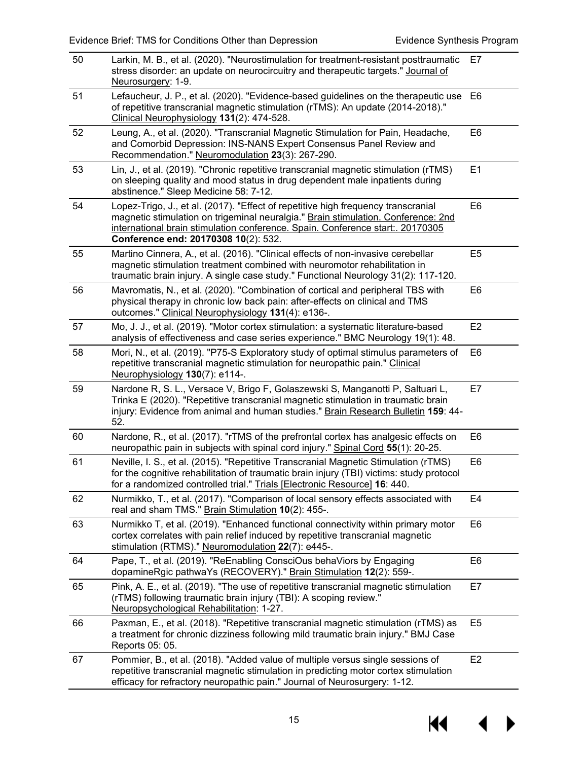| | | |
|---|---|---|
| 50 | Larkin, M. B., et al. (2020). "Neurostimulation for treatment-resistant posttraumatic stress disorder: an update on neurocircuitry and therapeutic targets." Journal of Neurosurgery: 1-9. | E7 |
| 51 | Lefaucheur, J. P., et al. (2020). "Evidence-based guidelines on the therapeutic use of repetitive transcranial magnetic stimulation (rTMS): An update (2014-2018)." Clinical Neurophysiology **131**(2): 474-528. | E6 |
| 52 | Leung, A., et al. (2020). "Transcranial Magnetic Stimulation for Pain, Headache, and Comorbid Depression: INS-NANS Expert Consensus Panel Review and Recommendation." Neuromodulation **23**(3): 267-290. | E6 |
| 53 | Lin, J., et al. (2019). "Chronic repetitive transcranial magnetic stimulation (rTMS) on sleeping quality and mood status in drug dependent male inpatients during abstinence." Sleep Medicine 58: 7-12. | E1 |
| 54 | Lopez-Trigo, J., et al. (2017). "Effect of repetitive high frequency transcranial magnetic stimulation on trigeminal neuralgia." Brain stimulation. Conference: 2nd international brain stimulation conference. Spain. Conference start:. 20170305 **Conference end: 20170308 10**(2): 532. | E6 |
| 55 | Martino Cinnera, A., et al. (2016). "Clinical effects of non-invasive cerebellar magnetic stimulation treatment combined with neuromotor rehabilitation in traumatic brain injury. A single case study." Functional Neurology 31(2): 117-120. | E5 |
| 56 | Mavromatis, N., et al. (2020). "Combination of cortical and peripheral TBS with physical therapy in chronic low back pain: after-effects on clinical and TMS outcomes." Clinical Neurophysiology **131**(4): e136-. | E6 |
| 57 | Mo, J. J., et al. (2019). "Motor cortex stimulation: a systematic literature-based analysis of effectiveness and case series experience." BMC Neurology 19(1): 48. | E2 |
| 58 | Mori, N., et al. (2019). "P75-S Exploratory study of optimal stimulus parameters of repetitive transcranial magnetic stimulation for neuropathic pain." Clinical Neurophysiology **130**(7): e114-. | E6 |
| 59 | Nardone R, S. L., Versace V, Brigo F, Golaszewski S, Manganotti P, Saltuari L, Trinka E (2020). "Repetitive transcranial magnetic stimulation in traumatic brain injury: Evidence from animal and human studies." Brain Research Bulletin **159**: 44-52. | E7 |
| 60 | Nardone, R., et al. (2017). "rTMS of the prefrontal cortex has analgesic effects on neuropathic pain in subjects with spinal cord injury." Spinal Cord **55**(1): 20-25. | E6 |
| 61 | Neville, I. S., et al. (2015). "Repetitive Transcranial Magnetic Stimulation (rTMS) for the cognitive rehabilitation of traumatic brain injury (TBI) victims: study protocol for a randomized controlled trial." Trials [Electronic Resource] **16**: 440. | E6 |
| 62 | Nurmikko, T., et al. (2017). "Comparison of local sensory effects associated with real and sham TMS." Brain Stimulation **10**(2): 455-. | E4 |
| 63 | Nurmikko T, et al. (2019). "Enhanced functional connectivity within primary motor cortex correlates with pain relief induced by repetitive transcranial magnetic stimulation (RTMS)." Neuromodulation **22**(7): e445-. | E6 |
| 64 | Pape, T., et al. (2019). "ReEnabling ConsciOus behaViors by Engaging dopamineRgic pathwaYs (RECOVERY)." Brain Stimulation **12**(2): 559-. | E6 |
| 65 | Pink, A. E., et al. (2019). "The use of repetitive transcranial magnetic stimulation (rTMS) following traumatic brain injury (TBI): A scoping review." Neuropsychological Rehabilitation: 1-27. | E7 |
| 66 | Paxman, E., et al. (2018). "Repetitive transcranial magnetic stimulation (rTMS) as a treatment for chronic dizziness following mild traumatic brain injury." BMJ Case Reports 05: 05. | E5 |
| 67 | Pommier, B., et al. (2018). "Added value of multiple versus single sessions of repetitive transcranial magnetic stimulation in predicting motor cortex stimulation efficacy for refractory neuropathic pain." Journal of Neurosurgery: 1-12. | E2 |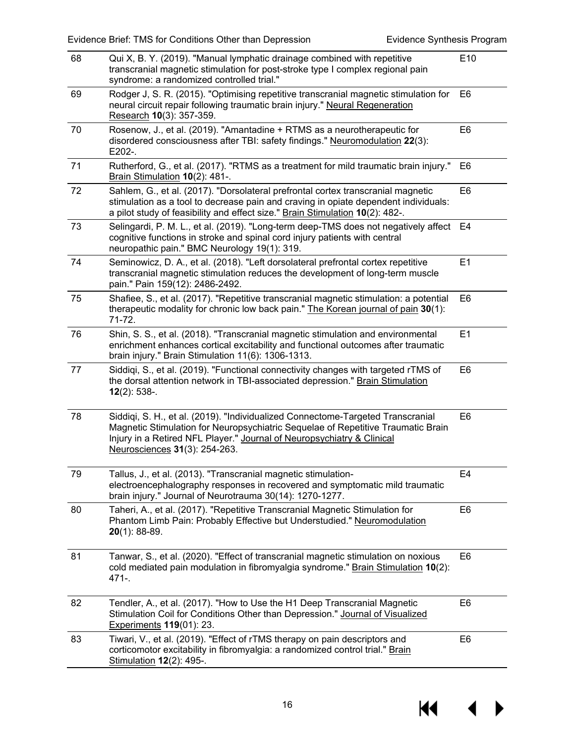| | | |
|---|---|---|
| 68 | Qui X, B. Y. (2019). "Manual lymphatic drainage combined with repetitive transcranial magnetic stimulation for post-stroke type I complex regional pain syndrome: a randomized controlled trial." | E10 |
| 69 | Rodger J, S. R. (2015). "Optimising repetitive transcranial magnetic stimulation for neural circuit repair following traumatic brain injury." Neural Regeneration Research **10**(3): 357-359. | E6 |
| 70 | Rosenow, J., et al. (2019). "Amantadine + RTMS as a neurotherapeutic for disordered consciousness after TBI: safety findings." Neuromodulation **22**(3): E202-. | E6 |
| 71 | Rutherford, G., et al. (2017). "RTMS as a treatment for mild traumatic brain injury." Brain Stimulation **10**(2): 481-. | E6 |
| 72 | Sahlem, G., et al. (2017). "Dorsolateral prefrontal cortex transcranial magnetic stimulation as a tool to decrease pain and craving in opiate dependent individuals: a pilot study of feasibility and effect size." Brain Stimulation **10**(2): 482-. | E6 |
| 73 | Selingardi, P. M. L., et al. (2019). "Long-term deep-TMS does not negatively affect cognitive functions in stroke and spinal cord injury patients with central neuropathic pain." BMC Neurology 19(1): 319. | E4 |
| 74 | Seminowicz, D. A., et al. (2018). "Left dorsolateral prefrontal cortex repetitive transcranial magnetic stimulation reduces the development of long-term muscle pain." Pain 159(12): 2486-2492. | E1 |
| 75 | Shafiee, S., et al. (2017). "Repetitive transcranial magnetic stimulation: a potential therapeutic modality for chronic low back pain." The Korean journal of pain **30**(1): 71-72. | E6 |
| 76 | Shin, S. S., et al. (2018). "Transcranial magnetic stimulation and environmental enrichment enhances cortical excitability and functional outcomes after traumatic brain injury." Brain Stimulation 11(6): 1306-1313. | E1 |
| 77 | Siddiqi, S., et al. (2019). "Functional connectivity changes with targeted rTMS of the dorsal attention network in TBI-associated depression." Brain Stimulation **12**(2): 538-. | E6 |
| 78 | Siddiqi, S. H., et al. (2019). "Individualized Connectome-Targeted Transcranial Magnetic Stimulation for Neuropsychiatric Sequelae of Repetitive Traumatic Brain Injury in a Retired NFL Player." Journal of Neuropsychiatry & Clinical Neurosciences **31**(3): 254-263. | E6 |
| 79 | Tallus, J., et al. (2013). "Transcranial magnetic stimulation-electroencephalography responses in recovered and symptomatic mild traumatic brain injury." Journal of Neurotrauma 30(14): 1270-1277. | E4 |
| 80 | Taheri, A., et al. (2017). "Repetitive Transcranial Magnetic Stimulation for Phantom Limb Pain: Probably Effective but Understudied." Neuromodulation **20**(1): 88-89. | E6 |
| 81 | Tanwar, S., et al. (2020). "Effect of transcranial magnetic stimulation on noxious cold mediated pain modulation in fibromyalgia syndrome." Brain Stimulation **10**(2): 471-. | E6 |
| 82 | Tendler, A., et al. (2017). "How to Use the H1 Deep Transcranial Magnetic Stimulation Coil for Conditions Other than Depression." Journal of Visualized Experiments **119**(01): 23. | E6 |
| 83 | Tiwari, V., et al. (2019). "Effect of rTMS therapy on pain descriptors and corticomotor excitability in fibromyalgia: a randomized control trial." Brain Stimulation **12**(2): 495-. | E6 |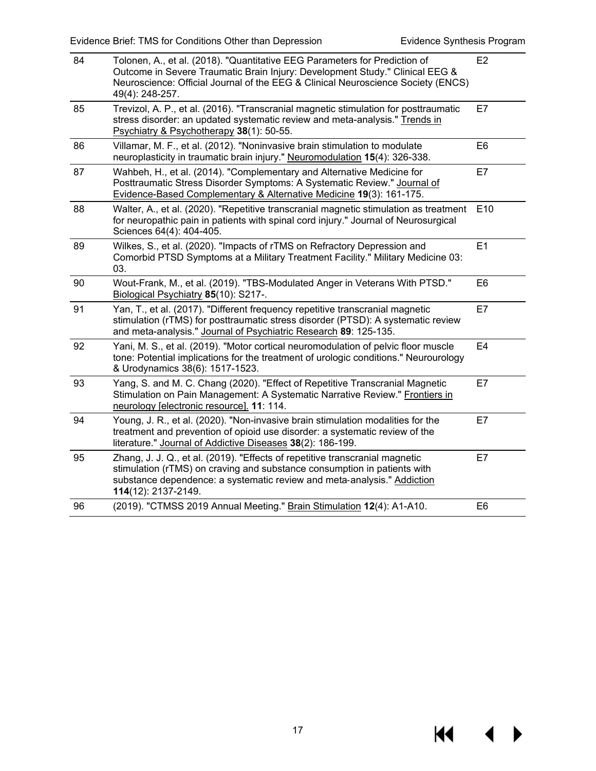| | | |
|---|---|---|
| 84 | Tolonen, A., et al. (2018). "Quantitative EEG Parameters for Prediction of Outcome in Severe Traumatic Brain Injury: Development Study." Clinical EEG & Neuroscience: Official Journal of the EEG & Clinical Neuroscience Society (ENCS) 49(4): 248-257. | E2 |
| 85 | Trevizol, A. P., et al. (2016). "Transcranial magnetic stimulation for posttraumatic stress disorder: an updated systematic review and meta-analysis." Trends in Psychiatry & Psychotherapy **38**(1): 50-55. | E7 |
| 86 | Villamar, M. F., et al. (2012). "Noninvasive brain stimulation to modulate neuroplasticity in traumatic brain injury." Neuromodulation **15**(4): 326-338. | E6 |
| 87 | Wahbeh, H., et al. (2014). "Complementary and Alternative Medicine for Posttraumatic Stress Disorder Symptoms: A Systematic Review." Journal of Evidence-Based Complementary & Alternative Medicine **19**(3): 161-175. | E7 |
| 88 | Walter, A., et al. (2020). "Repetitive transcranial magnetic stimulation as treatment for neuropathic pain in patients with spinal cord injury." Journal of Neurosurgical Sciences 64(4): 404-405. | E10 |
| 89 | Wilkes, S., et al. (2020). "Impacts of rTMS on Refractory Depression and Comorbid PTSD Symptoms at a Military Treatment Facility." Military Medicine 03: 03. | E1 |
| 90 | Wout-Frank, M., et al. (2019). "TBS-Modulated Anger in Veterans With PTSD." Biological Psychiatry **85**(10): S217-. | E6 |
| 91 | Yan, T., et al. (2017). "Different frequency repetitive transcranial magnetic stimulation (rTMS) for posttraumatic stress disorder (PTSD): A systematic review and meta-analysis." Journal of Psychiatric Research **89**: 125-135. | E7 |
| 92 | Yani, M. S., et al. (2019). "Motor cortical neuromodulation of pelvic floor muscle tone: Potential implications for the treatment of urologic conditions." Neurourology & Urodynamics 38(6): 1517-1523. | E4 |
| 93 | Yang, S. and M. C. Chang (2020). "Effect of Repetitive Transcranial Magnetic Stimulation on Pain Management: A Systematic Narrative Review." Frontiers in neurology [electronic resource]. **11**: 114. | E7 |
| 94 | Young, J. R., et al. (2020). "Non-invasive brain stimulation modalities for the treatment and prevention of opioid use disorder: a systematic review of the literature." Journal of Addictive Diseases **38**(2): 186-199. | E7 |
| 95 | Zhang, J. J. Q., et al. (2019). "Effects of repetitive transcranial magnetic stimulation (rTMS) on craving and substance consumption in patients with substance dependence: a systematic review and meta-analysis." Addiction **114**(12): 2137-2149. | E7 |
| 96 | (2019). "CTMSS 2019 Annual Meeting." Brain Stimulation **12**(4): A1-A10. | E6 |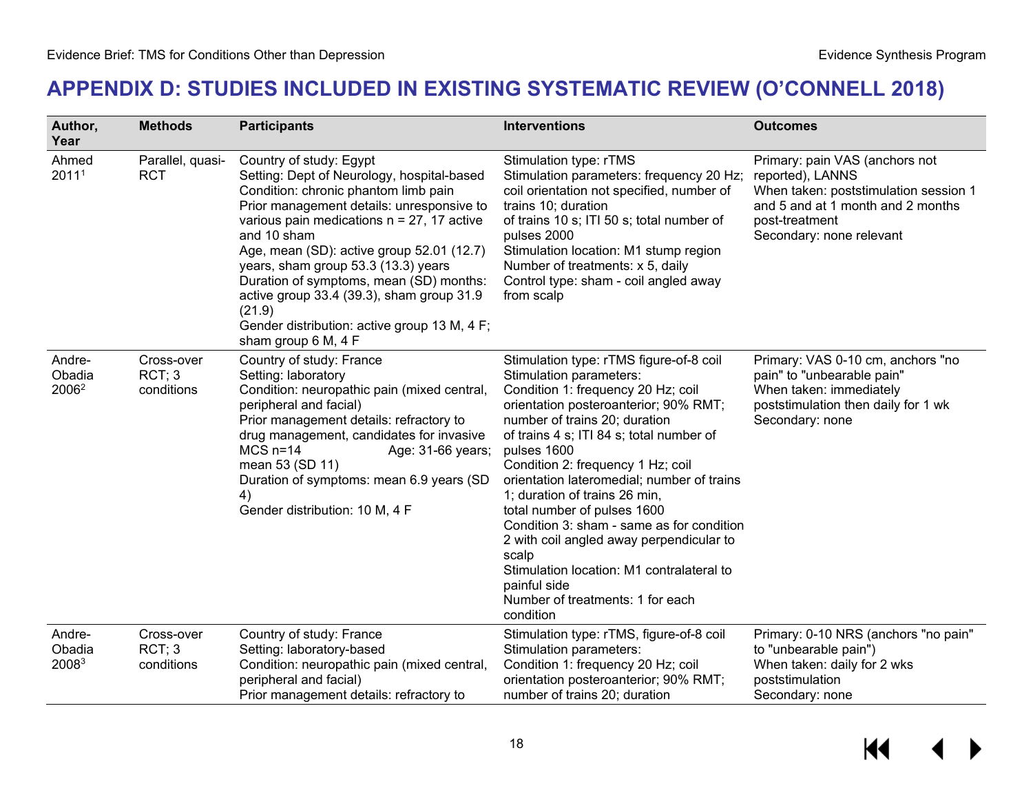# APPENDIX D: STUDIES INCLUDED IN EXISTING SYSTEMATIC REVIEW (O'CONNELL 2018)

| Author, Year | Methods | Participants | Interventions | Outcomes |
|---|---|---|---|---|
| Ahmed 2011[1] | Parallel, quasi-RCT | Country of study: Egypt<br>Setting: Dept of Neurology, hospital-based<br>Condition: chronic phantom limb pain<br>Prior management details: unresponsive to various pain medications n = 27, 17 active and 10 sham<br>Age, mean (SD): active group 52.01 (12.7) years, sham group 53.3 (13.3) years<br>Duration of symptoms, mean (SD) months: active group 33.4 (39.3), sham group 31.9 (21.9)<br>Gender distribution: active group 13 M, 4 F; sham group 6 M, 4 F | Stimulation type: rTMS<br>Stimulation parameters: frequency 20 Hz; coil orientation not specified, number of trains 10; duration of trains 10 s; ITI 50 s; total number of pulses 2000<br>Stimulation location: M1 stump region<br>Number of treatments: x 5, daily<br>Control type: sham - coil angled away from scalp | Primary: pain VAS (anchors not reported), LANNS<br>When taken: poststimulation session 1 and 5 and at 1 month and 2 months post-treatment<br>Secondary: none relevant |
| Andre-Obadia 2006[2] | Cross-over RCT; 3 conditions | Country of study: France<br>Setting: laboratory<br>Condition: neuropathic pain (mixed central, peripheral and facial)<br>Prior management details: refractory to drug management, candidates for invasive MCS n=14 Age: 31-66 years; mean 53 (SD 11)<br>Duration of symptoms: mean 6.9 years (SD 4)<br>Gender distribution: 10 M, 4 F | Stimulation type: rTMS figure-of-8 coil<br>Stimulation parameters:<br>Condition 1: frequency 20 Hz; coil orientation posteroanterior; 90% RMT; number of trains 20; duration of trains 4 s; ITI 84 s; total number of pulses 1600<br>Condition 2: frequency 1 Hz; coil orientation lateromedial; number of trains 1; duration of trains 26 min, total number of pulses 1600<br>Condition 3: sham - same as for condition 2 with coil angled away perpendicular to scalp<br>Stimulation location: M1 contralateral to painful side<br>Number of treatments: 1 for each condition | Primary: VAS 0-10 cm, anchors "no pain" to "unbearable pain"<br>When taken: immediately poststimulation then daily for 1 wk<br>Secondary: none |
| Andre-Obadia 2008[3] | Cross-over RCT; 3 conditions | Country of study: France<br>Setting: laboratory-based<br>Condition: neuropathic pain (mixed central, peripheral and facial)<br>Prior management details: refractory to | Stimulation type: rTMS, figure-of-8 coil<br>Stimulation parameters:<br>Condition 1: frequency 20 Hz; coil orientation posteroanterior; 90% RMT; number of trains 20; duration | Primary: 0-10 NRS (anchors "no pain" to "unbearable pain")<br>When taken: daily for 2 wks poststimulation<br>Secondary: none |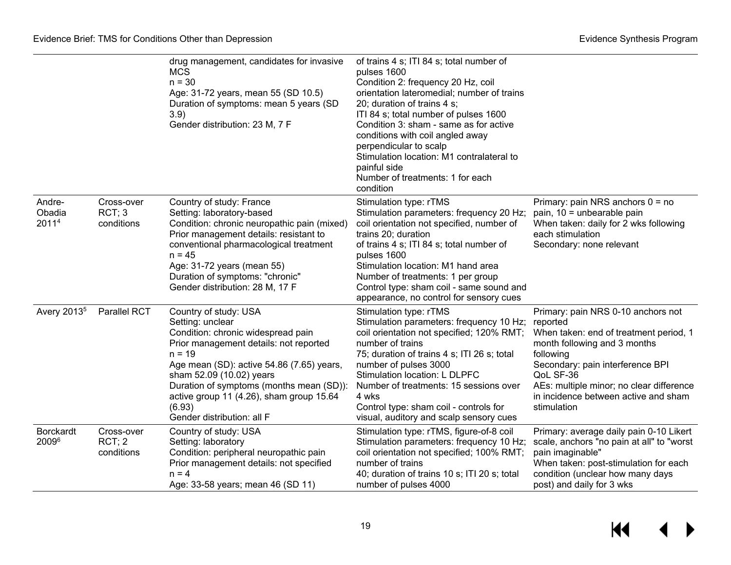| | | drug management, candidates for invasive MCS<br>n = 30<br>Age: 31-72 years, mean 55 (SD 10.5)<br>Duration of symptoms: mean 5 years (SD 3.9)<br>Gender distribution: 23 M, 7 F | of trains 4 s; ITI 84 s; total number of pulses 1600<br>Condition 2: frequency 20 Hz, coil orientation lateromedial; number of trains 20; duration of trains 4 s;<br>ITI 84 s; total number of pulses 1600<br>Condition 3: sham - same as for active conditions with coil angled away perpendicular to scalp<br>Stimulation location: M1 contralateral to painful side<br>Number of treatments: 1 for each condition | |
|---|---|---|---|---|
| Andre-Obadia 2011[4] | Cross-over RCT; 3 conditions | Country of study: France<br>Setting: laboratory-based<br>Condition: chronic neuropathic pain (mixed)<br>Prior management details: resistant to conventional pharmacological treatment<br>n = 45<br>Age: 31-72 years (mean 55)<br>Duration of symptoms: "chronic"<br>Gender distribution: 28 M, 17 F | Stimulation type: rTMS<br>Stimulation parameters: frequency 20 Hz; coil orientation not specified, number of trains 20; duration of trains 4 s; ITI 84 s; total number of pulses 1600<br>Stimulation location: M1 hand area<br>Number of treatments: 1 per group<br>Control type: sham coil - same sound and appearance, no control for sensory cues | Primary: pain NRS anchors 0 = no pain, 10 = unbearable pain<br>When taken: daily for 2 wks following each stimulation<br>Secondary: none relevant |
| Avery 2013[5] | Parallel RCT | Country of study: USA<br>Setting: unclear<br>Condition: chronic widespread pain<br>Prior management details: not reported<br>n = 19<br>Age mean (SD): active 54.86 (7.65) years, sham 52.09 (10.02) years<br>Duration of symptoms (months mean (SD)): active group 11 (4.26), sham group 15.64 (6.93)<br>Gender distribution: all F | Stimulation type: rTMS<br>Stimulation parameters: frequency 10 Hz; coil orientation not specified; 120% RMT; number of trains 75; duration of trains 4 s; ITI 26 s; total number of pulses 3000<br>Stimulation location: L DLPFC<br>Number of treatments: 15 sessions over 4 wks<br>Control type: sham coil - controls for visual, auditory and scalp sensory cues | Primary: pain NRS 0-10 anchors not reported<br>When taken: end of treatment period, 1 month following and 3 months following<br>Secondary: pain interference BPI<br>QoL SF-36<br>AEs: multiple minor; no clear difference in incidence between active and sham stimulation |
| Borckardt 2009[6] | Cross-over RCT; 2 conditions | Country of study: USA<br>Setting: laboratory<br>Condition: peripheral neuropathic pain<br>Prior management details: not specified<br>n = 4<br>Age: 33-58 years; mean 46 (SD 11) | Stimulation type: rTMS, figure-of-8 coil<br>Stimulation parameters: frequency 10 Hz; coil orientation not specified; 100% RMT; number of trains 40; duration of trains 10 s; ITI 20 s; total number of pulses 4000 | Primary: average daily pain 0-10 Likert scale, anchors "no pain at all" to "worst pain imaginable"<br>When taken: post-stimulation for each condition (unclear how many days post) and daily for 3 wks |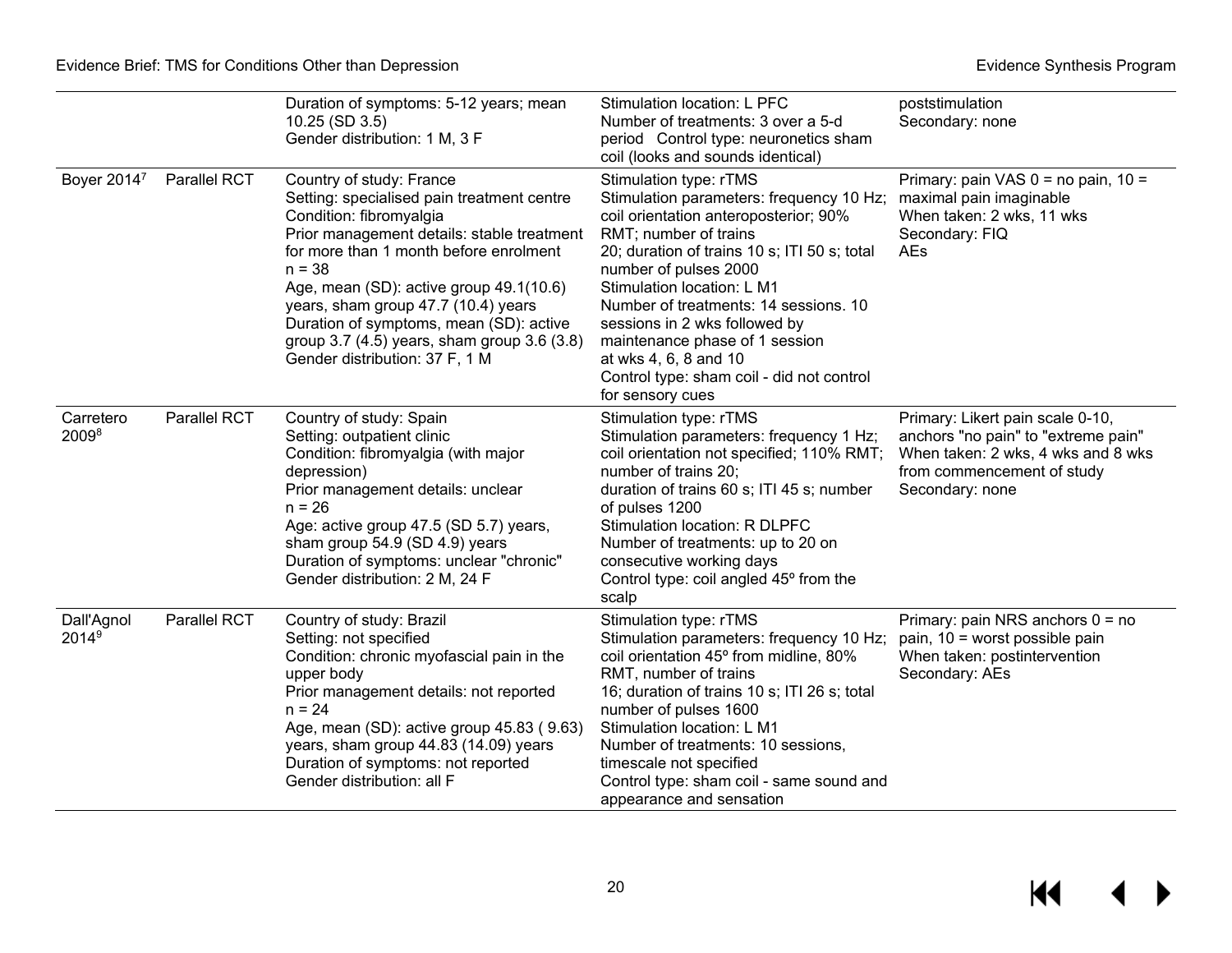|  |  |  |  |  |
|---|---|---|---|---|
|  |  | Duration of symptoms: 5-12 years; mean 10.25 (SD 3.5)<br>Gender distribution: 1 M, 3 F | Stimulation location: L PFC<br>Number of treatments: 3 over a 5-d period Control type: neuronetics sham coil (looks and sounds identical) | poststimulation<br>Secondary: none |
| Boyer 2014[7] | Parallel RCT | Country of study: France<br>Setting: specialised pain treatment centre<br>Condition: fibromyalgia<br>Prior management details: stable treatment for more than 1 month before enrolment<br>n = 38<br>Age, mean (SD): active group 49.1(10.6) years, sham group 47.7 (10.4) years<br>Duration of symptoms, mean (SD): active group 3.7 (4.5) years, sham group 3.6 (3.8)<br>Gender distribution: 37 F, 1 M | Stimulation type: rTMS<br>Stimulation parameters: frequency 10 Hz; coil orientation anteroposterior; 90% RMT; number of trains 20; duration of trains 10 s; ITI 50 s; total number of pulses 2000<br>Stimulation location: L M1<br>Number of treatments: 14 sessions. 10 sessions in 2 wks followed by maintenance phase of 1 session at wks 4, 6, 8 and 10<br>Control type: sham coil - did not control for sensory cues | Primary: pain VAS 0 = no pain, 10 = maximal pain imaginable<br>When taken: 2 wks, 11 wks<br>Secondary: FIQ<br>AEs |
| Carretero 2009[8] | Parallel RCT | Country of study: Spain<br>Setting: outpatient clinic<br>Condition: fibromyalgia (with major depression)<br>Prior management details: unclear<br>n = 26<br>Age: active group 47.5 (SD 5.7) years, sham group 54.9 (SD 4.9) years<br>Duration of symptoms: unclear "chronic"<br>Gender distribution: 2 M, 24 F | Stimulation type: rTMS<br>Stimulation parameters: frequency 1 Hz; coil orientation not specified; 110% RMT; number of trains 20;<br>duration of trains 60 s; ITI 45 s; number of pulses 1200<br>Stimulation location: R DLPFC<br>Number of treatments: up to 20 on consecutive working days<br>Control type: coil angled 45º from the scalp | Primary: Likert pain scale 0-10, anchors "no pain" to "extreme pain"<br>When taken: 2 wks, 4 wks and 8 wks from commencement of study<br>Secondary: none |
| Dall'Agnol 2014[9] | Parallel RCT | Country of study: Brazil<br>Setting: not specified<br>Condition: chronic myofascial pain in the upper body<br>Prior management details: not reported<br>n = 24<br>Age, mean (SD): active group 45.83 ( 9.63) years, sham group 44.83 (14.09) years<br>Duration of symptoms: not reported<br>Gender distribution: all F | Stimulation type: rTMS<br>Stimulation parameters: frequency 10 Hz; coil orientation 45º from midline, 80% RMT, number of trains 16; duration of trains 10 s; ITI 26 s; total number of pulses 1600<br>Stimulation location: L M1<br>Number of treatments: 10 sessions, timescale not specified<br>Control type: sham coil - same sound and appearance and sensation | Primary: pain NRS anchors 0 = no pain, 10 = worst possible pain<br>When taken: postintervention<br>Secondary: AEs |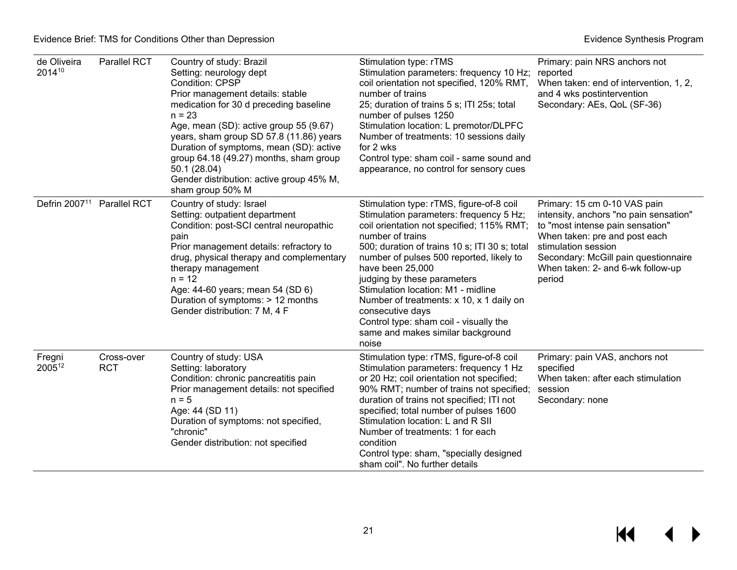| | | | | |
|---|---|---|---|---|
| de Oliveira 2014[10] | Parallel RCT | Country of study: Brazil<br>Setting: neurology dept<br>Condition: CPSP<br>Prior management details: stable medication for 30 d preceding baseline<br>n = 23<br>Age, mean (SD): active group 55 (9.67) years, sham group SD 57.8 (11.86) years<br>Duration of symptoms, mean (SD): active group 64.18 (49.27) months, sham group 50.1 (28.04)<br>Gender distribution: active group 45% M, sham group 50% M | Stimulation type: rTMS<br>Stimulation parameters: frequency 10 Hz; coil orientation not specified, 120% RMT, number of trains<br>25; duration of trains 5 s; ITI 25s; total number of pulses 1250<br>Stimulation location: L premotor/DLPFC<br>Number of treatments: 10 sessions daily for 2 wks<br>Control type: sham coil - same sound and appearance, no control for sensory cues | Primary: pain NRS anchors not reported<br>When taken: end of intervention, 1, 2, and 4 wks postintervention<br>Secondary: AEs, QoL (SF-36) |
| Defrin 2007[11] | Parallel RCT | Country of study: Israel<br>Setting: outpatient department<br>Condition: post-SCI central neuropathic pain<br>Prior management details: refractory to drug, physical therapy and complementary therapy management<br>n = 12<br>Age: 44-60 years; mean 54 (SD 6)<br>Duration of symptoms: > 12 months<br>Gender distribution: 7 M, 4 F | Stimulation type: rTMS, figure-of-8 coil<br>Stimulation parameters: frequency 5 Hz; coil orientation not specified; 115% RMT; number of trains<br>500; duration of trains 10 s; ITI 30 s; total number of pulses 500 reported, likely to have been 25,000<br>judging by these parameters<br>Stimulation location: M1 - midline<br>Number of treatments: x 10, x 1 daily on consecutive days<br>Control type: sham coil - visually the same and makes similar background noise | Primary: 15 cm 0-10 VAS pain intensity, anchors "no pain sensation" to "most intense pain sensation"<br>When taken: pre and post each stimulation session<br>Secondary: McGill pain questionnaire<br>When taken: 2- and 6-wk follow-up period |
| Fregni 2005[12] | Cross-over RCT | Country of study: USA<br>Setting: laboratory<br>Condition: chronic pancreatitis pain<br>Prior management details: not specified<br>n = 5<br>Age: 44 (SD 11)<br>Duration of symptoms: not specified, "chronic"<br>Gender distribution: not specified | Stimulation type: rTMS, figure-of-8 coil<br>Stimulation parameters: frequency 1 Hz or 20 Hz; coil orientation not specified; 90% RMT; number of trains not specified; duration of trains not specified; ITI not specified; total number of pulses 1600<br>Stimulation location: L and R SII<br>Number of treatments: 1 for each condition<br>Control type: sham, "specially designed sham coil". No further details | Primary: pain VAS, anchors not specified<br>When taken: after each stimulation session<br>Secondary: none |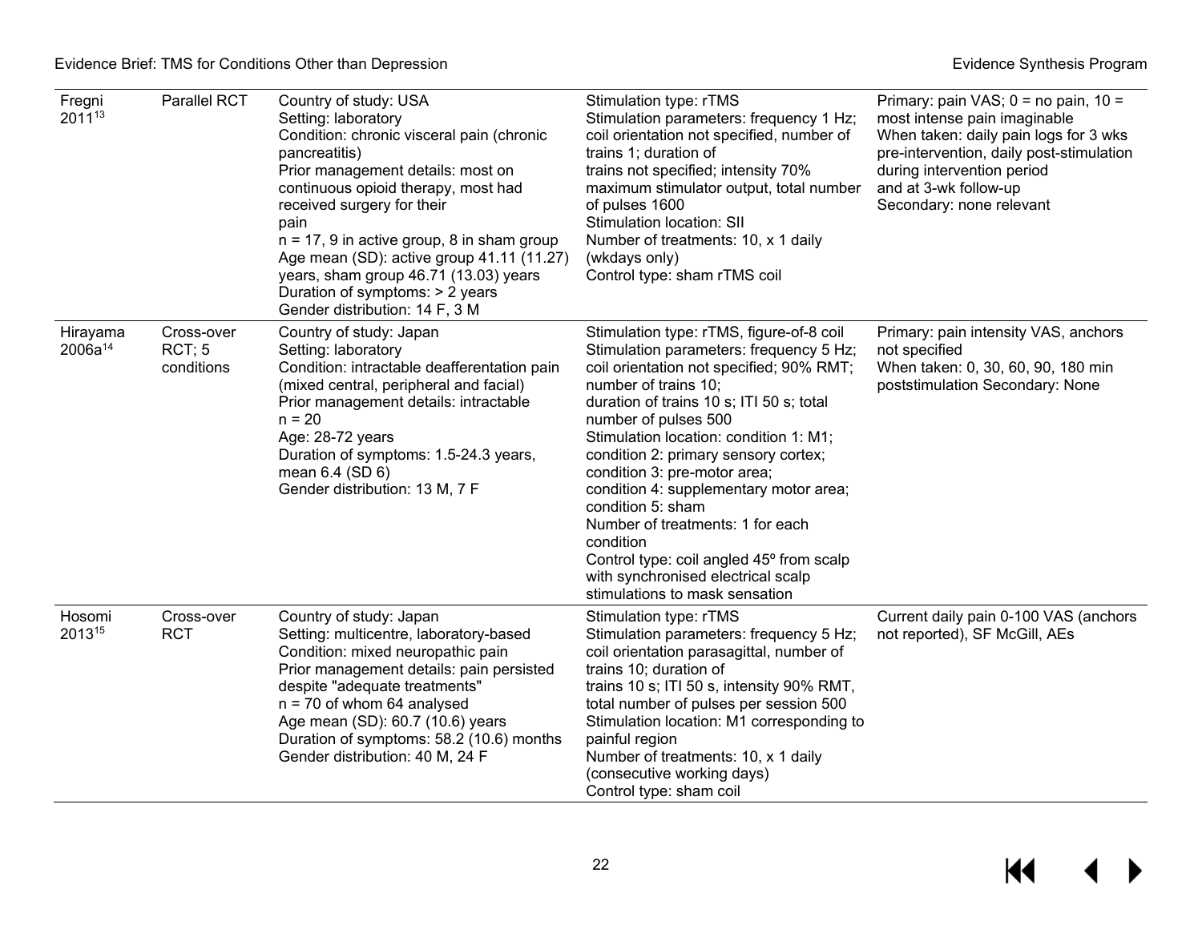| | | | | |
|---|---|---|---|---|
| Fregni 2011[13] | Parallel RCT | Country of study: USA<br>Setting: laboratory<br>Condition: chronic visceral pain (chronic pancreatitis)<br>Prior management details: most on continuous opioid therapy, most had received surgery for their pain<br>n = 17, 9 in active group, 8 in sham group<br>Age mean (SD): active group 41.11 (11.27) years, sham group 46.71 (13.03) years<br>Duration of symptoms: > 2 years<br>Gender distribution: 14 F, 3 M | Stimulation type: rTMS<br>Stimulation parameters: frequency 1 Hz; coil orientation not specified, number of trains 1; duration of trains not specified; intensity 70% maximum stimulator output, total number of pulses 1600<br>Stimulation location: SII<br>Number of treatments: 10, x 1 daily (wkdays only)<br>Control type: sham rTMS coil | Primary: pain VAS; 0 = no pain, 10 = most intense pain imaginable<br>When taken: daily pain logs for 3 wks pre-intervention, daily post-stimulation during intervention period and at 3-wk follow-up<br>Secondary: none relevant |
| Hirayama 2006a[14] | Cross-over RCT; 5 conditions | Country of study: Japan<br>Setting: laboratory<br>Condition: intractable deafferentation pain (mixed central, peripheral and facial)<br>Prior management details: intractable<br>n = 20<br>Age: 28-72 years<br>Duration of symptoms: 1.5-24.3 years, mean 6.4 (SD 6)<br>Gender distribution: 13 M, 7 F | Stimulation type: rTMS, figure-of-8 coil<br>Stimulation parameters: frequency 5 Hz; coil orientation not specified; 90% RMT; number of trains 10;<br>duration of trains 10 s; ITI 50 s; total number of pulses 500<br>Stimulation location: condition 1: M1; condition 2: primary sensory cortex; condition 3: pre-motor area;<br>condition 4: supplementary motor area; condition 5: sham<br>Number of treatments: 1 for each condition<br>Control type: coil angled 45º from scalp with synchronised electrical scalp stimulations to mask sensation | Primary: pain intensity VAS, anchors not specified<br>When taken: 0, 30, 60, 90, 180 min poststimulation Secondary: None |
| Hosomi 2013[15] | Cross-over RCT | Country of study: Japan<br>Setting: multicentre, laboratory-based<br>Condition: mixed neuropathic pain<br>Prior management details: pain persisted despite "adequate treatments"<br>n = 70 of whom 64 analysed<br>Age mean (SD): 60.7 (10.6) years<br>Duration of symptoms: 58.2 (10.6) months<br>Gender distribution: 40 M, 24 F | Stimulation type: rTMS<br>Stimulation parameters: frequency 5 Hz; coil orientation parasagittal, number of trains 10; duration of trains 10 s; ITI 50 s, intensity 90% RMT, total number of pulses per session 500<br>Stimulation location: M1 corresponding to painful region<br>Number of treatments: 10, x 1 daily (consecutive working days)<br>Control type: sham coil | Current daily pain 0-100 VAS (anchors not reported), SF McGill, AEs |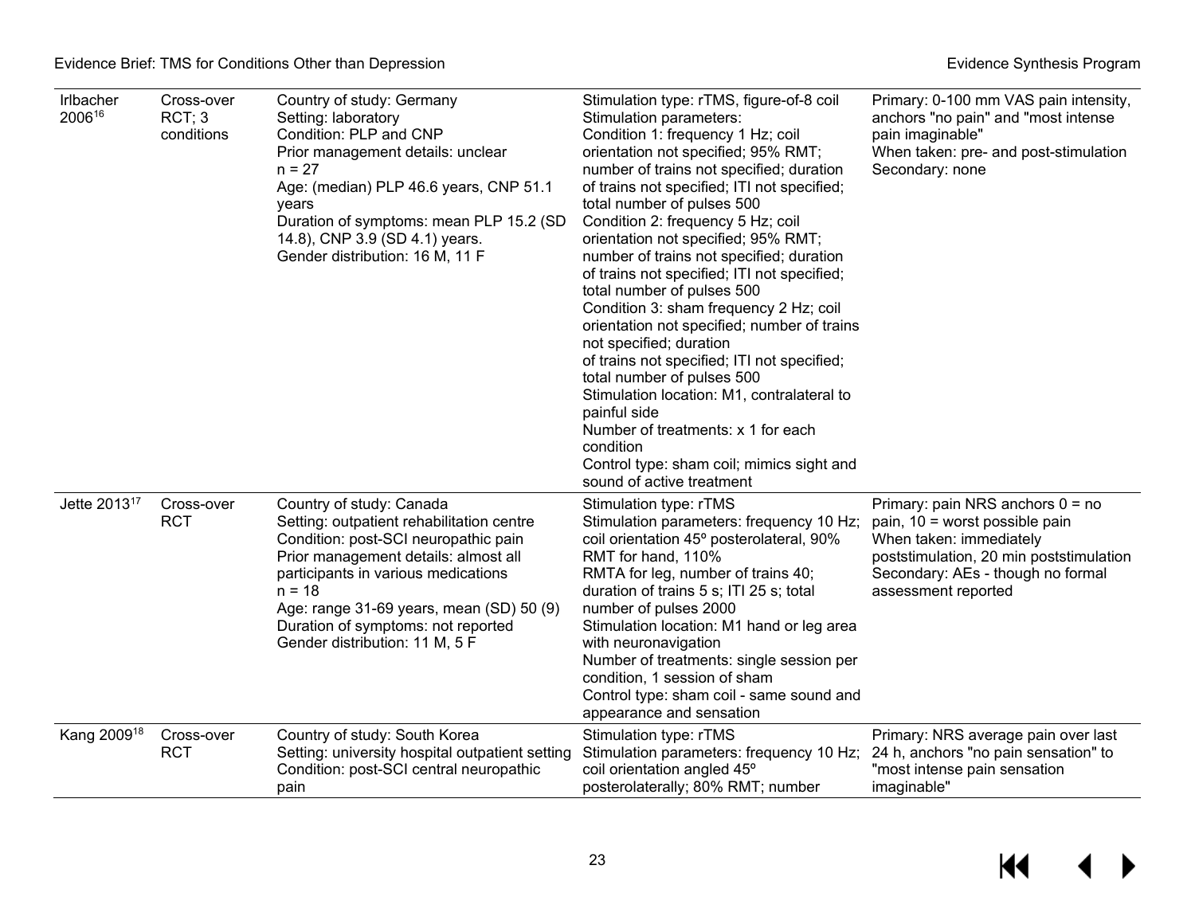| | | | | |
|---|---|---|---|---|
| Irlbacher 2006[16] | Cross-over RCT; 3 conditions | Country of study: Germany<br>Setting: laboratory<br>Condition: PLP and CNP<br>Prior management details: unclear<br>n = 27<br>Age: (median) PLP 46.6 years, CNP 51.1 years<br>Duration of symptoms: mean PLP 15.2 (SD 14.8), CNP 3.9 (SD 4.1) years.<br>Gender distribution: 16 M, 11 F | Stimulation type: rTMS, figure-of-8 coil<br>Stimulation parameters:<br>Condition 1: frequency 1 Hz; coil orientation not specified; 95% RMT; number of trains not specified; duration of trains not specified; ITI not specified; total number of pulses 500<br>Condition 2: frequency 5 Hz; coil orientation not specified; 95% RMT; number of trains not specified; duration of trains not specified; ITI not specified; total number of pulses 500<br>Condition 3: sham frequency 2 Hz; coil orientation not specified; number of trains not specified; duration of trains not specified; ITI not specified; total number of pulses 500<br>Stimulation location: M1, contralateral to painful side<br>Number of treatments: x 1 for each condition<br>Control type: sham coil; mimics sight and sound of active treatment | Primary: 0-100 mm VAS pain intensity, anchors "no pain" and "most intense pain imaginable"<br>When taken: pre- and post-stimulation<br>Secondary: none |
| Jette 2013[17] | Cross-over RCT | Country of study: Canada<br>Setting: outpatient rehabilitation centre<br>Condition: post-SCI neuropathic pain<br>Prior management details: almost all participants in various medications<br>n = 18<br>Age: range 31-69 years, mean (SD) 50 (9)<br>Duration of symptoms: not reported<br>Gender distribution: 11 M, 5 F | Stimulation type: rTMS<br>Stimulation parameters: frequency 10 Hz; coil orientation 45º posterolateral, 90% RMT for hand, 110% RMTA for leg, number of trains 40; duration of trains 5 s; ITI 25 s; total number of pulses 2000<br>Stimulation location: M1 hand or leg area with neuronavigation<br>Number of treatments: single session per condition, 1 session of sham<br>Control type: sham coil - same sound and appearance and sensation | Primary: pain NRS anchors 0 = no pain, 10 = worst possible pain<br>When taken: immediately poststimulation, 20 min poststimulation<br>Secondary: AEs - though no formal assessment reported |
| Kang 2009[18] | Cross-over RCT | Country of study: South Korea<br>Setting: university hospital outpatient setting<br>Condition: post-SCI central neuropathic pain | Stimulation type: rTMS<br>Stimulation parameters: frequency 10 Hz; coil orientation angled 45º posterolaterally; 80% RMT; number | Primary: NRS average pain over last 24 h, anchors "no pain sensation" to "most intense pain sensation imaginable" |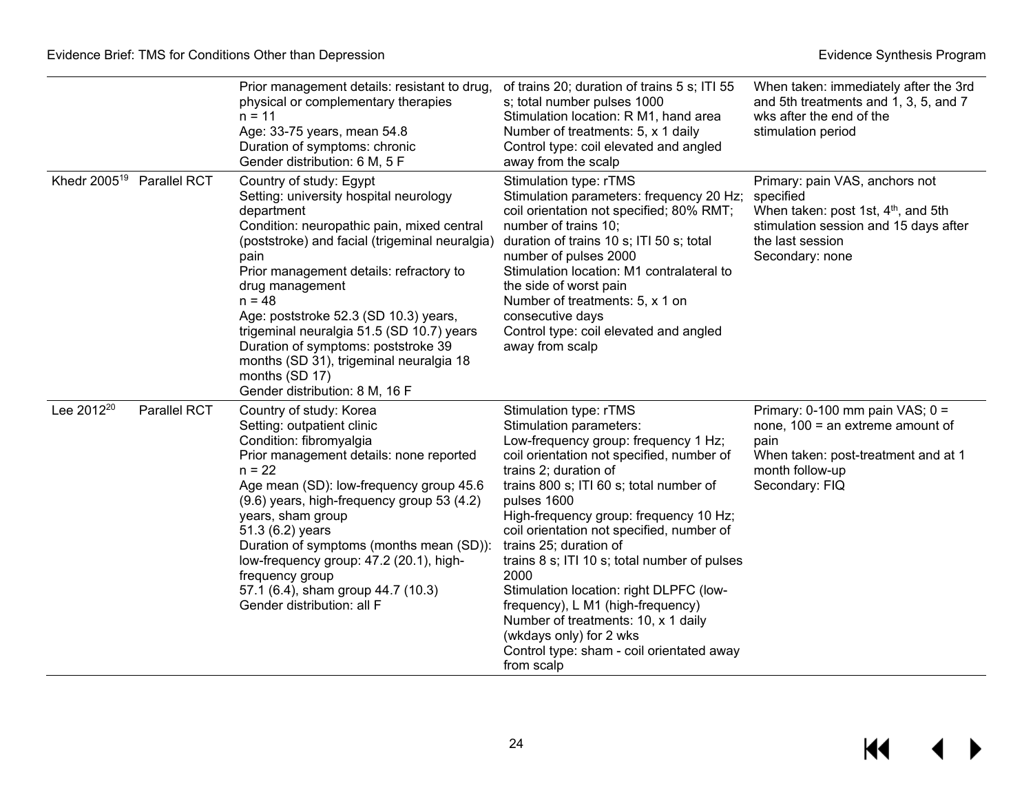| | | | | |
|---|---|---|---|---|
| | | Prior management details: resistant to drug, physical or complementary therapies<br>n = 11<br>Age: 33-75 years, mean 54.8<br>Duration of symptoms: chronic<br>Gender distribution: 6 M, 5 F | of trains 20; duration of trains 5 s; ITI 55 s; total number pulses 1000<br>Stimulation location: R M1, hand area<br>Number of treatments: 5, x 1 daily<br>Control type: coil elevated and angled away from the scalp | When taken: immediately after the 3rd and 5th treatments and 1, 3, 5, and 7 wks after the end of the stimulation period |
| Khedr 2005[19] | Parallel RCT | Country of study: Egypt<br>Setting: university hospital neurology department<br>Condition: neuropathic pain, mixed central (poststroke) and facial (trigeminal neuralgia) pain<br>Prior management details: refractory to drug management<br>n = 48<br>Age: poststroke 52.3 (SD 10.3) years, trigeminal neuralgia 51.5 (SD 10.7) years<br>Duration of symptoms: poststroke 39 months (SD 31), trigeminal neuralgia 18 months (SD 17)<br>Gender distribution: 8 M, 16 F | Stimulation type: rTMS<br>Stimulation parameters: frequency 20 Hz; coil orientation not specified; 80% RMT; number of trains 10;<br>duration of trains 10 s; ITI 50 s; total number of pulses 2000<br>Stimulation location: M1 contralateral to the side of worst pain<br>Number of treatments: 5, x 1 on consecutive days<br>Control type: coil elevated and angled away from scalp | Primary: pain VAS, anchors not specified<br>When taken: post 1st, 4th, and 5th stimulation session and 15 days after the last session<br>Secondary: none |
| Lee 2012[20] | Parallel RCT | Country of study: Korea<br>Setting: outpatient clinic<br>Condition: fibromyalgia<br>Prior management details: none reported<br>n = 22<br>Age mean (SD): low-frequency group 45.6 (9.6) years, high-frequency group 53 (4.2) years, sham group<br>51.3 (6.2) years<br>Duration of symptoms (months mean (SD)): low-frequency group: 47.2 (20.1), high-frequency group<br>57.1 (6.4), sham group 44.7 (10.3)<br>Gender distribution: all F | Stimulation type: rTMS<br>Stimulation parameters:<br>Low-frequency group: frequency 1 Hz; coil orientation not specified, number of trains 2; duration of<br>trains 800 s; ITI 60 s; total number of pulses 1600<br>High-frequency group: frequency 10 Hz; coil orientation not specified, number of trains 25; duration of<br>trains 8 s; ITI 10 s; total number of pulses 2000<br>Stimulation location: right DLPFC (low-frequency), L M1 (high-frequency)<br>Number of treatments: 10, x 1 daily (wkdays only) for 2 wks<br>Control type: sham - coil orientated away from scalp | Primary: 0-100 mm pain VAS; 0 = none, 100 = an extreme amount of pain<br>When taken: post-treatment and at 1 month follow-up<br>Secondary: FIQ |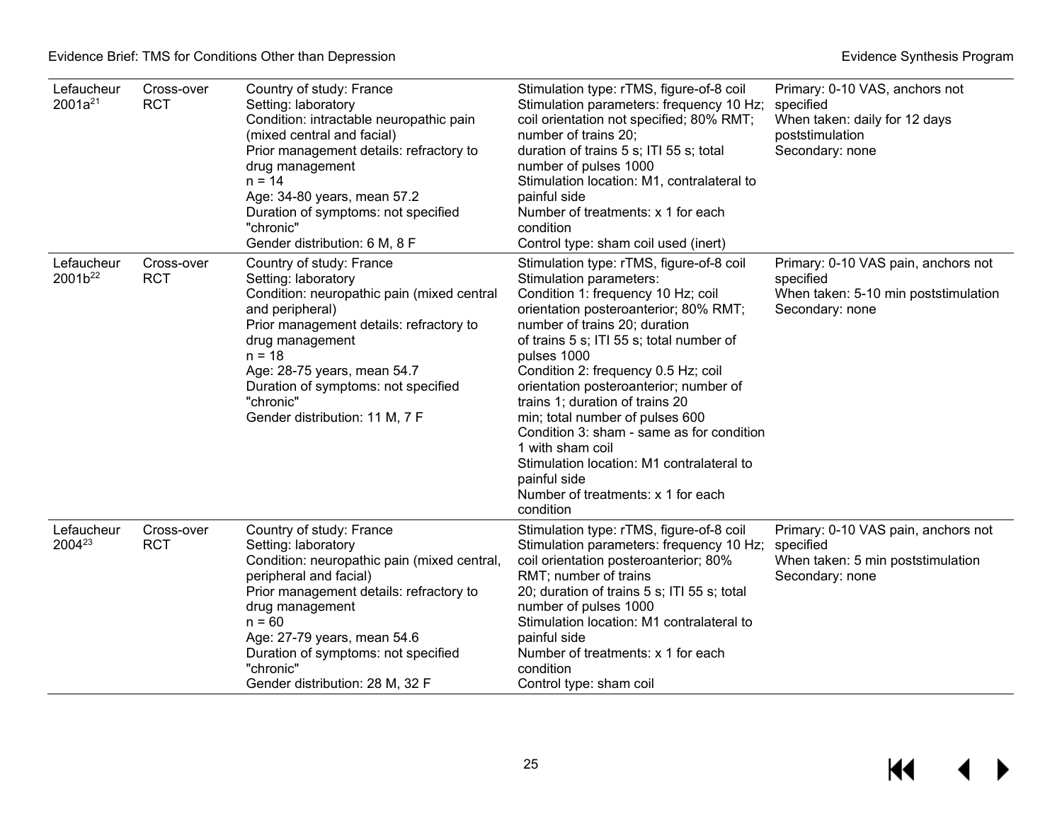| | | | | |
|---|---|---|---|---|
| Lefaucheur 2001a[21] | Cross-over RCT | Country of study: France<br>Setting: laboratory<br>Condition: intractable neuropathic pain (mixed central and facial)<br>Prior management details: refractory to drug management<br>n = 14<br>Age: 34-80 years, mean 57.2<br>Duration of symptoms: not specified "chronic"<br>Gender distribution: 6 M, 8 F | Stimulation type: rTMS, figure-of-8 coil<br>Stimulation parameters: frequency 10 Hz; coil orientation not specified; 80% RMT; number of trains 20;<br>duration of trains 5 s; ITI 55 s; total number of pulses 1000<br>Stimulation location: M1, contralateral to painful side<br>Number of treatments: x 1 for each condition<br>Control type: sham coil used (inert) | Primary: 0-10 VAS, anchors not specified<br>When taken: daily for 12 days poststimulation<br>Secondary: none |
| Lefaucheur 2001b[22] | Cross-over RCT | Country of study: France<br>Setting: laboratory<br>Condition: neuropathic pain (mixed central and peripheral)<br>Prior management details: refractory to drug management<br>n = 18<br>Age: 28-75 years, mean 54.7<br>Duration of symptoms: not specified "chronic"<br>Gender distribution: 11 M, 7 F | Stimulation type: rTMS, figure-of-8 coil<br>Stimulation parameters:<br>Condition 1: frequency 10 Hz; coil orientation posteroanterior; 80% RMT; number of trains 20; duration of trains 5 s; ITI 55 s; total number of pulses 1000<br>Condition 2: frequency 0.5 Hz; coil orientation posteroanterior; number of trains 1; duration of trains 20 min; total number of pulses 600<br>Condition 3: sham - same as for condition 1 with sham coil<br>Stimulation location: M1 contralateral to painful side<br>Number of treatments: x 1 for each condition | Primary: 0-10 VAS pain, anchors not specified<br>When taken: 5-10 min poststimulation<br>Secondary: none |
| Lefaucheur 2004[23] | Cross-over RCT | Country of study: France<br>Setting: laboratory<br>Condition: neuropathic pain (mixed central, peripheral and facial)<br>Prior management details: refractory to drug management<br>n = 60<br>Age: 27-79 years, mean 54.6<br>Duration of symptoms: not specified "chronic"<br>Gender distribution: 28 M, 32 F | Stimulation type: rTMS, figure-of-8 coil<br>Stimulation parameters: frequency 10 Hz; coil orientation posteroanterior; 80% RMT; number of trains 20; duration of trains 5 s; ITI 55 s; total number of pulses 1000<br>Stimulation location: M1 contralateral to painful side<br>Number of treatments: x 1 for each condition<br>Control type: sham coil | Primary: 0-10 VAS pain, anchors not specified<br>When taken: 5 min poststimulation<br>Secondary: none |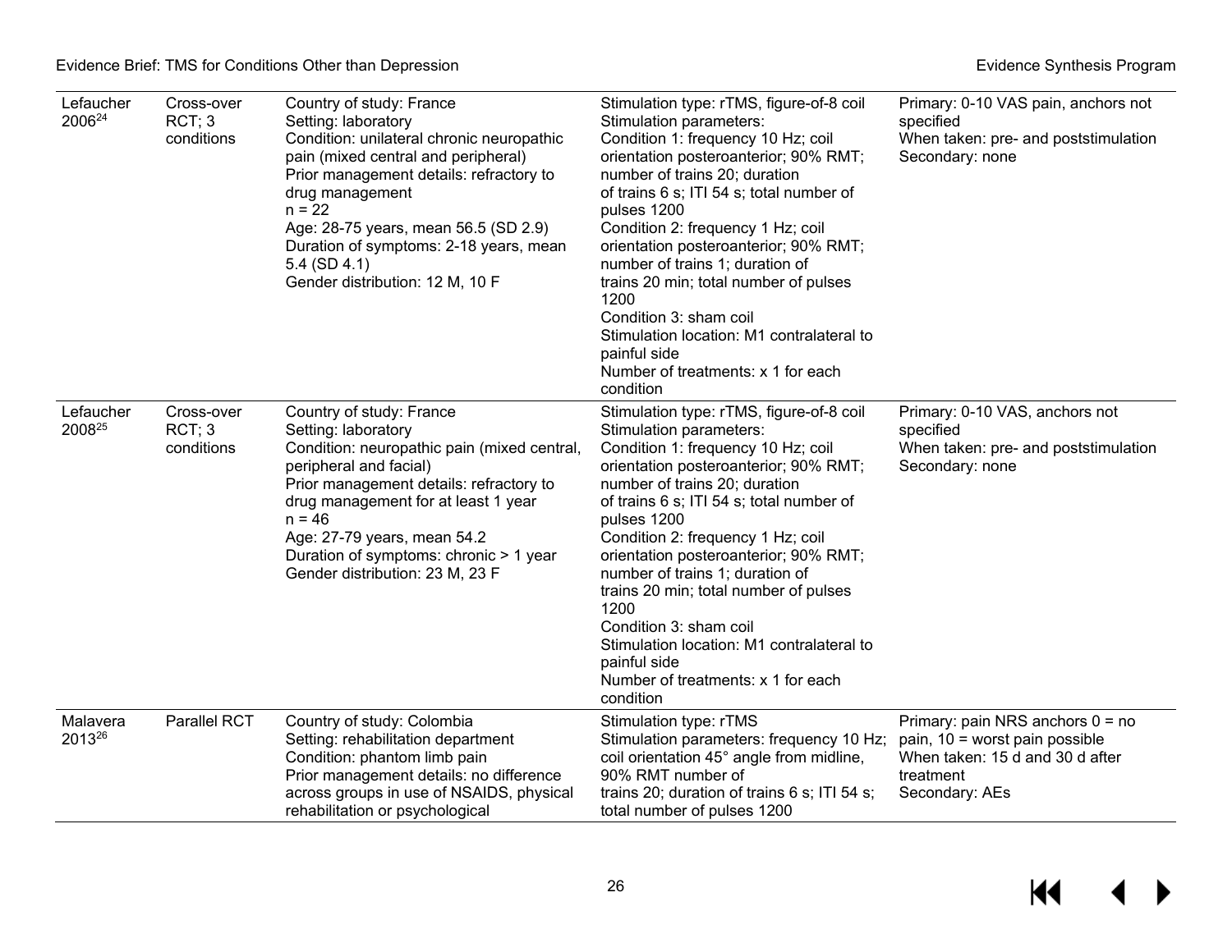| | | | | |
|---|---|---|---|---|
| Lefaucher 2006[24] | Cross-over RCT; 3 conditions | Country of study: France<br>Setting: laboratory<br>Condition: unilateral chronic neuropathic pain (mixed central and peripheral)<br>Prior management details: refractory to drug management<br>n = 22<br>Age: 28-75 years, mean 56.5 (SD 2.9)<br>Duration of symptoms: 2-18 years, mean 5.4 (SD 4.1)<br>Gender distribution: 12 M, 10 F | Stimulation type: rTMS, figure-of-8 coil<br>Stimulation parameters:<br>Condition 1: frequency 10 Hz; coil orientation posteroanterior; 90% RMT; number of trains 20; duration of trains 6 s; ITI 54 s; total number of pulses 1200<br>Condition 2: frequency 1 Hz; coil orientation posteroanterior; 90% RMT; number of trains 1; duration of trains 20 min; total number of pulses 1200<br>Condition 3: sham coil<br>Stimulation location: M1 contralateral to painful side<br>Number of treatments: x 1 for each condition | Primary: 0-10 VAS pain, anchors not specified<br>When taken: pre- and poststimulation<br>Secondary: none |
| Lefaucher 2008[25] | Cross-over RCT; 3 conditions | Country of study: France<br>Setting: laboratory<br>Condition: neuropathic pain (mixed central, peripheral and facial)<br>Prior management details: refractory to drug management for at least 1 year<br>n = 46<br>Age: 27-79 years, mean 54.2<br>Duration of symptoms: chronic > 1 year<br>Gender distribution: 23 M, 23 F | Stimulation type: rTMS, figure-of-8 coil<br>Stimulation parameters:<br>Condition 1: frequency 10 Hz; coil orientation posteroanterior; 90% RMT; number of trains 20; duration of trains 6 s; ITI 54 s; total number of pulses 1200<br>Condition 2: frequency 1 Hz; coil orientation posteroanterior; 90% RMT; number of trains 1; duration of trains 20 min; total number of pulses 1200<br>Condition 3: sham coil<br>Stimulation location: M1 contralateral to painful side<br>Number of treatments: x 1 for each condition | Primary: 0-10 VAS, anchors not specified<br>When taken: pre- and poststimulation<br>Secondary: none |
| Malavera 2013[26] | Parallel RCT | Country of study: Colombia<br>Setting: rehabilitation department<br>Condition: phantom limb pain<br>Prior management details: no difference across groups in use of NSAIDS, physical rehabilitation or psychological | Stimulation type: rTMS<br>Stimulation parameters: frequency 10 Hz; coil orientation 45° angle from midline, 90% RMT number of trains 20; duration of trains 6 s; ITI 54 s; total number of pulses 1200 | Primary: pain NRS anchors 0 = no pain, 10 = worst pain possible<br>When taken: 15 d and 30 d after treatment<br>Secondary: AEs |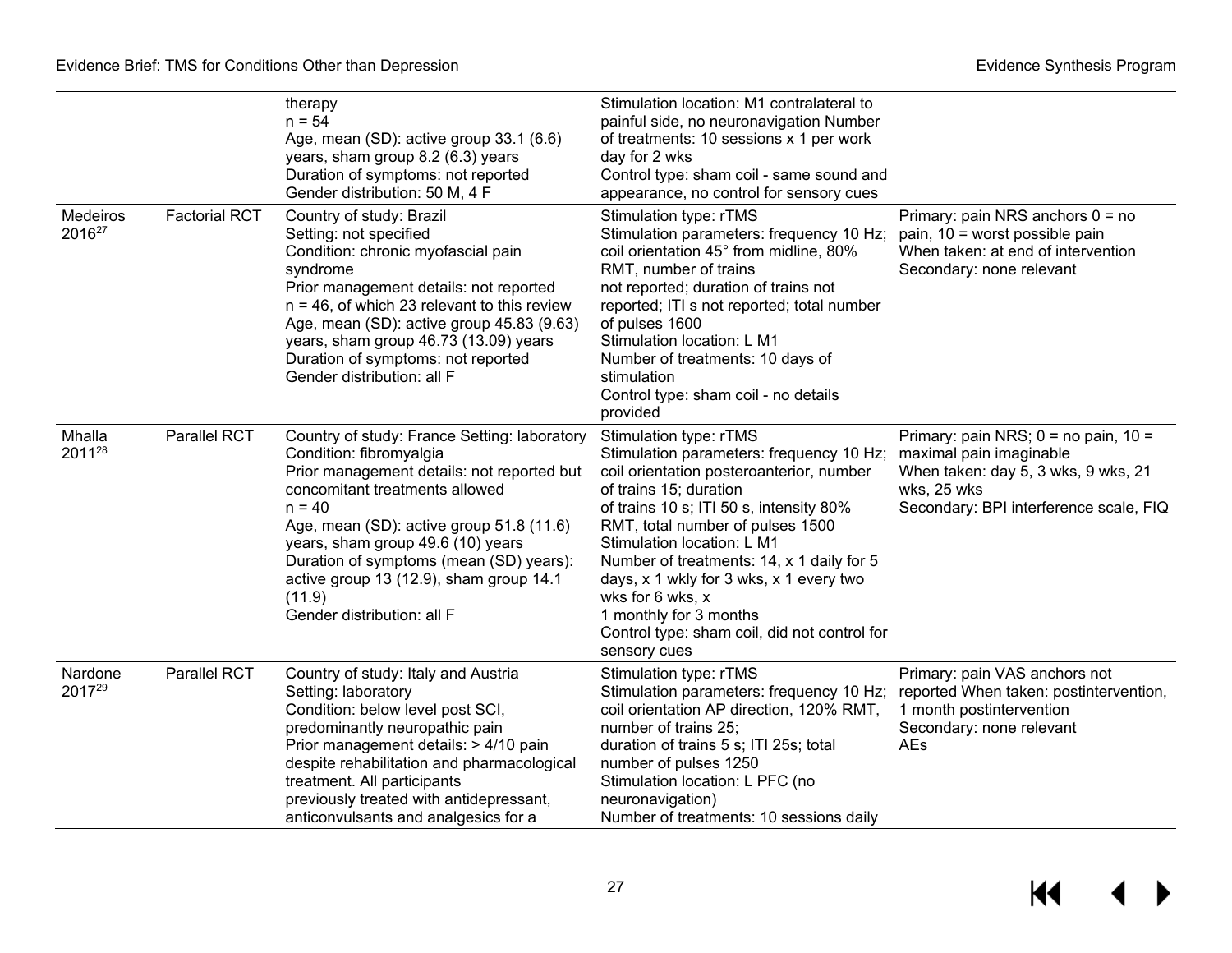| | | therapy<br>n = 54<br>Age, mean (SD): active group 33.1 (6.6) years, sham group 8.2 (6.3) years<br>Duration of symptoms: not reported<br>Gender distribution: 50 M, 4 F | Stimulation location: M1 contralateral to painful side, no neuronavigation Number of treatments: 10 sessions x 1 per work day for 2 wks<br>Control type: sham coil - same sound and appearance, no control for sensory cues | |
|---|---|---|---|---|
| Medeiros 2016[27] | Factorial RCT | Country of study: Brazil<br>Setting: not specified<br>Condition: chronic myofascial pain syndrome<br>Prior management details: not reported<br>n = 46, of which 23 relevant to this review<br>Age, mean (SD): active group 45.83 (9.63) years, sham group 46.73 (13.09) years<br>Duration of symptoms: not reported<br>Gender distribution: all F | Stimulation type: rTMS<br>Stimulation parameters: frequency 10 Hz; coil orientation 45° from midline, 80% RMT, number of trains not reported; duration of trains not reported; ITI s not reported; total number of pulses 1600<br>Stimulation location: L M1<br>Number of treatments: 10 days of stimulation<br>Control type: sham coil - no details provided | Primary: pain NRS anchors 0 = no pain, 10 = worst possible pain<br>When taken: at end of intervention<br>Secondary: none relevant |
| Mhalla 2011[28] | Parallel RCT | Country of study: France Setting: laboratory<br>Condition: fibromyalgia<br>Prior management details: not reported but concomitant treatments allowed<br>n = 40<br>Age, mean (SD): active group 51.8 (11.6) years, sham group 49.6 (10) years<br>Duration of symptoms (mean (SD) years): active group 13 (12.9), sham group 14.1 (11.9)<br>Gender distribution: all F | Stimulation type: rTMS<br>Stimulation parameters: frequency 10 Hz; coil orientation posteroanterior, number of trains 15; duration of trains 10 s; ITI 50 s, intensity 80% RMT, total number of pulses 1500<br>Stimulation location: L M1<br>Number of treatments: 14, x 1 daily for 5 days, x 1 wkly for 3 wks, x 1 every two wks for 6 wks, x 1 monthly for 3 months<br>Control type: sham coil, did not control for sensory cues | Primary: pain NRS; 0 = no pain, 10 = maximal pain imaginable<br>When taken: day 5, 3 wks, 9 wks, 21 wks, 25 wks<br>Secondary: BPI interference scale, FIQ |
| Nardone 2017[29] | Parallel RCT | Country of study: Italy and Austria<br>Setting: laboratory<br>Condition: below level post SCI, predominantly neuropathic pain<br>Prior management details: > 4/10 pain despite rehabilitation and pharmacological treatment. All participants previously treated with antidepressant, anticonvulsants and analgesics for a | Stimulation type: rTMS<br>Stimulation parameters: frequency 10 Hz; coil orientation AP direction, 120% RMT, number of trains 25; duration of trains 5 s; ITI 25s; total number of pulses 1250<br>Stimulation location: L PFC (no neuronavigation)<br>Number of treatments: 10 sessions daily | Primary: pain VAS anchors not reported When taken: postintervention, 1 month postintervention<br>Secondary: none relevant<br>AEs |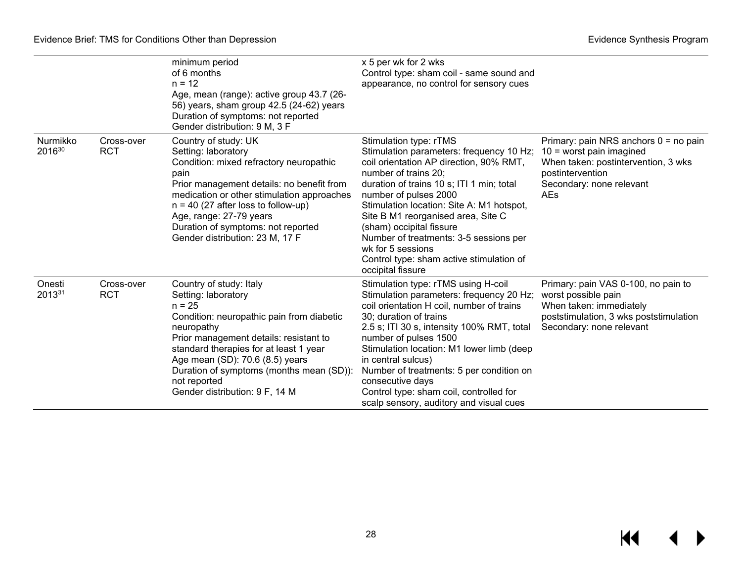| | | | | |
|---|---|---|---|---|
| | | minimum period of 6 months<br>n = 12<br>Age, mean (range): active group 43.7 (26-56) years, sham group 42.5 (24-62) years<br>Duration of symptoms: not reported<br>Gender distribution: 9 M, 3 F | x 5 per wk for 2 wks<br>Control type: sham coil - same sound and appearance, no control for sensory cues | |
| Nurmikko 2016[30] | Cross-over RCT | Country of study: UK<br>Setting: laboratory<br>Condition: mixed refractory neuropathic pain<br>Prior management details: no benefit from medication or other stimulation approaches<br>n = 40 (27 after loss to follow-up)<br>Age, range: 27-79 years<br>Duration of symptoms: not reported<br>Gender distribution: 23 M, 17 F | Stimulation type: rTMS<br>Stimulation parameters: frequency 10 Hz; coil orientation AP direction, 90% RMT, number of trains 20;<br>duration of trains 10 s; ITI 1 min; total number of pulses 2000<br>Stimulation location: Site A: M1 hotspot, Site B M1 reorganised area, Site C (sham) occipital fissure<br>Number of treatments: 3-5 sessions per wk for 5 sessions<br>Control type: sham active stimulation of occipital fissure | Primary: pain NRS anchors 0 = no pain 10 = worst pain imagined<br>When taken: postintervention, 3 wks postintervention<br>Secondary: none relevant<br>AEs |
| Onesti 2013[31] | Cross-over RCT | Country of study: Italy<br>Setting: laboratory<br>n = 25<br>Condition: neuropathic pain from diabetic neuropathy<br>Prior management details: resistant to standard therapies for at least 1 year<br>Age mean (SD): 70.6 (8.5) years<br>Duration of symptoms (months mean (SD)): not reported<br>Gender distribution: 9 F, 14 M | Stimulation type: rTMS using H-coil<br>Stimulation parameters: frequency 20 Hz; coil orientation H coil, number of trains 30; duration of trains<br>2.5 s; ITI 30 s, intensity 100% RMT, total number of pulses 1500<br>Stimulation location: M1 lower limb (deep in central sulcus)<br>Number of treatments: 5 per condition on consecutive days<br>Control type: sham coil, controlled for scalp sensory, auditory and visual cues | Primary: pain VAS 0-100, no pain to worst possible pain<br>When taken: immediately poststimulation, 3 wks poststimulation<br>Secondary: none relevant |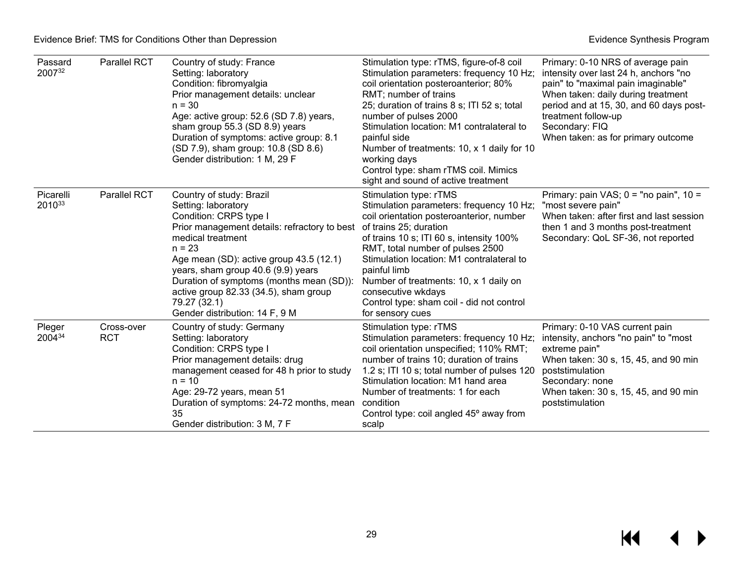| | | | | |
|---|---|---|---|---|
| Passard 2007[32] | Parallel RCT | Country of study: France<br>Setting: laboratory<br>Condition: fibromyalgia<br>Prior management details: unclear<br>n = 30<br>Age: active group: 52.6 (SD 7.8) years, sham group 55.3 (SD 8.9) years<br>Duration of symptoms: active group: 8.1 (SD 7.9), sham group: 10.8 (SD 8.6)<br>Gender distribution: 1 M, 29 F | Stimulation type: rTMS, figure-of-8 coil<br>Stimulation parameters: frequency 10 Hz; coil orientation posteroanterior; 80% RMT; number of trains 25; duration of trains 8 s; ITI 52 s; total number of pulses 2000<br>Stimulation location: M1 contralateral to painful side<br>Number of treatments: 10, x 1 daily for 10 working days<br>Control type: sham rTMS coil. Mimics sight and sound of active treatment | Primary: 0-10 NRS of average pain intensity over last 24 h, anchors "no pain" to "maximal pain imaginable"<br>When taken: daily during treatment period and at 15, 30, and 60 days post-treatment follow-up<br>Secondary: FIQ<br>When taken: as for primary outcome |
| Picarelli 2010[33] | Parallel RCT | Country of study: Brazil<br>Setting: laboratory<br>Condition: CRPS type I<br>Prior management details: refractory to best medical treatment<br>n = 23<br>Age mean (SD): active group 43.5 (12.1) years, sham group 40.6 (9.9) years<br>Duration of symptoms (months mean (SD)): active group 82.33 (34.5), sham group 79.27 (32.1)<br>Gender distribution: 14 F, 9 M | Stimulation type: rTMS<br>Stimulation parameters: frequency 10 Hz; coil orientation posteroanterior, number of trains 25; duration of trains 10 s; ITI 60 s, intensity 100% RMT, total number of pulses 2500<br>Stimulation location: M1 contralateral to painful limb<br>Number of treatments: 10, x 1 daily on consecutive wkdays<br>Control type: sham coil - did not control for sensory cues | Primary: pain VAS; 0 = "no pain", 10 = "most severe pain"<br>When taken: after first and last session then 1 and 3 months post-treatment<br>Secondary: QoL SF-36, not reported |
| Pleger 2004[34] | Cross-over RCT | Country of study: Germany<br>Setting: laboratory<br>Condition: CRPS type I<br>Prior management details: drug management ceased for 48 h prior to study<br>n = 10<br>Age: 29-72 years, mean 51<br>Duration of symptoms: 24-72 months, mean 35<br>Gender distribution: 3 M, 7 F | Stimulation type: rTMS<br>Stimulation parameters: frequency 10 Hz; coil orientation unspecified; 110% RMT; number of trains 10; duration of trains 1.2 s; ITI 10 s; total number of pulses 120<br>Stimulation location: M1 hand area<br>Number of treatments: 1 for each condition<br>Control type: coil angled 45° away from scalp | Primary: 0-10 VAS current pain intensity, anchors "no pain" to "most extreme pain"<br>When taken: 30 s, 15, 45, and 90 min poststimulation<br>Secondary: none<br>When taken: 30 s, 15, 45, and 90 min poststimulation |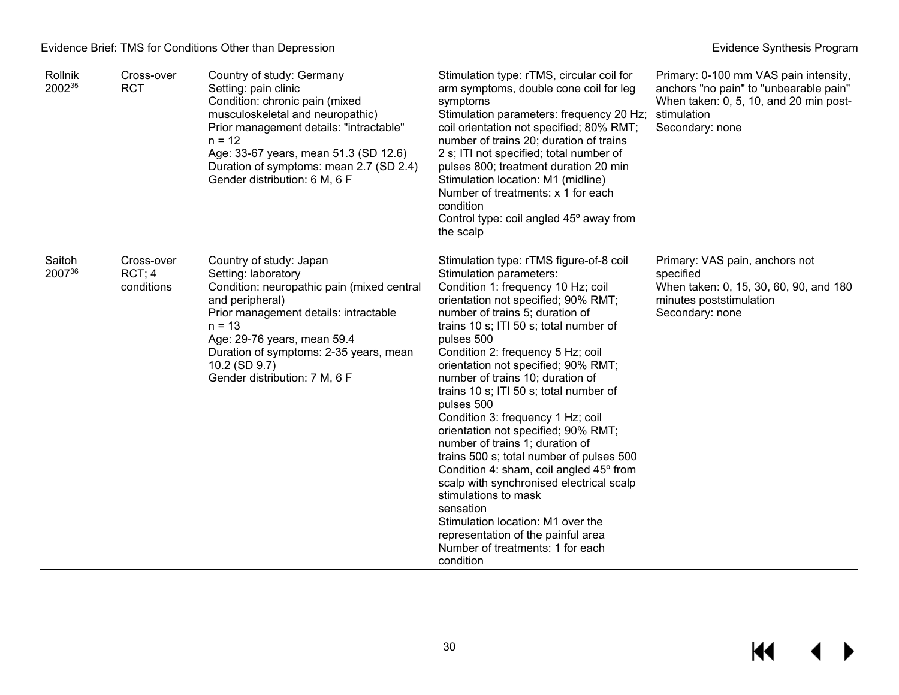| | | | | |
|---|---|---|---|---|
| Rollnik 2002[35] | Cross-over RCT | Country of study: Germany<br>Setting: pain clinic<br>Condition: chronic pain (mixed musculoskeletal and neuropathic)<br>Prior management details: "intractable"<br>n = 12<br>Age: 33-67 years, mean 51.3 (SD 12.6)<br>Duration of symptoms: mean 2.7 (SD 2.4)<br>Gender distribution: 6 M, 6 F | Stimulation type: rTMS, circular coil for arm symptoms, double cone coil for leg symptoms<br>Stimulation parameters: frequency 20 Hz; coil orientation not specified; 80% RMT; number of trains 20; duration of trains 2 s; ITI not specified; total number of pulses 800; treatment duration 20 min<br>Stimulation location: M1 (midline)<br>Number of treatments: x 1 for each condition<br>Control type: coil angled 45º away from the scalp | Primary: 0-100 mm VAS pain intensity, anchors "no pain" to "unbearable pain"<br>When taken: 0, 5, 10, and 20 min post-stimulation<br>Secondary: none |
| Saitoh 2007[36] | Cross-over RCT; 4 conditions | Country of study: Japan<br>Setting: laboratory<br>Condition: neuropathic pain (mixed central and peripheral)<br>Prior management details: intractable<br>n = 13<br>Age: 29-76 years, mean 59.4<br>Duration of symptoms: 2-35 years, mean 10.2 (SD 9.7)<br>Gender distribution: 7 M, 6 F | Stimulation type: rTMS figure-of-8 coil<br>Stimulation parameters:<br>Condition 1: frequency 10 Hz; coil orientation not specified; 90% RMT; number of trains 5; duration of trains 10 s; ITI 50 s; total number of pulses 500<br>Condition 2: frequency 5 Hz; coil orientation not specified; 90% RMT; number of trains 10; duration of trains 10 s; ITI 50 s; total number of pulses 500<br>Condition 3: frequency 1 Hz; coil orientation not specified; 90% RMT; number of trains 1; duration of trains 500 s; total number of pulses 500<br>Condition 4: sham, coil angled 45º from scalp with synchronised electrical scalp stimulations to mask sensation<br>Stimulation location: M1 over the representation of the painful area<br>Number of treatments: 1 for each condition | Primary: VAS pain, anchors not specified<br>When taken: 0, 15, 30, 60, 90, and 180 minutes poststimulation<br>Secondary: none |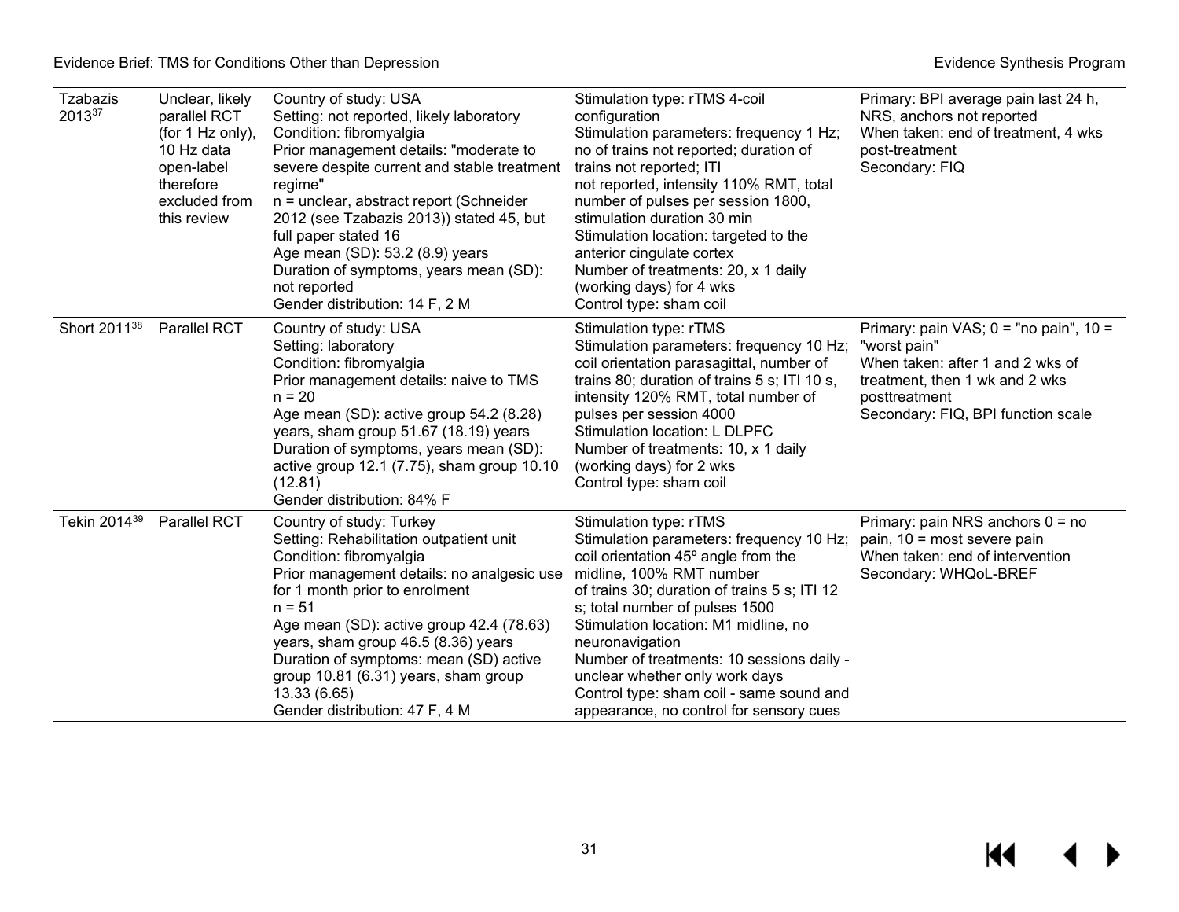| Tzabazis 2013[37] | Unclear, likely parallel RCT (for 1 Hz only), 10 Hz data open-label therefore excluded from this review | Country of study: USA<br>Setting: not reported, likely laboratory<br>Condition: fibromyalgia<br>Prior management details: "moderate to severe despite current and stable treatment regime"<br>n = unclear, abstract report (Schneider 2012 (see Tzabazis 2013)) stated 45, but full paper stated 16<br>Age mean (SD): 53.2 (8.9) years<br>Duration of symptoms, years mean (SD): not reported<br>Gender distribution: 14 F, 2 M | Stimulation type: rTMS 4-coil configuration<br>Stimulation parameters: frequency 1 Hz; no of trains not reported; duration of trains not reported; ITI not reported, intensity 110% RMT, total number of pulses per session 1800, stimulation duration 30 min<br>Stimulation location: targeted to the anterior cingulate cortex<br>Number of treatments: 20, x 1 daily (working days) for 4 wks<br>Control type: sham coil | Primary: BPI average pain last 24 h, NRS, anchors not reported<br>When taken: end of treatment, 4 wks post-treatment<br>Secondary: FIQ |
|---|---|---|---|---|
| Short 2011[38] | Parallel RCT | Country of study: USA<br>Setting: laboratory<br>Condition: fibromyalgia<br>Prior management details: naive to TMS<br>n = 20<br>Age mean (SD): active group 54.2 (8.28) years, sham group 51.67 (18.19) years<br>Duration of symptoms, years mean (SD): active group 12.1 (7.75), sham group 10.10 (12.81)<br>Gender distribution: 84% F | Stimulation type: rTMS<br>Stimulation parameters: frequency 10 Hz; coil orientation parasagittal, number of trains 80; duration of trains 5 s; ITI 10 s, intensity 120% RMT, total number of pulses per session 4000<br>Stimulation location: L DLPFC<br>Number of treatments: 10, x 1 daily (working days) for 2 wks<br>Control type: sham coil | Primary: pain VAS; 0 = "no pain", 10 = "worst pain"<br>When taken: after 1 and 2 wks of treatment, then 1 wk and 2 wks posttreatment<br>Secondary: FIQ, BPI function scale |
| Tekin 2014[39] | Parallel RCT | Country of study: Turkey<br>Setting: Rehabilitation outpatient unit<br>Condition: fibromyalgia<br>Prior management details: no analgesic use for 1 month prior to enrolment<br>n = 51<br>Age mean (SD): active group 42.4 (78.63) years, sham group 46.5 (8.36) years<br>Duration of symptoms: mean (SD) active group 10.81 (6.31) years, sham group 13.33 (6.65)<br>Gender distribution: 47 F, 4 M | Stimulation type: rTMS<br>Stimulation parameters: frequency 10 Hz; coil orientation 45º angle from the midline, 100% RMT number of trains 30; duration of trains 5 s; ITI 12 s; total number of pulses 1500<br>Stimulation location: M1 midline, no neuronavigation<br>Number of treatments: 10 sessions daily - unclear whether only work days<br>Control type: sham coil - same sound and appearance, no control for sensory cues | Primary: pain NRS anchors 0 = no pain, 10 = most severe pain<br>When taken: end of intervention<br>Secondary: WHQoL-BREF |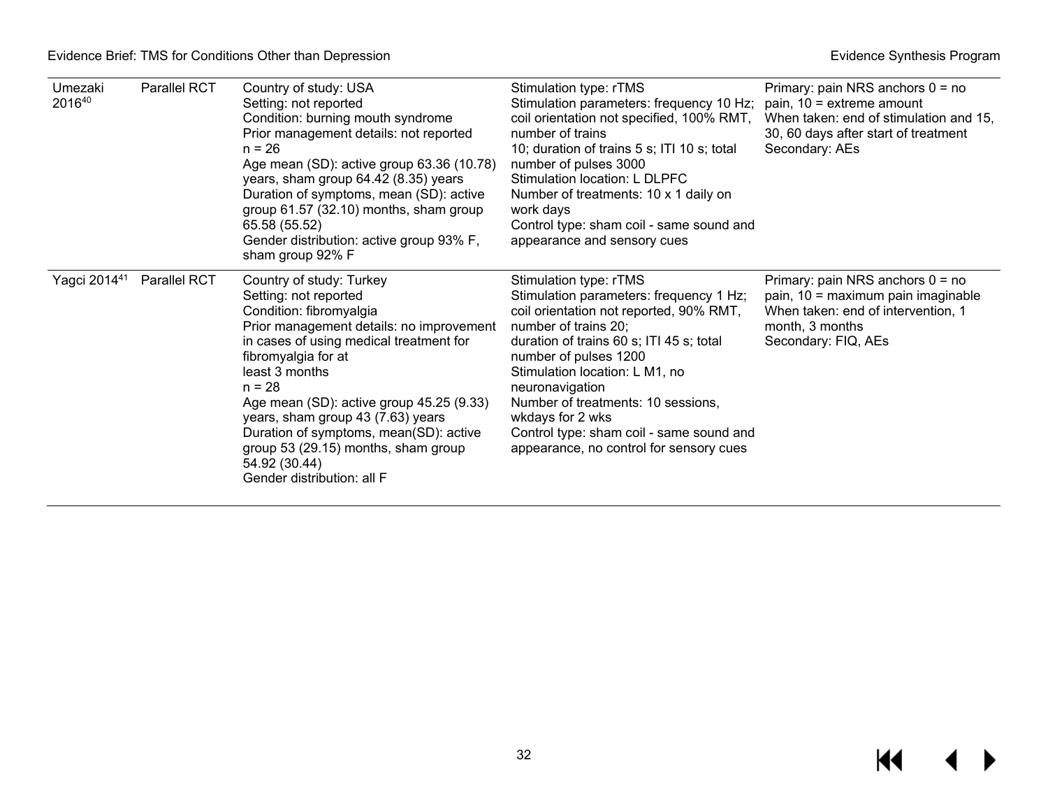| | | | | |
|---|---|---|---|---|
| Umezaki 2016[40] | Parallel RCT | Country of study: USA<br>Setting: not reported<br>Condition: burning mouth syndrome<br>Prior management details: not reported<br>n = 26<br>Age mean (SD): active group 63.36 (10.78) years, sham group 64.42 (8.35) years<br>Duration of symptoms, mean (SD): active group 61.57 (32.10) months, sham group 65.58 (55.52)<br>Gender distribution: active group 93% F, sham group 92% F | Stimulation type: rTMS<br>Stimulation parameters: frequency 10 Hz; coil orientation not specified, 100% RMT, number of trains<br>10; duration of trains 5 s; ITI 10 s; total number of pulses 3000<br>Stimulation location: L DLPFC<br>Number of treatments: 10 x 1 daily on work days<br>Control type: sham coil - same sound and appearance and sensory cues | Primary: pain NRS anchors 0 = no pain, 10 = extreme amount<br>When taken: end of stimulation and 15, 30, 60 days after start of treatment<br>Secondary: AEs |
| Yagci 2014[41] | Parallel RCT | Country of study: Turkey<br>Setting: not reported<br>Condition: fibromyalgia<br>Prior management details: no improvement in cases of using medical treatment for fibromyalgia for at<br>least 3 months<br>n = 28<br>Age mean (SD): active group 45.25 (9.33) years, sham group 43 (7.63) years<br>Duration of symptoms, mean(SD): active group 53 (29.15) months, sham group 54.92 (30.44)<br>Gender distribution: all F | Stimulation type: rTMS<br>Stimulation parameters: frequency 1 Hz; coil orientation not reported, 90% RMT, number of trains 20;<br>duration of trains 60 s; ITI 45 s; total number of pulses 1200<br>Stimulation location: L M1, no neuronavigation<br>Number of treatments: 10 sessions, wkdays for 2 wks<br>Control type: sham coil - same sound and appearance, no control for sensory cues | Primary: pain NRS anchors 0 = no pain, 10 = maximum pain imaginable<br>When taken: end of intervention, 1 month, 3 months<br>Secondary: FIQ, AEs |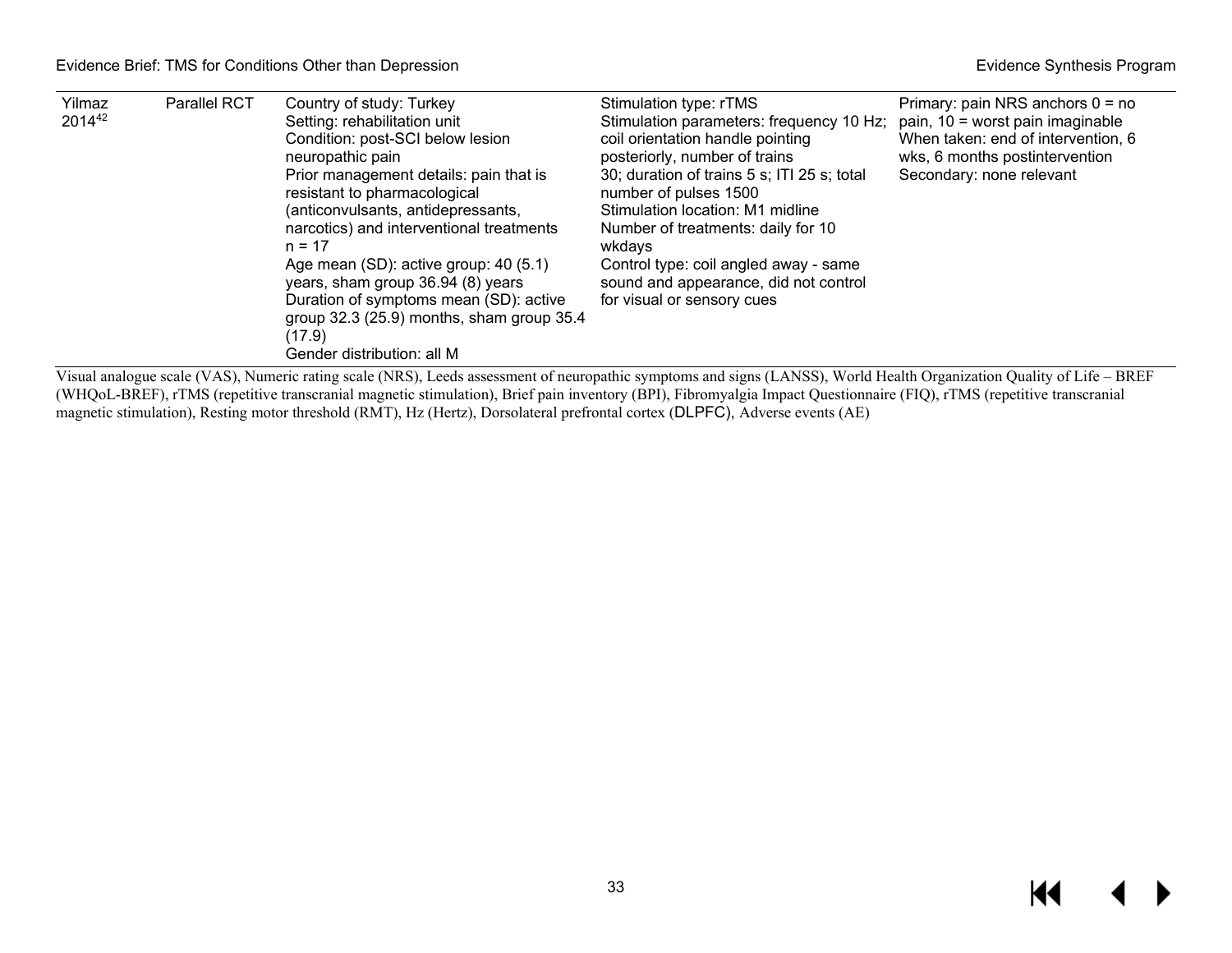| | | | | |
|---|---|---|---|---|
| Yilmaz 2014[42] | Parallel RCT | Country of study: Turkey<br>Setting: rehabilitation unit<br>Condition: post-SCI below lesion neuropathic pain<br>Prior management details: pain that is resistant to pharmacological (anticonvulsants, antidepressants, narcotics) and interventional treatments<br>n = 17<br>Age mean (SD): active group: 40 (5.1) years, sham group 36.94 (8) years<br>Duration of symptoms mean (SD): active group 32.3 (25.9) months, sham group 35.4 (17.9)<br>Gender distribution: all M | Stimulation type: rTMS<br>Stimulation parameters: frequency 10 Hz; coil orientation handle pointing posteriorly, number of trains 30; duration of trains 5 s; ITI 25 s; total number of pulses 1500<br>Stimulation location: M1 midline<br>Number of treatments: daily for 10 wkdays<br>Control type: coil angled away - same sound and appearance, did not control for visual or sensory cues | Primary: pain NRS anchors 0 = no pain, 10 = worst pain imaginable<br>When taken: end of intervention, 6 wks, 6 months postintervention<br>Secondary: none relevant |

Visual analogue scale (VAS), Numeric rating scale (NRS), Leeds assessment of neuropathic symptoms and signs (LANSS), World Health Organization Quality of Life – BREF (WHQoL-BREF), rTMS (repetitive transcranial magnetic stimulation), Brief pain inventory (BPI), Fibromyalgia Impact Questionnaire (FIQ), rTMS (repetitive transcranial magnetic stimulation), Resting motor threshold (RMT), Hz (Hertz), Dorsolateral prefrontal cortex (DLPFC), Adverse events (AE)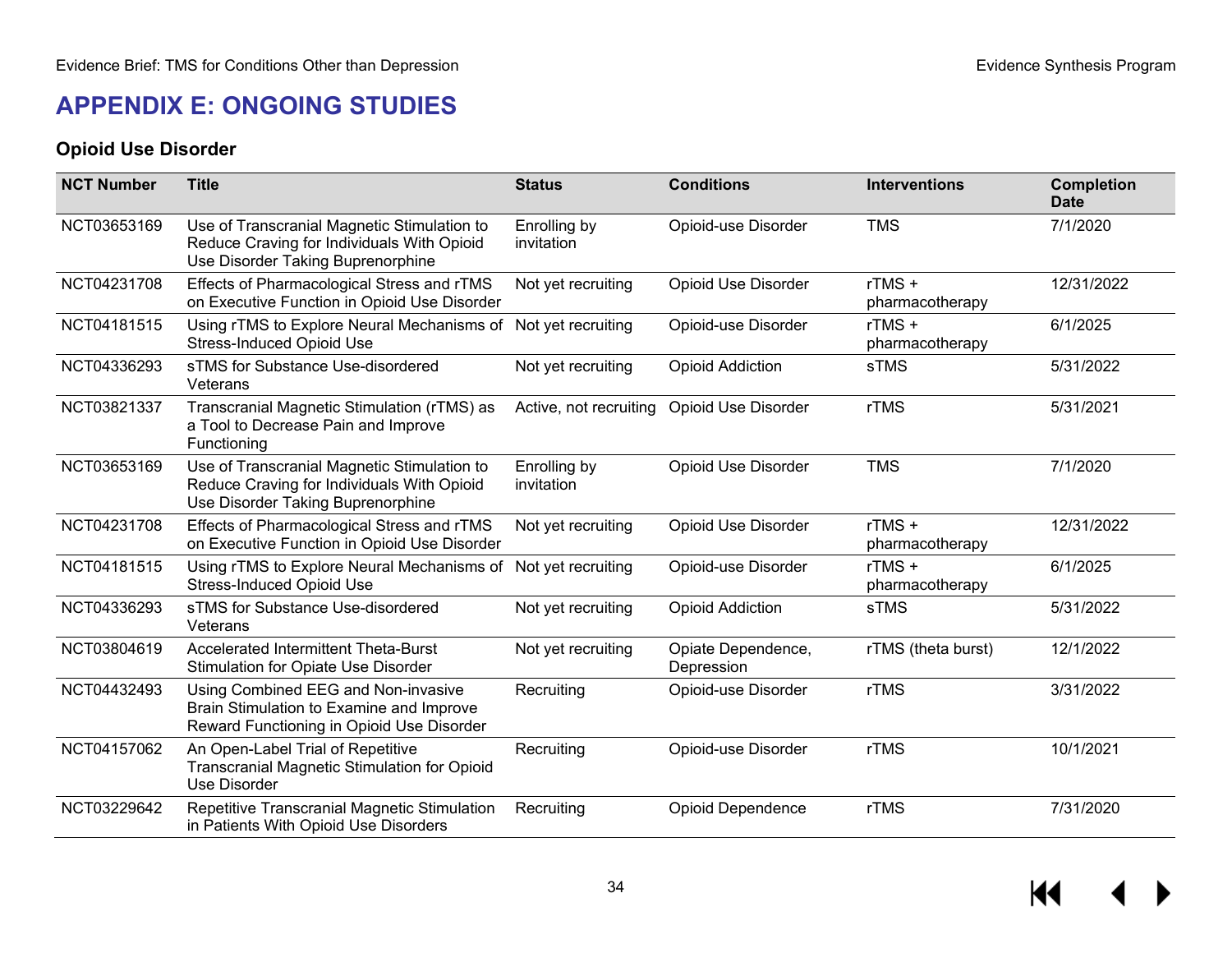# APPENDIX E: ONGOING STUDIES

## Opioid Use Disorder

| NCT Number | Title | Status | Conditions | Interventions | Completion Date |
|---|---|---|---|---|---|
| NCT03653169 | Use of Transcranial Magnetic Stimulation to Reduce Craving for Individuals With Opioid Use Disorder Taking Buprenorphine | Enrolling by invitation | Opioid-use Disorder | TMS | 7/1/2020 |
| NCT04231708 | Effects of Pharmacological Stress and rTMS on Executive Function in Opioid Use Disorder | Not yet recruiting | Opioid Use Disorder | rTMS + pharmacotherapy | 12/31/2022 |
| NCT04181515 | Using rTMS to Explore Neural Mechanisms of Stress-Induced Opioid Use | Not yet recruiting | Opioid-use Disorder | rTMS + pharmacotherapy | 6/1/2025 |
| NCT04336293 | sTMS for Substance Use-disordered Veterans | Not yet recruiting | Opioid Addiction | sTMS | 5/31/2022 |
| NCT03821337 | Transcranial Magnetic Stimulation (rTMS) as a Tool to Decrease Pain and Improve Functioning | Active, not recruiting | Opioid Use Disorder | rTMS | 5/31/2021 |
| NCT03653169 | Use of Transcranial Magnetic Stimulation to Reduce Craving for Individuals With Opioid Use Disorder Taking Buprenorphine | Enrolling by invitation | Opioid Use Disorder | TMS | 7/1/2020 |
| NCT04231708 | Effects of Pharmacological Stress and rTMS on Executive Function in Opioid Use Disorder | Not yet recruiting | Opioid Use Disorder | rTMS + pharmacotherapy | 12/31/2022 |
| NCT04181515 | Using rTMS to Explore Neural Mechanisms of Stress-Induced Opioid Use | Not yet recruiting | Opioid-use Disorder | rTMS + pharmacotherapy | 6/1/2025 |
| NCT04336293 | sTMS for Substance Use-disordered Veterans | Not yet recruiting | Opioid Addiction | sTMS | 5/31/2022 |
| NCT03804619 | Accelerated Intermittent Theta-Burst Stimulation for Opiate Use Disorder | Not yet recruiting | Opiate Dependence, Depression | rTMS (theta burst) | 12/1/2022 |
| NCT04432493 | Using Combined EEG and Non-invasive Brain Stimulation to Examine and Improve Reward Functioning in Opioid Use Disorder | Recruiting | Opioid-use Disorder | rTMS | 3/31/2022 |
| NCT04157062 | An Open-Label Trial of Repetitive Transcranial Magnetic Stimulation for Opioid Use Disorder | Recruiting | Opioid-use Disorder | rTMS | 10/1/2021 |
| NCT03229642 | Repetitive Transcranial Magnetic Stimulation in Patients With Opioid Use Disorders | Recruiting | Opioid Dependence | rTMS | 7/31/2020 |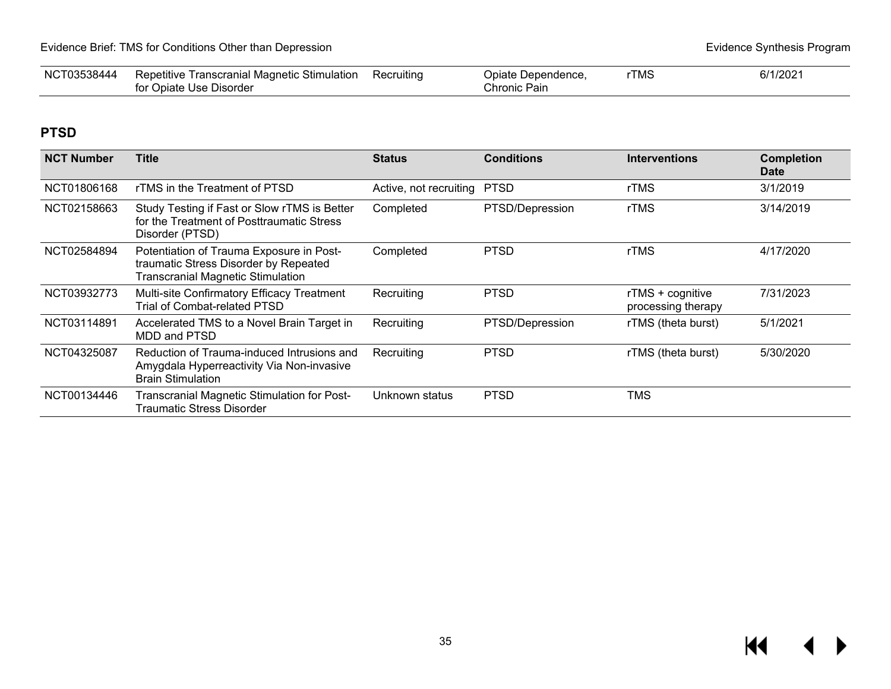| NCT03538444 | Repetitive Transcranial Magnetic Stimulation for Opiate Use Disorder | Recruiting | Opiate Dependence, Chronic Pain | rTMS | 6/1/2021 |
|---|---|---|---|---|---|

## PTSD

| NCT Number | Title | Status | Conditions | Interventions | Completion Date |
|---|---|---|---|---|---|
| NCT01806168 | rTMS in the Treatment of PTSD | Active, not recruiting | PTSD | rTMS | 3/1/2019 |
| NCT02158663 | Study Testing if Fast or Slow rTMS is Better for the Treatment of Posttraumatic Stress Disorder (PTSD) | Completed | PTSD/Depression | rTMS | 3/14/2019 |
| NCT02584894 | Potentiation of Trauma Exposure in Post-traumatic Stress Disorder by Repeated Transcranial Magnetic Stimulation | Completed | PTSD | rTMS | 4/17/2020 |
| NCT03932773 | Multi-site Confirmatory Efficacy Treatment Trial of Combat-related PTSD | Recruiting | PTSD | rTMS + cognitive processing therapy | 7/31/2023 |
| NCT03114891 | Accelerated TMS to a Novel Brain Target in MDD and PTSD | Recruiting | PTSD/Depression | rTMS (theta burst) | 5/1/2021 |
| NCT04325087 | Reduction of Trauma-induced Intrusions and Amygdala Hyperreactivity Via Non-invasive Brain Stimulation | Recruiting | PTSD | rTMS (theta burst) | 5/30/2020 |
| NCT00134446 | Transcranial Magnetic Stimulation for Post-Traumatic Stress Disorder | Unknown status | PTSD | TMS | |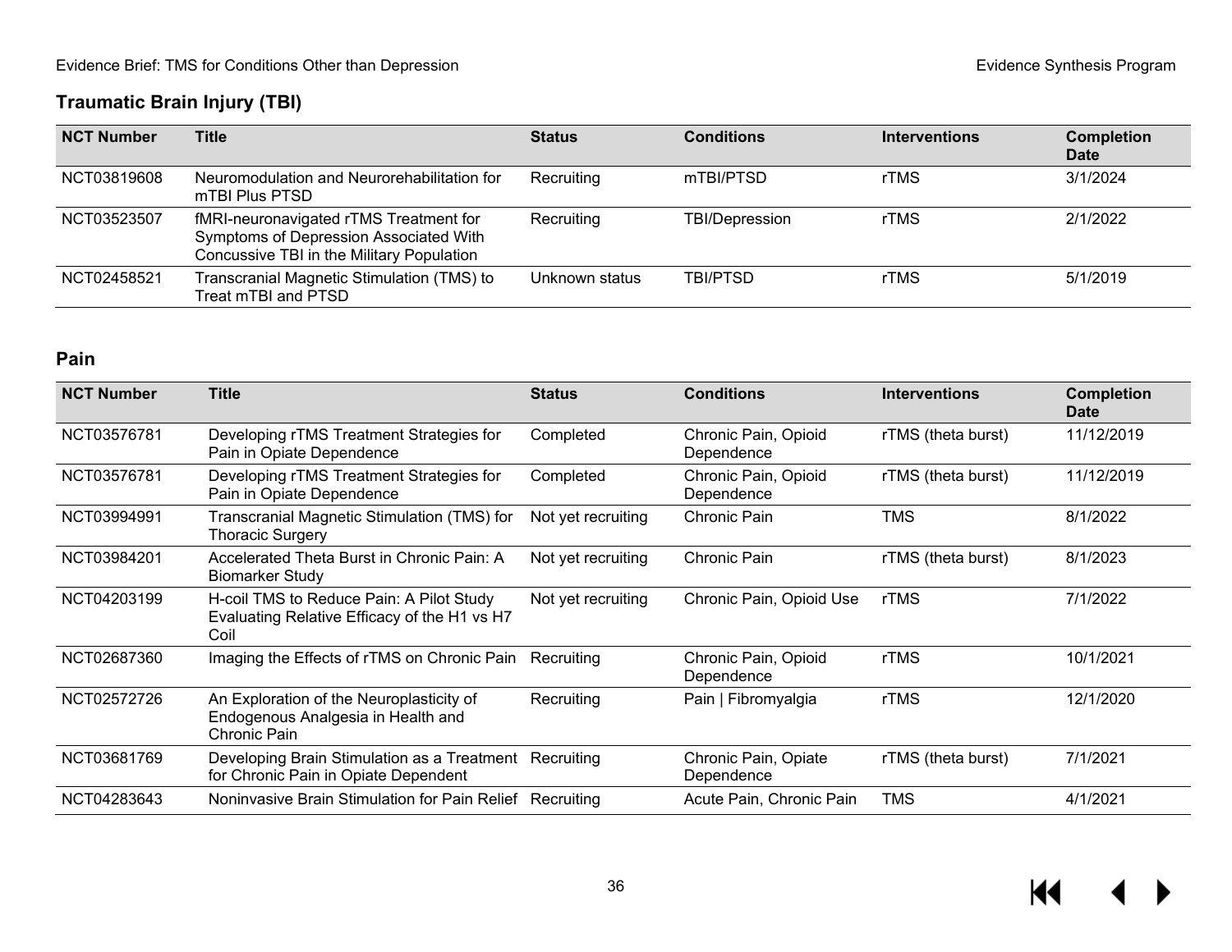## Traumatic Brain Injury (TBI)

| NCT Number | Title | Status | Conditions | Interventions | Completion Date |
|---|---|---|---|---|---|
| NCT03819608 | Neuromodulation and Neurorehabilitation for mTBI Plus PTSD | Recruiting | mTBI/PTSD | rTMS | 3/1/2024 |
| NCT03523507 | fMRI-neuronavigated rTMS Treatment for Symptoms of Depression Associated With Concussive TBI in the Military Population | Recruiting | TBI/Depression | rTMS | 2/1/2022 |
| NCT02458521 | Transcranial Magnetic Stimulation (TMS) to Treat mTBI and PTSD | Unknown status | TBI/PTSD | rTMS | 5/1/2019 |

## Pain

| NCT Number | Title | Status | Conditions | Interventions | Completion Date |
|---|---|---|---|---|---|
| NCT03576781 | Developing rTMS Treatment Strategies for Pain in Opiate Dependence | Completed | Chronic Pain, Opioid Dependence | rTMS (theta burst) | 11/12/2019 |
| NCT03576781 | Developing rTMS Treatment Strategies for Pain in Opiate Dependence | Completed | Chronic Pain, Opioid Dependence | rTMS (theta burst) | 11/12/2019 |
| NCT03994991 | Transcranial Magnetic Stimulation (TMS) for Thoracic Surgery | Not yet recruiting | Chronic Pain | TMS | 8/1/2022 |
| NCT03984201 | Accelerated Theta Burst in Chronic Pain: A Biomarker Study | Not yet recruiting | Chronic Pain | rTMS (theta burst) | 8/1/2023 |
| NCT04203199 | H-coil TMS to Reduce Pain: A Pilot Study Evaluating Relative Efficacy of the H1 vs H7 Coil | Not yet recruiting | Chronic Pain, Opioid Use | rTMS | 7/1/2022 |
| NCT02687360 | Imaging the Effects of rTMS on Chronic Pain | Recruiting | Chronic Pain, Opioid Dependence | rTMS | 10/1/2021 |
| NCT02572726 | An Exploration of the Neuroplasticity of Endogenous Analgesia in Health and Chronic Pain | Recruiting | Pain \| Fibromyalgia | rTMS | 12/1/2020 |
| NCT03681769 | Developing Brain Stimulation as a Treatment for Chronic Pain in Opiate Dependent | Recruiting | Chronic Pain, Opiate Dependence | rTMS (theta burst) | 7/1/2021 |
| NCT04283643 | Noninvasive Brain Stimulation for Pain Relief | Recruiting | Acute Pain, Chronic Pain | TMS | 4/1/2021 |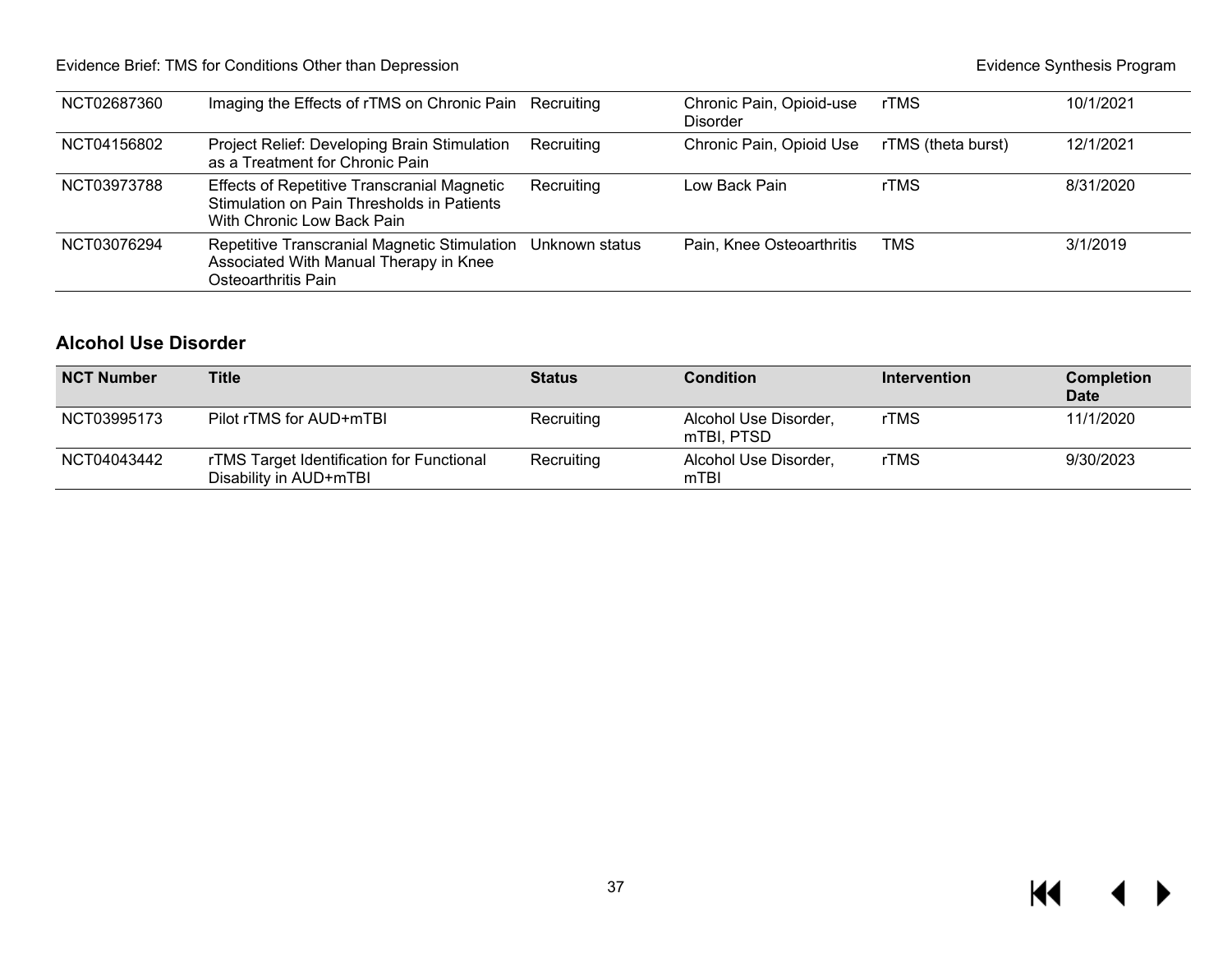| NCT Number | Title | Status | Condition | Intervention | Completion Date |
|---|---|---|---|---|---|
| NCT02687360 | Imaging the Effects of rTMS on Chronic Pain | Recruiting | Chronic Pain, Opioid-use Disorder | rTMS | 10/1/2021 |
| NCT04156802 | Project Relief: Developing Brain Stimulation as a Treatment for Chronic Pain | Recruiting | Chronic Pain, Opioid Use | rTMS (theta burst) | 12/1/2021 |
| NCT03973788 | Effects of Repetitive Transcranial Magnetic Stimulation on Pain Thresholds in Patients With Chronic Low Back Pain | Recruiting | Low Back Pain | rTMS | 8/31/2020 |
| NCT03076294 | Repetitive Transcranial Magnetic Stimulation Associated With Manual Therapy in Knee Osteoarthritis Pain | Unknown status | Pain, Knee Osteoarthritis | TMS | 3/1/2019 |

### Alcohol Use Disorder

| NCT Number | Title | Status | Condition | Intervention | Completion Date |
|---|---|---|---|---|---|
| NCT03995173 | Pilot rTMS for AUD+mTBI | Recruiting | Alcohol Use Disorder, mTBI, PTSD | rTMS | 11/1/2020 |
| NCT04043442 | rTMS Target Identification for Functional Disability in AUD+mTBI | Recruiting | Alcohol Use Disorder, mTBI | rTMS | 9/30/2023 |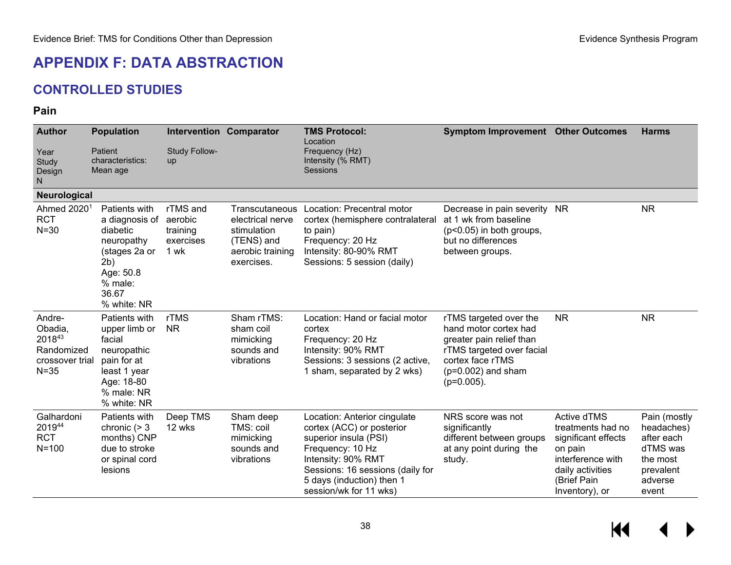# APPENDIX F: DATA ABSTRACTION

## CONTROLLED STUDIES

### Pain

| Author<br><br>Year<br>Study Design<br>N | Population<br><br>Patient characteristics:<br>Mean age | Intervention<br><br>Study Follow-up | Comparator | TMS Protocol:<br>Location<br>Frequency (Hz)<br>Intensity (% RMT)<br>Sessions | Symptom Improvement | Other Outcomes | Harms |
|---|---|---|---|---|---|---|---|
| **Neurological** | | | | | | | |
| Ahmed 2020[1]<br>RCT<br>N=30 | Patients with a diagnosis of diabetic neuropathy (stages 2a or 2b)<br>Age: 50.8<br>% male: 36.67<br>% white: NR | rTMS and aerobic training exercises<br>1 wk | Transcutaneous electrical nerve stimulation (TENS) and aerobic training exercises. | Location: Precentral motor cortex (hemisphere contralateral to pain)<br>Frequency: 20 Hz<br>Intensity: 80-90% RMT<br>Sessions: 5 session (daily) | Decrease in pain severity at 1 wk from baseline ($p<0.05$) in both groups, but no differences between groups. | NR | NR |
| Andre-Obadia, 2018[43]<br>Randomized crossover trial<br>N=35 | Patients with upper limb or facial neuropathic pain for at least 1 year<br>Age: 18-80<br>% male: NR<br>% white: NR | rTMS<br>NR | Sham rTMS: sham coil mimicking sounds and vibrations | Location: Hand or facial motor cortex<br>Frequency: 20 Hz<br>Intensity: 90% RMT<br>Sessions: 3 sessions (2 active, 1 sham, separated by 2 wks) | rTMS targeted over the hand motor cortex had greater pain relief than rTMS targeted over facial cortex face rTMS ($p=0.002$) and sham ($p=0.005$). | NR | NR |
| Galhardoni 2019[44]<br>RCT<br>N=100 | Patients with chronic (> 3 months) CNP due to stroke or spinal cord lesions | Deep TMS<br>12 wks | Sham deep TMS: coil mimicking sounds and vibrations | Location: Anterior cingulate cortex (ACC) or posterior superior insula (PSI)<br>Frequency: 10 Hz<br>Intensity: 90% RMT<br>Sessions: 16 sessions (daily for 5 days (induction) then 1 session/wk for 11 wks) | NRS score was not significantly different between groups at any point during the study. | Active dTMS treatments had no significant effects on pain interference with daily activities (Brief Pain Inventory), or | Pain (mostly headaches) after each dTMS was the most prevalent adverse event |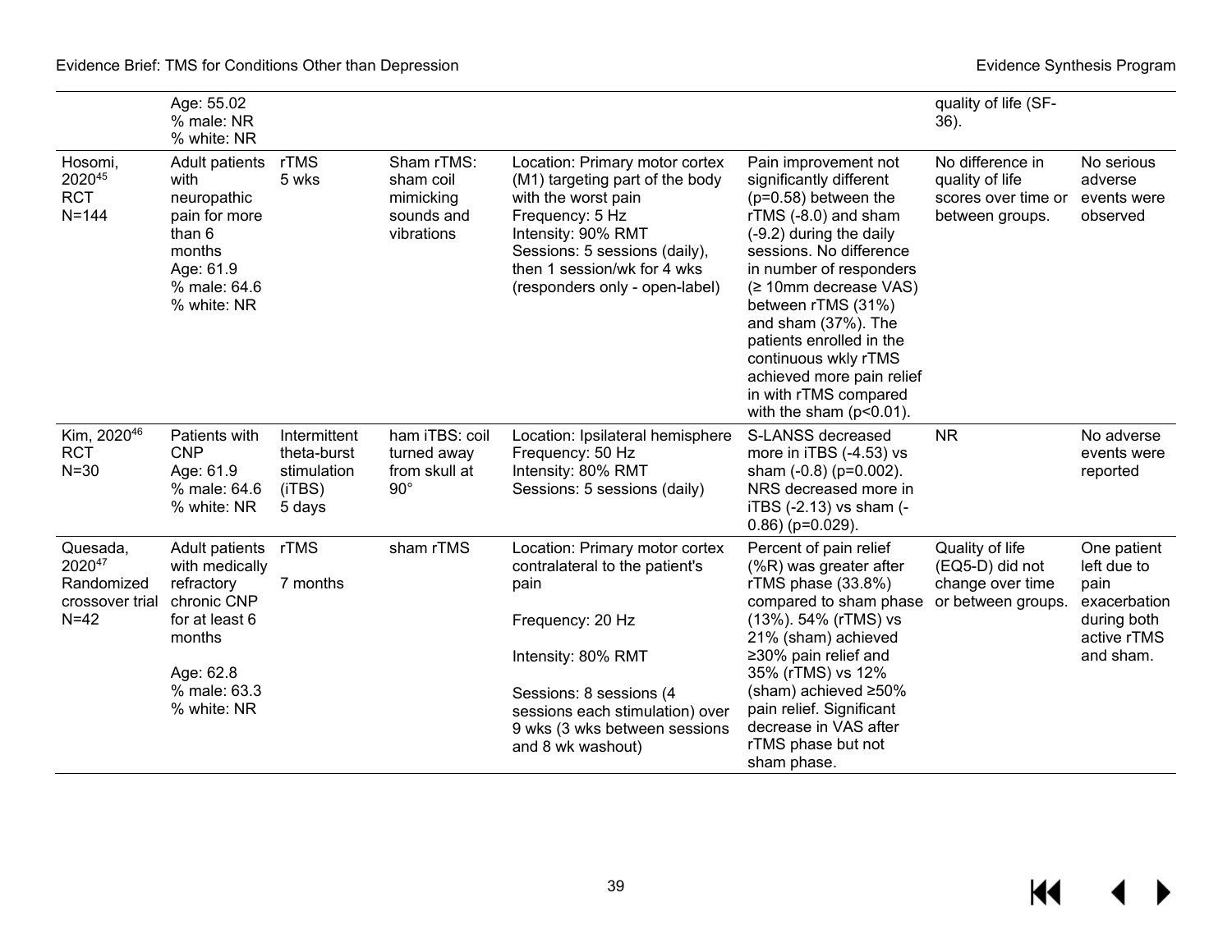| | | | | | | | |
|---|---|---|---|---|---|---|---|
| | Age: 55.02<br>% male: NR<br>% white: NR | | | | | quality of life (SF-36). | |
| Hosomi, 2020[45]<br>RCT<br>N=144 | Adult patients with neuropathic pain for more than 6 months<br>Age: 61.9<br>% male: 64.6<br>% white: NR | rTMS<br>5 wks | Sham rTMS: sham coil mimicking sounds and vibrations | Location: Primary motor cortex (M1) targeting part of the body with the worst pain<br>Frequency: 5 Hz<br>Intensity: 90% RMT<br>Sessions: 5 sessions (daily), then 1 session/wk for 4 wks (responders only - open-label) | Pain improvement not significantly different (p=0.58) between the rTMS (-8.0) and sham (-9.2) during the daily sessions. No difference in number of responders (≥ 10mm decrease VAS) between rTMS (31%) and sham (37%). The patients enrolled in the continuous wkly rTMS achieved more pain relief in with rTMS compared with the sham (p<0.01). | No difference in quality of life scores over time or between groups. | No serious adverse events were observed |
| Kim, 2020[46]<br>RCT<br>N=30 | Patients with CNP<br>Age: 61.9<br>% male: 64.6<br>% white: NR | Intermittent theta-burst stimulation (iTBS)<br>5 days | ham iTBS: coil turned away from skull at 90° | Location: Ipsilateral hemisphere<br>Frequency: 50 Hz<br>Intensity: 80% RMT<br>Sessions: 5 sessions (daily) | S-LANSS decreased more in iTBS (-4.53) vs sham (-0.8) (p=0.002). NRS decreased more in iTBS (-2.13) vs sham (-0.86) (p=0.029). | NR | No adverse events were reported |
| Quesada, 2020[47]<br>Randomized crossover trial<br>N=42 | Adult patients with medically refractory chronic CNP for at least 6 months<br><br>Age: 62.8<br>% male: 63.3<br>% white: NR | rTMS<br><br>7 months | sham rTMS | Location: Primary motor cortex contralateral to the patient's pain<br><br>Frequency: 20 Hz<br><br>Intensity: 80% RMT<br><br>Sessions: 8 sessions (4 sessions each stimulation) over 9 wks (3 wks between sessions and 8 wk washout) | Percent of pain relief (%R) was greater after rTMS phase (33.8%) compared to sham phase (13%). 54% (rTMS) vs 21% (sham) achieved ≥30% pain relief and 35% (rTMS) vs 12% (sham) achieved ≥50% pain relief. Significant decrease in VAS after rTMS phase but not sham phase. | Quality of life (EQ5-D) did not change over time or between groups. | One patient left due to pain exacerbation during both active rTMS and sham. |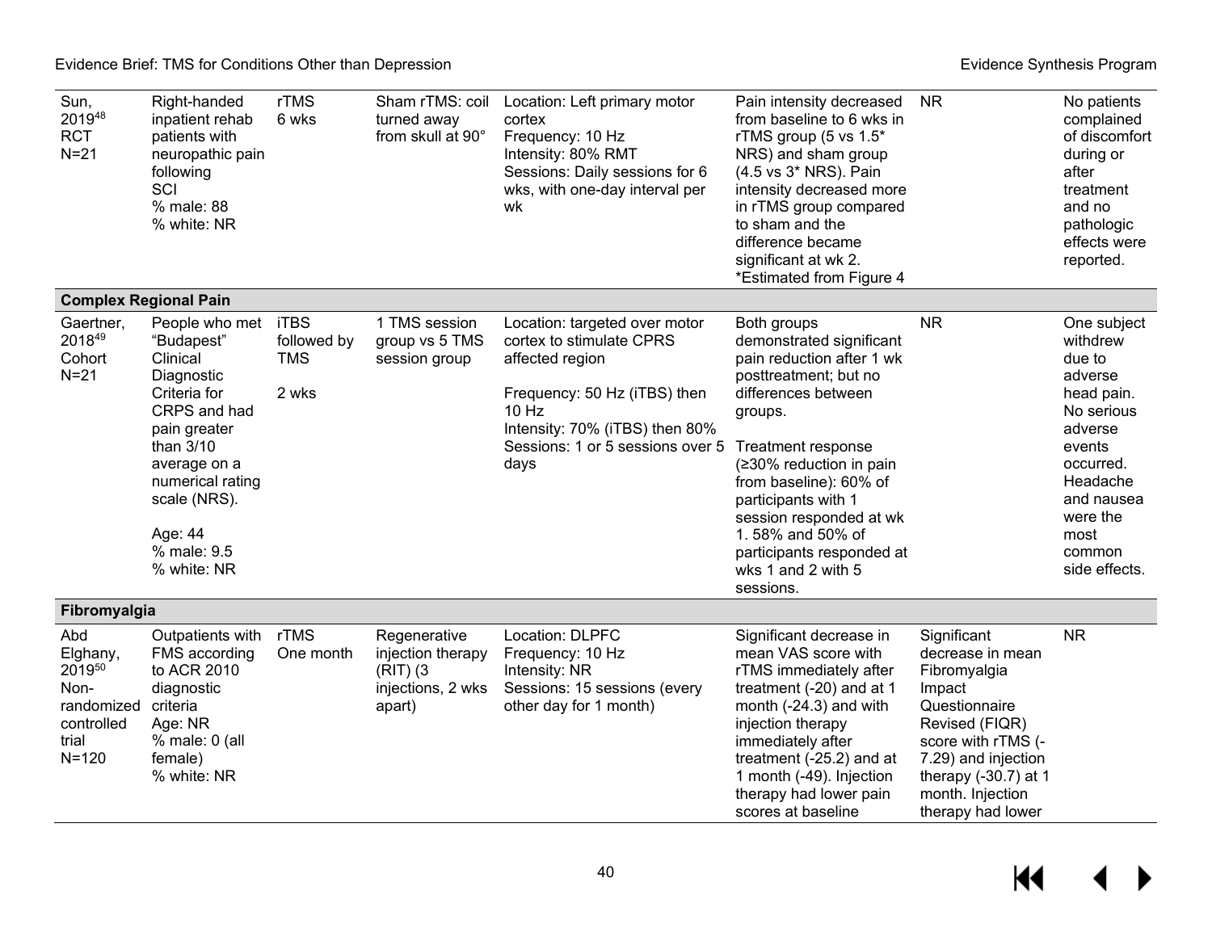| | | | | | | | |
|---|---|---|---|---|---|---|---|
| Sun, 2019[48] RCT N=21 | Right-handed inpatient rehab patients with neuropathic pain following SCI % male: 88 % white: NR | rTMS 6 wks | Sham rTMS: coil turned away from skull at 90° | Location: Left primary motor cortex Frequency: 10 Hz Intensity: 80% RMT Sessions: Daily sessions for 6 wks, with one-day interval per wk | Pain intensity decreased from baseline to 6 wks in rTMS group (5 vs 1.5* NRS) and sham group (4.5 vs 3* NRS). Pain intensity decreased more in rTMS group compared to sham and the difference became significant at wk 2. *Estimated from Figure 4 | NR | No patients complained of discomfort during or after treatment and no pathologic effects were reported. |
| **Complex Regional Pain** | | | | | | | |
| Gaertner, 2018[49] Cohort N=21 | People who met "Budapest" Clinical Diagnostic Criteria for CRPS and had pain greater than 3/10 average on a numerical rating scale (NRS). Age: 44 % male: 9.5 % white: NR | iTBS followed by TMS 2 wks | 1 TMS session group vs 5 TMS session group | Location: targeted over motor cortex to stimulate CPRS affected region Frequency: 50 Hz (iTBS) then 10 Hz Intensity: 70% (iTBS) then 80% Sessions: 1 or 5 sessions over 5 days | Both groups demonstrated significant pain reduction after 1 wk posttreatment; but no differences between groups. Treatment response (≥30% reduction in pain from baseline): 60% of participants with 1 session responded at wk 1. 58% and 50% of participants responded at wks 1 and 2 with 5 sessions. | NR | One subject withdrew due to adverse head pain. No serious adverse events occurred. Headache and nausea were the most common side effects. |
| **Fibromyalgia** | | | | | | | |
| Abd Elghany, 2019[50] Non-randomized controlled trial N=120 | Outpatients with FMS according to ACR 2010 diagnostic criteria Age: NR % male: 0 (all female) % white: NR | rTMS One month | Regenerative injection therapy (RIT) (3 injections, 2 wks apart) | Location: DLPFC Frequency: 10 Hz Intensity: NR Sessions: 15 sessions (every other day for 1 month) | Significant decrease in mean VAS score with rTMS immediately after treatment (-20) and at 1 month (-24.3) and with injection therapy immediately after treatment (-25.2) and at 1 month (-49). Injection therapy had lower pain scores at baseline | Significant decrease in mean Fibromyalgia Impact Questionnaire Revised (FIQR) score with rTMS (-7.29) and injection therapy (-30.7) at 1 month. Injection therapy had lower | NR |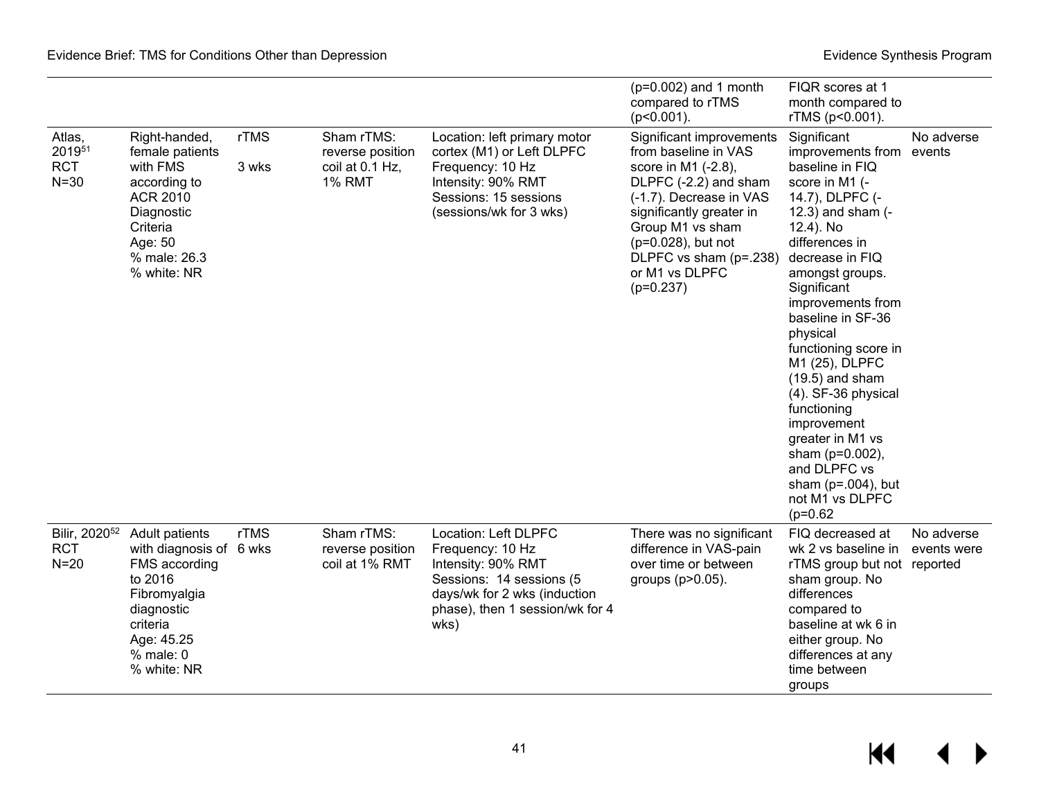| | | | | | (p=0.002) and 1 month compared to rTMS (p<0.001). | FIQR scores at 1 month compared to rTMS (p<0.001). | |
|---|---|---|---|---|---|---|---|
| Atlas, 2019[51] RCT N=30 | Right-handed, female patients with FMS according to ACR 2010 Diagnostic Criteria Age: 50 % male: 26.3 % white: NR | rTMS 3 wks | Sham rTMS: reverse position coil at 0.1 Hz, 1% RMT | Location: left primary motor cortex (M1) or Left DLPFC Frequency: 10 Hz Intensity: 90% RMT Sessions: 15 sessions (sessions/wk for 3 wks) | Significant improvements from baseline in VAS score in M1 (-2.8), DLPFC (-2.2) and sham (-1.7). Decrease in VAS significantly greater in Group M1 vs sham (p=0.028), but not DLPFC vs sham (p=.238) or M1 vs DLPFC (p=0.237) | Significant improvements from baseline in FIQ score in M1 (-14.7), DLPFC (-12.3) and sham (-12.4). No differences in decrease in FIQ amongst groups. Significant improvements from baseline in SF-36 physical functioning score in M1 (25), DLPFC (19.5) and sham (4). SF-36 physical functioning improvement greater in M1 vs sham (p=0.002), and DLPFC vs sham (p=.004), but not M1 vs DLPFC (p=0.62 | No adverse events |
| Bilir, 2020[52] RCT N=20 | Adult patients with diagnosis of FMS according to 2016 Fibromyalgia diagnostic criteria Age: 45.25 % male: 0 % white: NR | rTMS 6 wks | Sham rTMS: reverse position coil at 1% RMT | Location: Left DLPFC Frequency: 10 Hz Intensity: 90% RMT Sessions: 14 sessions (5 days/wk for 2 wks (induction phase), then 1 session/wk for 4 wks) | There was no significant difference in VAS-pain over time or between groups (p>0.05). | FIQ decreased at wk 2 vs baseline in rTMS group but not sham group. No differences compared to baseline at wk 6 in either group. No differences at any time between groups | No adverse events were reported |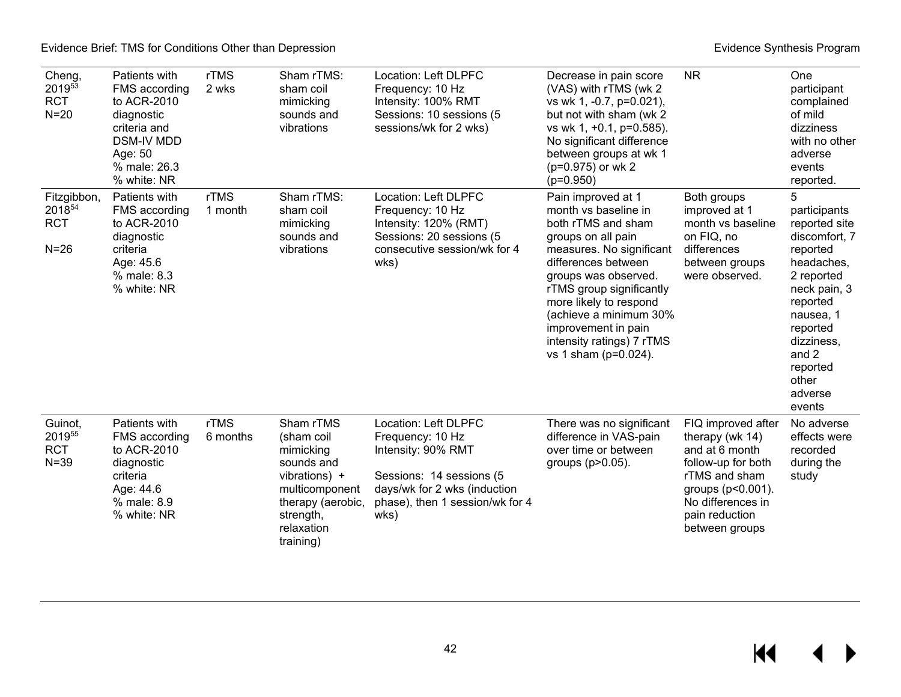| | | | | | | | |
|---|---|---|---|---|---|---|---|
| Cheng, 2019[53] RCT N=20 | Patients with FMS according to ACR-2010 diagnostic criteria and DSM-IV MDD Age: 50 % male: 26.3 % white: NR | rTMS 2 wks | Sham rTMS: sham coil mimicking sounds and vibrations | Location: Left DLPFC Frequency: 10 Hz Intensity: 100% RMT Sessions: 10 sessions (5 sessions/wk for 2 wks) | Decrease in pain score (VAS) with rTMS (wk 2 vs wk 1, -0.7, p=0.021), but not with sham (wk 2 vs wk 1, +0.1, p=0.585). No significant difference between groups at wk 1 (p=0.975) or wk 2 (p=0.950) | NR | One participant complained of mild dizziness with no other adverse events reported. |
| Fitzgibbon, 2018[54] RCT N=26 | Patients with FMS according to ACR-2010 diagnostic criteria Age: 45.6 % male: 8.3 % white: NR | rTMS 1 month | Sham rTMS: sham coil mimicking sounds and vibrations | Location: Left DLPFC Frequency: 10 Hz Intensity: 120% (RMT) Sessions: 20 sessions (5 consecutive session/wk for 4 wks) | Pain improved at 1 month vs baseline in both rTMS and sham groups on all pain measures. No significant differences between groups was observed. rTMS group significantly more likely to respond (achieve a minimum 30% improvement in pain intensity ratings) 7 rTMS vs 1 sham (p=0.024). | Both groups improved at 1 month vs baseline on FIQ, no differences between groups were observed. | 5 participants reported site discomfort, 7 reported headaches, 2 reported neck pain, 3 reported nausea, 1 reported dizziness, and 2 reported other adverse events |
| Guinot, 2019[55] RCT N=39 | Patients with FMS according to ACR-2010 diagnostic criteria Age: 44.6 % male: 8.9 % white: NR | rTMS 6 months | Sham rTMS (sham coil mimicking sounds and vibrations) + multicomponent therapy (aerobic, strength, relaxation training) | Location: Left DLPFC Frequency: 10 Hz Intensity: 90% RMT Sessions: 14 sessions (5 days/wk for 2 wks (induction phase), then 1 session/wk for 4 wks) | There was no significant difference in VAS-pain over time or between groups (p>0.05). | FIQ improved after therapy (wk 14) and at 6 month follow-up for both rTMS and sham groups (p<0.001). No differences in pain reduction between groups | No adverse effects were recorded during the study |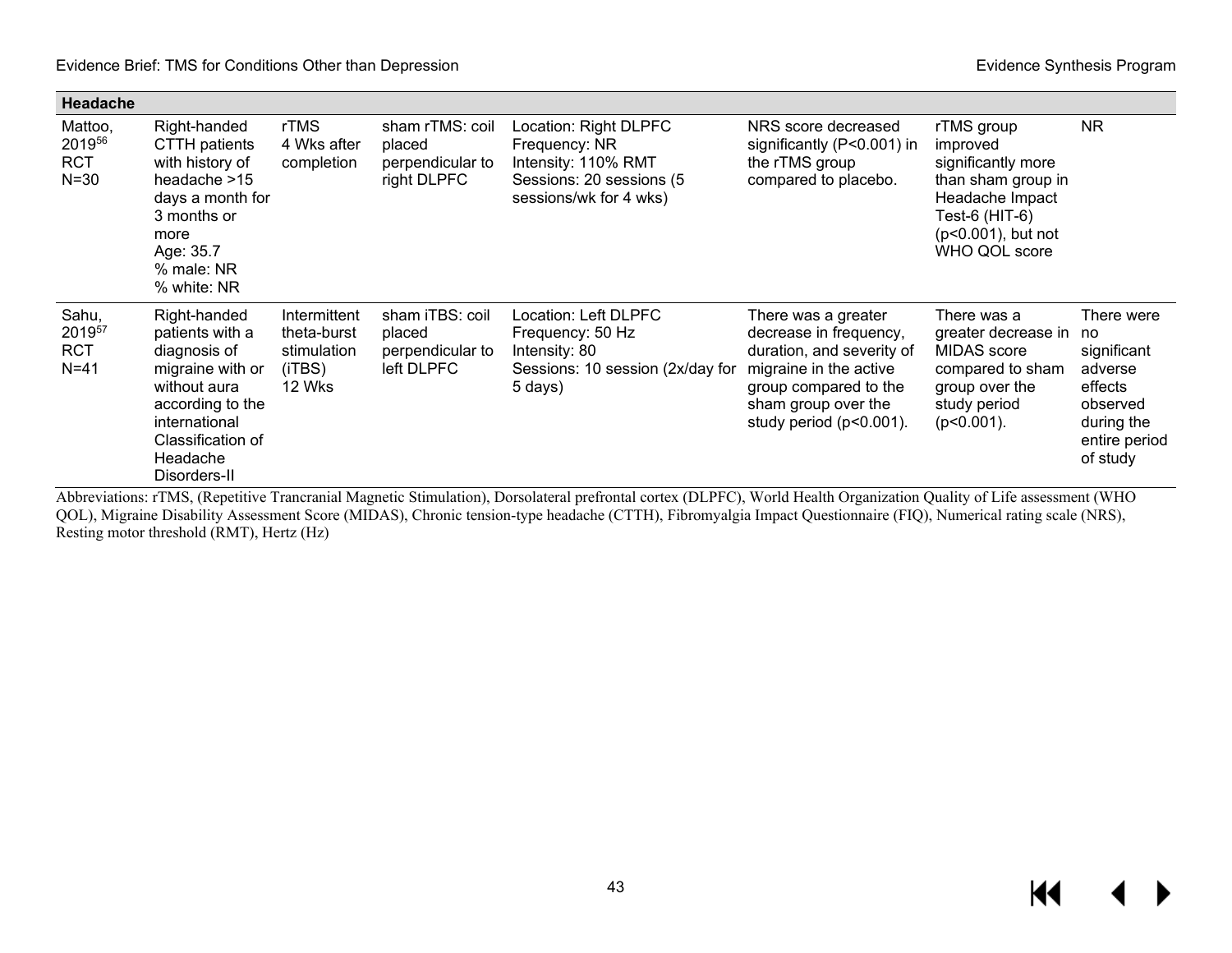| Headache | | | | | | | |
|---|---|---|---|---|---|---|---|
| Mattoo, 2019[56] RCT N=30 | Right-handed CTTH patients with history of headache >15 days a month for 3 months or more Age: 35.7 % male: NR % white: NR | rTMS 4 Wks after completion | sham rTMS: coil placed perpendicular to right DLPFC | Location: Right DLPFC Frequency: NR Intensity: 110% RMT Sessions: 20 sessions (5 sessions/wk for 4 wks) | NRS score decreased significantly (P<0.001) in the rTMS group compared to placebo. | rTMS group improved significantly more than sham group in Headache Impact Test-6 (HIT-6) (p<0.001), but not WHO QOL score | NR |
| Sahu, 2019[57] RCT N=41 | Right-handed patients with a diagnosis of migraine with or without aura according to the international Classification of Headache Disorders-II | Intermittent theta-burst stimulation (iTBS) 12 Wks | sham iTBS: coil placed perpendicular to left DLPFC | Location: Left DLPFC Frequency: 50 Hz Intensity: 80 Sessions: 10 session (2x/day for 5 days) | There was a greater decrease in frequency, duration, and severity of migraine in the active group compared to the sham group over the study period (p<0.001). | There was a greater decrease in MIDAS score compared to sham group over the study period (p<0.001). | There were no significant adverse effects observed during the entire period of study |

Abbreviations: rTMS, (Repetitive Trancranial Magnetic Stimulation), Dorsolateral prefrontal cortex (DLPFC), World Health Organization Quality of Life assessment (WHO QOL), Migraine Disability Assessment Score (MIDAS), Chronic tension-type headache (CTTH), Fibromyalgia Impact Questionnaire (FIQ), Numerical rating scale (NRS), Resting motor threshold (RMT), Hertz (Hz)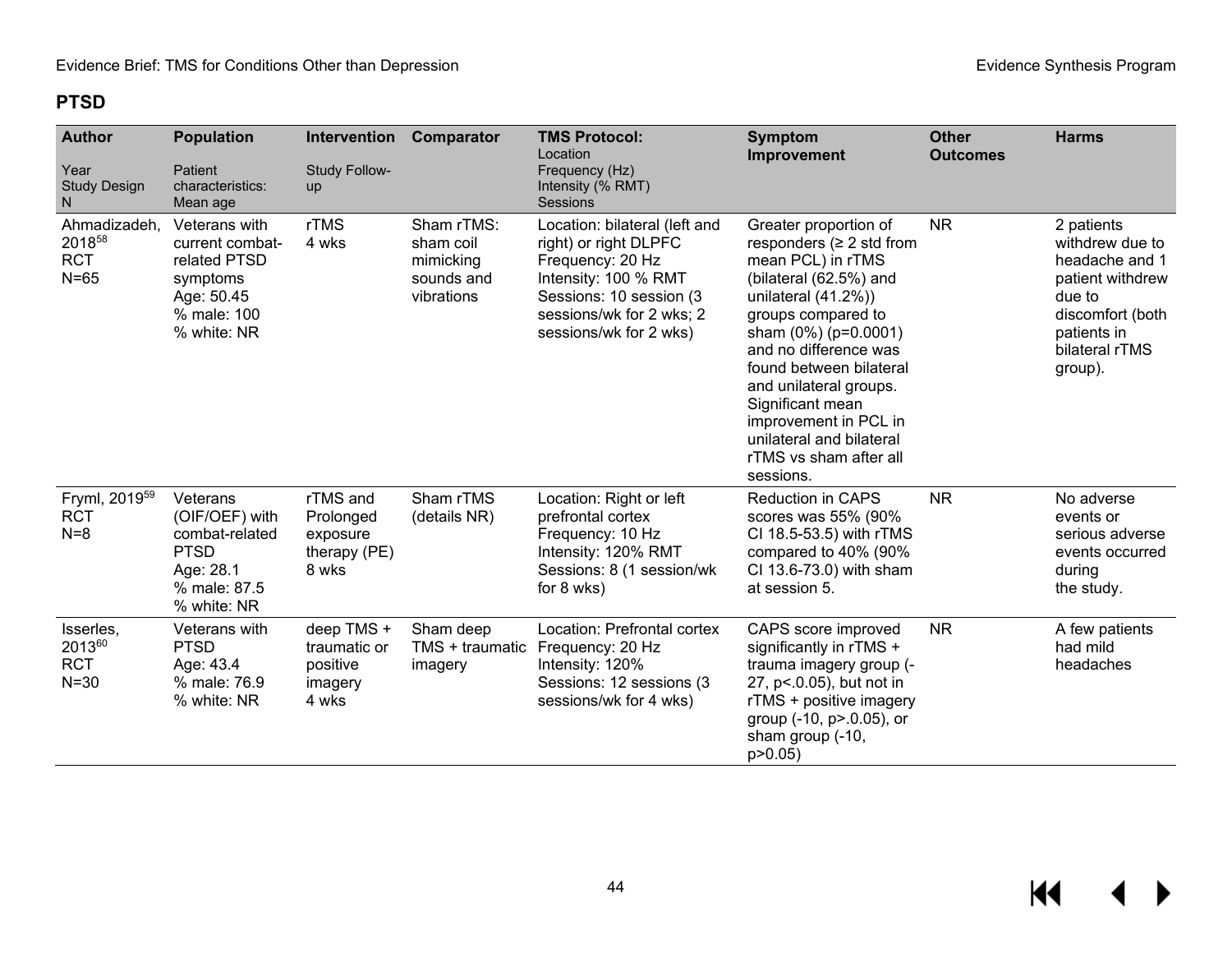**PTSD**

| **Author**<br>Year<br>Study Design<br>N | **Population**<br>Patient characteristics:<br>Mean age | **Intervention**<br>Study Follow-up | **Comparator** | **TMS Protocol:**<br>Location<br>Frequency (Hz)<br>Intensity (% RMT)<br>Sessions | **Symptom Improvement** | **Other Outcomes** | **Harms** |
|---|---|---|---|---|---|---|---|
| Ahmadizadeh, 2018[58]<br>RCT<br>N=65 | Veterans with current combat-related PTSD symptoms<br>Age: 50.45<br>% male: 100<br>% white: NR | rTMS<br>4 wks | Sham rTMS: sham coil mimicking sounds and vibrations | Location: bilateral (left and right) or right DLPFC<br>Frequency: 20 Hz<br>Intensity: 100 % RMT<br>Sessions: 10 session (3 sessions/wk for 2 wks; 2 sessions/wk for 2 wks) | Greater proportion of responders (≥ 2 std from mean PCL) in rTMS (bilateral (62.5%) and unilateral (41.2%)) groups compared to sham (0%) (p=0.0001) and no difference was found between bilateral and unilateral groups. Significant mean improvement in PCL in unilateral and bilateral rTMS vs sham after all sessions. | NR | 2 patients withdrew due to headache and 1 patient withdrew due to discomfort (both patients in bilateral rTMS group). |
| Fryml, 2019[59]<br>RCT<br>N=8 | Veterans (OIF/OEF) with combat-related PTSD<br>Age: 28.1<br>% male: 87.5<br>% white: NR | rTMS and Prolonged exposure therapy (PE)<br>8 wks | Sham rTMS (details NR) | Location: Right or left prefrontal cortex<br>Frequency: 10 Hz<br>Intensity: 120% RMT<br>Sessions: 8 (1 session/wk for 8 wks) | Reduction in CAPS scores was 55% (90% CI 18.5-53.5) with rTMS compared to 40% (90% CI 13.6-73.0) with sham at session 5. | NR | No adverse events or serious adverse events occurred during the study. |
| Isserles, 2013[60]<br>RCT<br>N=30 | Veterans with PTSD<br>Age: 43.4<br>% male: 76.9<br>% white: NR | deep TMS + traumatic or positive imagery<br>4 wks | Sham deep TMS + traumatic imagery | Location: Prefrontal cortex<br>Frequency: 20 Hz<br>Intensity: 120%<br>Sessions: 12 sessions (3 sessions/wk for 4 wks) | CAPS score improved significantly in rTMS + trauma imagery group (-27, p<.0.05), but not in rTMS + positive imagery group (-10, p>.0.05), or sham group (-10, p>0.05) | NR | A few patients had mild headaches |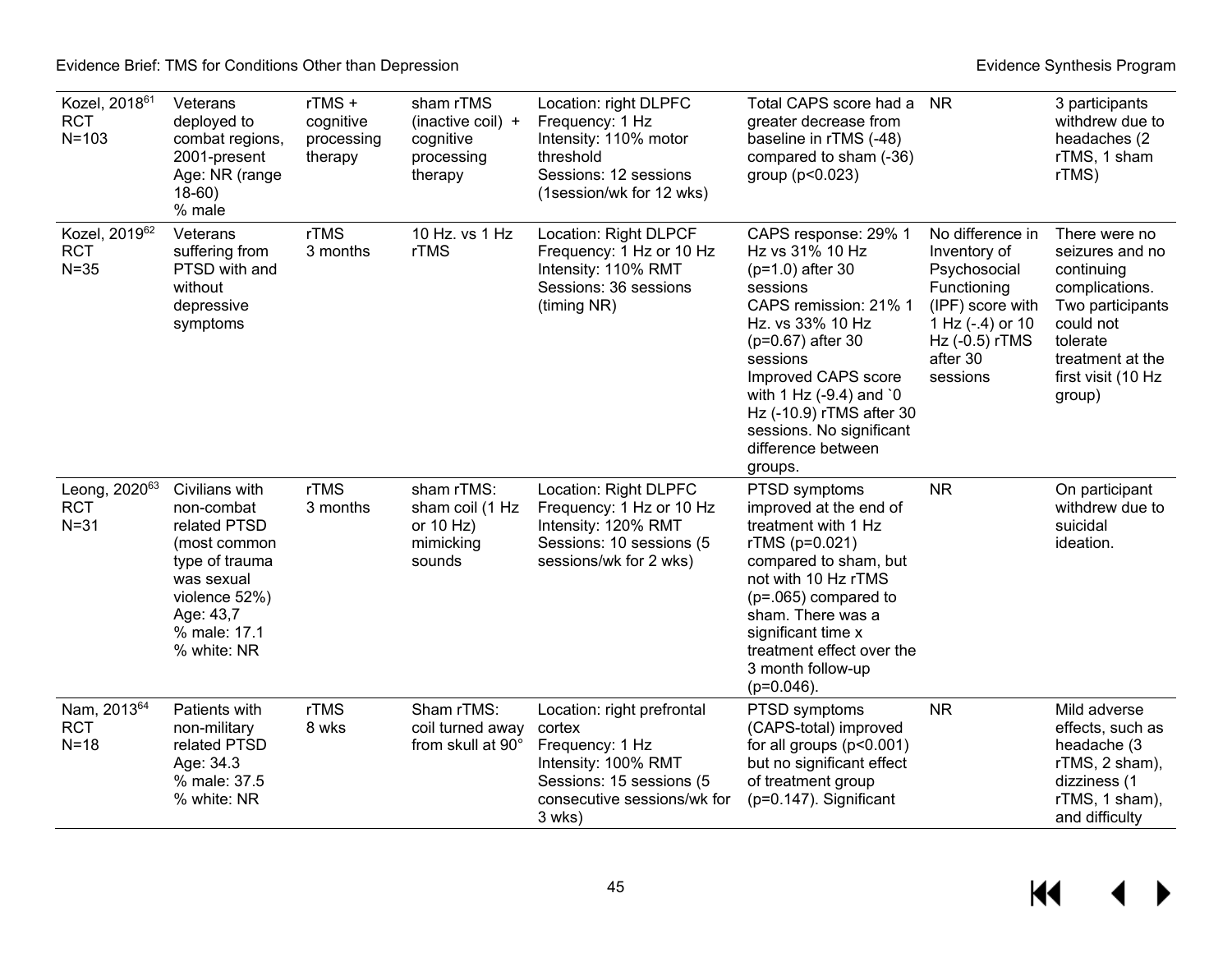| | | | | | | | |
|---|---|---|---|---|---|---|---|
| Kozel, 2018[61] RCT N=103 | Veterans deployed to combat regions, 2001-present Age: NR (range 18-60) % male | rTMS + cognitive processing therapy | sham rTMS (inactive coil) + cognitive processing therapy | Location: right DLPFC Frequency: 1 Hz Intensity: 110% motor threshold Sessions: 12 sessions (1session/wk for 12 wks) | Total CAPS score had a greater decrease from baseline in rTMS (-48) compared to sham (-36) group (p<0.023) | NR | 3 participants withdrew due to headaches (2 rTMS, 1 sham rTMS) |
| Kozel, 2019[62] RCT N=35 | Veterans suffering from PTSD with and without depressive symptoms | rTMS 3 months | 10 Hz. vs 1 Hz rTMS | Location: Right DLPCF Frequency: 1 Hz or 10 Hz Intensity: 110% RMT Sessions: 36 sessions (timing NR) | CAPS response: 29% 1 Hz vs 31% 10 Hz (p=1.0) after 30 sessions CAPS remission: 21% 1 Hz. vs 33% 10 Hz (p=0.67) after 30 sessions Improved CAPS score with 1 Hz (-9.4) and `0 Hz (-10.9) rTMS after 30 sessions. No significant difference between groups. | No difference in Inventory of Psychosocial Functioning (IPF) score with 1 Hz (-.4) or 10 Hz (-0.5) rTMS after 30 sessions | There were no seizures and no continuing complications. Two participants could not tolerate treatment at the first visit (10 Hz group) |
| Leong, 2020[63] RCT N=31 | Civilians with non-combat related PTSD (most common type of trauma was sexual violence 52%) Age: 43,7 % male: 17.1 % white: NR | rTMS 3 months | sham rTMS: sham coil (1 Hz or 10 Hz) mimicking sounds | Location: Right DLPFC Frequency: 1 Hz or 10 Hz Intensity: 120% RMT Sessions: 10 sessions (5 sessions/wk for 2 wks) | PTSD symptoms improved at the end of treatment with 1 Hz rTMS (p=0.021) compared to sham, but not with 10 Hz rTMS (p=.065) compared to sham. There was a significant time x treatment effect over the 3 month follow-up (p=0.046). | NR | On participant withdrew due to suicidal ideation. |
| Nam, 2013[64] RCT N=18 | Patients with non-military related PTSD Age: 34.3 % male: 37.5 % white: NR | rTMS 8 wks | Sham rTMS: coil turned away from skull at 90° | Location: right prefrontal cortex Frequency: 1 Hz Intensity: 100% RMT Sessions: 15 sessions (5 consecutive sessions/wk for 3 wks) | PTSD symptoms (CAPS-total) improved for all groups (p<0.001) but no significant effect of treatment group (p=0.147). Significant | NR | Mild adverse effects, such as headache (3 rTMS, 2 sham), dizziness (1 rTMS, 1 sham), and difficulty |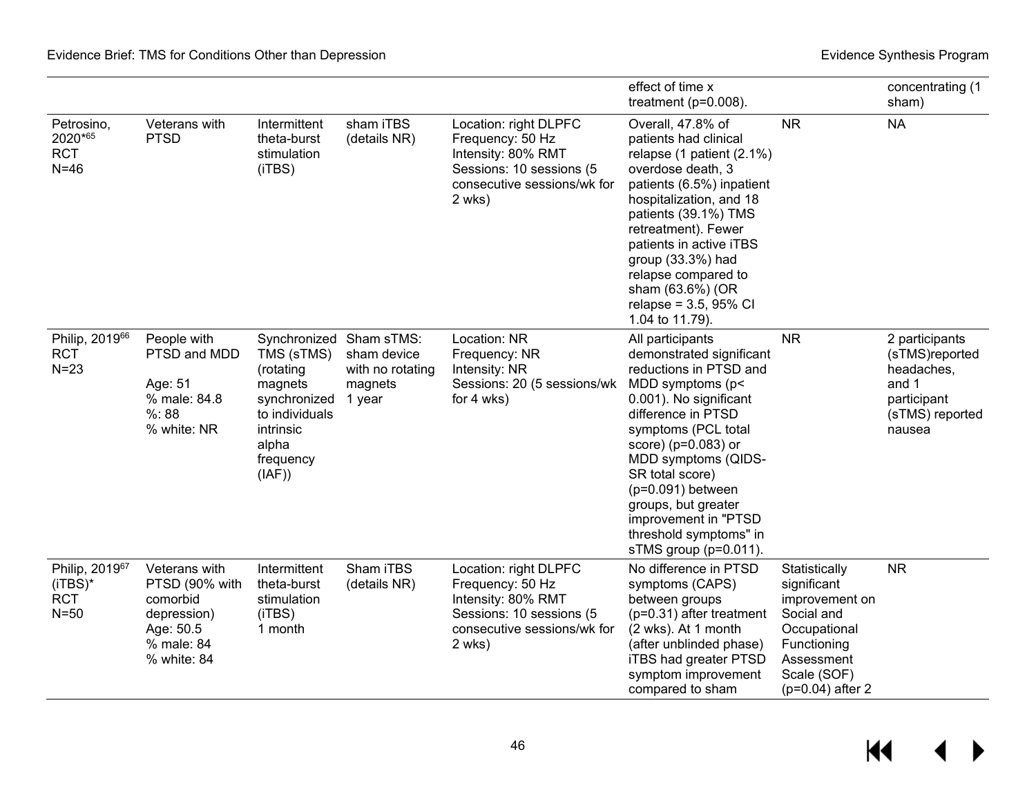| | | | | | effect of time x treatment (p=0.008). | | concentrating (1 sham) |
|---|---|---|---|---|---|---|---|
| Petrosino, 2020*[65] RCT N=46 | Veterans with PTSD | Intermittent theta-burst stimulation (iTBS) | sham iTBS (details NR) | Location: right DLPFC Frequency: 50 Hz Intensity: 80% RMT Sessions: 10 sessions (5 consecutive sessions/wk for 2 wks) | Overall, 47.8% of patients had clinical relapse (1 patient (2.1%) overdose death, 3 patients (6.5%) inpatient hospitalization, and 18 patients (39.1%) TMS retreatment). Fewer patients in active iTBS group (33.3%) had relapse compared to sham (63.6%) (OR relapse = 3.5, 95% CI 1.04 to 11.79). | NR | NA |
| Philip, 2019[66] RCT N=23 | People with PTSD and MDD Age: 51 % male: 84.8 %: 88 % white: NR | Synchronized TMS (sTMS) (rotating magnets synchronized to individuals intrinsic alpha frequency (IAF)) | Sham sTMS: sham device with no rotating magnets 1 year | Location: NR Frequency: NR Intensity: NR Sessions: 20 (5 sessions/wk for 4 wks) | All participants demonstrated significant reductions in PTSD and MDD symptoms (p< 0.001). No significant difference in PTSD symptoms (PCL total score) (p=0.083) or MDD symptoms (QIDS-SR total score) (p=0.091) between groups, but greater improvement in "PTSD threshold symptoms" in sTMS group (p=0.011). | NR | 2 participants (sTMS)reported headaches, and 1 participant (sTMS) reported nausea |
| Philip, 2019[67] (iTBS)* RCT N=50 | Veterans with PTSD (90% with comorbid depression) Age: 50.5 % male: 84 % white: 84 | Intermittent theta-burst stimulation (iTBS) 1 month | Sham iTBS (details NR) | Location: right DLPFC Frequency: 50 Hz Intensity: 80% RMT Sessions: 10 sessions (5 consecutive sessions/wk for 2 wks) | No difference in PTSD symptoms (CAPS) between groups (p=0.31) after treatment (2 wks). At 1 month (after unblinded phase) iTBS had greater PTSD symptom improvement compared to sham | Statistically significant improvement on Social and Occupational Functioning Assessment Scale (SOF) (p=0.04) after 2 | NR |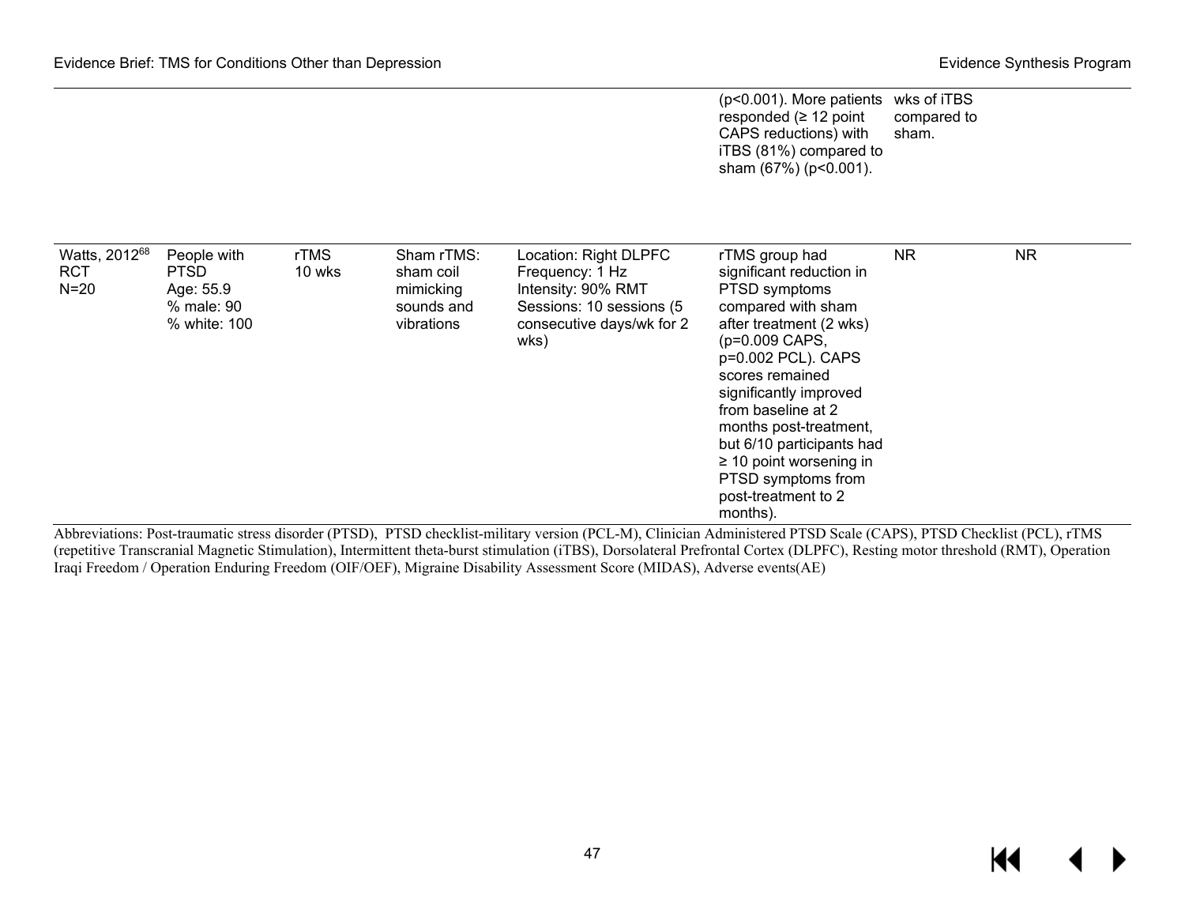| | | | | | | | |
|---|---|---|---|---|---|---|---|
| | | | | | (p<0.001). More patients responded (≥ 12 point CAPS reductions) with iTBS (81%) compared to sham (67%) (p<0.001). | wks of iTBS compared to sham. | |
| Watts, 2012[68] RCT N=20 | People with PTSD Age: 55.9 % male: 90 % white: 100 | rTMS 10 wks | Sham rTMS: sham coil mimicking sounds and vibrations | Location: Right DLPFC Frequency: 1 Hz Intensity: 90% RMT Sessions: 10 sessions (5 consecutive days/wk for 2 wks) | rTMS group had significant reduction in PTSD symptoms compared with sham after treatment (2 wks) (p=0.009 CAPS, p=0.002 PCL). CAPS scores remained significantly improved from baseline at 2 months post-treatment, but 6/10 participants had ≥ 10 point worsening in PTSD symptoms from post-treatment to 2 months). | NR | NR |

Abbreviations: Post-traumatic stress disorder (PTSD), PTSD checklist-military version (PCL-M), Clinician Administered PTSD Scale (CAPS), PTSD Checklist (PCL), rTMS (repetitive Transcranial Magnetic Stimulation), Intermittent theta-burst stimulation (iTBS), Dorsolateral Prefrontal Cortex (DLPFC), Resting motor threshold (RMT), Operation Iraqi Freedom / Operation Enduring Freedom (OIF/OEF), Migraine Disability Assessment Score (MIDAS), Adverse events(AE)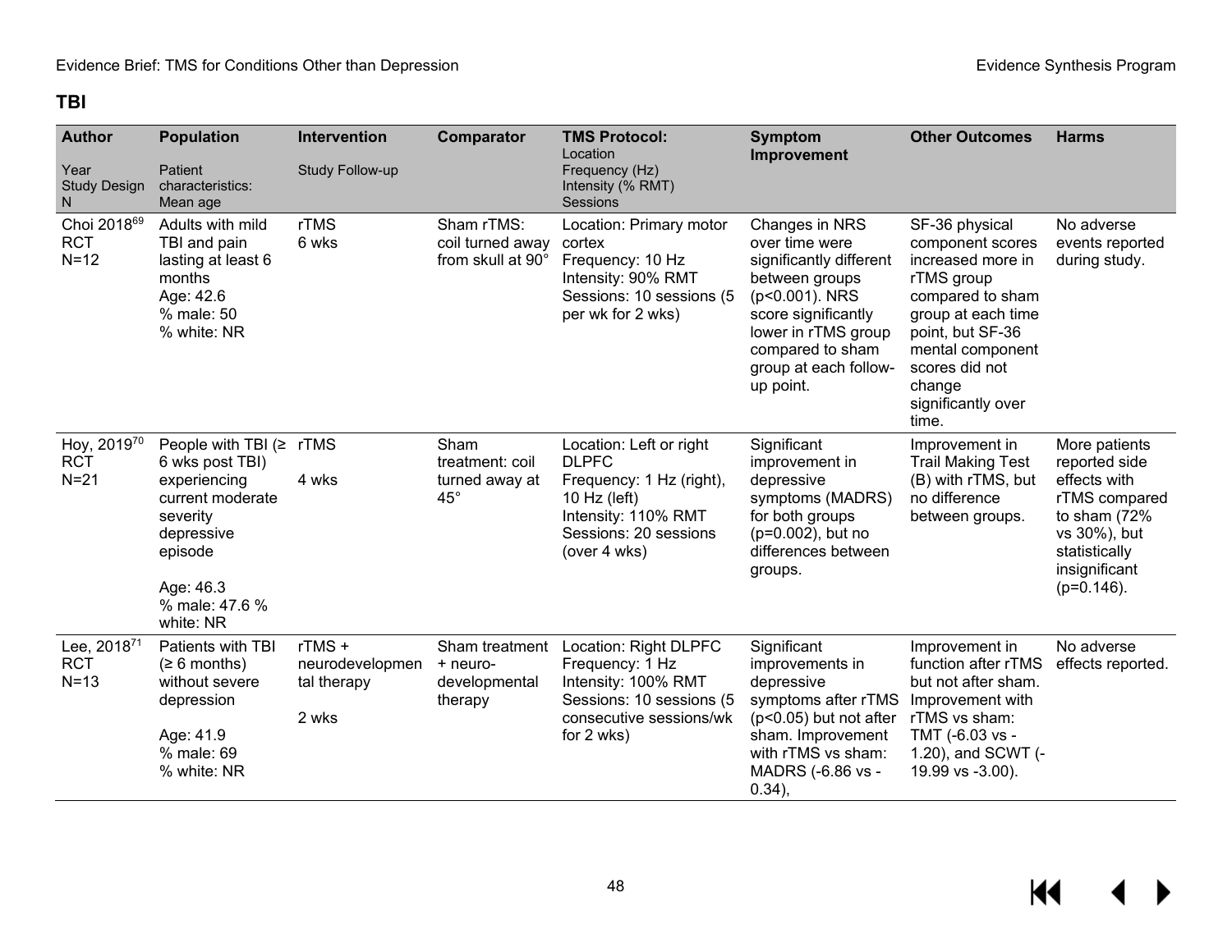**TBI**

| Author<br>Year<br>Study Design<br>N | Population<br>Patient characteristics:<br>Mean age | Intervention<br>Study Follow-up | Comparator | TMS Protocol:<br>Location<br>Frequency (Hz)<br>Intensity (% RMT)<br>Sessions | Symptom Improvement | Other Outcomes | Harms |
|---|---|---|---|---|---|---|---|
| Choi 2018[69]<br>RCT<br>N=12 | Adults with mild TBI and pain lasting at least 6 months<br>Age: 42.6<br>% male: 50<br>% white: NR | rTMS<br>6 wks | Sham rTMS: coil turned away from skull at 90° | Location: Primary motor cortex<br>Frequency: 10 Hz<br>Intensity: 90% RMT<br>Sessions: 10 sessions (5 per wk for 2 wks) | Changes in NRS over time were significantly different between groups (p<0.001). NRS score significantly lower in rTMS group compared to sham group at each follow-up point. | SF-36 physical component scores increased more in rTMS group compared to sham group at each time point, but SF-36 mental component scores did not change significantly over time. | No adverse events reported during study. |
| Hoy, 2019[70]<br>RCT<br>N=21 | People with TBI (≥ 6 wks post TBI) experiencing current moderate severity depressive episode<br>Age: 46.3<br>% male: 47.6 %<br>white: NR | rTMS<br>4 wks | Sham treatment: coil turned away at 45° | Location: Left or right DLPFC<br>Frequency: 1 Hz (right), 10 Hz (left)<br>Intensity: 110% RMT<br>Sessions: 20 sessions (over 4 wks) | Significant improvement in depressive symptoms (MADRS) for both groups (p=0.002), but no differences between groups. | Improvement in Trail Making Test (B) with rTMS, but no difference between groups. | More patients reported side effects with rTMS compared to sham (72% vs 30%), but statistically insignificant (p=0.146). |
| Lee, 2018[71]<br>RCT<br>N=13 | Patients with TBI (≥ 6 months) without severe depression<br>Age: 41.9<br>% male: 69<br>% white: NR | rTMS + neurodevelopmental therapy<br>2 wks | Sham treatment + neuro-developmental therapy | Location: Right DLPFC<br>Frequency: 1 Hz<br>Intensity: 100% RMT<br>Sessions: 10 sessions (5 consecutive sessions/wk for 2 wks) | Significant improvements in depressive symptoms after rTMS (p<0.05) but not after sham. Improvement with rTMS vs sham: MADRS (-6.86 vs -0.34), | Improvement in function after rTMS but not after sham. Improvement with rTMS vs sham: TMT (-6.03 vs -1.20), and SCWT (-19.99 vs -3.00). | No adverse effects reported. |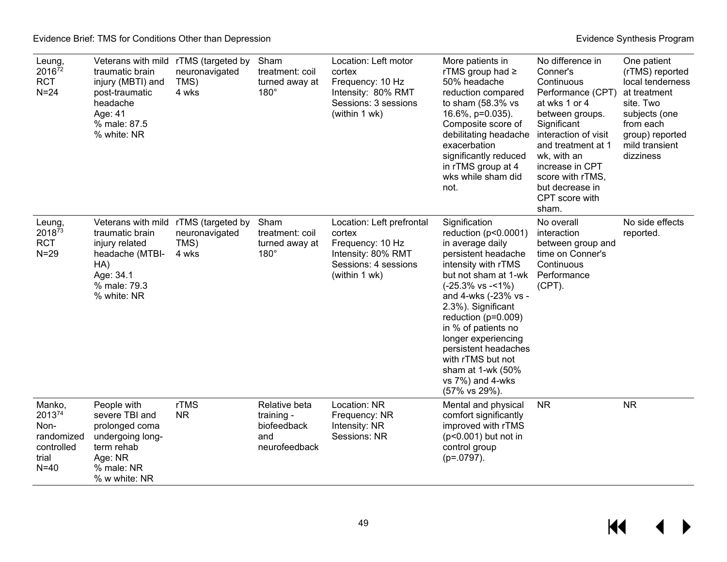| | | | | | | | |
|---|---|---|---|---|---|---|---|
| Leung, 2016[72] RCT N=24 | Veterans with mild traumatic brain injury (MBTI) and post-traumatic headache Age: 41 % male: 87.5 % white: NR | rTMS (targeted by neuronavigated TMS) 4 wks | Sham treatment: coil turned away at 180° | Location: Left motor cortex Frequency: 10 Hz Intensity: 80% RMT Sessions: 3 sessions (within 1 wk) | More patients in rTMS group had ≥ 50% headache reduction compared to sham (58.3% vs 16.6%, p=0.035). Composite score of debilitating headache exacerbation significantly reduced in rTMS group at 4 wks while sham did not. | No difference in Conner's Continuous Performance (CPT) at wks 1 or 4 between groups. Significant interaction of visit and treatment at 1 wk, with an increase in CPT score with rTMS, but decrease in CPT score with sham. | One patient (rTMS) reported local tenderness at treatment site. Two subjects (one from each group) reported mild transient dizziness |
| Leung, 2018[73] RCT N=29 | Veterans with mild traumatic brain injury related headache (MTBI-HA) Age: 34.1 % male: 79.3 % white: NR | rTMS (targeted by neuronavigated TMS) 4 wks | Sham treatment: coil turned away at 180° | Location: Left prefrontal cortex Frequency: 10 Hz Intensity: 80% RMT Sessions: 4 sessions (within 1 wk) | Signification reduction (p<0.0001) in average daily persistent headache intensity with rTMS but not sham at 1-wk (-25.3% vs -<1%) and 4-wks (-23% vs -2.3%). Significant reduction (p=0.009) in % of patients no longer experiencing persistent headaches with rTMS but not sham at 1-wk (50% vs 7%) and 4-wks (57% vs 29%). | No overall interaction between group and time on Conner's Continuous Performance (CPT). | No side effects reported. |
| Manko, 2013[74] Non-randomized controlled trial N=40 | People with severe TBI and prolonged coma undergoing long-term rehab Age: NR % male: NR % w white: NR | rTMS NR | Relative beta training - biofeedback and neurofeedback | Location: NR Frequency: NR Intensity: NR Sessions: NR | Mental and physical comfort significantly improved with rTMS (p<0.001) but not in control group (p=.0797). | NR | NR |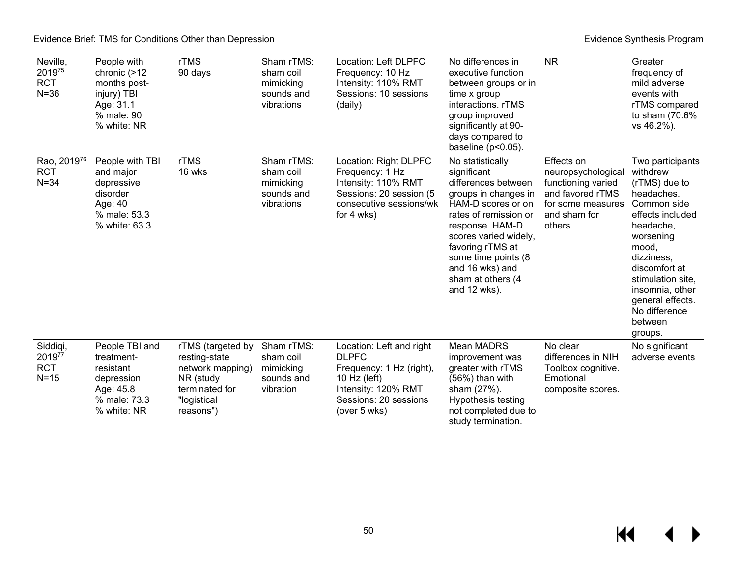| | | | | | | | |
|---|---|---|---|---|---|---|---|
| Neville, 2019[75] RCT N=36 | People with chronic (>12 months post-injury) TBI Age: 31.1 % male: 90 % white: NR | rTMS 90 days | Sham rTMS: sham coil mimicking sounds and vibrations | Location: Left DLPFC Frequency: 10 Hz Intensity: 110% RMT Sessions: 10 sessions (daily) | No differences in executive function between groups or in time x group interactions. rTMS group improved significantly at 90-days compared to baseline ($p<0.05$). | NR | Greater frequency of mild adverse events with rTMS compared to sham (70.6% vs 46.2%). |
| Rao, 2019[76] RCT N=34 | People with TBI and major depressive disorder Age: 40 % male: 53.3 % white: 63.3 | rTMS 16 wks | Sham rTMS: sham coil mimicking sounds and vibrations | Location: Right DLPFC Frequency: 1 Hz Intensity: 110% RMT Sessions: 20 session (5 consecutive sessions/wk for 4 wks) | No statistically significant differences between groups in changes in HAM-D scores or on rates of remission or response. HAM-D scores varied widely, favoring rTMS at some time points (8 and 16 wks) and sham at others (4 and 12 wks). | Effects on neuropsychological functioning varied and favored rTMS for some measures and sham for others. | Two participants withdrew (rTMS) due to headaches. Common side effects included headache, worsening mood, dizziness, discomfort at stimulation site, insomnia, other general effects. No difference between groups. |
| Siddiqi, 2019[77] RCT N=15 | People TBI and treatment-resistant depression Age: 45.8 % male: 73.3 % white: NR | rTMS (targeted by resting-state network mapping) NR (study terminated for "logistical reasons") | Sham rTMS: sham coil mimicking sounds and vibration | Location: Left and right DLPFC Frequency: 1 Hz (right), 10 Hz (left) Intensity: 120% RMT Sessions: 20 sessions (over 5 wks) | Mean MADRS improvement was greater with rTMS (56%) than with sham (27%). Hypothesis testing not completed due to study termination. | No clear differences in NIH Toolbox cognitive. Emotional composite scores. | No significant adverse events |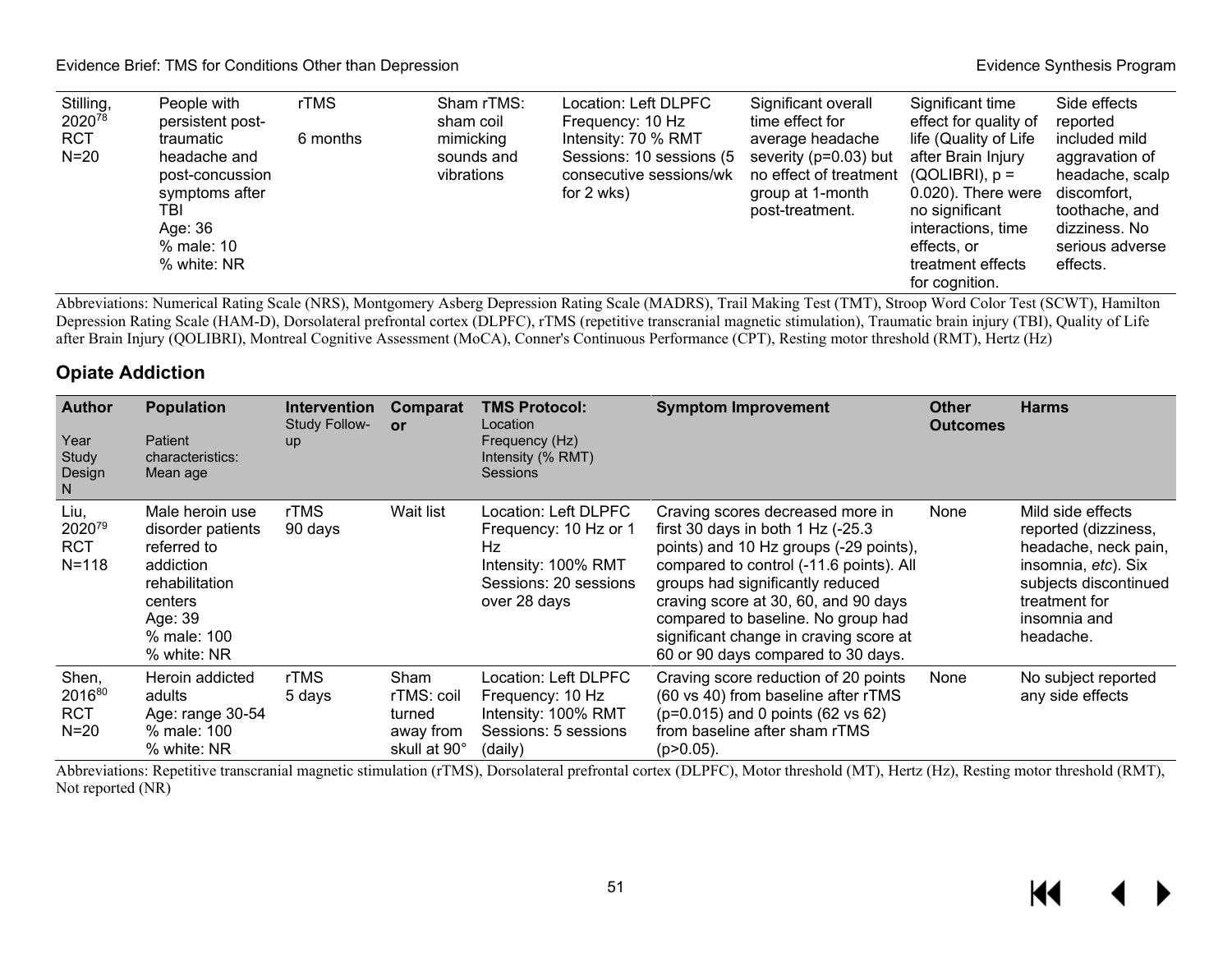| Stilling, 2020[78] RCT N=20 | People with persistent post-traumatic headache and post-concussion symptoms after TBI Age: 36 % male: 10 % white: NR | rTMS 6 months | Sham rTMS: sham coil mimicking sounds and vibrations | Location: Left DLPFC Frequency: 10 Hz Intensity: 70 % RMT Sessions: 10 sessions (5 consecutive sessions/wk for 2 wks) | Significant overall time effect for average headache severity (p=0.03) but no effect of treatment group at 1-month post-treatment. | Significant time effect for quality of life (Quality of Life after Brain Injury (QOLIBRI), p = 0.020). There were no significant interactions, time effects, or treatment effects for cognition. | Side effects reported included mild aggravation of headache, scalp discomfort, toothache, and dizziness. No serious adverse effects. |
|---|---|---|---|---|---|---|---|

Abbreviations: Numerical Rating Scale (NRS), Montgomery Asberg Depression Rating Scale (MADRS), Trail Making Test (TMT), Stroop Word Color Test (SCWT), Hamilton Depression Rating Scale (HAM-D), Dorsolateral prefrontal cortex (DLPFC), rTMS (repetitive transcranial magnetic stimulation), Traumatic brain injury (TBI), Quality of Life after Brain Injury (QOLIBRI), Montreal Cognitive Assessment (MoCA), Conner's Continuous Performance (CPT), Resting motor threshold (RMT), Hertz (Hz)

## Opiate Addiction

| **Author** Year Study Design N | **Population** Patient characteristics: Mean age | **Intervention** Study Follow-up | **Comparator** | **TMS Protocol:** Location Frequency (Hz) Intensity (% RMT) Sessions | **Symptom Improvement** | **Other Outcomes** | **Harms** |
|---|---|---|---|---|---|---|---|
| Liu, 2020[79] RCT N=118 | Male heroin use disorder patients referred to addiction rehabilitation centers Age: 39 % male: 100 % white: NR | rTMS 90 days | Wait list | Location: Left DLPFC Frequency: 10 Hz or 1 Hz Intensity: 100% RMT Sessions: 20 sessions over 28 days | Craving scores decreased more in first 30 days in both 1 Hz (-25.3 points) and 10 Hz groups (-29 points), compared to control (-11.6 points). All groups had significantly reduced craving score at 30, 60, and 90 days compared to baseline. No group had significant change in craving score at 60 or 90 days compared to 30 days. | None | Mild side effects reported (dizziness, headache, neck pain, insomnia, *etc*). Six subjects discontinued treatment for insomnia and headache. |
| Shen, 2016[80] RCT N=20 | Heroin addicted adults Age: range 30-54 % male: 100 % white: NR | rTMS 5 days | Sham rTMS: coil turned away from skull at 90° | Location: Left DLPFC Frequency: 10 Hz Intensity: 100% RMT Sessions: 5 sessions (daily) | Craving score reduction of 20 points (60 vs 40) from baseline after rTMS (p=0.015) and 0 points (62 vs 62) from baseline after sham rTMS (p>0.05). | None | No subject reported any side effects |

Abbreviations: Repetitive transcranial magnetic stimulation (rTMS), Dorsolateral prefrontal cortex (DLPFC), Motor threshold (MT), Hertz (Hz), Resting motor threshold (RMT), Not reported (NR)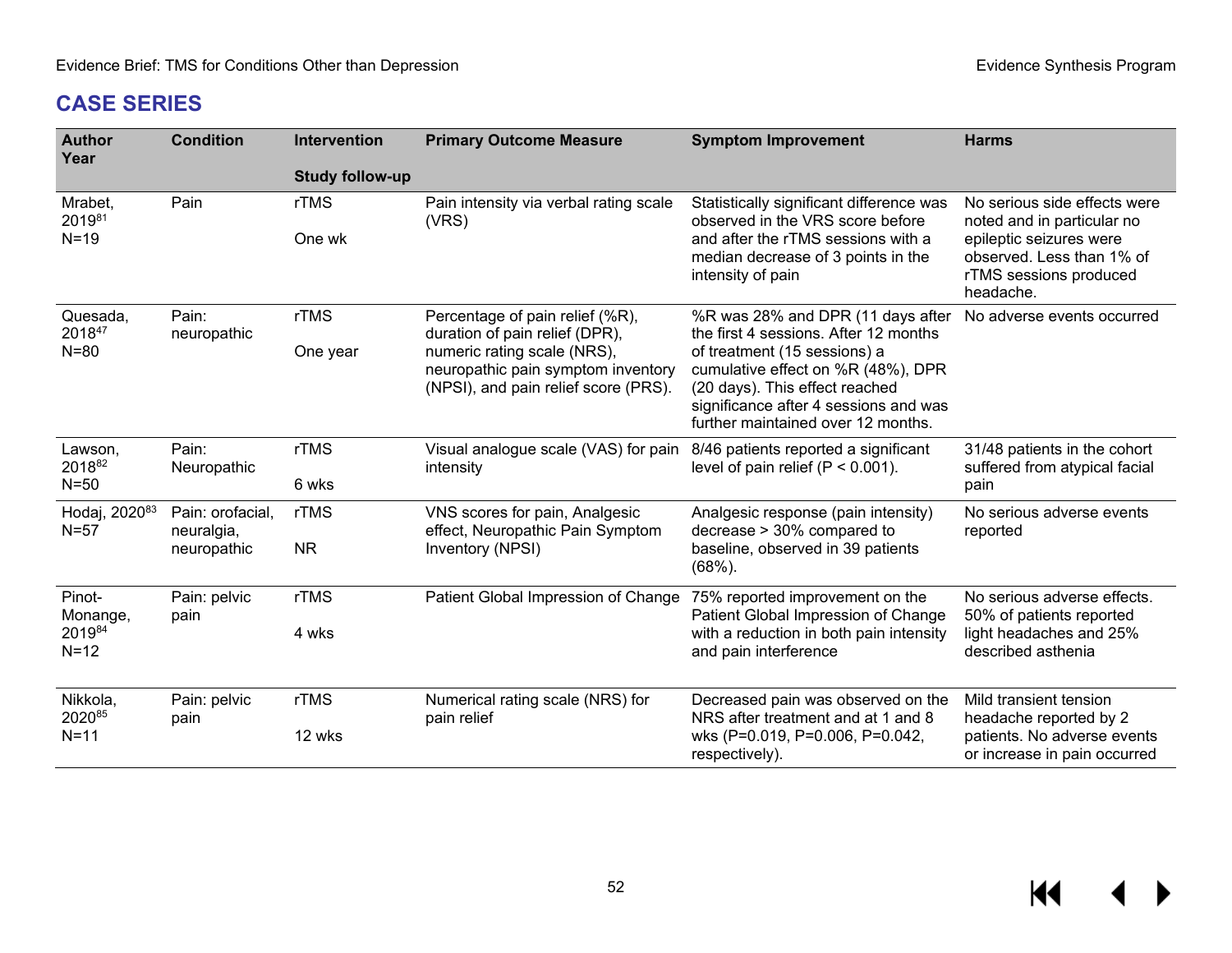## CASE SERIES

| Author Year | Condition | Intervention<br><br>Study follow-up | Primary Outcome Measure | Symptom Improvement | Harms |
|---|---|---|---|---|---|
| Mrabet, 2019[81]<br>N=19 | Pain | rTMS<br><br>One wk | Pain intensity via verbal rating scale (VRS) | Statistically significant difference was observed in the VRS score before and after the rTMS sessions with a median decrease of 3 points in the intensity of pain | No serious side effects were noted and in particular no epileptic seizures were observed. Less than 1% of rTMS sessions produced headache. |
| Quesada, 2018[47]<br>N=80 | Pain: neuropathic | rTMS<br><br>One year | Percentage of pain relief (%R), duration of pain relief (DPR), numeric rating scale (NRS), neuropathic pain symptom inventory (NPSI), and pain relief score (PRS). | %R was 28% and DPR (11 days after the first 4 sessions. After 12 months of treatment (15 sessions) a cumulative effect on %R (48%), DPR (20 days). This effect reached significance after 4 sessions and was further maintained over 12 months. | No adverse events occurred |
| Lawson, 2018[82]<br>N=50 | Pain: Neuropathic | rTMS<br><br>6 wks | Visual analogue scale (VAS) for pain intensity | 8/46 patients reported a significant level of pain relief (P < 0.001). | 31/48 patients in the cohort suffered from atypical facial pain |
| Hodaj, 2020[83]<br>N=57 | Pain: orofacial, neuralgia, neuropathic | rTMS<br><br>NR | VNS scores for pain, Analgesic effect, Neuropathic Pain Symptom Inventory (NPSI) | Analgesic response (pain intensity) decrease > 30% compared to baseline, observed in 39 patients (68%). | No serious adverse events reported |
| Pinot-Monange, 2019[84]<br>N=12 | Pain: pelvic pain | rTMS<br><br>4 wks | Patient Global Impression of Change | 75% reported improvement on the Patient Global Impression of Change with a reduction in both pain intensity and pain interference | No serious adverse effects. 50% of patients reported light headaches and 25% described asthenia |
| Nikkola, 2020[85]<br>N=11 | Pain: pelvic pain | rTMS<br><br>12 wks | Numerical rating scale (NRS) for pain relief | Decreased pain was observed on the NRS after treatment and at 1 and 8 wks (P=0.019, P=0.006, P=0.042, respectively). | Mild transient tension headache reported by 2 patients. No adverse events or increase in pain occurred |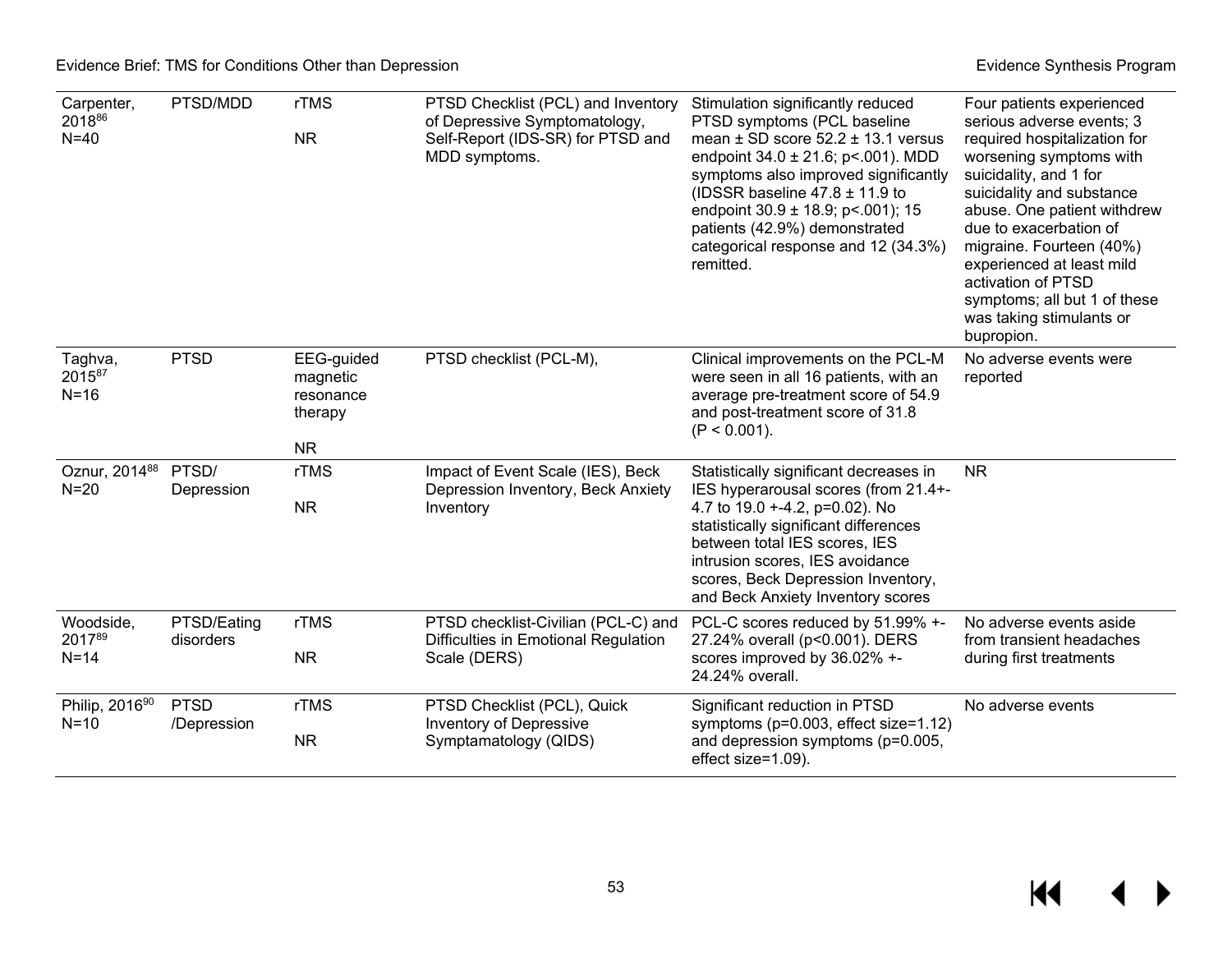| | | | | | |
|---|---|---|---|---|---|
| Carpenter, 2018[86] N=40 | PTSD/MDD | rTMS<br><br>NR | PTSD Checklist (PCL) and Inventory of Depressive Symptomatology, Self-Report (IDS-SR) for PTSD and MDD symptoms. | Stimulation significantly reduced PTSD symptoms (PCL baseline mean ± SD score 52.2 ± 13.1 versus endpoint 34.0 ± 21.6; p<.001). MDD symptoms also improved significantly (IDSSR baseline 47.8 ± 11.9 to endpoint 30.9 ± 18.9; p<.001); 15 patients (42.9%) demonstrated categorical response and 12 (34.3%) remitted. | Four patients experienced serious adverse events; 3 required hospitalization for worsening symptoms with suicidality, and 1 for suicidality and substance abuse. One patient withdrew due to exacerbation of migraine. Fourteen (40%) experienced at least mild activation of PTSD symptoms; all but 1 of these was taking stimulants or bupropion. |
| Taghva, 2015[87] N=16 | PTSD | EEG-guided magnetic resonance therapy<br><br>NR | PTSD checklist (PCL-M), | Clinical improvements on the PCL-M were seen in all 16 patients, with an average pre-treatment score of 54.9 and post-treatment score of 31.8 (P < 0.001). | No adverse events were reported |
| Oznur, 2014[88] N=20 | PTSD/ Depression | rTMS<br><br>NR | Impact of Event Scale (IES), Beck Depression Inventory, Beck Anxiety Inventory | Statistically significant decreases in IES hyperarousal scores (from 21.4+-4.7 to 19.0 +-4.2, p=0.02). No statistically significant differences between total IES scores, IES intrusion scores, IES avoidance scores, Beck Depression Inventory, and Beck Anxiety Inventory scores | NR |
| Woodside, 2017[89] N=14 | PTSD/Eating disorders | rTMS<br><br>NR | PTSD checklist-Civilian (PCL-C) and Difficulties in Emotional Regulation Scale (DERS) | PCL-C scores reduced by 51.99% +-27.24% overall (p<0.001). DERS scores improved by 36.02% +-24.24% overall. | No adverse events aside from transient headaches during first treatments |
| Philip, 2016[90] N=10 | PTSD /Depression | rTMS<br><br>NR | PTSD Checklist (PCL), Quick Inventory of Depressive Symptamatology (QIDS) | Significant reduction in PTSD symptoms (p=0.003, effect size=1.12) and depression symptoms (p=0.005, effect size=1.09). | No adverse events |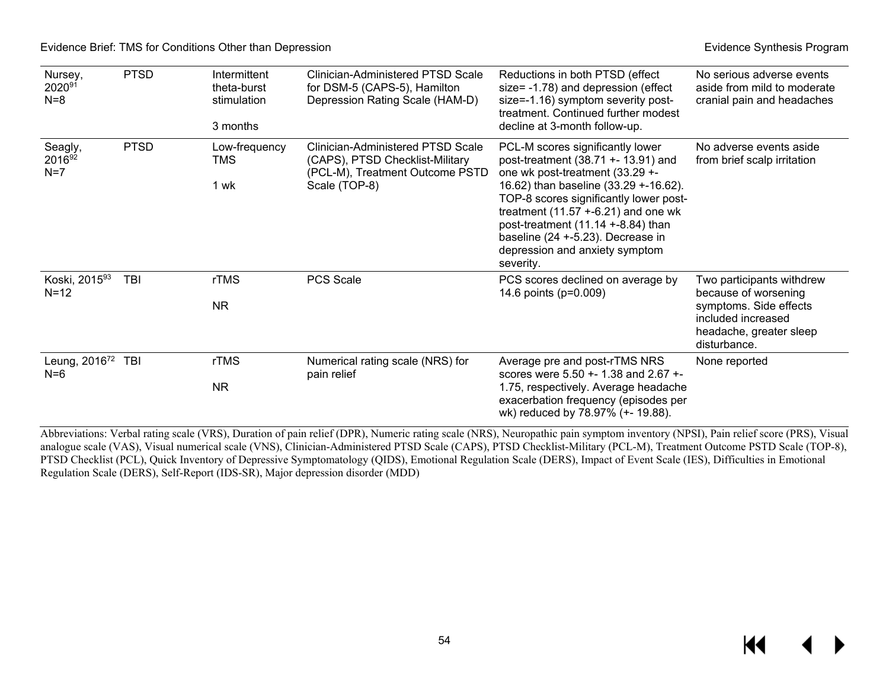| Nursey, 2020[91] N=8 | PTSD | Intermittent theta-burst stimulation<br><br>3 months | Clinician-Administered PTSD Scale for DSM-5 (CAPS-5), Hamilton Depression Rating Scale (HAM-D) | Reductions in both PTSD (effect size= -1.78) and depression (effect size=-1.16) symptom severity post-treatment. Continued further modest decline at 3-month follow-up. | No serious adverse events aside from mild to moderate cranial pain and headaches |
|---|---|---|---|---|---|
| Seagly, 2016[92] N=7 | PTSD | Low-frequency TMS<br><br>1 wk | Clinician-Administered PTSD Scale (CAPS), PTSD Checklist-Military (PCL-M), Treatment Outcome PSTD Scale (TOP-8) | PCL-M scores significantly lower post-treatment (38.71 +- 13.91) and one wk post-treatment (33.29 +- 16.62) than baseline (33.29 +-16.62). TOP-8 scores significantly lower post-treatment (11.57 +-6.21) and one wk post-treatment (11.14 +-8.84) than baseline (24 +-5.23). Decrease in depression and anxiety symptom severity. | No adverse events aside from brief scalp irritation |
| Koski, 2015[93] N=12 | TBI | rTMS<br><br>NR | PCS Scale | PCS scores declined on average by 14.6 points (p=0.009) | Two participants withdrew because of worsening symptoms. Side effects included increased headache, greater sleep disturbance. |
| Leung, 2016[72] N=6 | TBI | rTMS<br><br>NR | Numerical rating scale (NRS) for pain relief | Average pre and post-rTMS NRS scores were 5.50 +- 1.38 and 2.67 +- 1.75, respectively. Average headache exacerbation frequency (episodes per wk) reduced by 78.97% (+- 19.88). | None reported |

Abbreviations: Verbal rating scale (VRS), Duration of pain relief (DPR), Numeric rating scale (NRS), Neuropathic pain symptom inventory (NPSI), Pain relief score (PRS), Visual analogue scale (VAS), Visual numerical scale (VNS), Clinician-Administered PTSD Scale (CAPS), PTSD Checklist-Military (PCL-M), Treatment Outcome PSTD Scale (TOP-8), PTSD Checklist (PCL), Quick Inventory of Depressive Symptomatology (QIDS), Emotional Regulation Scale (DERS), Impact of Event Scale (IES), Difficulties in Emotional Regulation Scale (DERS), Self-Report (IDS-SR), Major depression disorder (MDD)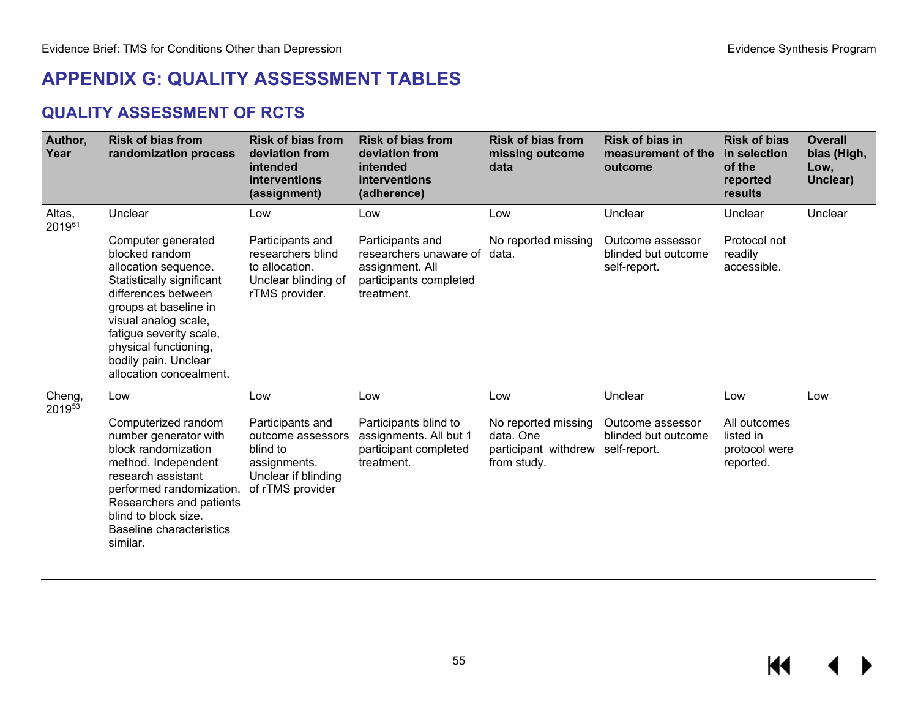# APPENDIX G: QUALITY ASSESSMENT TABLES

## QUALITY ASSESSMENT OF RCTS

| Author, Year | Risk of bias from randomization process | Risk of bias from deviation from intended interventions (assignment) | Risk of bias from deviation from intended interventions (adherence) | Risk of bias from missing outcome data | Risk of bias in measurement of the outcome | Risk of bias in selection of the reported results | Overall bias (High, Low, Unclear) |
|---|---|---|---|---|---|---|---|
| Altas, 2019[51] | Unclear<br><br>Computer generated blocked random allocation sequence. Statistically significant differences between groups at baseline in visual analog scale, fatigue severity scale, physical functioning, bodily pain. Unclear allocation concealment. | Low<br><br>Participants and researchers blind to allocation. Unclear blinding of rTMS provider. | Low<br><br>Participants and researchers unaware of assignment. All participants completed treatment. | Low<br><br>No reported missing data. | Unclear<br><br>Outcome assessor blinded but outcome self-report. | Unclear<br><br>Protocol not readily accessible. | Unclear |
| Cheng, 2019[53] | Low<br><br>Computerized random number generator with block randomization method. Independent research assistant performed randomization. Researchers and patients blind to block size. Baseline characteristics similar. | Low<br><br>Participants and outcome assessors blind to assignments. Unclear if blinding of rTMS provider | Low<br><br>Participants blind to assignments. All but 1 participant completed treatment. | Low<br><br>No reported missing data. One participant withdrew from study. | Unclear<br><br>Outcome assessor blinded but outcome self-report. | Low<br><br>All outcomes listed in protocol were reported. | Low |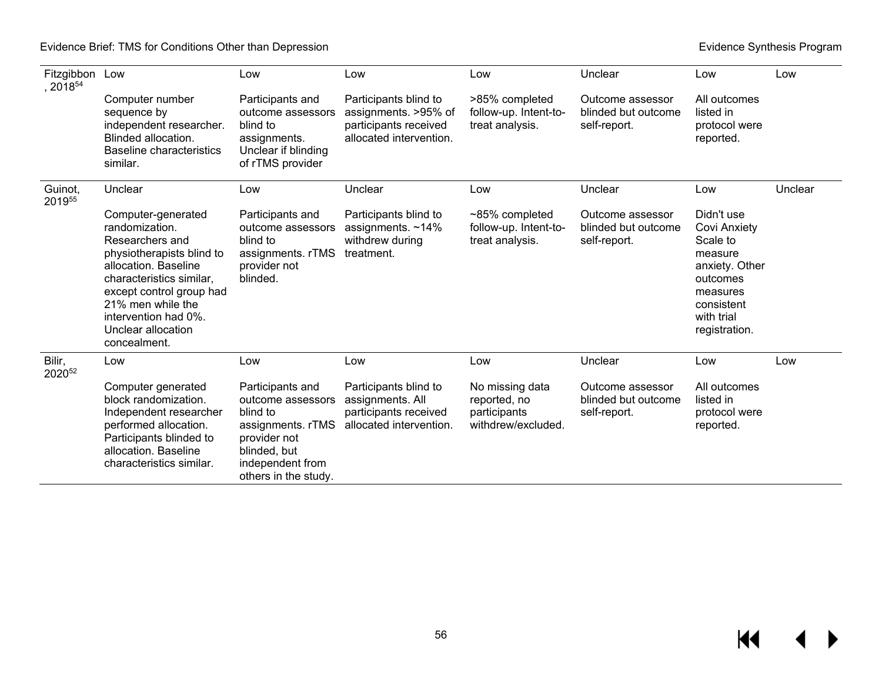| | | | | | | | |
|---|---|---|---|---|---|---|---|
| Fitzgibbon, 2018[54] | Low<br><br>Computer number sequence by independent researcher. Blinded allocation. Baseline characteristics similar. | Low<br><br>Participants and outcome assessors blind to assignments. Unclear if blinding of rTMS provider | Low<br><br>Participants blind to assignments. >95% of participants received allocated intervention. | Low<br><br>>85% completed follow-up. Intent-to-treat analysis. | Unclear<br><br>Outcome assessor blinded but outcome self-report. | Low<br><br>All outcomes listed in protocol were reported. | Low |
| Guinot, 2019[55] | Unclear<br><br>Computer-generated randomization. Researchers and physiotherapists blind to allocation. Baseline characteristics similar, except control group had 21% men while the intervention had 0%. Unclear allocation concealment. | Low<br><br>Participants and outcome assessors blind to assignments. rTMS provider not blinded. | Unclear<br><br>Participants blind to assignments. ~14% withdrew during treatment. | Low<br><br>~85% completed follow-up. Intent-to-treat analysis. | Unclear<br><br>Outcome assessor blinded but outcome self-report. | Low<br><br>Didn't use Covi Anxiety Scale to measure anxiety. Other outcomes measures consistent with trial registration. | Unclear |
| Bilir, 2020[52] | Low<br><br>Computer generated block randomization. Independent researcher performed allocation. Participants blinded to allocation. Baseline characteristics similar. | Low<br><br>Participants and outcome assessors blind to assignments. rTMS provider not blinded, but independent from others in the study. | Low<br><br>Participants blind to assignments. All participants received allocated intervention. | Low<br><br>No missing data reported, no participants withdrew/excluded. | Unclear<br><br>Outcome assessor blinded but outcome self-report. | Low<br><br>All outcomes listed in protocol were reported. | Low |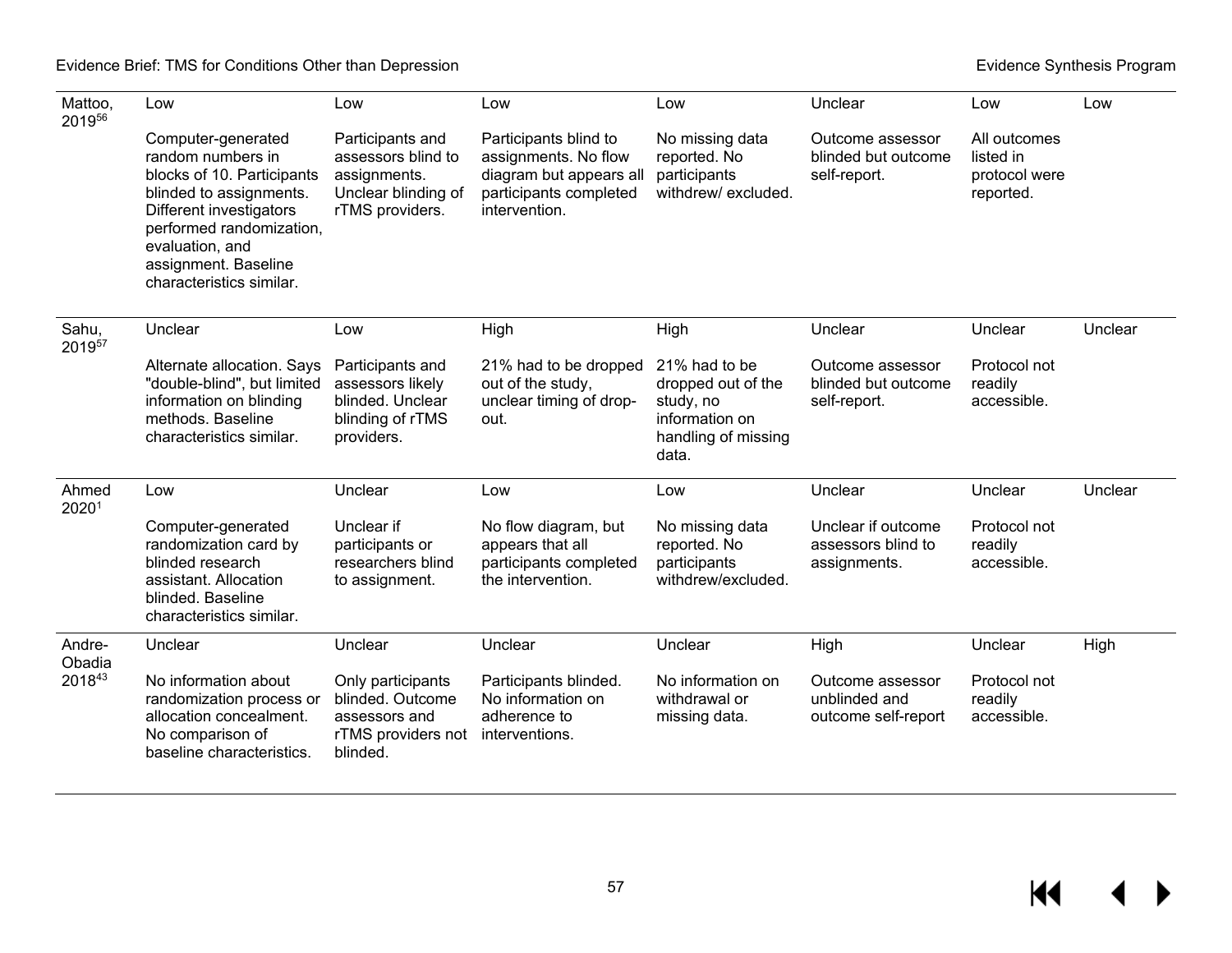| | | | | | | | |
|---|---|---|---|---|---|---|---|
| Mattoo, 2019[56] | Low<br><br>Computer-generated random numbers in blocks of 10. Participants blinded to assignments. Different investigators performed randomization, evaluation, and assignment. Baseline characteristics similar. | Low<br><br>Participants and assessors blind to assignments. Unclear blinding of rTMS providers. | Low<br><br>Participants blind to assignments. No flow diagram but appears all participants completed intervention. | Low<br><br>No missing data reported. No participants withdrew/ excluded. | Unclear<br><br>Outcome assessor blinded but outcome self-report. | Low<br><br>All outcomes listed in protocol were reported. | Low |
| Sahu, 2019[57] | Unclear<br><br>Alternate allocation. Says "double-blind", but limited information on blinding methods. Baseline characteristics similar. | Low<br><br>Participants and assessors likely blinded. Unclear blinding of rTMS providers. | High<br><br>21% had to be dropped out of the study, unclear timing of drop-out. | High<br><br>21% had to be dropped out of the study, no information on handling of missing data. | Unclear<br><br>Outcome assessor blinded but outcome self-report. | Unclear<br><br>Protocol not readily accessible. | Unclear |
| Ahmed 2020[1] | Low<br><br>Computer-generated randomization card by blinded research assistant. Allocation blinded. Baseline characteristics similar. | Unclear<br><br>Unclear if participants or researchers blind to assignment. | Low<br><br>No flow diagram, but appears that all participants completed the intervention. | Low<br><br>No missing data reported. No participants withdrew/excluded. | Unclear<br><br>Unclear if outcome assessors blind to assignments. | Unclear<br><br>Protocol not readily accessible. | Unclear |
| Andre-Obadia 2018[43] | Unclear<br><br>No information about randomization process or allocation concealment. No comparison of baseline characteristics. | Unclear<br><br>Only participants blinded. Outcome assessors and rTMS providers not blinded. | Unclear<br><br>Participants blinded. No information on adherence to interventions. | Unclear<br><br>No information on withdrawal or missing data. | High<br><br>Outcome assessor unblinded and outcome self-report | Unclear<br><br>Protocol not readily accessible. | High |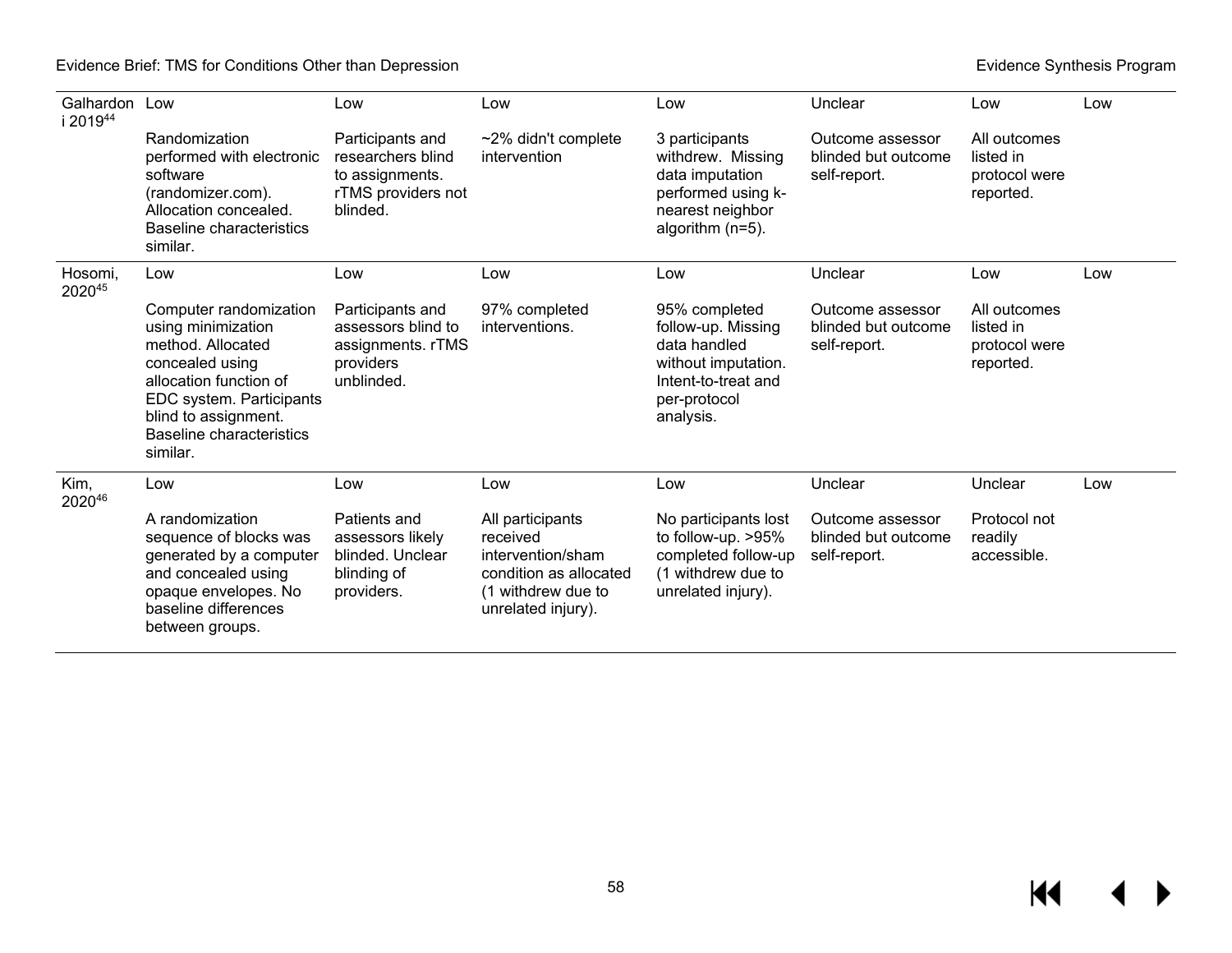| | | | | | | | |
|---|---|---|---|---|---|---|---|
| Galhardoni 2019[44] | Low<br><br>Randomization performed with electronic software (randomizer.com). Allocation concealed. Baseline characteristics similar. | Low<br><br>Participants and researchers blind to assignments. rTMS providers not blinded. | Low<br><br>~2% didn't complete intervention | Low<br><br>3 participants withdrew. Missing data imputation performed using k-nearest neighbor algorithm (n=5). | Unclear<br><br>Outcome assessor blinded but outcome self-report. | Low<br><br>All outcomes listed in protocol were reported. | Low |
| Hosomi, 2020[45] | Low<br><br>Computer randomization using minimization method. Allocated concealed using allocation function of EDC system. Participants blind to assignment. Baseline characteristics similar. | Low<br><br>Participants and assessors blind to assignments. rTMS providers unblinded. | Low<br><br>97% completed interventions. | Low<br><br>95% completed follow-up. Missing data handled without imputation. Intent-to-treat and per-protocol analysis. | Unclear<br><br>Outcome assessor blinded but outcome self-report. | Low<br><br>All outcomes listed in protocol were reported. | Low |
| Kim, 2020[46] | Low<br><br>A randomization sequence of blocks was generated by a computer and concealed using opaque envelopes. No baseline differences between groups. | Low<br><br>Patients and assessors likely blinded. Unclear blinding of providers. | Low<br><br>All participants received intervention/sham condition as allocated (1 withdrew due to unrelated injury). | Low<br><br>No participants lost to follow-up. >95% completed follow-up (1 withdrew due to unrelated injury). | Unclear<br><br>Outcome assessor blinded but outcome self-report. | Unclear<br><br>Protocol not readily accessible. | Low |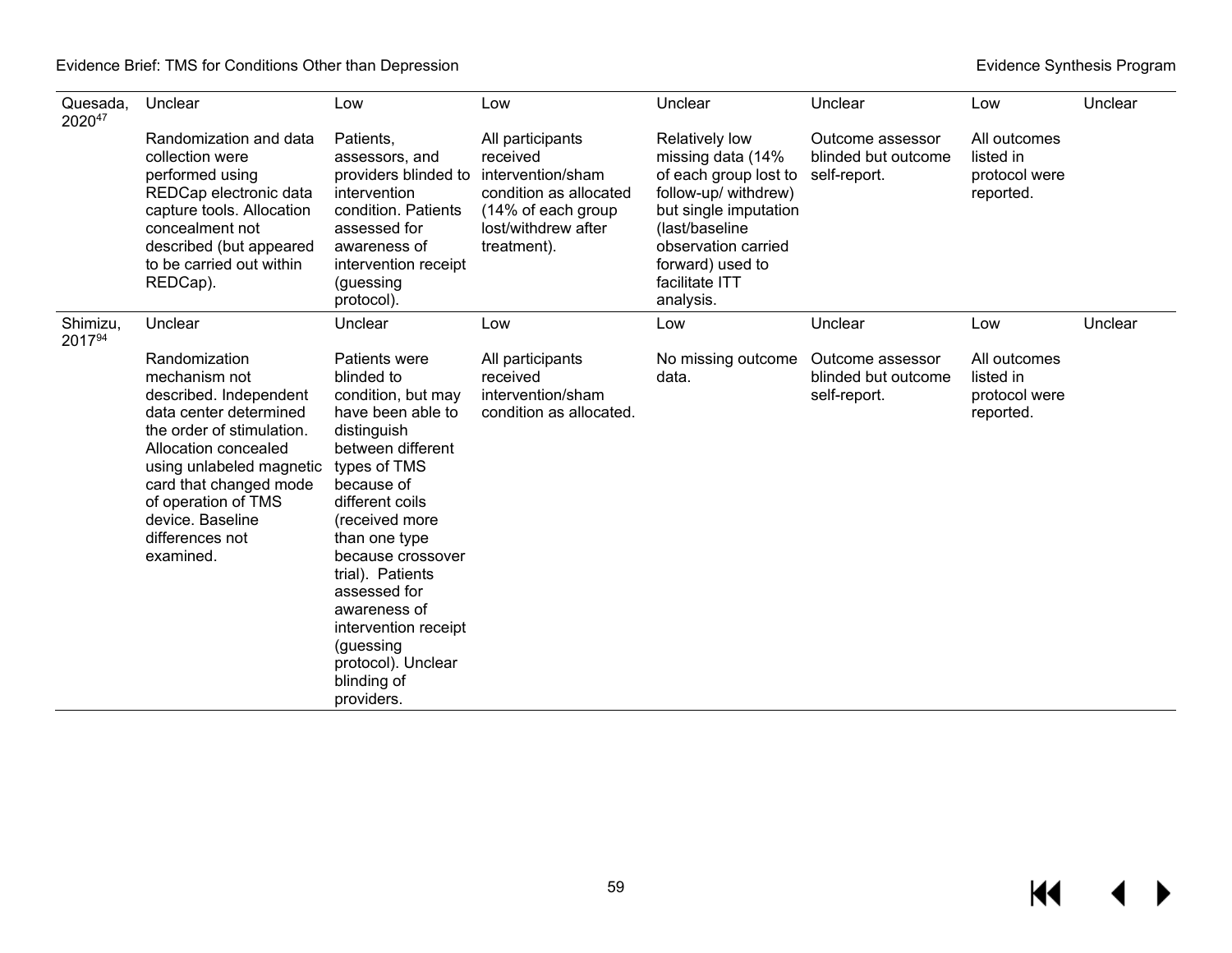| | | | | | | | |
|---|---|---|---|---|---|---|---|
| Quesada, 2020[47] | Unclear<br><br>Randomization and data collection were performed using REDCap electronic data capture tools. Allocation concealment not described (but appeared to be carried out within REDCap). | Low<br><br>Patients, assessors, and providers blinded to intervention condition. Patients assessed for awareness of intervention receipt (guessing protocol). | Low<br><br>All participants received intervention/sham condition as allocated (14% of each group lost/withdrew after treatment). | Unclear<br><br>Relatively low missing data (14% of each group lost to follow-up/ withdrew) but single imputation (last/baseline observation carried forward) used to facilitate ITT analysis. | Unclear<br><br>Outcome assessor blinded but outcome self-report. | Low<br><br>All outcomes listed in protocol were reported. | Unclear |
| Shimizu, 2017[94] | Unclear<br><br>Randomization mechanism not described. Independent data center determined the order of stimulation. Allocation concealed using unlabeled magnetic card that changed mode of operation of TMS device. Baseline differences not examined. | Unclear<br><br>Patients were blinded to condition, but may have been able to distinguish between different types of TMS because of different coils (received more than one type because crossover trial). Patients assessed for awareness of intervention receipt (guessing protocol). Unclear blinding of providers. | Low<br><br>All participants received intervention/sham condition as allocated. | Low<br><br>No missing outcome data. | Unclear<br><br>Outcome assessor blinded but outcome self-report. | Low<br><br>All outcomes listed in protocol were reported. | Unclear |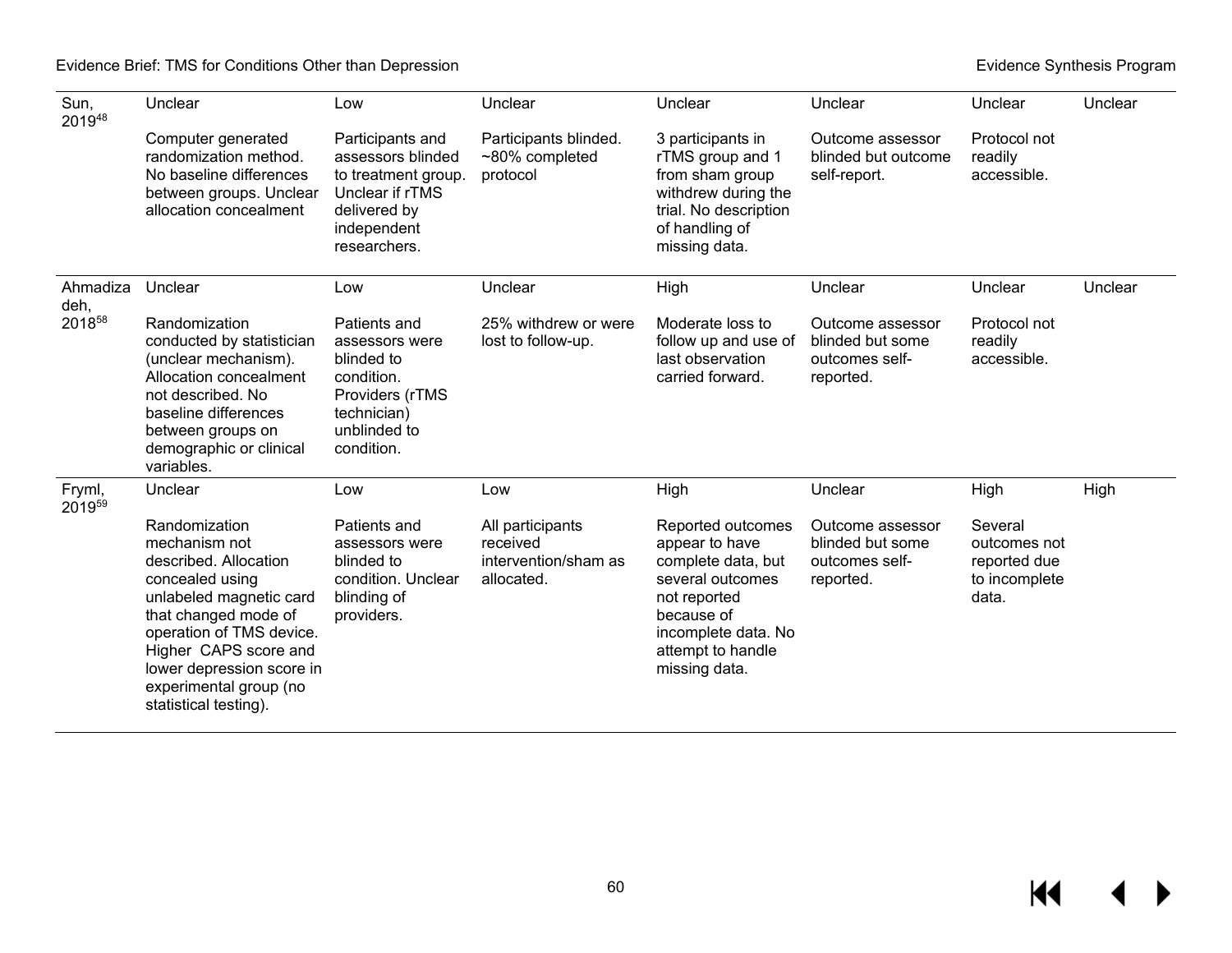| | | | | | | | |
|---|---|---|---|---|---|---|---|
| Sun, 2019[48] | Unclear<br><br>Computer generated randomization method. No baseline differences between groups. Unclear allocation concealment | Low<br><br>Participants and assessors blinded to treatment group. Unclear if rTMS delivered by independent researchers. | Unclear<br><br>Participants blinded. ~80% completed protocol | Unclear<br><br>3 participants in rTMS group and 1 from sham group withdrew during the trial. No description of handling of missing data. | Unclear<br><br>Outcome assessor blinded but outcome self-report. | Unclear<br><br>Protocol not readily accessible. | Unclear |
| Ahmadizadeh, 2018[58] | Unclear<br><br>Randomization conducted by statistician (unclear mechanism). Allocation concealment not described. No baseline differences between groups on demographic or clinical variables. | Low<br><br>Patients and assessors were blinded to condition. Providers (rTMS technician) unblinded to condition. | Unclear<br><br>25% withdrew or were lost to follow-up. | High<br><br>Moderate loss to follow up and use of last observation carried forward. | Unclear<br><br>Outcome assessor blinded but some outcomes self-reported. | Unclear<br><br>Protocol not readily accessible. | Unclear |
| Fryml, 2019[59] | Unclear<br><br>Randomization mechanism not described. Allocation concealed using unlabeled magnetic card that changed mode of operation of TMS device. Higher CAPS score and lower depression score in experimental group (no statistical testing). | Low<br><br>Patients and assessors were blinded to condition. Unclear blinding of providers. | Low<br><br>All participants received intervention/sham as allocated. | High<br><br>Reported outcomes appear to have complete data, but several outcomes not reported because of incomplete data. No attempt to handle missing data. | Unclear<br><br>Outcome assessor blinded but some outcomes self-reported. | High<br><br>Several outcomes not reported due to incomplete data. | High |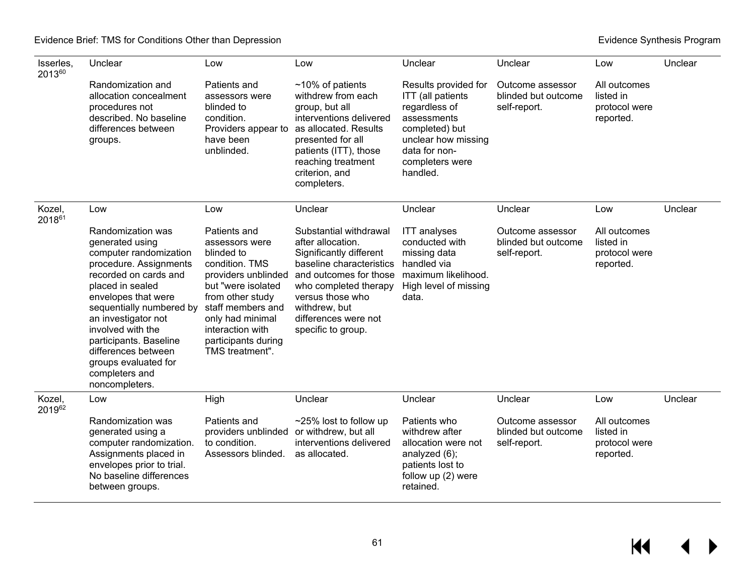| | | | | | | | |
|---|---|---|---|---|---|---|---|
| Isserles, 2013[60] | Unclear<br><br>Randomization and allocation concealment procedures not described. No baseline differences between groups. | Low<br><br>Patients and assessors were blinded to condition. Providers appear to have been unblinded. | Low<br><br>~10% of patients withdrew from each group, but all interventions delivered as allocated. Results presented for all patients (ITT), those reaching treatment criterion, and completers. | Unclear<br><br>Results provided for ITT (all patients regardless of assessments completed) but unclear how missing data for non-completers were handled. | Unclear<br><br>Outcome assessor blinded but outcome self-report. | Low<br><br>All outcomes listed in protocol were reported. | Unclear |
| Kozel, 2018[61] | Low<br><br>Randomization was generated using computer randomization procedure. Assignments recorded on cards and placed in sealed envelopes that were sequentially numbered by an investigator not involved with the participants. Baseline differences between groups evaluated for completers and noncompleters. | Low<br><br>Patients and assessors were blinded to condition. TMS providers unblinded but "were isolated from other study staff members and only had minimal interaction with participants during TMS treatment". | Unclear<br><br>Substantial withdrawal after allocation. Significantly different baseline characteristics and outcomes for those who completed therapy versus those who withdrew, but differences were not specific to group. | Unclear<br><br>ITT analyses conducted with missing data handled via maximum likelihood. High level of missing data. | Unclear<br><br>Outcome assessor blinded but outcome self-report. | Low<br><br>All outcomes listed in protocol were reported. | Unclear |
| Kozel, 2019[62] | Low<br><br>Randomization was generated using a computer randomization. Assignments placed in envelopes prior to trial. No baseline differences between groups. | High<br><br>Patients and providers unblinded to condition. Assessors blinded. | Unclear<br><br>~25% lost to follow up or withdrew, but all interventions delivered as allocated. | Unclear<br><br>Patients who withdrew after allocation were not analyzed (6); patients lost to follow up (2) were retained. | Unclear<br><br>Outcome assessor blinded but outcome self-report. | Low<br><br>All outcomes listed in protocol were reported. | Unclear |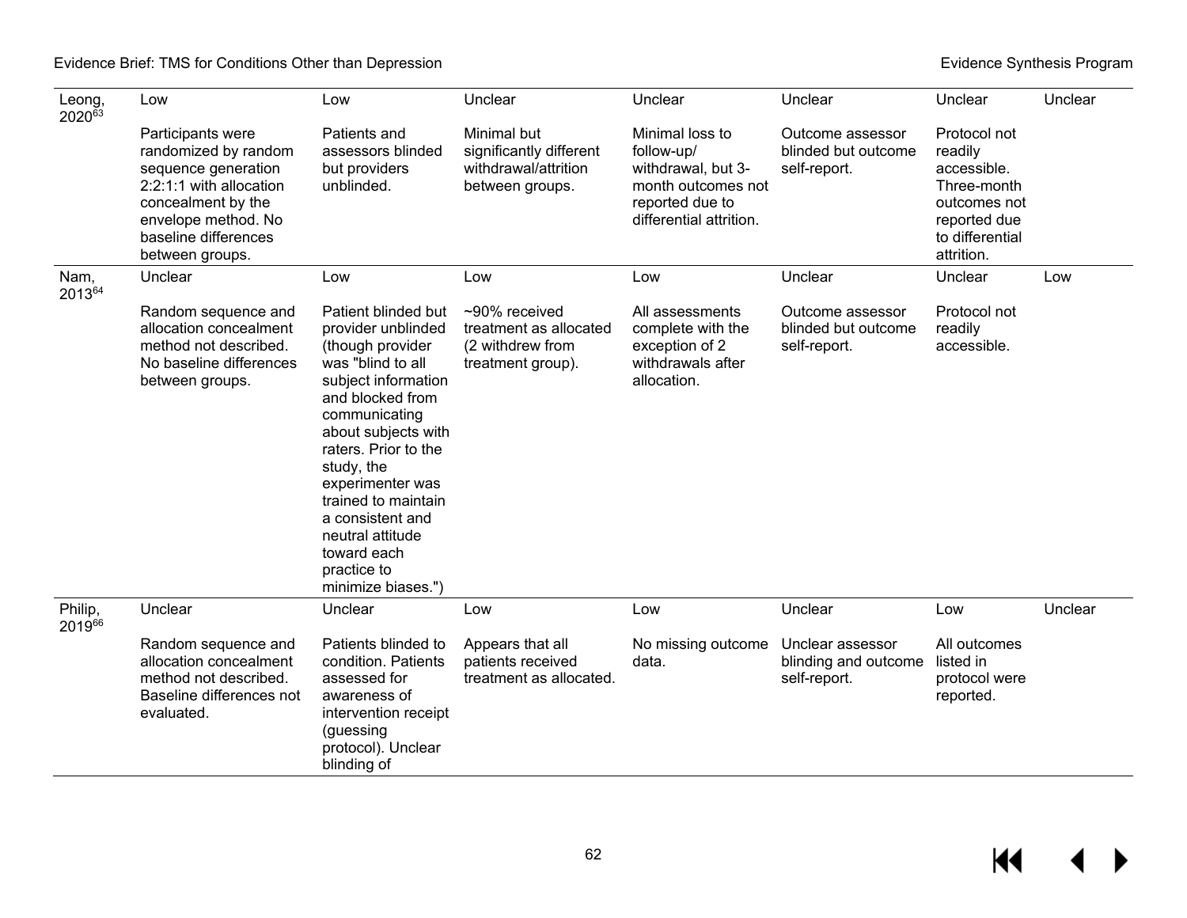| | | | | | | | |
|---|---|---|---|---|---|---|---|
| Leong, 2020[63] | Low<br><br>Participants were randomized by random sequence generation 2:2:1:1 with allocation concealment by the envelope method. No baseline differences between groups. | Low<br><br>Patients and assessors blinded but providers unblinded. | Unclear<br><br>Minimal but significantly different withdrawal/attrition between groups. | Unclear<br><br>Minimal loss to follow-up/ withdrawal, but 3-month outcomes not reported due to differential attrition. | Unclear<br><br>Outcome assessor blinded but outcome self-report. | Unclear<br><br>Protocol not readily accessible. Three-month outcomes not reported due to differential attrition. | Unclear |
| Nam, 2013[64] | Unclear<br><br>Random sequence and allocation concealment method not described. No baseline differences between groups. | Low<br><br>Patient blinded but provider unblinded (though provider was "blind to all subject information and blocked from communicating about subjects with raters. Prior to the study, the experimenter was trained to maintain a consistent and neutral attitude toward each practice to minimize biases.") | Low<br><br>~90% received treatment as allocated (2 withdrew from treatment group). | Low<br><br>All assessments complete with the exception of 2 withdrawals after allocation. | Unclear<br><br>Outcome assessor blinded but outcome self-report. | Unclear<br><br>Protocol not readily accessible. | Low |
| Philip, 2019[66] | Unclear<br><br>Random sequence and allocation concealment method not described. Baseline differences not evaluated. | Unclear<br><br>Patients blinded to condition. Patients assessed for awareness of intervention receipt (guessing protocol). Unclear blinding of | Low<br><br>Appears that all patients received treatment as allocated. | Low<br><br>No missing outcome data. | Unclear<br><br>Unclear assessor blinding and outcome self-report. | Low<br><br>All outcomes listed in protocol were reported. | Unclear |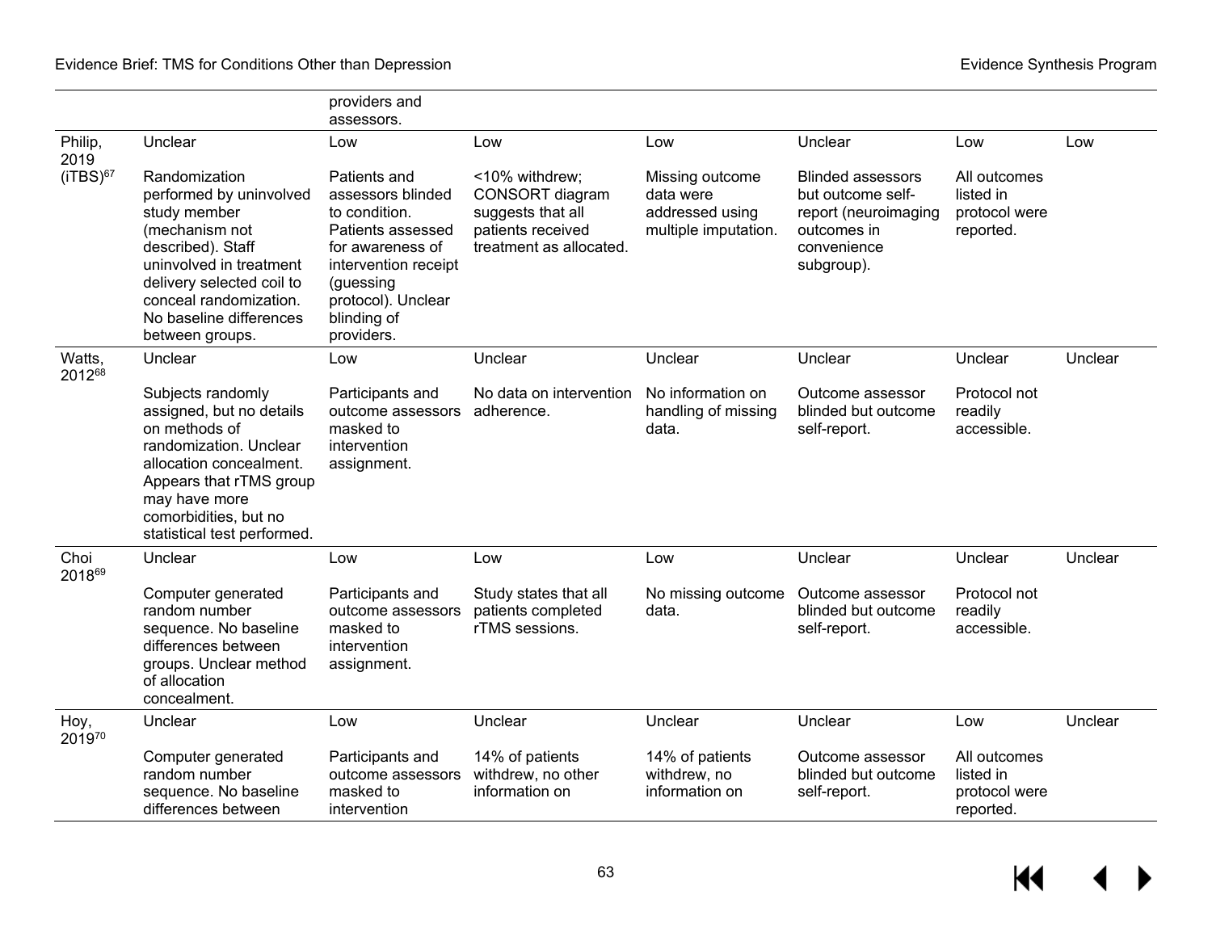| | | | | | | | |
|---|---|---|---|---|---|---|---|
| | | providers and assessors. | | | | | |
| Philip, 2019 (iTBS)[67] | Unclear<br><br>Randomization performed by uninvolved study member (mechanism not described). Staff uninvolved in treatment delivery selected coil to conceal randomization. No baseline differences between groups. | Low<br><br>Patients and assessors blinded to condition. Patients assessed for awareness of intervention receipt (guessing protocol). Unclear blinding of providers. | Low<br><br><10% withdrew; CONSORT diagram suggests that all patients received treatment as allocated. | Low<br><br>Missing outcome data were addressed using multiple imputation. | Unclear<br><br>Blinded assessors but outcome self-report (neuroimaging outcomes in convenience subgroup). | Low<br><br>All outcomes listed in protocol were reported. | Low |
| Watts, 2012[68] | Unclear<br><br>Subjects randomly assigned, but no details on methods of randomization. Unclear allocation concealment. Appears that rTMS group may have more comorbidities, but no statistical test performed. | Low<br><br>Participants and outcome assessors masked to intervention assignment. | Unclear<br><br>No data on intervention adherence. | Unclear<br><br>No information on handling of missing data. | Unclear<br><br>Outcome assessor blinded but outcome self-report. | Unclear<br><br>Protocol not readily accessible. | Unclear |
| Choi 2018[69] | Unclear<br><br>Computer generated random number sequence. No baseline differences between groups. Unclear method of allocation concealment. | Low<br><br>Participants and outcome assessors masked to intervention assignment. | Low<br><br>Study states that all patients completed rTMS sessions. | Low<br><br>No missing outcome data. | Unclear<br><br>Outcome assessor blinded but outcome self-report. | Unclear<br><br>Protocol not readily accessible. | Unclear |
| Hoy, 2019[70] | Unclear<br><br>Computer generated random number sequence. No baseline differences between | Low<br><br>Participants and outcome assessors masked to intervention | Unclear<br><br>14% of patients withdrew, no other information on | Unclear<br><br>14% of patients withdrew, no information on | Unclear<br><br>Outcome assessor blinded but outcome self-report. | Low<br><br>All outcomes listed in protocol were reported. | Unclear |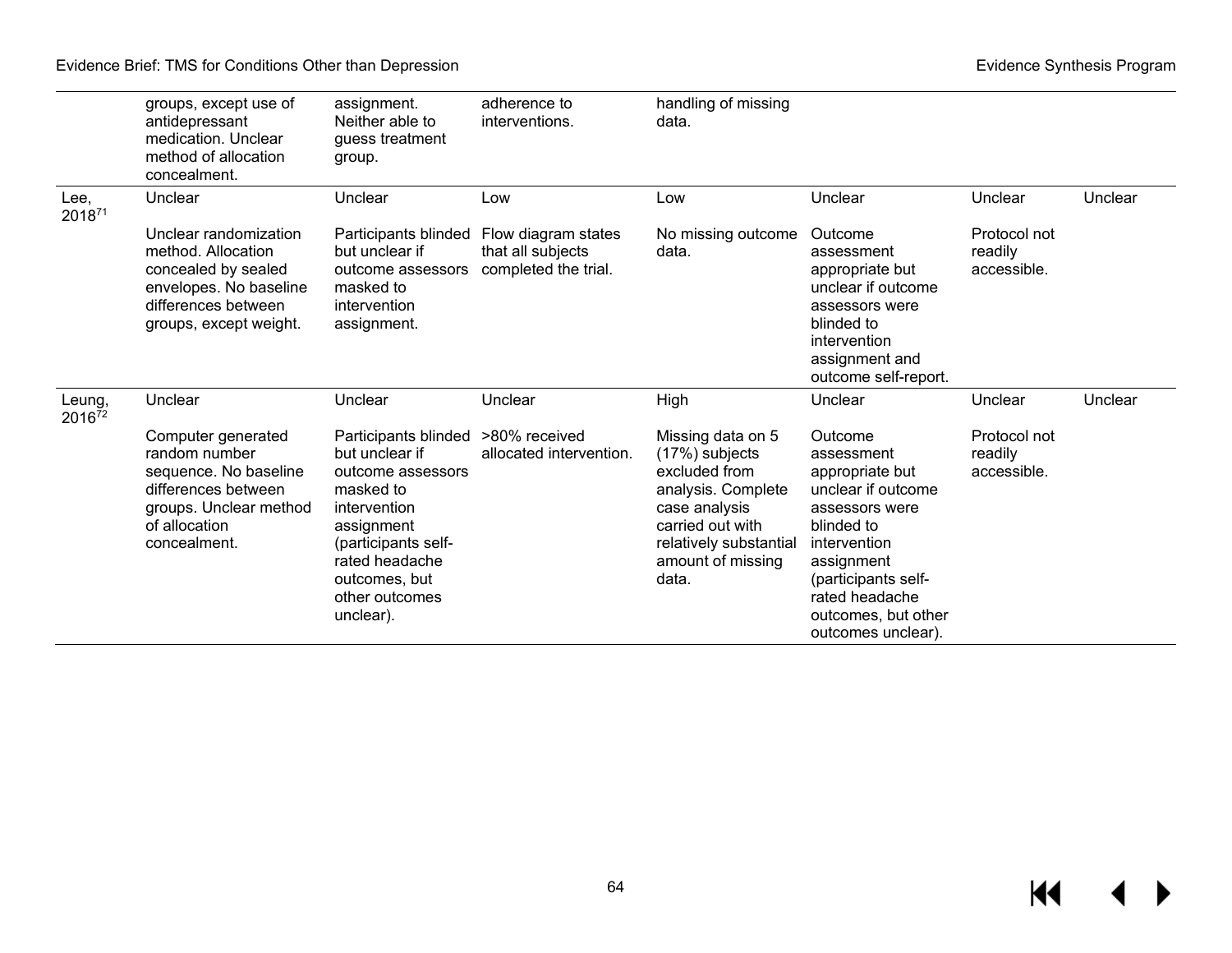| | | | | | | | |
|---|---|---|---|---|---|---|---|
| | groups, except use of antidepressant medication. Unclear method of allocation concealment. | assignment. Neither able to guess treatment group. | adherence to interventions. | handling of missing data. | | | |
| Lee, 2018[71] | Unclear<br><br>Unclear randomization method. Allocation concealed by sealed envelopes. No baseline differences between groups, except weight. | Unclear<br><br>Participants blinded but unclear if outcome assessors masked to intervention assignment. | Low<br><br>Flow diagram states that all subjects completed the trial. | Low<br><br>No missing outcome data. | Unclear<br><br>Outcome assessment appropriate but unclear if outcome assessors were blinded to intervention assignment and outcome self-report. | Unclear<br><br>Protocol not readily accessible. | Unclear |
| Leung, 2016[72] | Unclear<br><br>Computer generated random number sequence. No baseline differences between groups. Unclear method of allocation concealment. | Unclear<br><br>Participants blinded but unclear if outcome assessors masked to intervention assignment (participants self-rated headache outcomes, but other outcomes unclear). | Unclear<br><br>>80% received allocated intervention. | High<br><br>Missing data on 5 (17%) subjects excluded from analysis. Complete case analysis carried out with relatively substantial amount of missing data. | Unclear<br><br>Outcome assessment appropriate but unclear if outcome assessors were blinded to intervention assignment (participants self-rated headache outcomes, but other outcomes unclear). | Unclear<br><br>Protocol not readily accessible. | Unclear |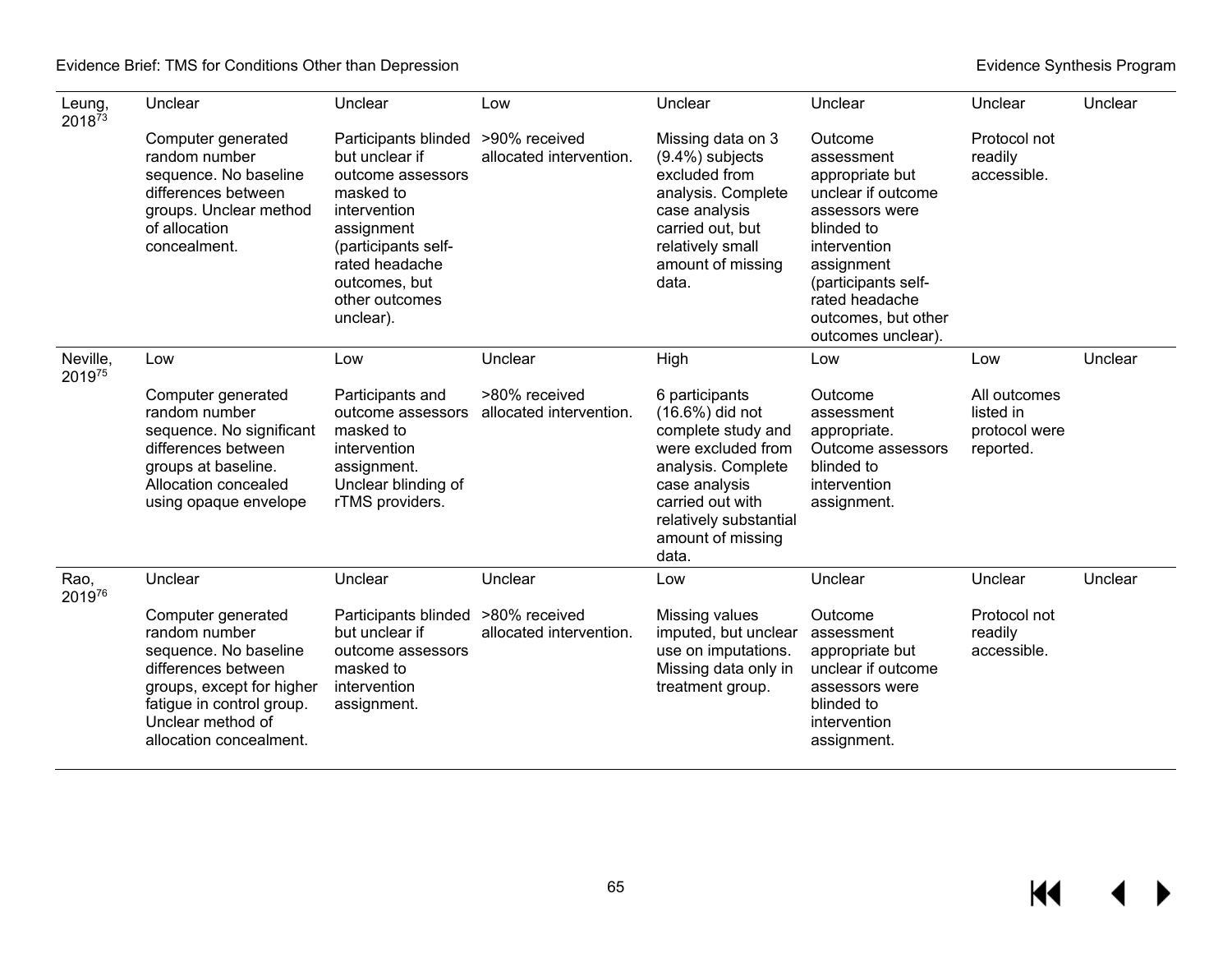| | | | | | | | |
|---|---|---|---|---|---|---|---|
| Leung, 2018[73] | Unclear<br><br>Computer generated random number sequence. No baseline differences between groups. Unclear method of allocation concealment. | Unclear<br><br>Participants blinded but unclear if outcome assessors masked to intervention assignment (participants self-rated headache outcomes, but other outcomes unclear). | Low<br><br>>90% received allocated intervention. | Unclear<br><br>Missing data on 3 (9.4%) subjects excluded from analysis. Complete case analysis carried out, but relatively small amount of missing data. | Unclear<br><br>Outcome assessment appropriate but unclear if outcome assessors were blinded to intervention assignment (participants self-rated headache outcomes, but other outcomes unclear). | Unclear<br><br>Protocol not readily accessible. | Unclear |
| Neville, 2019[75] | Low<br><br>Computer generated random number sequence. No significant differences between groups at baseline. Allocation concealed using opaque envelope | Low<br><br>Participants and outcome assessors masked to intervention assignment. Unclear blinding of rTMS providers. | Unclear<br><br>>80% received allocated intervention. | High<br><br>6 participants (16.6%) did not complete study and were excluded from analysis. Complete case analysis carried out with relatively substantial amount of missing data. | Low<br><br>Outcome assessment appropriate. Outcome assessors blinded to intervention assignment. | Low<br><br>All outcomes listed in protocol were reported. | Unclear |
| Rao, 2019[76] | Unclear<br><br>Computer generated random number sequence. No baseline differences between groups, except for higher fatigue in control group. Unclear method of allocation concealment. | Unclear<br><br>Participants blinded but unclear if outcome assessors masked to intervention assignment. | Unclear<br><br>>80% received allocated intervention. | Low<br><br>Missing values imputed, but unclear use on imputations. Missing data only in treatment group. | Unclear<br><br>Outcome assessment appropriate but unclear if outcome assessors were blinded to intervention assignment. | Unclear<br><br>Protocol not readily accessible. | Unclear |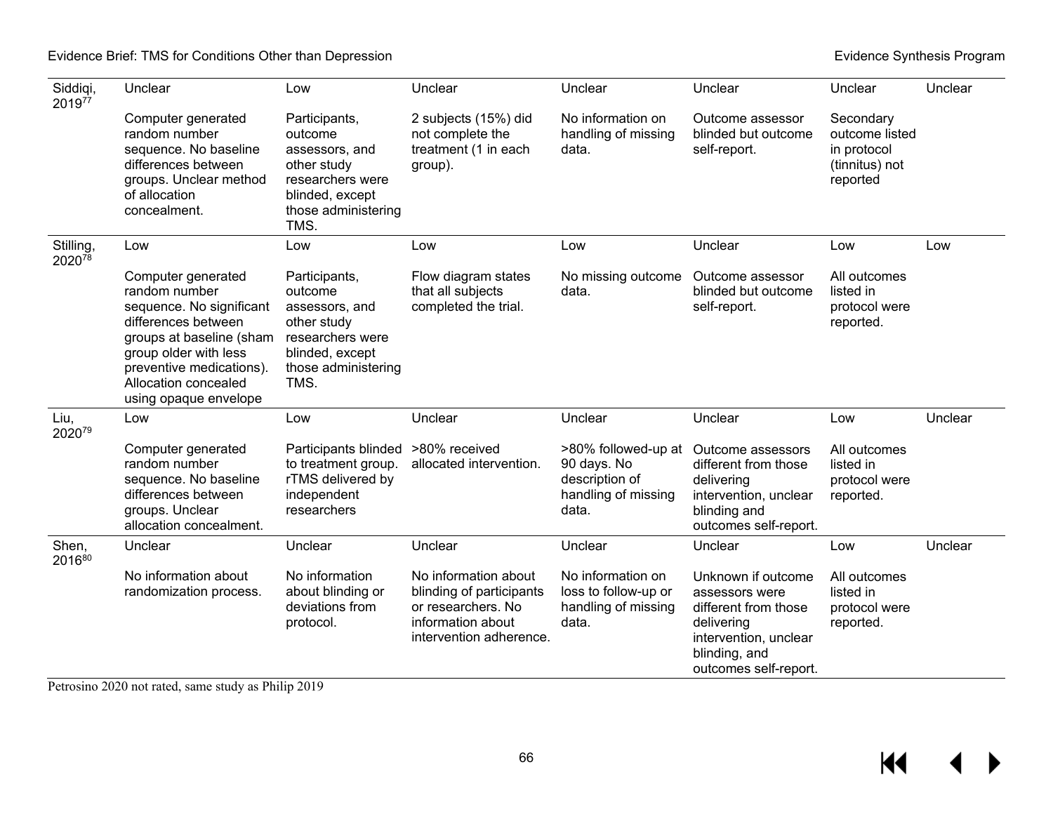| | | | | | | | |
|---|---|---|---|---|---|---|---|
| Siddiqi, 2019[77] | Unclear<br><br>Computer generated random number sequence. No baseline differences between groups. Unclear method of allocation concealment. | Low<br><br>Participants, outcome assessors, and other study researchers were blinded, except those administering TMS. | Unclear<br><br>2 subjects (15%) did not complete the treatment (1 in each group). | Unclear<br><br>No information on handling of missing data. | Unclear<br><br>Outcome assessor blinded but outcome self-report. | Unclear<br><br>Secondary outcome listed in protocol (tinnitus) not reported | Unclear |
| Stilling, 2020[78] | Low<br><br>Computer generated random number sequence. No significant differences between groups at baseline (sham group older with less preventive medications). Allocation concealed using opaque envelope | Low<br><br>Participants, outcome assessors, and other study researchers were blinded, except those administering TMS. | Low<br><br>Flow diagram states that all subjects completed the trial. | Low<br><br>No missing outcome data. | Unclear<br><br>Outcome assessor blinded but outcome self-report. | Low<br><br>All outcomes listed in protocol were reported. | Low |
| Liu, 2020[79] | Low<br><br>Computer generated random number sequence. No baseline differences between groups. Unclear allocation concealment. | Low<br><br>Participants blinded to treatment group. rTMS delivered by independent researchers | Unclear<br><br>>80% received allocated intervention. | Unclear<br><br>>80% followed-up at 90 days. No description of handling of missing data. | Unclear<br><br>Outcome assessors different from those delivering intervention, unclear blinding and outcomes self-report. | Low<br><br>All outcomes listed in protocol were reported. | Unclear |
| Shen, 2016[80] | Unclear<br><br>No information about randomization process. | Unclear<br><br>No information about blinding or deviations from protocol. | Unclear<br><br>No information about blinding of participants or researchers. No information about intervention adherence. | Unclear<br><br>No information on loss to follow-up or handling of missing data. | Unclear<br><br>Unknown if outcome assessors were different from those delivering intervention, unclear blinding, and outcomes self-report. | Low<br><br>All outcomes listed in protocol were reported. | Unclear |

Petrosino 2020 not rated, same study as Philip 2019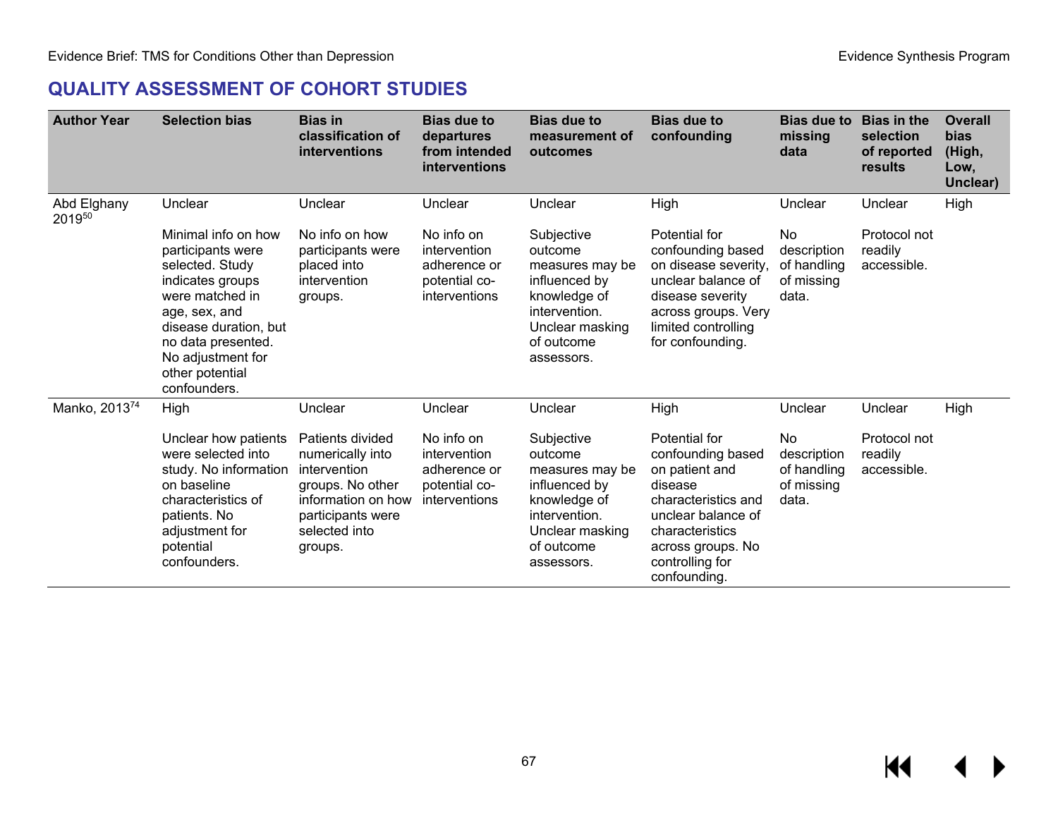## QUALITY ASSESSMENT OF COHORT STUDIES

| Author Year | Selection bias | Bias in classification of interventions | Bias due to departures from intended interventions | Bias due to measurement of outcomes | Bias due to confounding | Bias due to missing data | Bias in the selection of reported results | Overall bias (High, Low, Unclear) |
|---|---|---|---|---|---|---|---|---|
| Abd Elghany 2019[50] | Unclear<br><br>Minimal info on how participants were selected. Study indicates groups were matched in age, sex, and disease duration, but no data presented. No adjustment for other potential confounders. | Unclear<br><br>No info on how participants were placed into intervention groups. | Unclear<br><br>No info on intervention adherence or potential co-interventions | Unclear<br><br>Subjective outcome measures may be influenced by knowledge of intervention. Unclear masking of outcome assessors. | High<br><br>Potential for confounding based on disease severity, unclear balance of disease severity across groups. Very limited controlling for confounding. | Unclear<br><br>No description of handling of missing data. | Unclear<br><br>Protocol not readily accessible. | High |
| Manko, 2013[74] | High<br><br>Unclear how patients were selected into study. No information on baseline characteristics of patients. No adjustment for potential confounders. | Unclear<br><br>Patients divided numerically into intervention groups. No other information on how participants were selected into groups. | Unclear<br><br>No info on intervention adherence or potential co-interventions | Unclear<br><br>Subjective outcome measures may be influenced by knowledge of intervention. Unclear masking of outcome assessors. | High<br><br>Potential for confounding based on patient and disease characteristics and unclear balance of characteristics across groups. No controlling for confounding. | Unclear<br><br>No description of handling of missing data. | Unclear<br><br>Protocol not readily accessible. | High |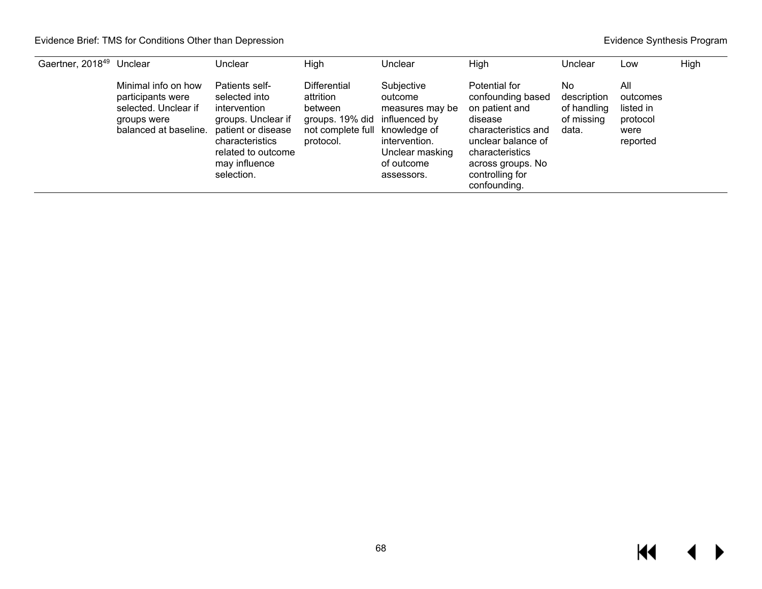| | | | | | | | | |
|---|---|---|---|---|---|---|---|---|
| Gaertner, 2018[49] | Unclear<br><br>Minimal info on how participants were selected. Unclear if groups were balanced at baseline. | Unclear<br><br>Patients self-selected into intervention groups. Unclear if patient or disease characteristics related to outcome may influence selection. | High<br><br>Differential attrition between groups. 19% did not complete full protocol. | Unclear<br><br>Subjective outcome measures may be influenced by knowledge of intervention. Unclear masking of outcome assessors. | High<br><br>Potential for confounding based on patient and disease characteristics and unclear balance of characteristics across groups. No controlling for confounding. | Unclear<br><br>No description of handling of missing data. | Low<br><br>All outcomes listed in protocol were reported | High |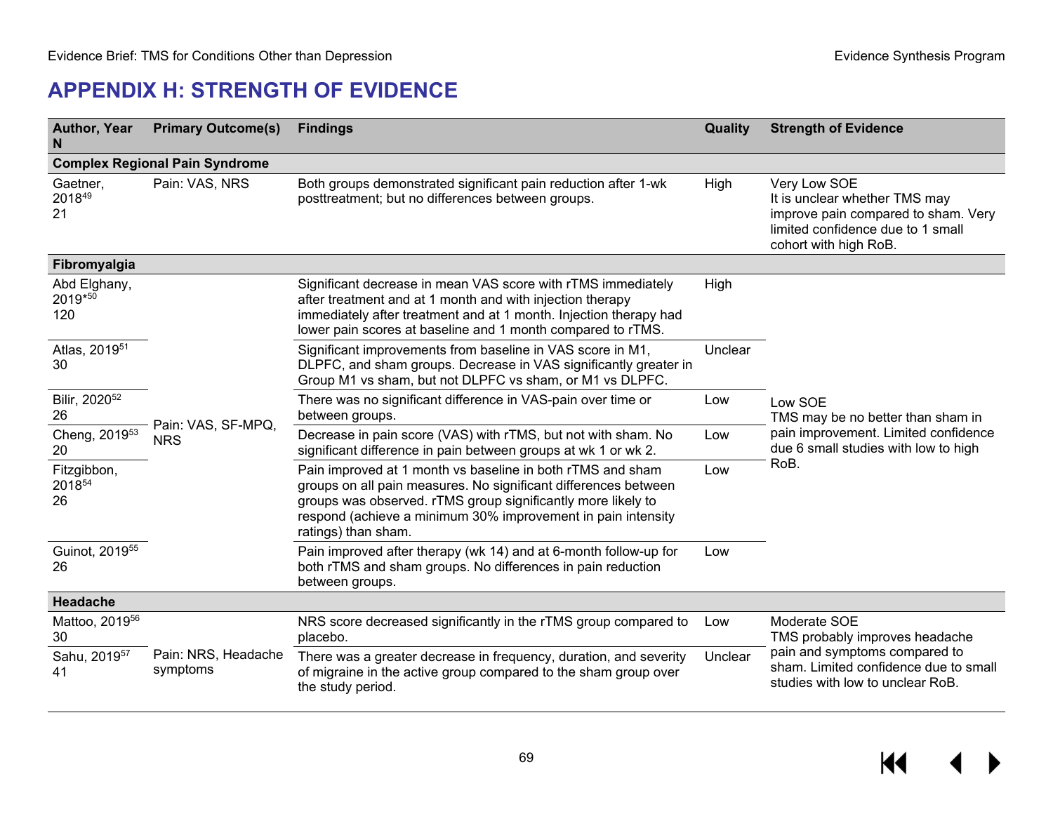# APPENDIX H: STRENGTH OF EVIDENCE

| Author, Year N | Primary Outcome(s) | Findings | Quality | Strength of Evidence |
|---|---|---|---|---|
| **Complex Regional Pain Syndrome** | | | | |
| Gaetner, 2018[49] 21 | Pain: VAS, NRS | Both groups demonstrated significant pain reduction after 1-wk posttreatment; but no differences between groups. | High | Very Low SOE It is unclear whether TMS may improve pain compared to sham. Very limited confidence due to 1 small cohort with high RoB. |
| **Fibromyalgia** | | | | |
| Abd Elghany, 2019*[50] 120 | Pain: VAS, SF-MPQ, NRS | Significant decrease in mean VAS score with rTMS immediately after treatment and at 1 month and with injection therapy immediately after treatment and at 1 month. Injection therapy had lower pain scores at baseline and 1 month compared to rTMS. | High | Low SOE TMS may be no better than sham in pain improvement. Limited confidence due 6 small studies with low to high RoB. |
| Atlas, 2019[51] 30 | | Significant improvements from baseline in VAS score in M1, DLPFC, and sham groups. Decrease in VAS significantly greater in Group M1 vs sham, but not DLPFC vs sham, or M1 vs DLPFC. | Unclear | |
| Bilir, 2020[52] 26 | | There was no significant difference in VAS-pain over time or between groups. | Low | |
| Cheng, 2019[53] 20 | | Decrease in pain score (VAS) with rTMS, but not with sham. No significant difference in pain between groups at wk 1 or wk 2. | Low | |
| Fitzgibbon, 2018[54] 26 | | Pain improved at 1 month vs baseline in both rTMS and sham groups on all pain measures. No significant differences between groups was observed. rTMS group significantly more likely to respond (achieve a minimum 30% improvement in pain intensity ratings) than sham. | Low | |
| Guinot, 2019[55] 26 | | Pain improved after therapy (wk 14) and at 6-month follow-up for both rTMS and sham groups. No differences in pain reduction between groups. | Low | |
| **Headache** | | | | |
| Mattoo, 2019[56] 30 | Pain: NRS, Headache symptoms | NRS score decreased significantly in the rTMS group compared to placebo. | Low | Moderate SOE TMS probably improves headache pain and symptoms compared to sham. Limited confidence due to small studies with low to unclear RoB. |
| Sahu, 2019[57] 41 | | There was a greater decrease in frequency, duration, and severity of migraine in the active group compared to the sham group over the study period. | Unclear | |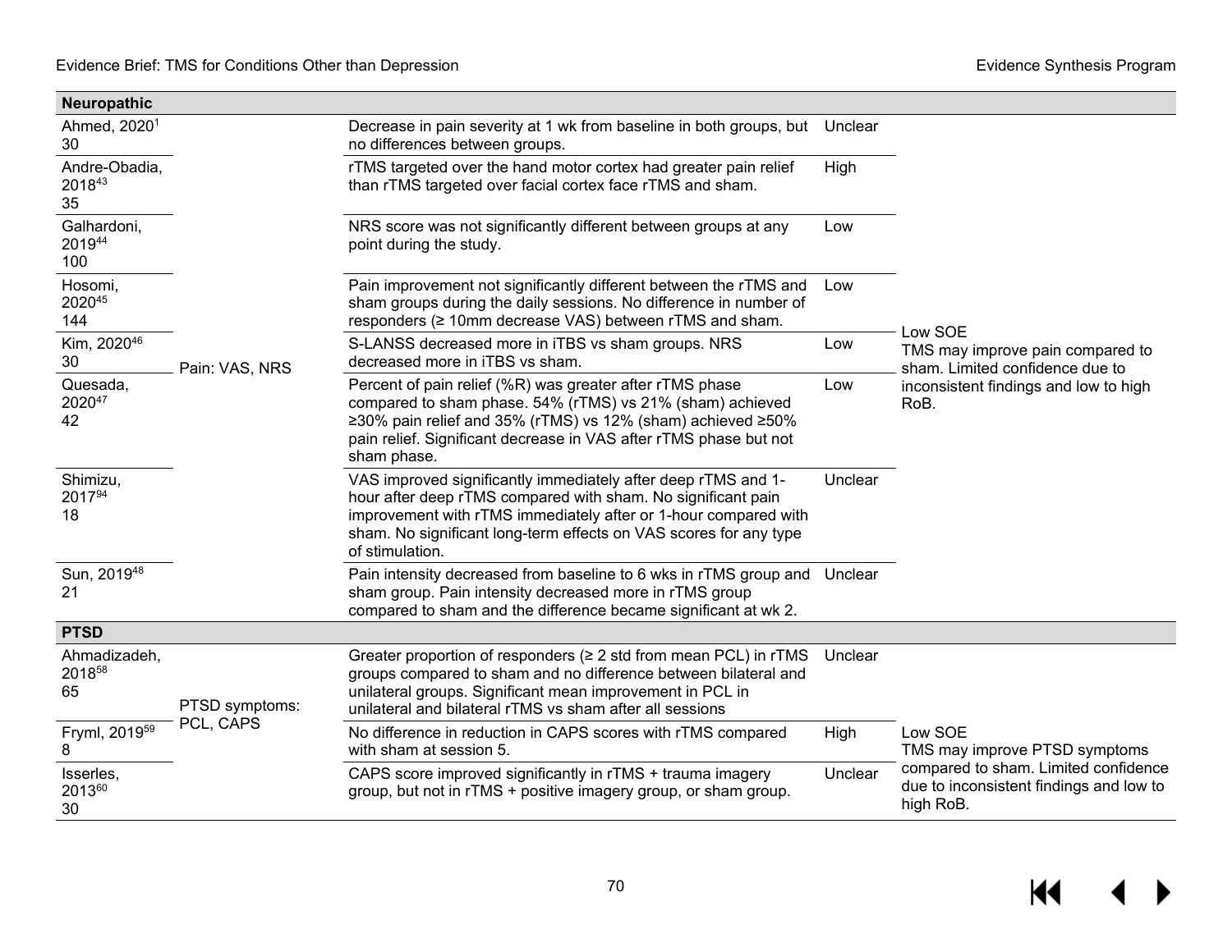| Study, Year, N | Outcome | Findings | RoB | SOE |
|---|---|---|---|---|
| **Neuropathic** | | | | |
| Ahmed, 2020[1] 30 | Pain: VAS, NRS | Decrease in pain severity at 1 wk from baseline in both groups, but no differences between groups. | Unclear | Low SOE TMS may improve pain compared to sham. Limited confidence due to inconsistent findings and low to high RoB. |
| Andre-Obadia, 2018[43] 35 | | rTMS targeted over the hand motor cortex had greater pain relief than rTMS targeted over facial cortex face rTMS and sham. | High | |
| Galhardoni, 2019[44] 100 | | NRS score was not significantly different between groups at any point during the study. | Low | |
| Hosomi, 2020[45] 144 | | Pain improvement not significantly different between the rTMS and sham groups during the daily sessions. No difference in number of responders (≥ 10mm decrease VAS) between rTMS and sham. | Low | |
| Kim, 2020[46] 30 | | S-LANSS decreased more in iTBS vs sham groups. NRS decreased more in iTBS vs sham. | Low | |
| Quesada, 2020[47] 42 | | Percent of pain relief (%R) was greater after rTMS phase compared to sham phase. 54% (rTMS) vs 21% (sham) achieved ≥30% pain relief and 35% (rTMS) vs 12% (sham) achieved ≥50% pain relief. Significant decrease in VAS after rTMS phase but not sham phase. | Low | |
| Shimizu, 2017[94] 18 | | VAS improved significantly immediately after deep rTMS and 1-hour after deep rTMS compared with sham. No significant pain improvement with rTMS immediately after or 1-hour compared with sham. No significant long-term effects on VAS scores for any type of stimulation. | Unclear | |
| Sun, 2019[48] 21 | | Pain intensity decreased from baseline to 6 wks in rTMS group and sham group. Pain intensity decreased more in rTMS group compared to sham and the difference became significant at wk 2. | Unclear | |
| **PTSD** | | | | |
| Ahmadizadeh, 2018[58] 65 | PTSD symptoms: PCL, CAPS | Greater proportion of responders (≥ 2 std from mean PCL) in rTMS groups compared to sham and no difference between bilateral and unilateral groups. Significant mean improvement in PCL in unilateral and bilateral rTMS vs sham after all sessions | Unclear | Low SOE TMS may improve PTSD symptoms compared to sham. Limited confidence due to inconsistent findings and low to high RoB. |
| Fryml, 2019[59] 8 | | No difference in reduction in CAPS scores with rTMS compared with sham at session 5. | High | |
| Isserles, 2013[60] 30 | | CAPS score improved significantly in rTMS + trauma imagery group, but not in rTMS + positive imagery group, or sham group. | Unclear | |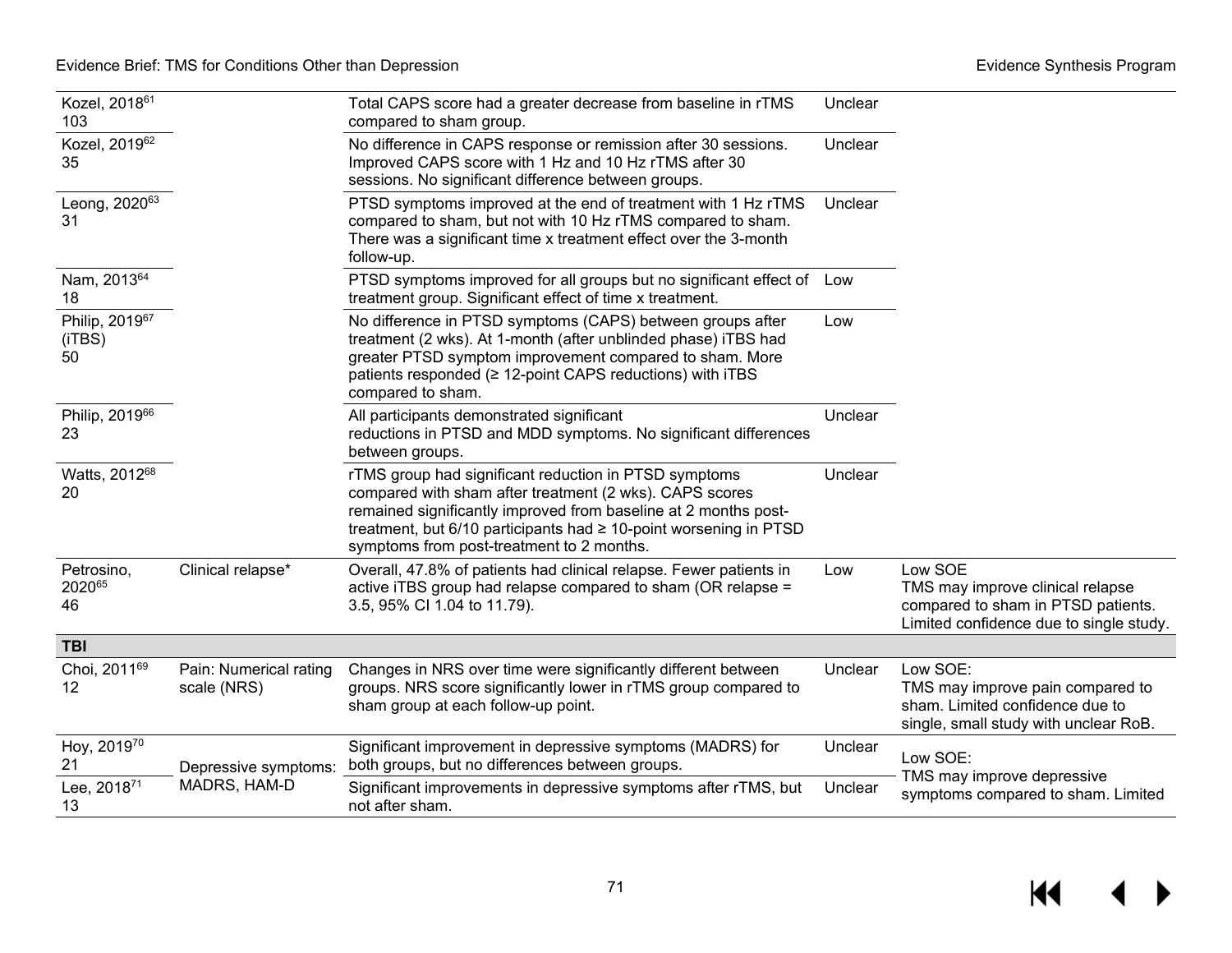| | | | | |
|---|---|---|---|---|
| Kozel, 2018[61]<br>103 | | Total CAPS score had a greater decrease from baseline in rTMS compared to sham group. | Unclear | |
| Kozel, 2019[62]<br>35 | | No difference in CAPS response or remission after 30 sessions. Improved CAPS score with 1 Hz and 10 Hz rTMS after 30 sessions. No significant difference between groups. | Unclear | |
| Leong, 2020[63]<br>31 | | PTSD symptoms improved at the end of treatment with 1 Hz rTMS compared to sham, but not with 10 Hz rTMS compared to sham. There was a significant time x treatment effect over the 3-month follow-up. | Unclear | |
| Nam, 2013[64]<br>18 | | PTSD symptoms improved for all groups but no significant effect of treatment group. Significant effect of time x treatment. | Low | |
| Philip, 2019[67]<br>(iTBS)<br>50 | | No difference in PTSD symptoms (CAPS) between groups after treatment (2 wks). At 1-month (after unblinded phase) iTBS had greater PTSD symptom improvement compared to sham. More patients responded (≥ 12-point CAPS reductions) with iTBS compared to sham. | Low | |
| Philip, 2019[66]<br>23 | | All participants demonstrated significant reductions in PTSD and MDD symptoms. No significant differences between groups. | Unclear | |
| Watts, 2012[68]<br>20 | | rTMS group had significant reduction in PTSD symptoms compared with sham after treatment (2 wks). CAPS scores remained significantly improved from baseline at 2 months post-treatment, but 6/10 participants had ≥ 10-point worsening in PTSD symptoms from post-treatment to 2 months. | Unclear | |
| Petrosino, 2020[65]<br>46 | Clinical relapse* | Overall, 47.8% of patients had clinical relapse. Fewer patients in active iTBS group had relapse compared to sham (OR relapse = 3.5, 95% CI 1.04 to 11.79). | Low | Low SOE<br>TMS may improve clinical relapse compared to sham in PTSD patients. Limited confidence due to single study. |
| **TBI** | | | | |
| Choi, 2011[69]<br>12 | Pain: Numerical rating scale (NRS) | Changes in NRS over time were significantly different between groups. NRS score significantly lower in rTMS group compared to sham group at each follow-up point. | Unclear | Low SOE:<br>TMS may improve pain compared to sham. Limited confidence due to single, small study with unclear RoB. |
| Hoy, 2019[70]<br>21 | Depressive symptoms: MADRS, HAM-D | Significant improvement in depressive symptoms (MADRS) for both groups, but no differences between groups. | Unclear | Low SOE:<br>TMS may improve depressive symptoms compared to sham. Limited |
| Lee, 2018[71]<br>13 | | Significant improvements in depressive symptoms after rTMS, but not after sham. | Unclear | |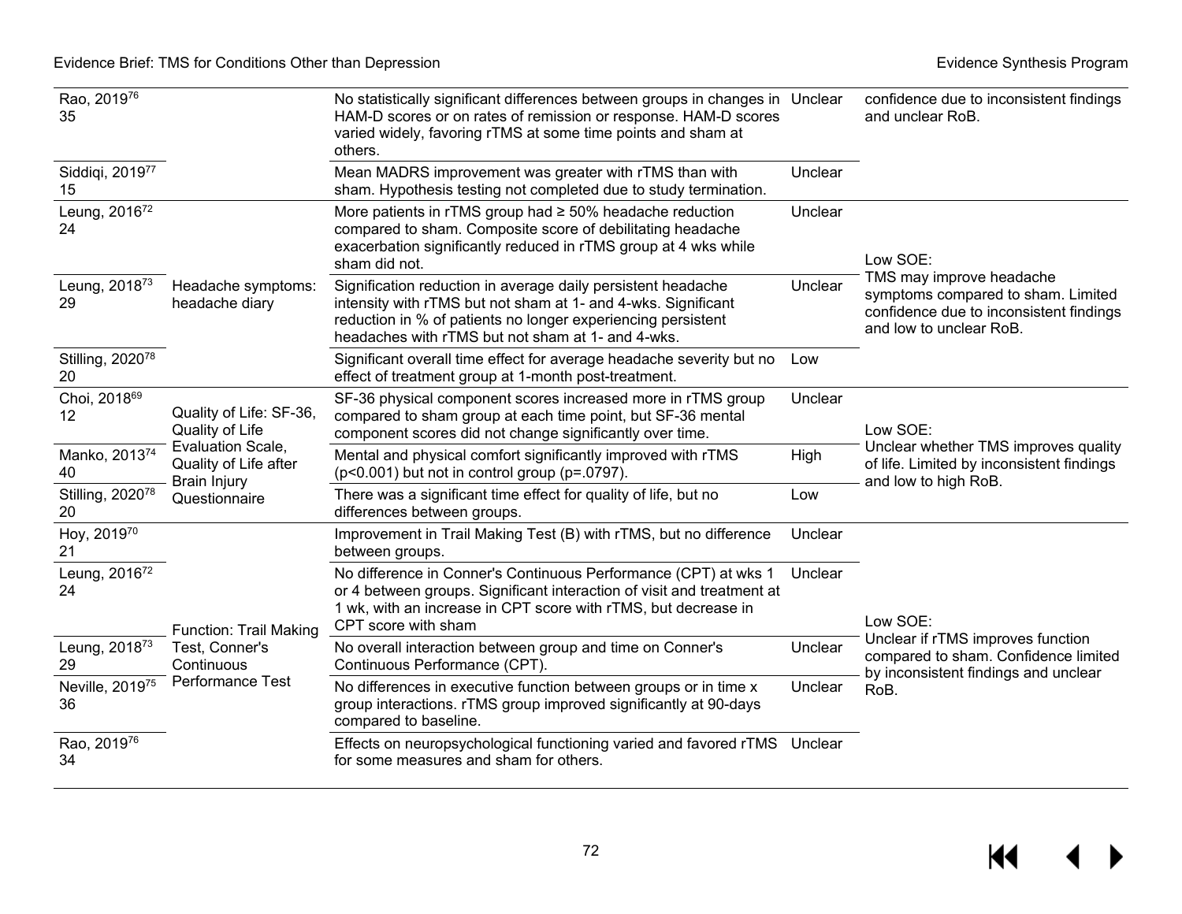| | | | | |
|---|---|---|---|---|
| Rao, 2019[76] 35 | | No statistically significant differences between groups in changes in HAM-D scores or on rates of remission or response. HAM-D scores varied widely, favoring rTMS at some time points and sham at others. | Unclear | confidence due to inconsistent findings and unclear RoB. |
| Siddiqi, 2019[77] 15 | | Mean MADRS improvement was greater with rTMS than with sham. Hypothesis testing not completed due to study termination. | Unclear | |
| Leung, 2016[72] 24 | Headache symptoms: headache diary | More patients in rTMS group had ≥ 50% headache reduction compared to sham. Composite score of debilitating headache exacerbation significantly reduced in rTMS group at 4 wks while sham did not. | Unclear | Low SOE: TMS may improve headache symptoms compared to sham. Limited confidence due to inconsistent findings and low to unclear RoB. |
| Leung, 2018[73] 29 | | Signification reduction in average daily persistent headache intensity with rTMS but not sham at 1- and 4-wks. Significant reduction in % of patients no longer experiencing persistent headaches with rTMS but not sham at 1- and 4-wks. | Unclear | |
| Stilling, 2020[78] 20 | | Significant overall time effect for average headache severity but no effect of treatment group at 1-month post-treatment. | Low | |
| Choi, 2018[69] 12 | Quality of Life: SF-36, Quality of Life Evaluation Scale, Quality of Life after Brain Injury Questionnaire | SF-36 physical component scores increased more in rTMS group compared to sham group at each time point, but SF-36 mental component scores did not change significantly over time. | Unclear | Low SOE: Unclear whether TMS improves quality of life. Limited by inconsistent findings and low to high RoB. |
| Manko, 2013[74] 40 | | Mental and physical comfort significantly improved with rTMS (p<0.001) but not in control group (p=.0797). | High | |
| Stilling, 2020[78] 20 | | There was a significant time effect for quality of life, but no differences between groups. | Low | |
| Hoy, 2019[70] 21 | Function: Trail Making Test, Conner's Continuous Performance Test | Improvement in Trail Making Test (B) with rTMS, but no difference between groups. | Unclear | Low SOE: Unclear if rTMS improves function compared to sham. Confidence limited by inconsistent findings and unclear RoB. |
| Leung, 2016[72] 24 | | No difference in Conner's Continuous Performance (CPT) at wks 1 or 4 between groups. Significant interaction of visit and treatment at 1 wk, with an increase in CPT score with rTMS, but decrease in CPT score with sham | Unclear | |
| Leung, 2018[73] 29 | | No overall interaction between group and time on Conner's Continuous Performance (CPT). | Unclear | |
| Neville, 2019[75] 36 | | No differences in executive function between groups or in time x group interactions. rTMS group improved significantly at 90-days compared to baseline. | Unclear | |
| Rao, 2019[76] 34 | | Effects on neuropsychological functioning varied and favored rTMS for some measures and sham for others. | Unclear | |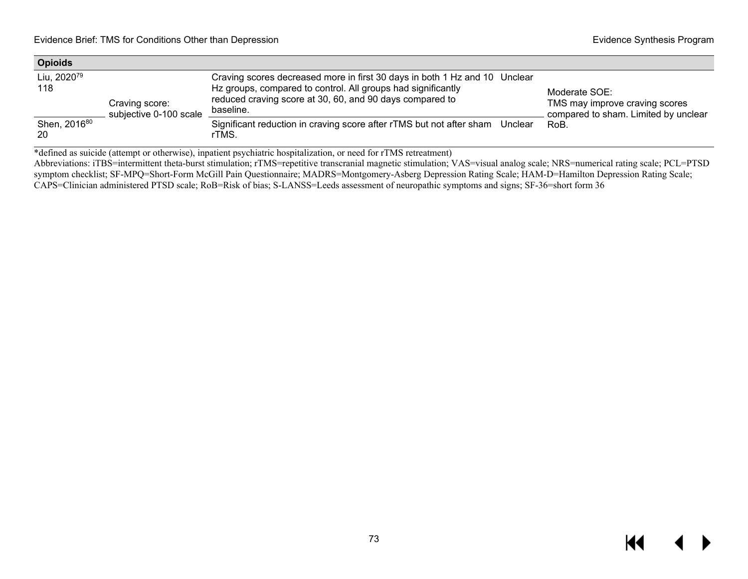| Opioids | | | | |
|---|---|---|---|---|
| Liu, 2020[79] 118 | Craving score: subjective 0-100 scale | Craving scores decreased more in first 30 days in both 1 Hz and 10 Hz groups, compared to control. All groups had significantly reduced craving score at 30, 60, and 90 days compared to baseline. | Unclear | Moderate SOE: TMS may improve craving scores compared to sham. Limited by unclear RoB. |
| Shen, 2016[80] 20 | | Significant reduction in craving score after rTMS but not after sham rTMS. | Unclear | |

*defined as suicide (attempt or otherwise), inpatient psychiatric hospitalization, or need for rTMS retreatment)

Abbreviations: iTBS=intermittent theta-burst stimulation; rTMS=repetitive transcranial magnetic stimulation; VAS=visual analog scale; NRS=numerical rating scale; PCL=PTSD symptom checklist; SF-MPQ=Short-Form McGill Pain Questionnaire; MADRS=Montgomery-Asberg Depression Rating Scale; HAM-D=Hamilton Depression Rating Scale; CAPS=Clinician administered PTSD scale; RoB=Risk of bias; S-LANSS=Leeds assessment of neuropathic symptoms and signs; SF-36=short form 36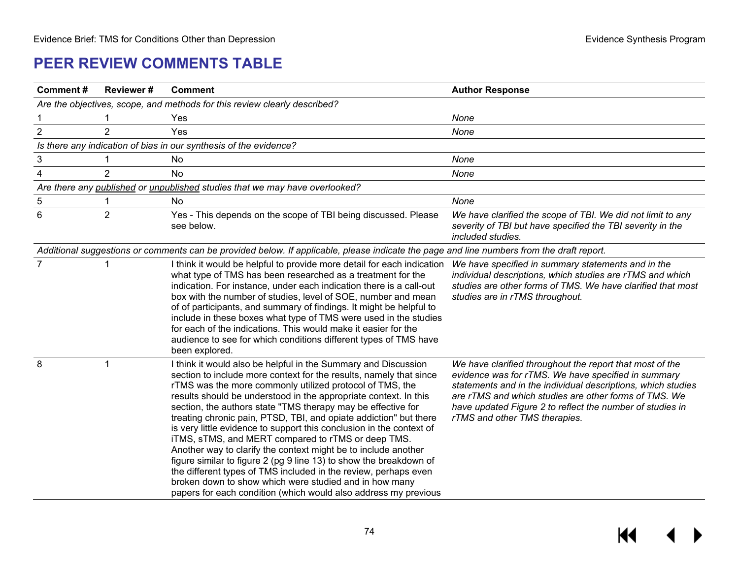# PEER REVIEW COMMENTS TABLE

| Comment # | Reviewer # | Comment | Author Response |
|---|---|---|---|
| *Are the objectives, scope, and methods for this review clearly described?* | | | |
| 1 | 1 | Yes | *None* |
| 2 | 2 | Yes | *None* |
| *Is there any indication of bias in our synthesis of the evidence?* | | | |
| 3 | 1 | No | *None* |
| 4 | 2 | No | *None* |
| *Are there any published or unpublished studies that we may have overlooked?* | | | |
| 5 | 1 | No | *None* |
| 6 | 2 | Yes - This depends on the scope of TBI being discussed. Please see below. | *We have clarified the scope of TBI. We did not limit to any severity of TBI but have specified the TBI severity in the included studies.* |
| *Additional suggestions or comments can be provided below. If applicable, please indicate the page and line numbers from the draft report.* | | | |
| 7 | 1 | I think it would be helpful to provide more detail for each indication what type of TMS has been researched as a treatment for the indication. For instance, under each indication there is a call-out box with the number of studies, level of SOE, number and mean of of participants, and summary of findings. It might be helpful to include in these boxes what type of TMS were used in the studies for each of the indications. This would make it easier for the audience to see for which conditions different types of TMS have been explored. | *We have specified in summary statements and in the individual descriptions, which studies are rTMS and which studies are other forms of TMS. We have clarified that most studies are in rTMS throughout.* |
| 8 | 1 | I think it would also be helpful in the Summary and Discussion section to include more context for the results, namely that since rTMS was the more commonly utilized protocol of TMS, the results should be understood in the appropriate context. In this section, the authors state "TMS therapy may be effective for treating chronic pain, PTSD, TBI, and opiate addiction" but there is very little evidence to support this conclusion in the context of iTMS, sTMS, and MERT compared to rTMS or deep TMS. Another way to clarify the context might be to include another figure similar to figure 2 (pg 9 line 13) to show the breakdown of the different types of TMS included in the review, perhaps even broken down to show which were studied and in how many papers for each condition (which would also address my previous | *We have clarified throughout the report that most of the evidence was for rTMS. We have specified in summary statements and in the individual descriptions, which studies are rTMS and which studies are other forms of TMS. We have updated Figure 2 to reflect the number of studies in rTMS and other TMS therapies.* |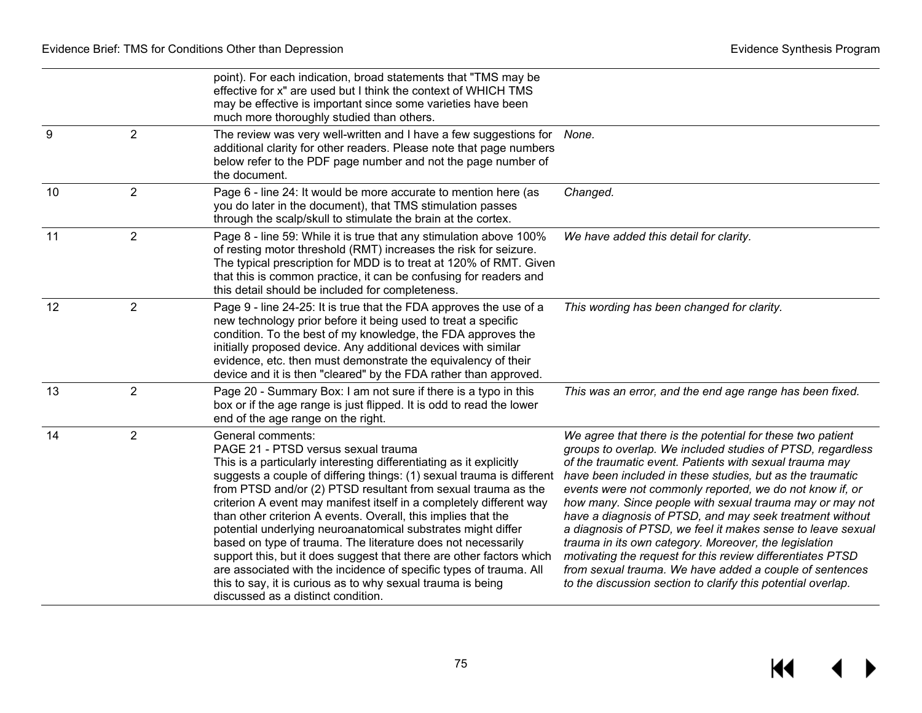| | | | |
|---|---|---|---|
| | | point). For each indication, broad statements that "TMS may be effective for x" are used but I think the context of WHICH TMS may be effective is important since some varieties have been much more thoroughly studied than others. | |
| 9 | 2 | The review was very well-written and I have a few suggestions for additional clarity for other readers. Please note that page numbers below refer to the PDF page number and not the page number of the document. | *None.* |
| 10 | 2 | Page 6 - line 24: It would be more accurate to mention here (as you do later in the document), that TMS stimulation passes through the scalp/skull to stimulate the brain at the cortex. | *Changed.* |
| 11 | 2 | Page 8 - line 59: While it is true that any stimulation above 100% of resting motor threshold (RMT) increases the risk for seizure. The typical prescription for MDD is to treat at 120% of RMT. Given that this is common practice, it can be confusing for readers and this detail should be included for completeness. | *We have added this detail for clarity.* |
| 12 | 2 | Page 9 - line 24-25: It is true that the FDA approves the use of a new technology prior before it being used to treat a specific condition. To the best of my knowledge, the FDA approves the initially proposed device. Any additional devices with similar evidence, etc. then must demonstrate the equivalency of their device and it is then "cleared" by the FDA rather than approved. | *This wording has been changed for clarity.* |
| 13 | 2 | Page 20 - Summary Box: I am not sure if there is a typo in this box or if the age range is just flipped. It is odd to read the lower end of the age range on the right. | *This was an error, and the end age range has been fixed.* |
| 14 | 2 | General comments:<br>PAGE 21 - PTSD versus sexual trauma<br>This is a particularly interesting differentiating as it explicitly suggests a couple of differing things: (1) sexual trauma is different from PTSD and/or (2) PTSD resultant from sexual trauma as the criterion A event may manifest itself in a completely different way than other criterion A events. Overall, this implies that the potential underlying neuroanatomical substrates might differ based on type of trauma. The literature does not necessarily support this, but it does suggest that there are other factors which are associated with the incidence of specific types of trauma. All this to say, it is curious as to why sexual trauma is being discussed as a distinct condition. | *We agree that there is the potential for these two patient groups to overlap. We included studies of PTSD, regardless of the traumatic event. Patients with sexual trauma may have been included in these studies, but as the traumatic events were not commonly reported, we do not know if, or how many. Since people with sexual trauma may or may not have a diagnosis of PTSD, and may seek treatment without a diagnosis of PTSD, we feel it makes sense to leave sexual trauma in its own category. Moreover, the legislation motivating the request for this review differentiates PTSD from sexual trauma. We have added a couple of sentences to the discussion section to clarify this potential overlap.* |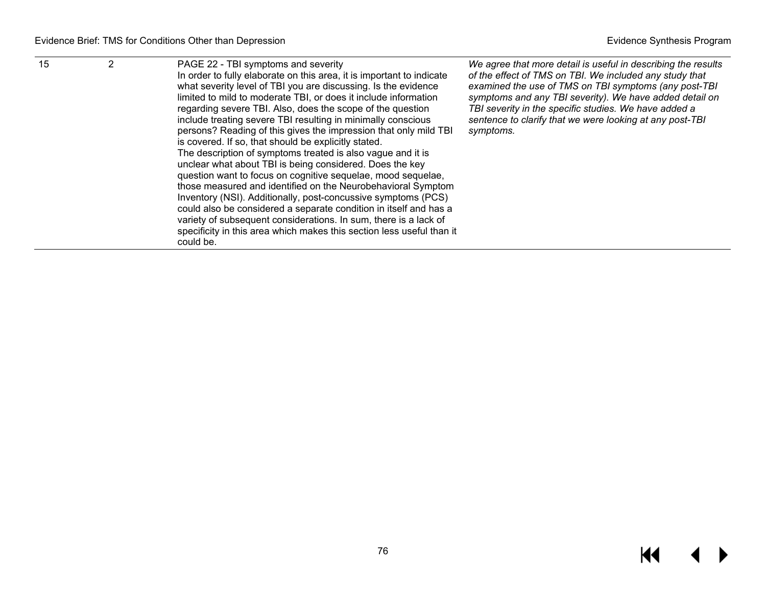| 15 | 2 | PAGE 22 - TBI symptoms and severity<br>In order to fully elaborate on this area, it is important to indicate what severity level of TBI you are discussing. Is the evidence limited to mild to moderate TBI, or does it include information regarding severe TBI. Also, does the scope of the question include treating severe TBI resulting in minimally conscious persons? Reading of this gives the impression that only mild TBI is covered. If so, that should be explicitly stated.<br>The description of symptoms treated is also vague and it is unclear what about TBI is being considered. Does the key question want to focus on cognitive sequelae, mood sequelae, those measured and identified on the Neurobehavioral Symptom Inventory (NSI). Additionally, post-concussive symptoms (PCS) could also be considered a separate condition in itself and has a variety of subsequent considerations. In sum, there is a lack of specificity in this area which makes this section less useful than it could be. | *We agree that more detail is useful in describing the results of the effect of TMS on TBI. We included any study that examined the use of TMS on TBI symptoms (any post-TBI symptoms and any TBI severity). We have added detail on TBI severity in the specific studies. We have added a sentence to clarify that we were looking at any post-TBI symptoms.* |
|---|---|---|---|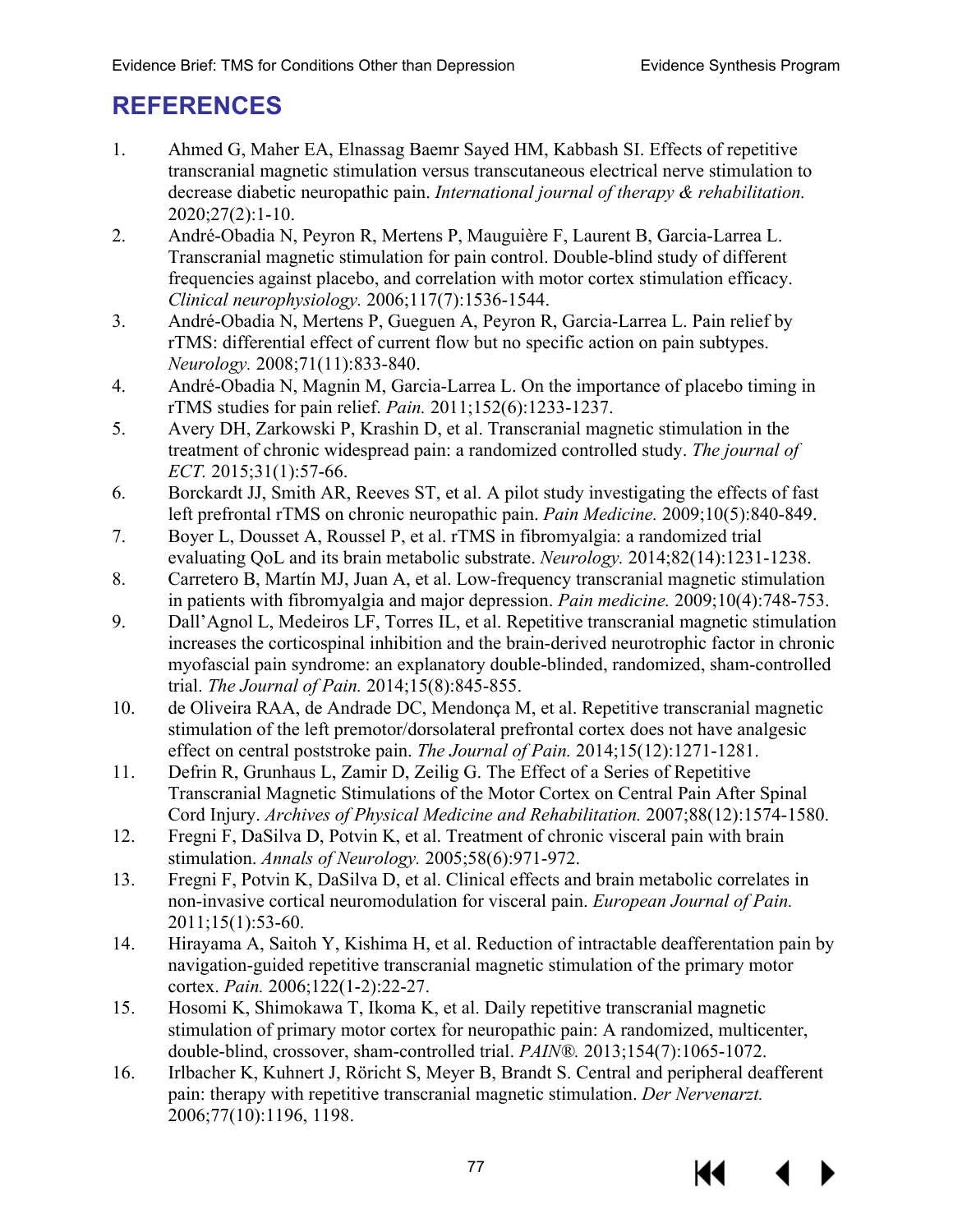# REFERENCES

1. Ahmed G, Maher EA, Elnassag Baemr Sayed HM, Kabbash SI. Effects of repetitive transcranial magnetic stimulation versus transcutaneous electrical nerve stimulation to decrease diabetic neuropathic pain. *International journal of therapy & rehabilitation.* 2020;27(2):1-10.
2. André-Obadia N, Peyron R, Mertens P, Mauguière F, Laurent B, Garcia-Larrea L. Transcranial magnetic stimulation for pain control. Double-blind study of different frequencies against placebo, and correlation with motor cortex stimulation efficacy. *Clinical neurophysiology.* 2006;117(7):1536-1544.
3. André-Obadia N, Mertens P, Gueguen A, Peyron R, Garcia-Larrea L. Pain relief by rTMS: differential effect of current flow but no specific action on pain subtypes. *Neurology.* 2008;71(11):833-840.
4. André-Obadia N, Magnin M, Garcia-Larrea L. On the importance of placebo timing in rTMS studies for pain relief. *Pain.* 2011;152(6):1233-1237.
5. Avery DH, Zarkowski P, Krashin D, et al. Transcranial magnetic stimulation in the treatment of chronic widespread pain: a randomized controlled study. *The journal of ECT.* 2015;31(1):57-66.
6. Borckardt JJ, Smith AR, Reeves ST, et al. A pilot study investigating the effects of fast left prefrontal rTMS on chronic neuropathic pain. *Pain Medicine.* 2009;10(5):840-849.
7. Boyer L, Dousset A, Roussel P, et al. rTMS in fibromyalgia: a randomized trial evaluating QoL and its brain metabolic substrate. *Neurology.* 2014;82(14):1231-1238.
8. Carretero B, Martín MJ, Juan A, et al. Low-frequency transcranial magnetic stimulation in patients with fibromyalgia and major depression. *Pain medicine.* 2009;10(4):748-753.
9. Dall'Agnol L, Medeiros LF, Torres IL, et al. Repetitive transcranial magnetic stimulation increases the corticospinal inhibition and the brain-derived neurotrophic factor in chronic myofascial pain syndrome: an explanatory double-blinded, randomized, sham-controlled trial. *The Journal of Pain.* 2014;15(8):845-855.
10. de Oliveira RAA, de Andrade DC, Mendonça M, et al. Repetitive transcranial magnetic stimulation of the left premotor/dorsolateral prefrontal cortex does not have analgesic effect on central poststroke pain. *The Journal of Pain.* 2014;15(12):1271-1281.
11. Defrin R, Grunhaus L, Zamir D, Zeilig G. The Effect of a Series of Repetitive Transcranial Magnetic Stimulations of the Motor Cortex on Central Pain After Spinal Cord Injury. *Archives of Physical Medicine and Rehabilitation.* 2007;88(12):1574-1580.
12. Fregni F, DaSilva D, Potvin K, et al. Treatment of chronic visceral pain with brain stimulation. *Annals of Neurology.* 2005;58(6):971-972.
13. Fregni F, Potvin K, DaSilva D, et al. Clinical effects and brain metabolic correlates in non-invasive cortical neuromodulation for visceral pain. *European Journal of Pain.* 2011;15(1):53-60.
14. Hirayama A, Saitoh Y, Kishima H, et al. Reduction of intractable deafferentation pain by navigation-guided repetitive transcranial magnetic stimulation of the primary motor cortex. *Pain.* 2006;122(1-2):22-27.
15. Hosomi K, Shimokawa T, Ikoma K, et al. Daily repetitive transcranial magnetic stimulation of primary motor cortex for neuropathic pain: A randomized, multicenter, double-blind, crossover, sham-controlled trial. *PAIN®.* 2013;154(7):1065-1072.
16. Irlbacher K, Kuhnert J, Röricht S, Meyer B, Brandt S. Central and peripheral deafferent pain: therapy with repetitive transcranial magnetic stimulation. *Der Nervenarzt.* 2006;77(10):1196, 1198.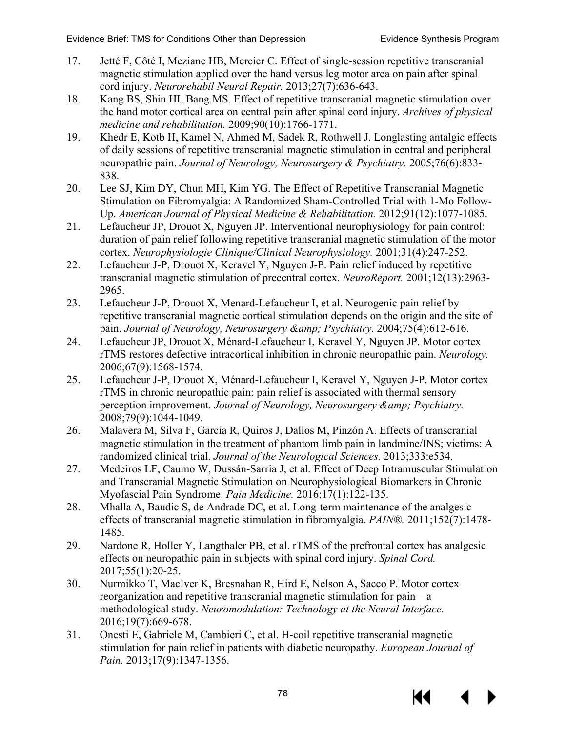17. Jetté F, Côté I, Meziane HB, Mercier C. Effect of single-session repetitive transcranial magnetic stimulation applied over the hand versus leg motor area on pain after spinal cord injury. *Neurorehabil Neural Repair.* 2013;27(7):636-643.
18. Kang BS, Shin HI, Bang MS. Effect of repetitive transcranial magnetic stimulation over the hand motor cortical area on central pain after spinal cord injury. *Archives of physical medicine and rehabilitation.* 2009;90(10):1766-1771.
19. Khedr E, Kotb H, Kamel N, Ahmed M, Sadek R, Rothwell J. Longlasting antalgic effects of daily sessions of repetitive transcranial magnetic stimulation in central and peripheral neuropathic pain. *Journal of Neurology, Neurosurgery & Psychiatry.* 2005;76(6):833-838.
20. Lee SJ, Kim DY, Chun MH, Kim YG. The Effect of Repetitive Transcranial Magnetic Stimulation on Fibromyalgia: A Randomized Sham-Controlled Trial with 1-Mo Follow-Up. *American Journal of Physical Medicine & Rehabilitation.* 2012;91(12):1077-1085.
21. Lefaucheur JP, Drouot X, Nguyen JP. Interventional neurophysiology for pain control: duration of pain relief following repetitive transcranial magnetic stimulation of the motor cortex. *Neurophysiologie Clinique/Clinical Neurophysiology.* 2001;31(4):247-252.
22. Lefaucheur J-P, Drouot X, Keravel Y, Nguyen J-P. Pain relief induced by repetitive transcranial magnetic stimulation of precentral cortex. *NeuroReport.* 2001;12(13):2963-2965.
23. Lefaucheur J-P, Drouot X, Menard-Lefaucheur I, et al. Neurogenic pain relief by repetitive transcranial magnetic cortical stimulation depends on the origin and the site of pain. *Journal of Neurology, Neurosurgery &amp; Psychiatry.* 2004;75(4):612-616.
24. Lefaucheur JP, Drouot X, Ménard-Lefaucheur I, Keravel Y, Nguyen JP. Motor cortex rTMS restores defective intracortical inhibition in chronic neuropathic pain. *Neurology.* 2006;67(9):1568-1574.
25. Lefaucheur J-P, Drouot X, Ménard-Lefaucheur I, Keravel Y, Nguyen J-P. Motor cortex rTMS in chronic neuropathic pain: pain relief is associated with thermal sensory perception improvement. *Journal of Neurology, Neurosurgery &amp; Psychiatry.* 2008;79(9):1044-1049.
26. Malavera M, Silva F, García R, Quiros J, Dallos M, Pinzón A. Effects of transcranial magnetic stimulation in the treatment of phantom limb pain in landmine/INS; victims: A randomized clinical trial. *Journal of the Neurological Sciences.* 2013;333:e534.
27. Medeiros LF, Caumo W, Dussán-Sarria J, et al. Effect of Deep Intramuscular Stimulation and Transcranial Magnetic Stimulation on Neurophysiological Biomarkers in Chronic Myofascial Pain Syndrome. *Pain Medicine.* 2016;17(1):122-135.
28. Mhalla A, Baudic S, de Andrade DC, et al. Long-term maintenance of the analgesic effects of transcranial magnetic stimulation in fibromyalgia. *PAIN®.* 2011;152(7):1478-1485.
29. Nardone R, Holler Y, Langthaler PB, et al. rTMS of the prefrontal cortex has analgesic effects on neuropathic pain in subjects with spinal cord injury. *Spinal Cord.* 2017;55(1):20-25.
30. Nurmikko T, MacIver K, Bresnahan R, Hird E, Nelson A, Sacco P. Motor cortex reorganization and repetitive transcranial magnetic stimulation for pain—a methodological study. *Neuromodulation: Technology at the Neural Interface.* 2016;19(7):669-678.
31. Onesti E, Gabriele M, Cambieri C, et al. H-coil repetitive transcranial magnetic stimulation for pain relief in patients with diabetic neuropathy. *European Journal of Pain.* 2013;17(9):1347-1356.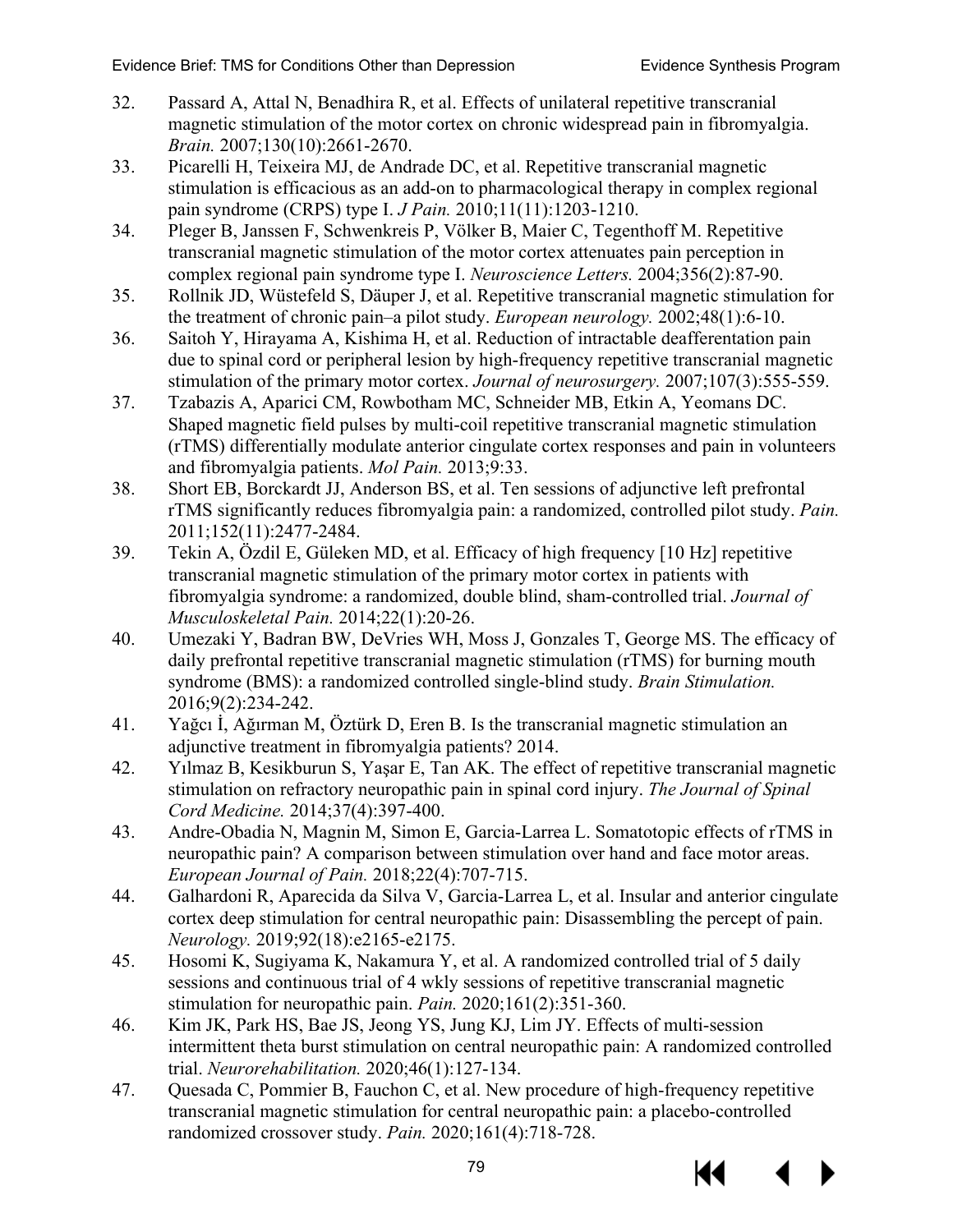32. Passard A, Attal N, Benadhira R, et al. Effects of unilateral repetitive transcranial magnetic stimulation of the motor cortex on chronic widespread pain in fibromyalgia. *Brain.* 2007;130(10):2661-2670.
33. Picarelli H, Teixeira MJ, de Andrade DC, et al. Repetitive transcranial magnetic stimulation is efficacious as an add-on to pharmacological therapy in complex regional pain syndrome (CRPS) type I. *J Pain.* 2010;11(11):1203-1210.
34. Pleger B, Janssen F, Schwenkreis P, Völker B, Maier C, Tegenthoff M. Repetitive transcranial magnetic stimulation of the motor cortex attenuates pain perception in complex regional pain syndrome type I. *Neuroscience Letters.* 2004;356(2):87-90.
35. Rollnik JD, Wüstefeld S, Däuper J, et al. Repetitive transcranial magnetic stimulation for the treatment of chronic pain–a pilot study. *European neurology.* 2002;48(1):6-10.
36. Saitoh Y, Hirayama A, Kishima H, et al. Reduction of intractable deafferentation pain due to spinal cord or peripheral lesion by high-frequency repetitive transcranial magnetic stimulation of the primary motor cortex. *Journal of neurosurgery.* 2007;107(3):555-559.
37. Tzabazis A, Aparici CM, Rowbotham MC, Schneider MB, Etkin A, Yeomans DC. Shaped magnetic field pulses by multi-coil repetitive transcranial magnetic stimulation (rTMS) differentially modulate anterior cingulate cortex responses and pain in volunteers and fibromyalgia patients. *Mol Pain.* 2013;9:33.
38. Short EB, Borckardt JJ, Anderson BS, et al. Ten sessions of adjunctive left prefrontal rTMS significantly reduces fibromyalgia pain: a randomized, controlled pilot study. *Pain.* 2011;152(11):2477-2484.
39. Tekin A, Özdil E, Güleken MD, et al. Efficacy of high frequency [10 Hz] repetitive transcranial magnetic stimulation of the primary motor cortex in patients with fibromyalgia syndrome: a randomized, double blind, sham-controlled trial. *Journal of Musculoskeletal Pain.* 2014;22(1):20-26.
40. Umezaki Y, Badran BW, DeVries WH, Moss J, Gonzales T, George MS. The efficacy of daily prefrontal repetitive transcranial magnetic stimulation (rTMS) for burning mouth syndrome (BMS): a randomized controlled single-blind study. *Brain Stimulation.* 2016;9(2):234-242.
41. Yağcı İ, Ağırman M, Öztürk D, Eren B. Is the transcranial magnetic stimulation an adjunctive treatment in fibromyalgia patients? 2014.
42. Yılmaz B, Kesikburun S, Yaşar E, Tan AK. The effect of repetitive transcranial magnetic stimulation on refractory neuropathic pain in spinal cord injury. *The Journal of Spinal Cord Medicine.* 2014;37(4):397-400.
43. Andre-Obadia N, Magnin M, Simon E, Garcia-Larrea L. Somatotopic effects of rTMS in neuropathic pain? A comparison between stimulation over hand and face motor areas. *European Journal of Pain.* 2018;22(4):707-715.
44. Galhardoni R, Aparecida da Silva V, Garcia-Larrea L, et al. Insular and anterior cingulate cortex deep stimulation for central neuropathic pain: Disassembling the percept of pain. *Neurology.* 2019;92(18):e2165-e2175.
45. Hosomi K, Sugiyama K, Nakamura Y, et al. A randomized controlled trial of 5 daily sessions and continuous trial of 4 wkly sessions of repetitive transcranial magnetic stimulation for neuropathic pain. *Pain.* 2020;161(2):351-360.
46. Kim JK, Park HS, Bae JS, Jeong YS, Jung KJ, Lim JY. Effects of multi-session intermittent theta burst stimulation on central neuropathic pain: A randomized controlled trial. *Neurorehabilitation.* 2020;46(1):127-134.
47. Quesada C, Pommier B, Fauchon C, et al. New procedure of high-frequency repetitive transcranial magnetic stimulation for central neuropathic pain: a placebo-controlled randomized crossover study. *Pain.* 2020;161(4):718-728.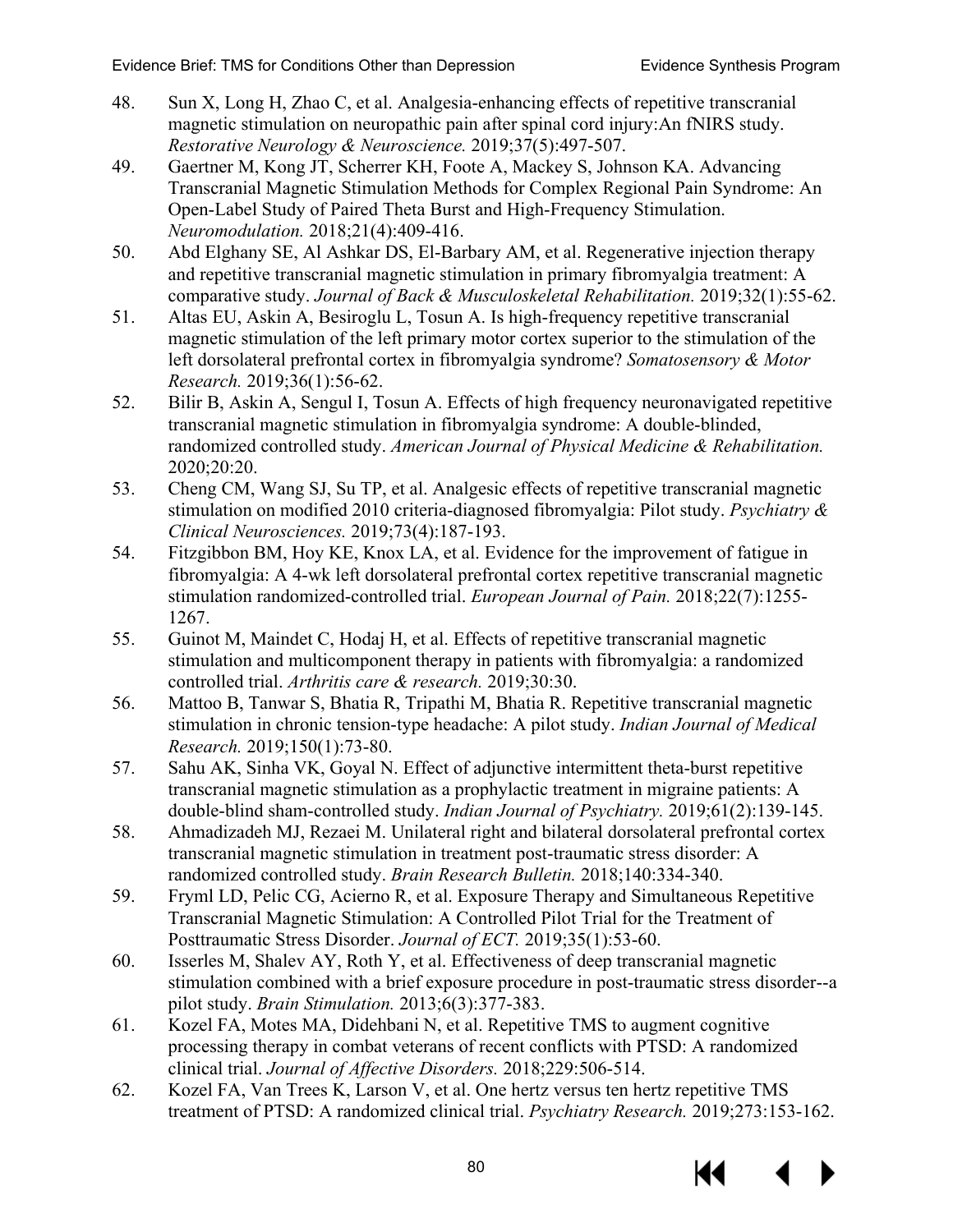48. Sun X, Long H, Zhao C, et al. Analgesia-enhancing effects of repetitive transcranial magnetic stimulation on neuropathic pain after spinal cord injury:An fNIRS study. *Restorative Neurology & Neuroscience.* 2019;37(5):497-507.
49. Gaertner M, Kong JT, Scherrer KH, Foote A, Mackey S, Johnson KA. Advancing Transcranial Magnetic Stimulation Methods for Complex Regional Pain Syndrome: An Open-Label Study of Paired Theta Burst and High-Frequency Stimulation. *Neuromodulation.* 2018;21(4):409-416.
50. Abd Elghany SE, Al Ashkar DS, El-Barbary AM, et al. Regenerative injection therapy and repetitive transcranial magnetic stimulation in primary fibromyalgia treatment: A comparative study. *Journal of Back & Musculoskeletal Rehabilitation.* 2019;32(1):55-62.
51. Altas EU, Askin A, Besiroglu L, Tosun A. Is high-frequency repetitive transcranial magnetic stimulation of the left primary motor cortex superior to the stimulation of the left dorsolateral prefrontal cortex in fibromyalgia syndrome? *Somatosensory & Motor Research.* 2019;36(1):56-62.
52. Bilir B, Askin A, Sengul I, Tosun A. Effects of high frequency neuronavigated repetitive transcranial magnetic stimulation in fibromyalgia syndrome: A double-blinded, randomized controlled study. *American Journal of Physical Medicine & Rehabilitation.* 2020;20:20.
53. Cheng CM, Wang SJ, Su TP, et al. Analgesic effects of repetitive transcranial magnetic stimulation on modified 2010 criteria-diagnosed fibromyalgia: Pilot study. *Psychiatry & Clinical Neurosciences.* 2019;73(4):187-193.
54. Fitzgibbon BM, Hoy KE, Knox LA, et al. Evidence for the improvement of fatigue in fibromyalgia: A 4-wk left dorsolateral prefrontal cortex repetitive transcranial magnetic stimulation randomized-controlled trial. *European Journal of Pain.* 2018;22(7):1255-1267.
55. Guinot M, Maindet C, Hodaj H, et al. Effects of repetitive transcranial magnetic stimulation and multicomponent therapy in patients with fibromyalgia: a randomized controlled trial. *Arthritis care & research.* 2019;30:30.
56. Mattoo B, Tanwar S, Bhatia R, Tripathi M, Bhatia R. Repetitive transcranial magnetic stimulation in chronic tension-type headache: A pilot study. *Indian Journal of Medical Research.* 2019;150(1):73-80.
57. Sahu AK, Sinha VK, Goyal N. Effect of adjunctive intermittent theta-burst repetitive transcranial magnetic stimulation as a prophylactic treatment in migraine patients: A double-blind sham-controlled study. *Indian Journal of Psychiatry.* 2019;61(2):139-145.
58. Ahmadizadeh MJ, Rezaei M. Unilateral right and bilateral dorsolateral prefrontal cortex transcranial magnetic stimulation in treatment post-traumatic stress disorder: A randomized controlled study. *Brain Research Bulletin.* 2018;140:334-340.
59. Fryml LD, Pelic CG, Acierno R, et al. Exposure Therapy and Simultaneous Repetitive Transcranial Magnetic Stimulation: A Controlled Pilot Trial for the Treatment of Posttraumatic Stress Disorder. *Journal of ECT.* 2019;35(1):53-60.
60. Isserles M, Shalev AY, Roth Y, et al. Effectiveness of deep transcranial magnetic stimulation combined with a brief exposure procedure in post-traumatic stress disorder--a pilot study. *Brain Stimulation.* 2013;6(3):377-383.
61. Kozel FA, Motes MA, Didehbani N, et al. Repetitive TMS to augment cognitive processing therapy in combat veterans of recent conflicts with PTSD: A randomized clinical trial. *Journal of Affective Disorders.* 2018;229:506-514.
62. Kozel FA, Van Trees K, Larson V, et al. One hertz versus ten hertz repetitive TMS treatment of PTSD: A randomized clinical trial. *Psychiatry Research.* 2019;273:153-162.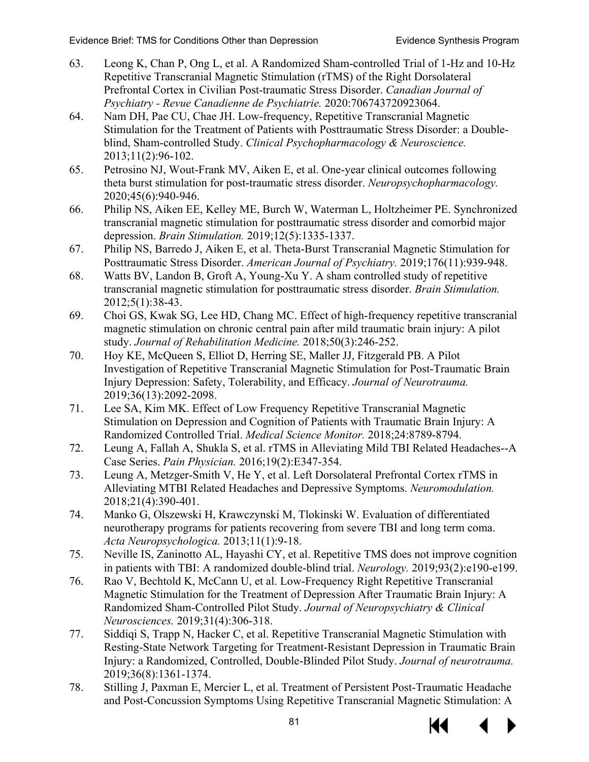63. Leong K, Chan P, Ong L, et al. A Randomized Sham-controlled Trial of 1-Hz and 10-Hz Repetitive Transcranial Magnetic Stimulation (rTMS) of the Right Dorsolateral Prefrontal Cortex in Civilian Post-traumatic Stress Disorder. *Canadian Journal of Psychiatry - Revue Canadienne de Psychiatrie.* 2020:706743720923064.
64. Nam DH, Pae CU, Chae JH. Low-frequency, Repetitive Transcranial Magnetic Stimulation for the Treatment of Patients with Posttraumatic Stress Disorder: a Double-blind, Sham-controlled Study. *Clinical Psychopharmacology & Neuroscience.* 2013;11(2):96-102.
65. Petrosino NJ, Wout-Frank MV, Aiken E, et al. One-year clinical outcomes following theta burst stimulation for post-traumatic stress disorder. *Neuropsychopharmacology.* 2020;45(6):940-946.
66. Philip NS, Aiken EE, Kelley ME, Burch W, Waterman L, Holtzheimer PE. Synchronized transcranial magnetic stimulation for posttraumatic stress disorder and comorbid major depression. *Brain Stimulation.* 2019;12(5):1335-1337.
67. Philip NS, Barredo J, Aiken E, et al. Theta-Burst Transcranial Magnetic Stimulation for Posttraumatic Stress Disorder. *American Journal of Psychiatry.* 2019;176(11):939-948.
68. Watts BV, Landon B, Groft A, Young-Xu Y. A sham controlled study of repetitive transcranial magnetic stimulation for posttraumatic stress disorder. *Brain Stimulation.* 2012;5(1):38-43.
69. Choi GS, Kwak SG, Lee HD, Chang MC. Effect of high-frequency repetitive transcranial magnetic stimulation on chronic central pain after mild traumatic brain injury: A pilot study. *Journal of Rehabilitation Medicine.* 2018;50(3):246-252.
70. Hoy KE, McQueen S, Elliot D, Herring SE, Maller JJ, Fitzgerald PB. A Pilot Investigation of Repetitive Transcranial Magnetic Stimulation for Post-Traumatic Brain Injury Depression: Safety, Tolerability, and Efficacy. *Journal of Neurotrauma.* 2019;36(13):2092-2098.
71. Lee SA, Kim MK. Effect of Low Frequency Repetitive Transcranial Magnetic Stimulation on Depression and Cognition of Patients with Traumatic Brain Injury: A Randomized Controlled Trial. *Medical Science Monitor.* 2018;24:8789-8794.
72. Leung A, Fallah A, Shukla S, et al. rTMS in Alleviating Mild TBI Related Headaches--A Case Series. *Pain Physician.* 2016;19(2):E347-354.
73. Leung A, Metzger-Smith V, He Y, et al. Left Dorsolateral Prefrontal Cortex rTMS in Alleviating MTBI Related Headaches and Depressive Symptoms. *Neuromodulation.* 2018;21(4):390-401.
74. Manko G, Olszewski H, Krawczynski M, Tlokinski W. Evaluation of differentiated neurotherapy programs for patients recovering from severe TBI and long term coma. *Acta Neuropsychologica.* 2013;11(1):9-18.
75. Neville IS, Zaninotto AL, Hayashi CY, et al. Repetitive TMS does not improve cognition in patients with TBI: A randomized double-blind trial. *Neurology.* 2019;93(2):e190-e199.
76. Rao V, Bechtold K, McCann U, et al. Low-Frequency Right Repetitive Transcranial Magnetic Stimulation for the Treatment of Depression After Traumatic Brain Injury: A Randomized Sham-Controlled Pilot Study. *Journal of Neuropsychiatry & Clinical Neurosciences.* 2019;31(4):306-318.
77. Siddiqi S, Trapp N, Hacker C, et al. Repetitive Transcranial Magnetic Stimulation with Resting-State Network Targeting for Treatment-Resistant Depression in Traumatic Brain Injury: a Randomized, Controlled, Double-Blinded Pilot Study. *Journal of neurotrauma.* 2019;36(8):1361-1374.
78. Stilling J, Paxman E, Mercier L, et al. Treatment of Persistent Post-Traumatic Headache and Post-Concussion Symptoms Using Repetitive Transcranial Magnetic Stimulation: A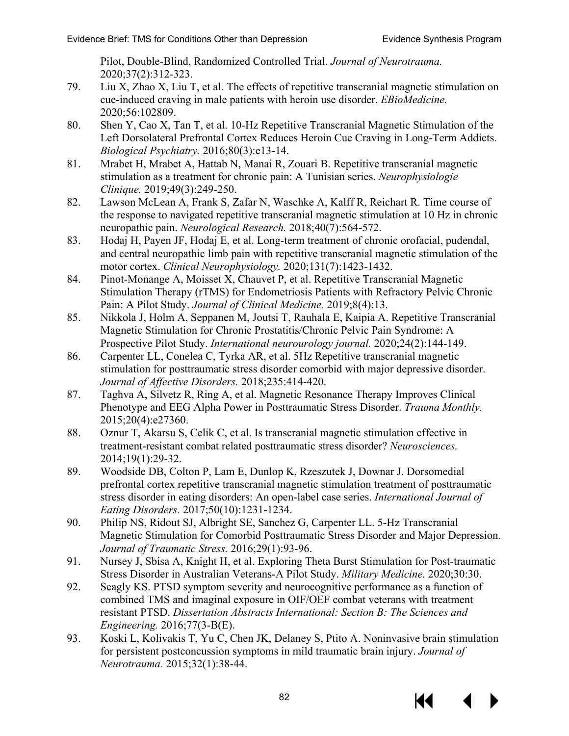Pilot, Double-Blind, Randomized Controlled Trial. *Journal of Neurotrauma.* 2020;37(2):312-323.

79. Liu X, Zhao X, Liu T, et al. The effects of repetitive transcranial magnetic stimulation on cue-induced craving in male patients with heroin use disorder. *EBioMedicine.* 2020;56:102809.
80. Shen Y, Cao X, Tan T, et al. 10-Hz Repetitive Transcranial Magnetic Stimulation of the Left Dorsolateral Prefrontal Cortex Reduces Heroin Cue Craving in Long-Term Addicts. *Biological Psychiatry.* 2016;80(3):e13-14.
81. Mrabet H, Mrabet A, Hattab N, Manai R, Zouari B. Repetitive transcranial magnetic stimulation as a treatment for chronic pain: A Tunisian series. *Neurophysiologie Clinique.* 2019;49(3):249-250.
82. Lawson McLean A, Frank S, Zafar N, Waschke A, Kalff R, Reichart R. Time course of the response to navigated repetitive transcranial magnetic stimulation at 10 Hz in chronic neuropathic pain. *Neurological Research.* 2018;40(7):564-572.
83. Hodaj H, Payen JF, Hodaj E, et al. Long-term treatment of chronic orofacial, pudendal, and central neuropathic limb pain with repetitive transcranial magnetic stimulation of the motor cortex. *Clinical Neurophysiology.* 2020;131(7):1423-1432.
84. Pinot-Monange A, Moisset X, Chauvet P, et al. Repetitive Transcranial Magnetic Stimulation Therapy (rTMS) for Endometriosis Patients with Refractory Pelvic Chronic Pain: A Pilot Study. *Journal of Clinical Medicine.* 2019;8(4):13.
85. Nikkola J, Holm A, Seppanen M, Joutsi T, Rauhala E, Kaipia A. Repetitive Transcranial Magnetic Stimulation for Chronic Prostatitis/Chronic Pelvic Pain Syndrome: A Prospective Pilot Study. *International neurourology journal.* 2020;24(2):144-149.
86. Carpenter LL, Conelea C, Tyrka AR, et al. 5Hz Repetitive transcranial magnetic stimulation for posttraumatic stress disorder comorbid with major depressive disorder. *Journal of Affective Disorders.* 2018;235:414-420.
87. Taghva A, Silvetz R, Ring A, et al. Magnetic Resonance Therapy Improves Clinical Phenotype and EEG Alpha Power in Posttraumatic Stress Disorder. *Trauma Monthly.* 2015;20(4):e27360.
88. Oznur T, Akarsu S, Celik C, et al. Is transcranial magnetic stimulation effective in treatment-resistant combat related posttraumatic stress disorder? *Neurosciences.* 2014;19(1):29-32.
89. Woodside DB, Colton P, Lam E, Dunlop K, Rzeszutek J, Downar J. Dorsomedial prefrontal cortex repetitive transcranial magnetic stimulation treatment of posttraumatic stress disorder in eating disorders: An open-label case series. *International Journal of Eating Disorders.* 2017;50(10):1231-1234.
90. Philip NS, Ridout SJ, Albright SE, Sanchez G, Carpenter LL. 5-Hz Transcranial Magnetic Stimulation for Comorbid Posttraumatic Stress Disorder and Major Depression. *Journal of Traumatic Stress.* 2016;29(1):93-96.
91. Nursey J, Sbisa A, Knight H, et al. Exploring Theta Burst Stimulation for Post-traumatic Stress Disorder in Australian Veterans-A Pilot Study. *Military Medicine.* 2020;30:30.
92. Seagly KS. PTSD symptom severity and neurocognitive performance as a function of combined TMS and imaginal exposure in OIF/OEF combat veterans with treatment resistant PTSD. *Dissertation Abstracts International: Section B: The Sciences and Engineering.* 2016;77(3-B(E).
93. Koski L, Kolivakis T, Yu C, Chen JK, Delaney S, Ptito A. Noninvasive brain stimulation for persistent postconcussion symptoms in mild traumatic brain injury. *Journal of Neurotrauma.* 2015;32(1):38-44.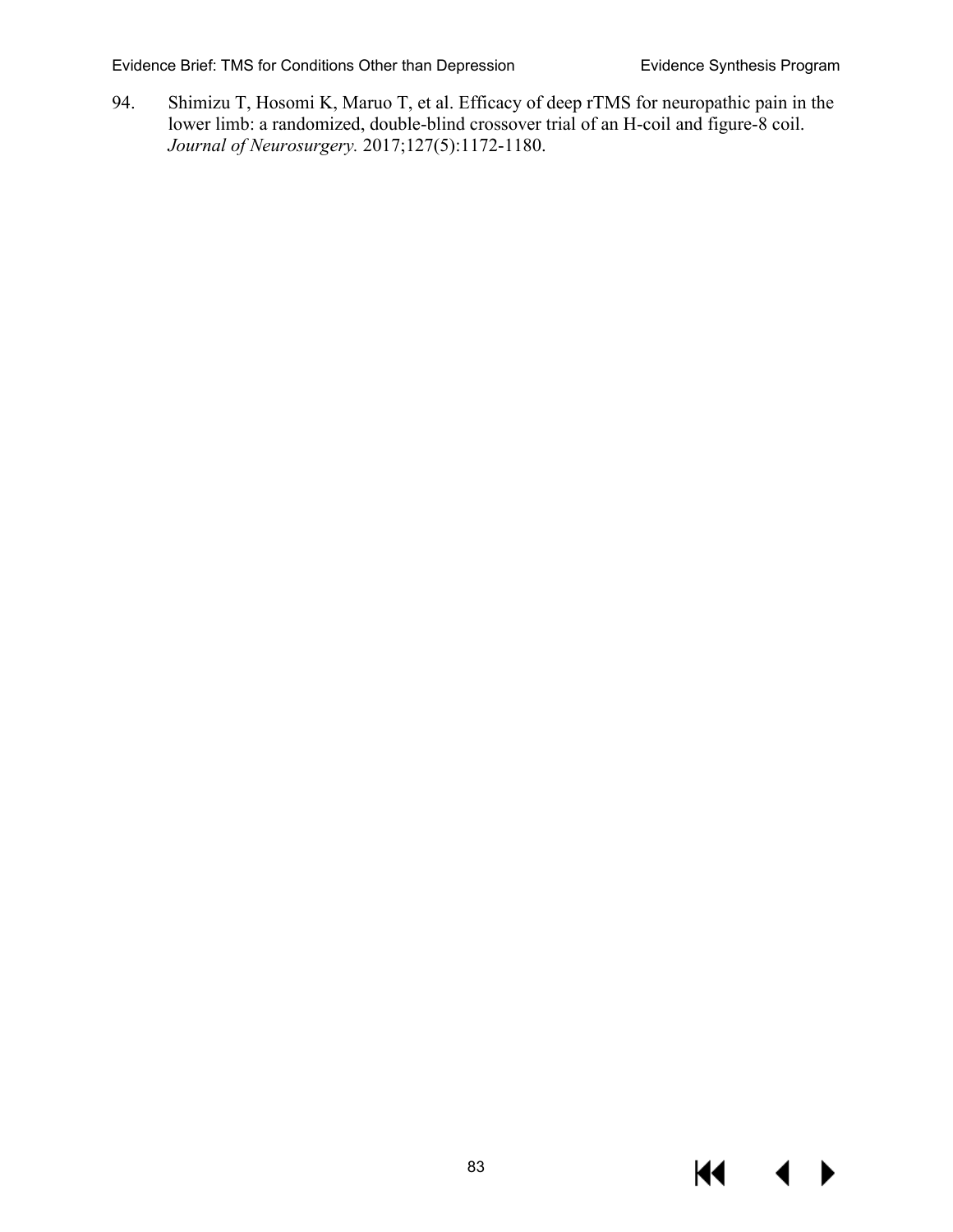94. Shimizu T, Hosomi K, Maruo T, et al. Efficacy of deep rTMS for neuropathic pain in the lower limb: a randomized, double-blind crossover trial of an H-coil and figure-8 coil. *Journal of Neurosurgery.* 2017;127(5):1172-1180.